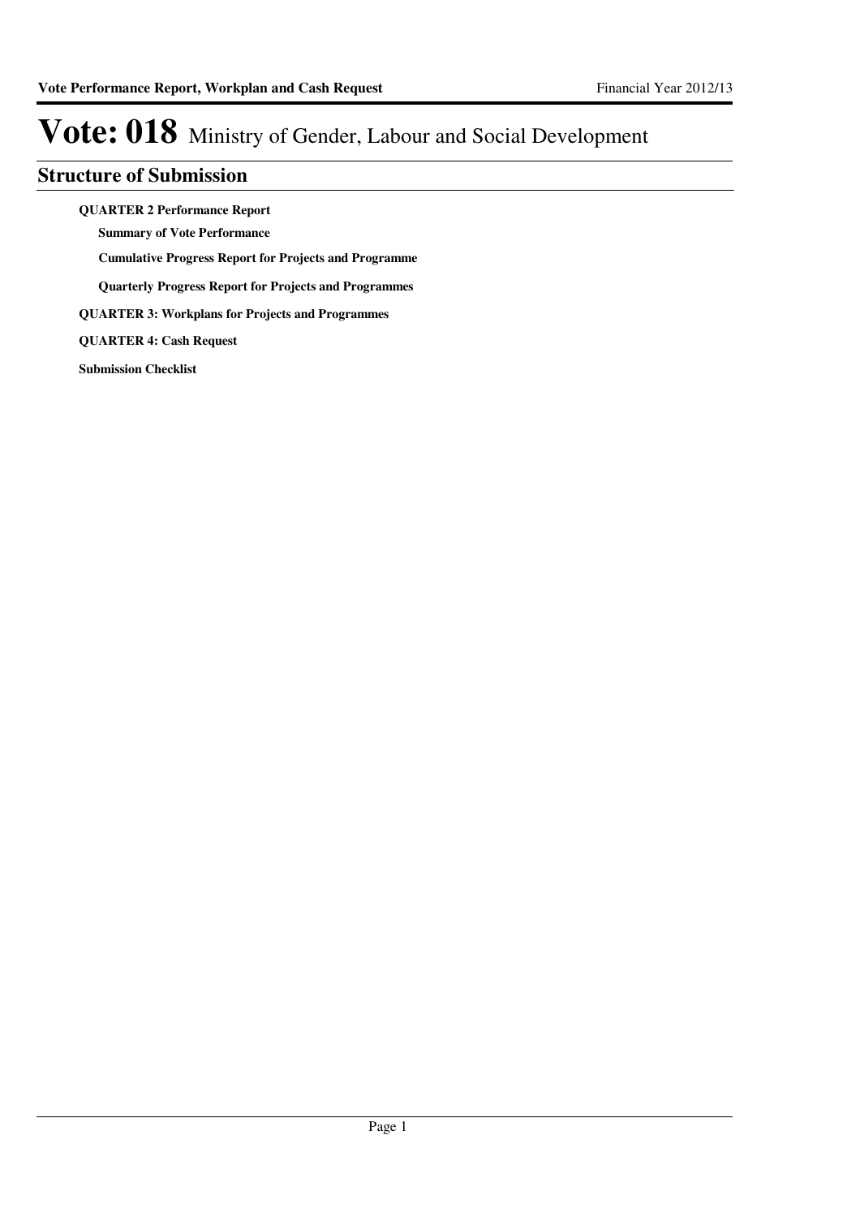# Vote: 018 Ministry of Gender, Labour and Social Development

## Structure of Submission

**QUARTER 2 Performance Report**

- **Summary of Vote Performance**
- **Cumulative Progress Report for Projects and Programme**
- **Quarterly Progress Report for Projects and Programmes**

**QUARTER 3: Workplans for Projects and Programmes**

**QUARTER 4: Cash Request**

**Submission Checklist**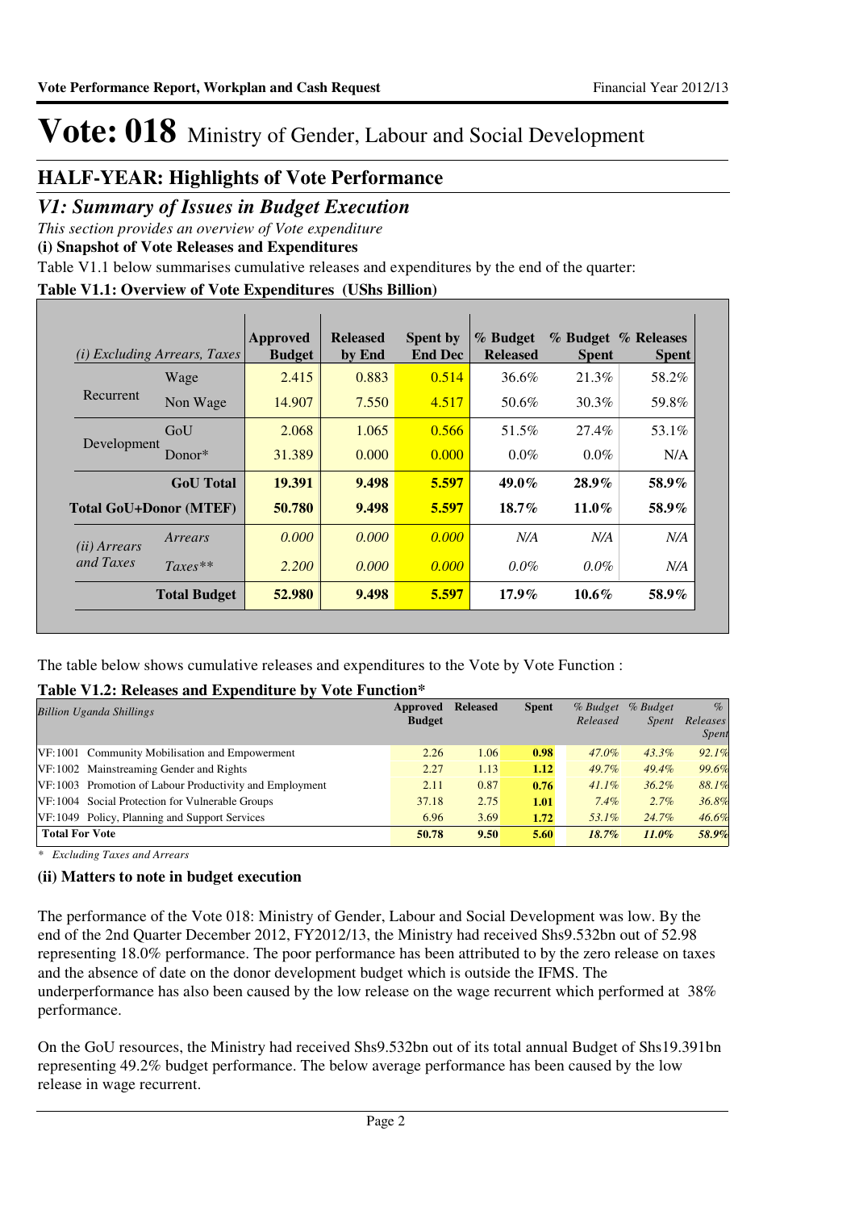# Vote: 018 Ministry of Gender, Labour and Social Development

## HALF-YEAR: Highlights of Vote Performance

## *V1: Summary of Issues in Budget Execution*

*This section provides an overview of Vote expenditure*

**(i) Snapshot of Vote Releases and Expenditures**

Table V1.1 below summarises cumulative releases and expenditures by the end of the quarter:

**Table V1.1: Overview of Vote Expenditures (UShs Billion)**

| *(i) Excluding Arrears, Taxes* | | Approved Budget | Released by End | Spent by End Dec | % Budget Released | % Budget Spent | % Releases Spent |
|---|---|---|---|---|---|---|---|
| Recurrent | Wage | 2.415 | 0.883 | 0.514 | 36.6% | 21.3% | 58.2% |
| | Non Wage | 14.907 | 7.550 | 4.517 | 50.6% | 30.3% | 59.8% |
| Development | GoU | 2.068 | 1.065 | 0.566 | 51.5% | 27.4% | 53.1% |
| | Donor* | 31.389 | 0.000 | 0.000 | 0.0% | 0.0% | N/A |
| | **GoU Total** | **19.391** | **9.498** | **5.597** | **49.0%** | **28.9%** | **58.9%** |
| **Total GoU+Donor (MTEF)** | | **50.780** | **9.498** | **5.597** | **18.7%** | **11.0%** | **58.9%** |
| *(ii) Arrears and Taxes* | *Arrears* | *0.000* | *0.000* | *0.000* | *N/A* | *N/A* | *N/A* |
| | *Taxes\*\** | *2.200* | *0.000* | *0.000* | *0.0%* | *0.0%* | *N/A* |
| | **Total Budget** | **52.980** | **9.498** | **5.597** | **17.9%** | **10.6%** | **58.9%** |

The table below shows cumulative releases and expenditures to the Vote by Vote Function :

**Table V1.2: Releases and Expenditure by Vote Function\***

| *Billion Uganda Shillings* | Approved Budget | Released | Spent | *% Budget Released* | *% Budget Spent* | *% Releases Spent* |
|---|---|---|---|---|---|---|
| VF:1001 Community Mobilisation and Empowerment | 2.26 | 1.06 | **0.98** | *47.0%* | *43.3%* | *92.1%* |
| VF:1002 Mainstreaming Gender and Rights | 2.27 | 1.13 | **1.12** | *49.7%* | *49.4%* | *99.6%* |
| VF:1003 Promotion of Labour Productivity and Employment | 2.11 | 0.87 | **0.76** | *41.1%* | *36.2%* | *88.1%* |
| VF:1004 Social Protection for Vulnerable Groups | 37.18 | 2.75 | **1.01** | *7.4%* | *2.7%* | *36.8%* |
| VF:1049 Policy, Planning and Support Services | 6.96 | 3.69 | **1.72** | *53.1%* | *24.7%* | *46.6%* |
| **Total For Vote** | **50.78** | **9.50** | **5.60** | ***18.7%*** | ***11.0%*** | ***58.9%*** |

*\* Excluding Taxes and Arrears*

**(ii) Matters to note in budget execution**

The performance of the Vote 018: Ministry of Gender, Labour and Social Development was low. By the end of the 2nd Quarter December 2012, FY2012/13, the Ministry had received Shs9.532bn out of 52.98 representing 18.0% performance. The poor performance has been attributed to by the zero release on taxes and the absence of date on the donor development budget which is outside the IFMS. The underperformance has also been caused by the low release on the wage recurrent which performed at 38% performance.

On the GoU resources, the Ministry had received Shs9.532bn out of its total annual Budget of Shs19.391bn representing 49.2% budget performance. The below average performance has been caused by the low release in wage recurrent.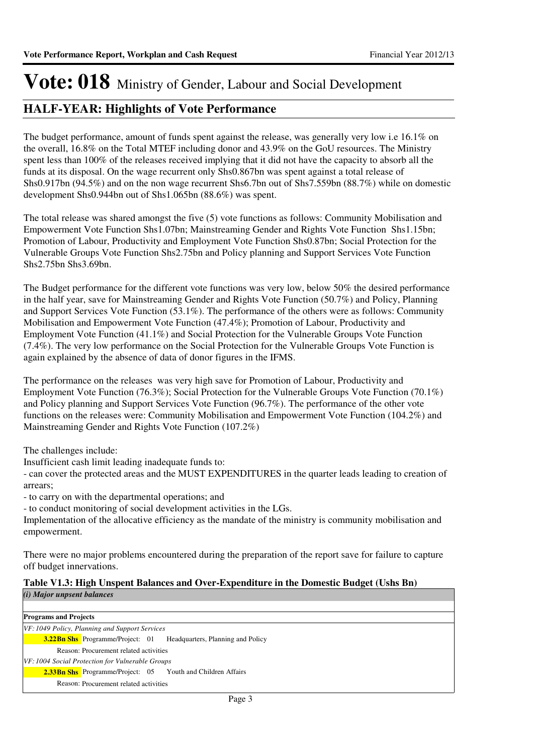# Vote: 018 Ministry of Gender, Labour and Social Development

## HALF-YEAR: Highlights of Vote Performance

The budget performance, amount of funds spent against the release, was generally very low i.e 16.1% on the overall, 16.8% on the Total MTEF including donor and 43.9% on the GoU resources. The Ministry spent less than 100% of the releases received implying that it did not have the capacity to absorb all the funds at its disposal. On the wage recurrent only Shs0.867bn was spent against a total release of Shs0.917bn (94.5%) and on the non wage recurrent Shs6.7bn out of Shs7.559bn (88.7%) while on domestic development Shs0.944bn out of Shs1.065bn (88.6%) was spent.

The total release was shared amongst the five (5) vote functions as follows: Community Mobilisation and Empowerment Vote Function Shs1.07bn; Mainstreaming Gender and Rights Vote Function Shs1.15bn; Promotion of Labour, Productivity and Employment Vote Function Shs0.87bn; Social Protection for the Vulnerable Groups Vote Function Shs2.75bn and Policy planning and Support Services Vote Function Shs2.75bn Shs3.69bn.

The Budget performance for the different vote functions was very low, below 50% the desired performance in the half year, save for Mainstreaming Gender and Rights Vote Function (50.7%) and Policy, Planning and Support Services Vote Function (53.1%). The performance of the others were as follows: Community Mobilisation and Empowerment Vote Function (47.4%); Promotion of Labour, Productivity and Employment Vote Function (41.1%) and Social Protection for the Vulnerable Groups Vote Function (7.4%). The very low performance on the Social Protection for the Vulnerable Groups Vote Function is again explained by the absence of data of donor figures in the IFMS.

The performance on the releases was very high save for Promotion of Labour, Productivity and Employment Vote Function (76.3%); Social Protection for the Vulnerable Groups Vote Function (70.1%) and Policy planning and Support Services Vote Function (96.7%). The performance of the other vote functions on the releases were: Community Mobilisation and Empowerment Vote Function (104.2%) and Mainstreaming Gender and Rights Vote Function (107.2%)

The challenges include:
Insufficient cash limit leading inadequate funds to:
- can cover the protected areas and the MUST EXPENDITURES in the quarter leads leading to creation of arrears;
- to carry on with the departmental operations; and
- to conduct monitoring of social development activities in the LGs.
Implementation of the allocative efficiency as the mandate of the ministry is community mobilisation and empowerment.

There were no major problems encountered during the preparation of the report save for failure to capture off budget innervations.

**Table V1.3: High Unspent Balances and Over-Expenditure in the Domestic Budget (Ushs Bn)**

***(i) Major unpsent balances***

**Programs and Projects**

*VF: 1049 Policy, Planning and Support Services*

**3.22Bn Shs** Programme/Project: 01 Headquarters, Planning and Policy

Reason: Procurement related activities

*VF: 1004 Social Protection for Vulnerable Groups*

**2.33Bn Shs** Programme/Project: 05 Youth and Children Affairs

Reason: Procurement related activities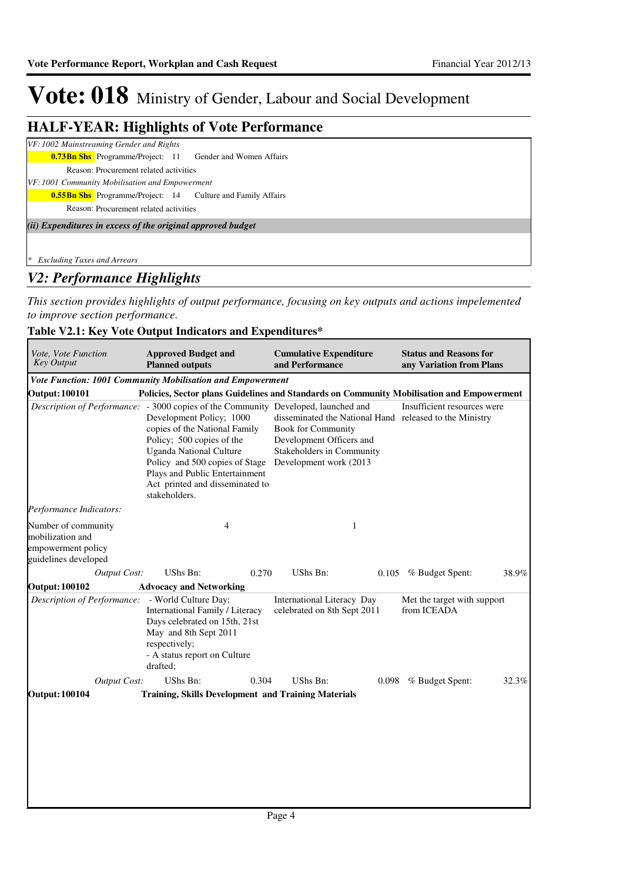# Vote: 018 Ministry of Gender, Labour and Social Development

## HALF-YEAR: Highlights of Vote Performance

*VF: 1002 Mainstreaming Gender and Rights*

**0.73Bn Shs** Programme/Project: 11 Gender and Women Affairs

Reason: Procurement related activities

*VF: 1001 Community Mobilisation and Empowerment*

**0.55Bn Shs** Programme/Project: 14 Culture and Family Affairs

Reason: Procurement related activities

***(ii) Expenditures in excess of the original approved budget***

*\* Excluding Taxes and Arrears*

## *V2: Performance Highlights*

*This section provides highlights of output performance, focusing on key outputs and actions impelemented to improve section performance.*

### Table V2.1: Key Vote Output Indicators and Expenditures*

| *Vote, Vote Function Key Output* | **Approved Budget and Planned outputs** | **Cumulative Expenditure and Performance** | **Status and Reasons for any Variation from Plans** |
|---|---|---|---|
| ***Vote Function: 1001 Community Mobilisation and Empowerment*** | | | |
| **Output: 100101** | **Policies, Sector plans Guidelines and Standards on Community Mobilisation and Empowerment** | | |
| *Description of Performance:* | - 3000 copies of the Community Development Policy; 1000 copies of the National Family Policy; 500 copies of the Uganda National Culture Policy and 500 copies of Stage Plays and Public Entertainment Act printed and disseminated to stakeholders. | Developed, launched and disseminated the National Hand Book for Community Development Officers and Stakeholders in Community Development work (2013 | Insufficient resources were released to the Ministry |
| *Performance Indicators:* | | | |
| Number of community mobilization and empowerment policy guidelines developed | 4 | 1 | |
| *Output Cost:* | UShs Bn: 0.270 | UShs Bn: 0.105 | % Budget Spent: 38.9% |
| **Output: 100102** | **Advocacy and Networking** | | |
| *Description of Performance:* | - World Culture Day; International Family / Literacy Days celebrated on 15th, 21st May and 8th Sept 2011 respectively;<br>- A status report on Culture drafted; | International Literacy Day celebrated on 8th Sept 2011 | Met the target with support from ICEADA |
| *Output Cost:* | UShs Bn: 0.304 | UShs Bn: 0.098 | % Budget Spent: 32.3% |
| **Output: 100104** | **Training, Skills Development and Training Materials** | | |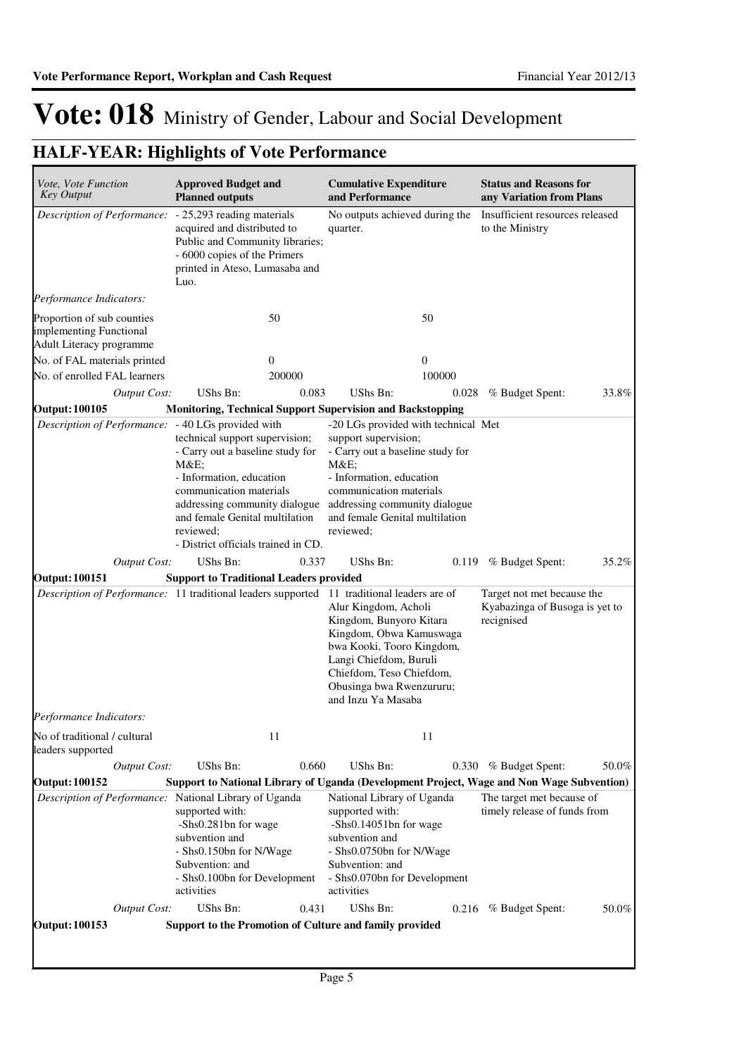# Vote: 018 Ministry of Gender, Labour and Social Development

## HALF-YEAR: Highlights of Vote Performance

| *Vote, Vote Function Key Output* | **Approved Budget and Planned outputs** | | **Cumulative Expenditure and Performance** | | **Status and Reasons for any Variation from Plans** | |
|---|---|---|---|---|---|---|
| *Description of Performance:* | - 25,293 reading materials acquired and distributed to Public and Community libraries; - 6000 copies of the Primers printed in Ateso, Lumasaba and Luo. | | No outputs achieved during the quarter. | | Insufficient resources released to the Ministry | |
| *Performance Indicators:* | | | | | | |
| Proportion of sub counties implementing Functional Adult Literacy programme | 50 | | 50 | | | |
| No. of FAL materials printed | 0 | | 0 | | | |
| No. of enrolled FAL learners | 200000 | | 100000 | | | |
| *Output Cost:* | UShs Bn: | 0.083 | UShs Bn: | 0.028 | % Budget Spent: | 33.8% |
| **Output: 100105** | **Monitoring, Technical Support Supervision and Backstopping** | | | | | |
| *Description of Performance:* | - 40 LGs provided with technical support supervision; - Carry out a baseline study for M&E; - Information, education communication materials addressing community dialogue and female Genital multilation reviewed; - District officials trained in CD. | | -20 LGs provided with technical support supervision; - Carry out a baseline study for M&E; - Information, education communication materials addressing community dialogue and female Genital multilation reviewed; | | Met | |
| *Output Cost:* | UShs Bn: | 0.337 | UShs Bn: | 0.119 | % Budget Spent: | 35.2% |
| **Output: 100151** | **Support to Traditional Leaders provided** | | | | | |
| *Description of Performance:* | 11 traditional leaders supported | | 11 traditional leaders are of Alur Kingdom, Acholi Kingdom, Bunyoro Kitara Kingdom, Obwa Kamuswaga bwa Kooki, Tooro Kingdom, Langi Chiefdom, Buruli Chiefdom, Teso Chiefdom, Obusinga bwa Rwenzururu; and Inzu Ya Masaba | | Target not met because the Kyabazinga of Busoga is yet to recignised | |
| *Performance Indicators:* | | | | | | |
| No of traditional / cultural leaders supported | 11 | | 11 | | | |
| *Output Cost:* | UShs Bn: | 0.660 | UShs Bn: | 0.330 | % Budget Spent: | 50.0% |
| **Output: 100152** | **Support to National Library of Uganda (Development Project, Wage and Non Wage Subvention)** | | | | | |
| *Description of Performance:* | National Library of Uganda supported with: -Shs0.281bn for wage subvention and - Shs0.150bn for N/Wage Subvention: and - Shs0.100bn for Development activities | | National Library of Uganda supported with: -Shs0.14051bn for wage subvention and - Shs0.0750bn for N/Wage Subvention: and - Shs0.070bn for Development activities | | The target met because of timely release of funds from | |
| *Output Cost:* | UShs Bn: | 0.431 | UShs Bn: | 0.216 | % Budget Spent: | 50.0% |
| **Output: 100153** | **Support to the Promotion of Culture and family provided** | | | | | |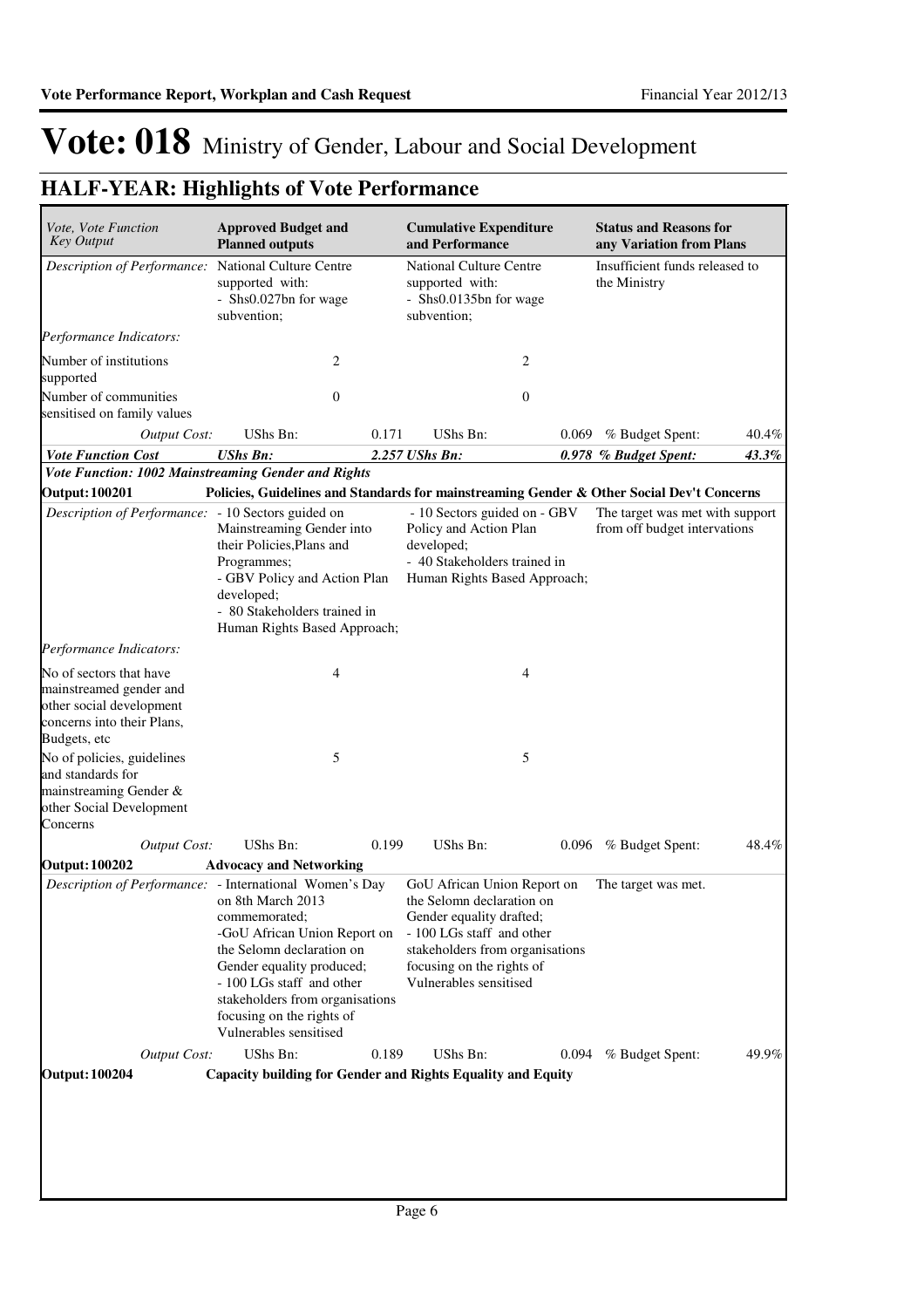# Vote: 018 Ministry of Gender, Labour and Social Development

## HALF-YEAR: Highlights of Vote Performance

| *Vote, Vote Function Key Output* | **Approved Budget and Planned outputs** | | **Cumulative Expenditure and Performance** | | **Status and Reasons for any Variation from Plans** | |
|---|---|---|---|---|---|---|
| *Description of Performance:* | National Culture Centre supported with:<br>- Shs0.027bn for wage subvention; | | National Culture Centre supported with:<br>- Shs0.0135bn for wage subvention; | | Insufficient funds released to the Ministry | |
| *Performance Indicators:* | | | | | | |
| Number of institutions supported | 2 | | 2 | | | |
| Number of communities sensitised on family values | 0 | | 0 | | | |
| *Output Cost:* | UShs Bn: | 0.171 | UShs Bn: | 0.069 | % Budget Spent: | 40.4% |
| ***Vote Function Cost*** | ***UShs Bn:*** | ***2.257*** | ***UShs Bn:*** | ***0.978*** | ***% Budget Spent:*** | ***43.3%*** |
| ***Vote Function: 1002 Mainstreaming Gender and Rights*** | | | | | | |
| **Output: 100201** | **Policies, Guidelines and Standards for mainstreaming Gender & Other Social Dev't Concerns** | | | | | |
| *Description of Performance:* | - 10 Sectors guided on Mainstreaming Gender into their Policies,Plans and Programmes;<br>- GBV Policy and Action Plan developed;<br>- 80 Stakeholders trained in Human Rights Based Approach; | | - 10 Sectors guided on - GBV Policy and Action Plan developed;<br>- 40 Stakeholders trained in Human Rights Based Approach; | | The target was met with support from off budget intervations | |
| *Performance Indicators:* | | | | | | |
| No of sectors that have mainstreamed gender and other social development concerns into their Plans, Budgets, etc | 4 | | 4 | | | |
| No of policies, guidelines and standards for mainstreaming Gender & other Social Development Concerns | 5 | | 5 | | | |
| *Output Cost:* | UShs Bn: | 0.199 | UShs Bn: | 0.096 | % Budget Spent: | 48.4% |
| **Output: 100202** | **Advocacy and Networking** | | | | | |
| *Description of Performance:* | - International Women's Day on 8th March 2013 commemorated;<br>-GoU African Union Report on the Selomn declaration on Gender equality produced;<br>- 100 LGs staff and other stakeholders from organisations focusing on the rights of Vulnerables sensitised | | GoU African Union Report on the Selomn declaration on Gender equality drafted;<br>- 100 LGs staff and other stakeholders from organisations focusing on the rights of Vulnerables sensitised | | The target was met. | |
| *Output Cost:* | UShs Bn: | 0.189 | UShs Bn: | 0.094 | % Budget Spent: | 49.9% |
| **Output: 100204** | **Capacity building for Gender and Rights Equality and Equity** | | | | | |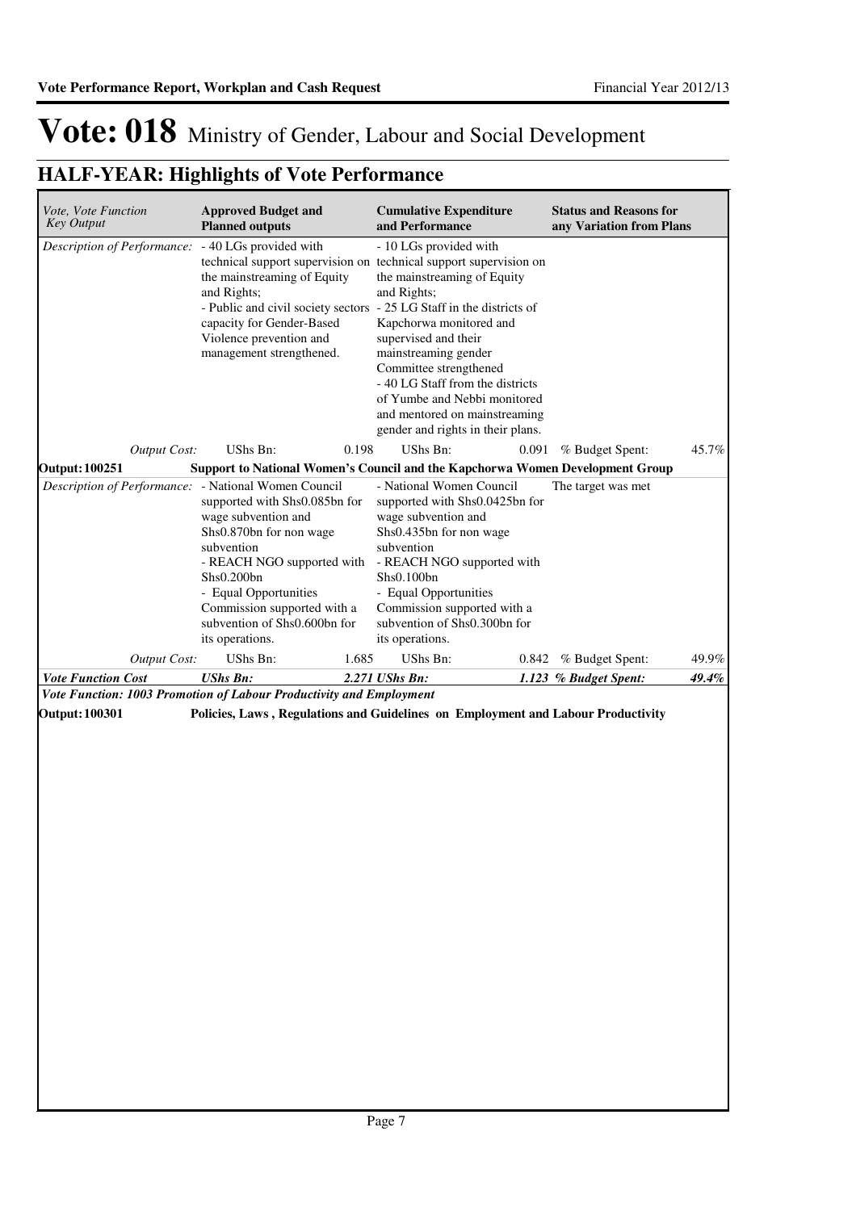# Vote: 018 Ministry of Gender, Labour and Social Development

## HALF-YEAR: Highlights of Vote Performance

| *Vote, Vote Function Key Output* | **Approved Budget and Planned outputs** | | **Cumulative Expenditure and Performance** | | **Status and Reasons for any Variation from Plans** | |
|---|---|---|---|---|---|---|
| *Description of Performance:* | - 40 LGs provided with technical support supervision on the mainstreaming of Equity and Rights;<br>- Public and civil society sectors capacity for Gender-Based Violence prevention and management strengthened. | | - 10 LGs provided with technical support supervision on the mainstreaming of Equity and Rights;<br>- 25 LG Staff in the districts of Kapchorwa monitored and supervised and their mainstreaming gender Committee strengthened<br>- 40 LG Staff from the districts of Yumbe and Nebbi monitored and mentored on mainstreaming gender and rights in their plans. | | | |
| *Output Cost:* | UShs Bn: | 0.198 | UShs Bn: | 0.091 | % Budget Spent: | 45.7% |
| **Output: 100251** | **Support to National Women's Council and the Kapchorwa Women Development Group** | | | | | |
| *Description of Performance:* | - National Women Council supported with Shs0.085bn for wage subvention and Shs0.870bn for non wage subvention<br>- REACH NGO supported with Shs0.200bn<br>- Equal Opportunities Commission supported with a subvention of Shs0.600bn for its operations. | | - National Women Council supported with Shs0.0425bn for wage subvention and Shs0.435bn for non wage subvention<br>- REACH NGO supported with Shs0.100bn<br>- Equal Opportunities Commission supported with a subvention of Shs0.300bn for its operations. | | The target was met | |
| *Output Cost:* | UShs Bn: | 1.685 | UShs Bn: | 0.842 | % Budget Spent: | 49.9% |
| ***Vote Function Cost*** | ***UShs Bn:*** | ***2.271*** | ***UShs Bn:*** | ***1.123*** | ***% Budget Spent:*** | ***49.4%*** |
| ***Vote Function: 1003 Promotion of Labour Productivity and Employment*** | | | | | | |
| **Output: 100301** | **Policies, Laws , Regulations and Guidelines on Employment and Labour Productivity** | | | | | |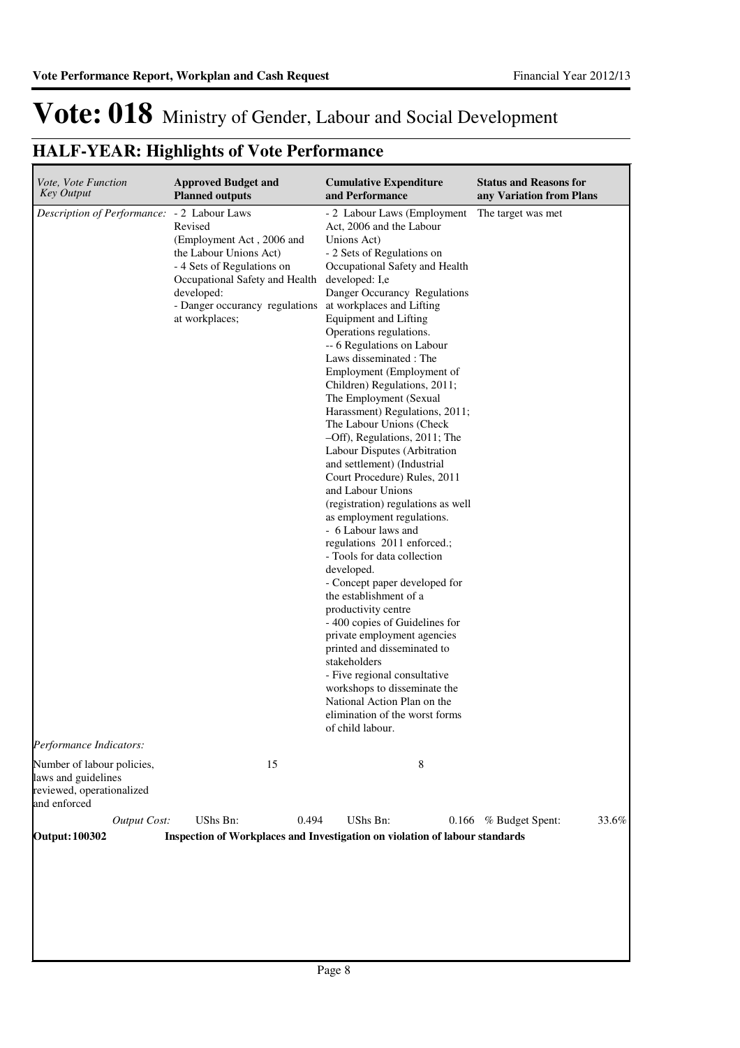# Vote: 018 Ministry of Gender, Labour and Social Development

## HALF-YEAR: Highlights of Vote Performance

| *Vote, Vote Function Key Output* | **Approved Budget and Planned outputs** | **Cumulative Expenditure and Performance** | **Status and Reasons for any Variation from Plans** |
|---|---|---|---|
| *Description of Performance:* | - 2 Labour Laws Revised (Employment Act , 2006 and the Labour Unions Act)<br>- 4 Sets of Regulations on Occupational Safety and Health developed:<br>- Danger occurancy regulations at workplaces; | - 2 Labour Laws (Employment Act, 2006 and the Labour Unions Act)<br>- 2 Sets of Regulations on Occupational Safety and Health developed: I,e Danger Occurancy Regulations at workplaces and Lifting Equipment and Lifting Operations regulations.<br>-- 6 Regulations on Labour Laws disseminated : The Employment (Employment of Children) Regulations, 2011; The Employment (Sexual Harassment) Regulations, 2011; The Labour Unions (Check –Off), Regulations, 2011; The Labour Disputes (Arbitration and settlement) (Industrial Court Procedure) Rules, 2011 and Labour Unions (registration) regulations as well as employment regulations.<br>- 6 Labour laws and regulations 2011 enforced.;<br>- Tools for data collection developed.<br>- Concept paper developed for the establishment of a productivity centre<br>- 400 copies of Guidelines for private employment agencies printed and disseminated to stakeholders<br>- Five regional consultative workshops to disseminate the National Action Plan on the elimination of the worst forms of child labour. | The target was met |
| *Performance Indicators:* | | | |
| Number of labour policies, laws and guidelines reviewed, operationalized and enforced | 15 | 8 | |
| *Output Cost:* | UShs Bn: 0.494 | UShs Bn: 0.166 | % Budget Spent: 33.6% |

**Output: 100302 Inspection of Workplaces and Investigation on violation of labour standards**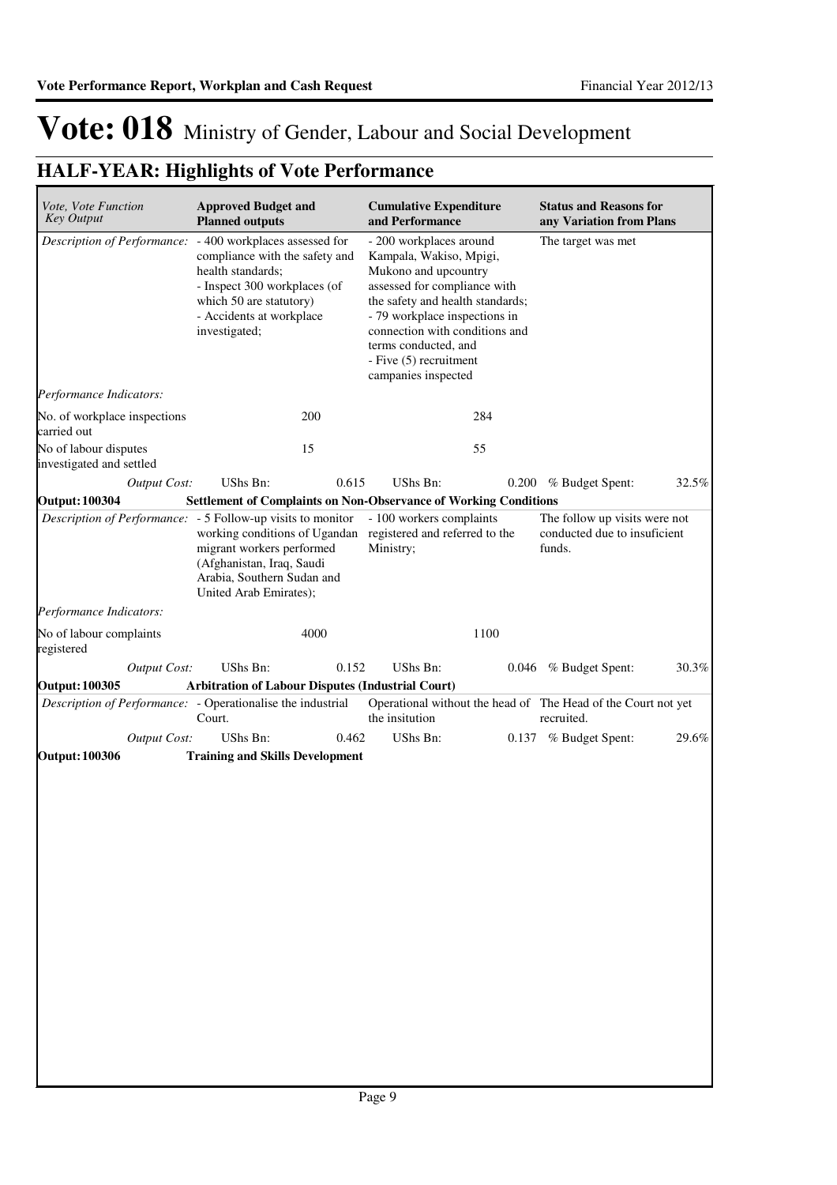# Vote: 018 Ministry of Gender, Labour and Social Development

## HALF-YEAR: Highlights of Vote Performance

| *Vote, Vote Function Key Output* | **Approved Budget and Planned outputs** | | **Cumulative Expenditure and Performance** | | **Status and Reasons for any Variation from Plans** | |
|---|---|---|---|---|---|---|
| *Description of Performance:* | - 400 workplaces assessed for compliance with the safety and health standards;<br>- Inspect 300 workplaces (of which 50 are statutory)<br>- Accidents at workplace investigated; | | - 200 workplaces around Kampala, Wakiso, Mpigi, Mukono and upcountry assessed for compliance with the safety and health standards;<br>- 79 workplace inspections in connection with conditions and terms conducted, and<br>- Five (5) recruitment campanies inspected | | The target was met | |
| *Performance Indicators:* | | | | | | |
| No. of workplace inspections carried out | | 200 | | 284 | | |
| No of labour disputes investigated and settled | | 15 | | 55 | | |
| *Output Cost:* | UShs Bn: | 0.615 | UShs Bn: | 0.200 | % Budget Spent: | 32.5% |
| **Output: 100304** | **Settlement of Complaints on Non-Observance of Working Conditions** | | | | | |
| *Description of Performance:* | - 5 Follow-up visits to monitor working conditions of Ugandan migrant workers performed (Afghanistan, Iraq, Saudi Arabia, Southern Sudan and United Arab Emirates); | | - 100 workers complaints registered and referred to the Ministry; | | The follow up visits were not conducted due to insuficient funds. | |
| *Performance Indicators:* | | | | | | |
| No of labour complaints registered | | 4000 | | 1100 | | |
| *Output Cost:* | UShs Bn: | 0.152 | UShs Bn: | 0.046 | % Budget Spent: | 30.3% |
| **Output: 100305** | **Arbitration of Labour Disputes (Industrial Court)** | | | | | |
| *Description of Performance:* | - Operationalise the industrial Court. | | Operational without the head of the insitution | | The Head of the Court not yet recruited. | |
| *Output Cost:* | UShs Bn: | 0.462 | UShs Bn: | 0.137 | % Budget Spent: | 29.6% |
| **Output: 100306** | **Training and Skills Development** | | | | | |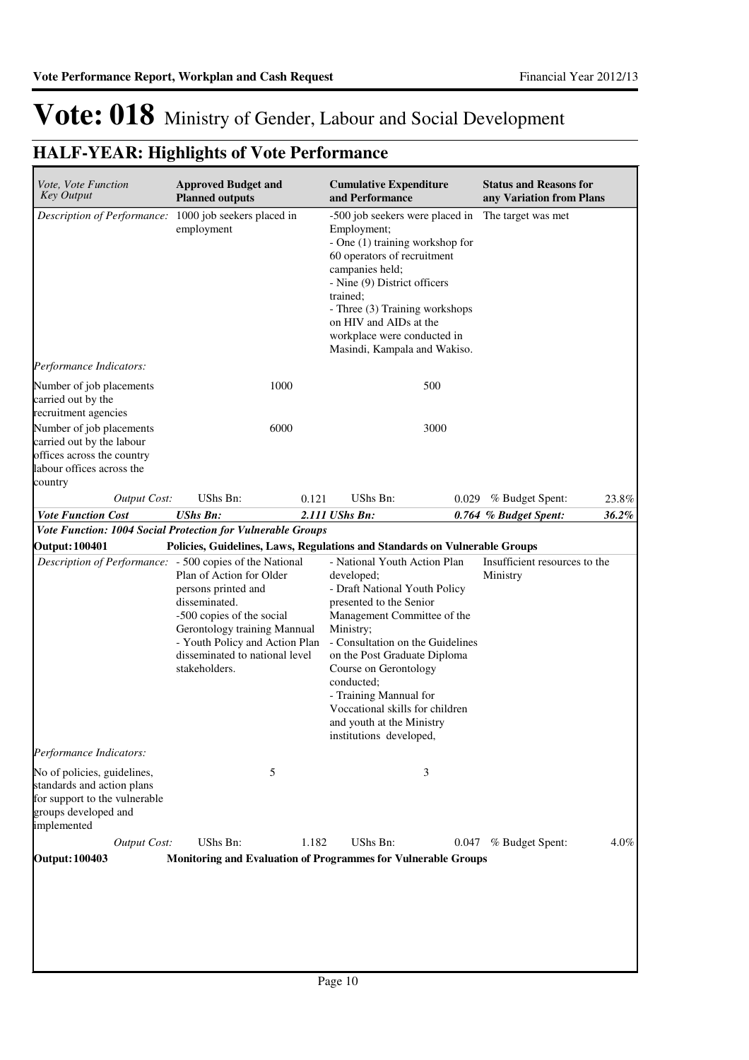# Vote: 018 Ministry of Gender, Labour and Social Development

## HALF-YEAR: Highlights of Vote Performance

| *Vote, Vote Function Key Output* | **Approved Budget and Planned outputs** | | **Cumulative Expenditure and Performance** | | **Status and Reasons for any Variation from Plans** | |
|---|---|---|---|---|---|---|
| *Description of Performance:* | 1000 job seekers placed in employment | | -500 job seekers were placed in Employment;<br>- One (1) training workshop for 60 operators of recruitment campanies held;<br>- Nine (9) District officers trained;<br>- Three (3) Training workshops on HIV and AIDs at the workplace were conducted in Masindi, Kampala and Wakiso. | | The target was met | |
| *Performance Indicators:* | | | | | | |
| Number of job placements carried out by the recruitment agencies | | 1000 | | 500 | | |
| Number of job placements carried out by the labour offices across the country labour offices across the country | | 6000 | | 3000 | | |
| *Output Cost:* | UShs Bn: | 0.121 | UShs Bn: | 0.029 | % Budget Spent: | 23.8% |
| ***Vote Function Cost*** | ***UShs Bn:*** | ***2.111*** | ***UShs Bn:*** | ***0.764*** | ***% Budget Spent:*** | ***36.2%*** |
| ***Vote Function: 1004 Social Protection for Vulnerable Groups*** | | | | | | |
| **Output: 100401** | **Policies, Guidelines, Laws, Regulations and Standards on Vulnerable Groups** | | | | | |
| *Description of Performance:* | - 500 copies of the National Plan of Action for Older persons printed and disseminated.<br>-500 copies of the social Gerontology training Mannual<br>- Youth Policy and Action Plan disseminated to national level stakeholders. | | - National Youth Action Plan developed;<br>- Draft National Youth Policy presented to the Senior Management Committee of the Ministry;<br>- Consultation on the Guidelines on the Post Graduate Diploma Course on Gerontology conducted;<br>- Training Mannual for Voccational skills for children and youth at the Ministry institutions developed, | | Insufficient resources to the Ministry | |
| *Performance Indicators:* | | | | | | |
| No of policies, guidelines, standards and action plans for support to the vulnerable groups developed and implemented | | 5 | | 3 | | |
| *Output Cost:* | UShs Bn: | 1.182 | UShs Bn: | 0.047 | % Budget Spent: | 4.0% |
| **Output: 100403** | **Monitoring and Evaluation of Programmes for Vulnerable Groups** | | | | | |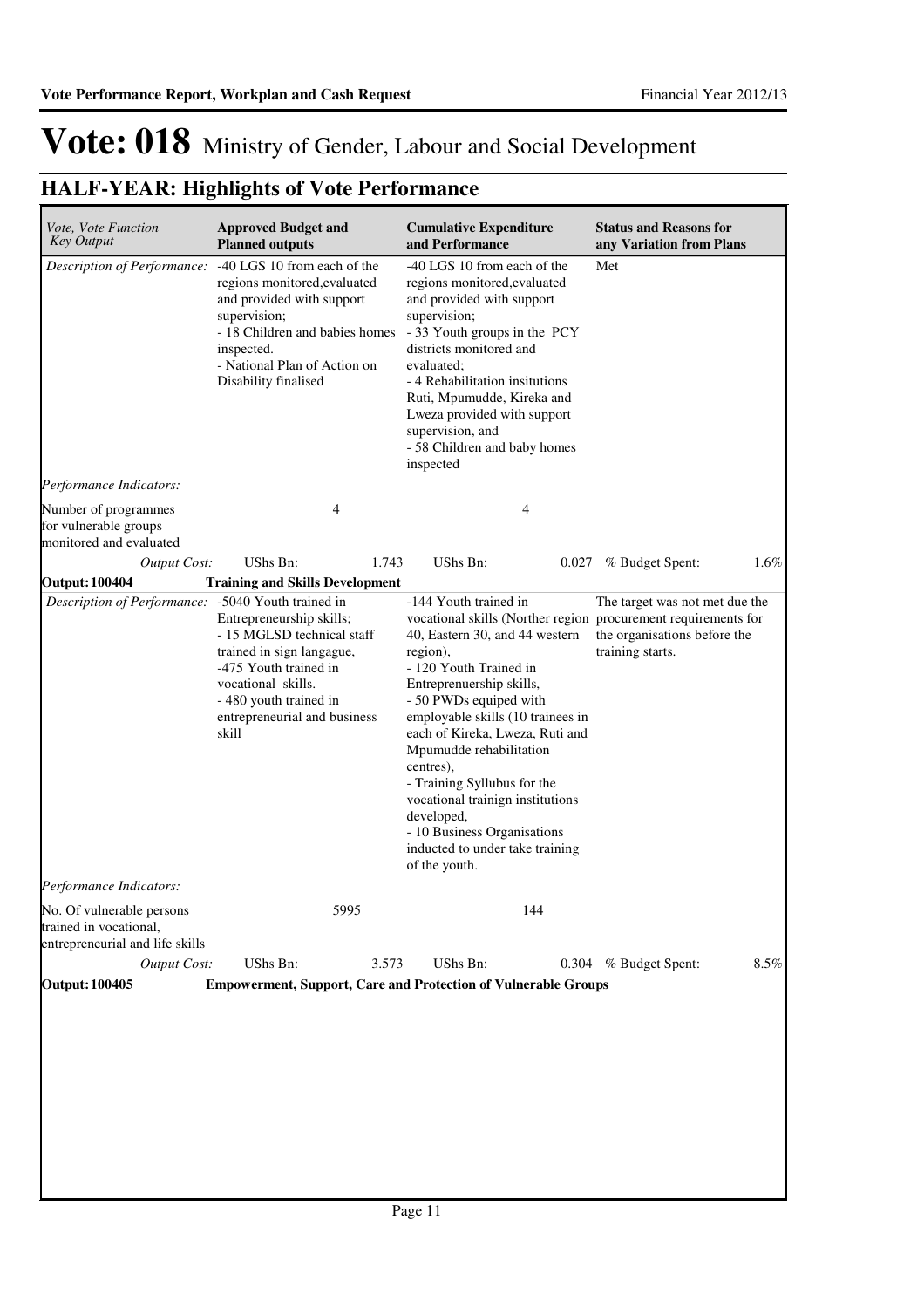# Vote: 018 Ministry of Gender, Labour and Social Development

## HALF-YEAR: Highlights of Vote Performance

| *Vote, Vote Function Key Output* | **Approved Budget and Planned outputs** | | **Cumulative Expenditure and Performance** | | **Status and Reasons for any Variation from Plans** | |
|---|---|---|---|---|---|---|
| *Description of Performance:* | -40 LGS 10 from each of the regions monitored,evaluated and provided with support supervision; - 18 Children and babies homes inspected. - National Plan of Action on Disability finalised | | -40 LGS 10 from each of the regions monitored,evaluated and provided with support supervision; - 33 Youth groups in the PCY districts monitored and evaluated; - 4 Rehabilitation insitutions Ruti, Mpumudde, Kireka and Lweza provided with support supervision, and - 58 Children and baby homes inspected | | Met | |
| *Performance Indicators:* | | | | | | |
| Number of programmes for vulnerable groups monitored and evaluated | | 4 | | 4 | | |
| *Output Cost:* | UShs Bn: | 1.743 | UShs Bn: | 0.027 | % Budget Spent: | 1.6% |
| **Output: 100404** | **Training and Skills Development** | | | | | |
| *Description of Performance:* | -5040 Youth trained in Entrepreneurship skills; - 15 MGLSD technical staff trained in sign langague, -475 Youth trained in vocational skills. - 480 youth trained in entrepreneurial and business skill | | -144 Youth trained in vocational skills (Norther region 40, Eastern 30, and 44 western region), - 120 Youth Trained in Entreprenuership skills, - 50 PWDs equiped with employable skills (10 trainees in each of Kireka, Lweza, Ruti and Mpumudde rehabilitation centres), - Training Syllubus for the vocational trainign institutions developed, - 10 Business Organisations inducted to under take training of the youth. | | The target was not met due the procurement requirements for the organisations before the training starts. | |
| *Performance Indicators:* | | | | | | |
| No. Of vulnerable persons trained in vocational, entrepreneurial and life skills | | 5995 | | 144 | | |
| *Output Cost:* | UShs Bn: | 3.573 | UShs Bn: | 0.304 | % Budget Spent: | 8.5% |
| **Output: 100405** | **Empowerment, Support, Care and Protection of Vulnerable Groups** | | | | | |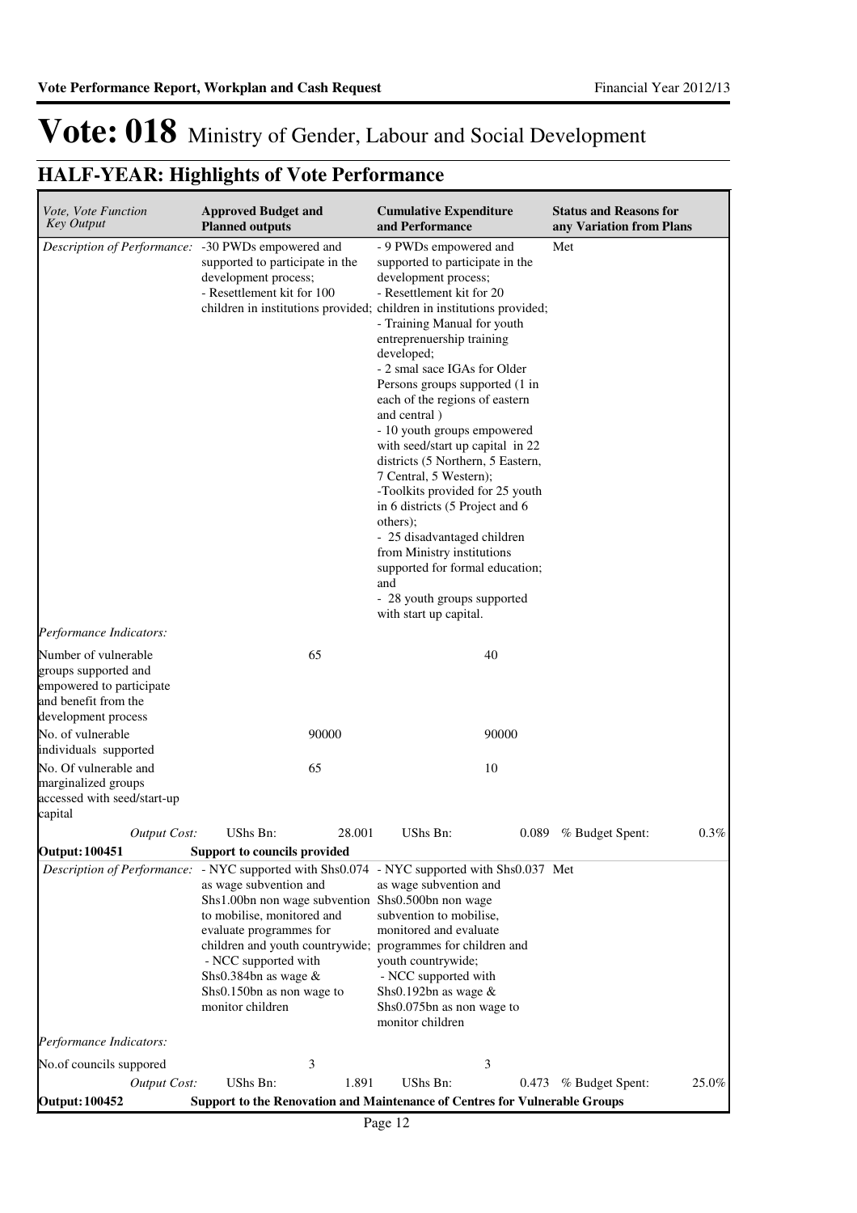# Vote: 018 Ministry of Gender, Labour and Social Development

## HALF-YEAR: Highlights of Vote Performance

| *Vote, Vote Function Key Output* | **Approved Budget and Planned outputs** | **Cumulative Expenditure and Performance** | **Status and Reasons for any Variation from Plans** |
|---|---|---|---|
| *Description of Performance:* | -30 PWDs empowered and supported to participate in the development process;<br>- Resettlement kit for 100 children in institutions provided; | - 9 PWDs empowered and supported to participate in the development process;<br>- Resettlement kit for 20 children in institutions provided;<br>- Training Manual for youth entreprenuership training developed;<br>- 2 smal sace IGAs for Older Persons groups supported (1 in each of the regions of eastern and central )<br>- 10 youth groups empowered with seed/start up capital in 22 districts (5 Northern, 5 Eastern, 7 Central, 5 Western);<br>-Toolkits provided for 25 youth in 6 districts (5 Project and 6 others);<br>- 25 disadvantaged children from Ministry institutions supported for formal education; and<br>- 28 youth groups supported with start up capital. | Met |
| *Performance Indicators:* | | | |
| Number of vulnerable groups supported and empowered to participate and benefit from the development process | 65 | 40 | |
| No. of vulnerable individuals supported | 90000 | 90000 | |
| No. Of vulnerable and marginalized groups accessed with seed/start-up capital | 65 | 10 | |
| *Output Cost:* | UShs Bn: 28.001 | UShs Bn: 0.089 | % Budget Spent: 0.3% |
| **Output: 100451** | **Support to councils provided** | | |
| *Description of Performance:* | - NYC supported with Shs0.074 as wage subvention and Shs1.00bn non wage subvention to mobilise, monitored and evaluate programmes for children and youth countrywide;<br>- NCC supported with Shs0.384bn as wage & Shs0.150bn as non wage to monitor children | - NYC supported with Shs0.037 as wage subvention and Shs0.500bn non wage subvention to mobilise, monitored and evaluate programmes for children and youth countrywide;<br>- NCC supported with Shs0.192bn as wage & Shs0.075bn as non wage to monitor children | Met |
| *Performance Indicators:* | | | |
| No.of councils suppored | 3 | 3 | |
| *Output Cost:* | UShs Bn: 1.891 | UShs Bn: 0.473 | % Budget Spent: 25.0% |
| **Output: 100452** | **Support to the Renovation and Maintenance of Centres for Vulnerable Groups** | | |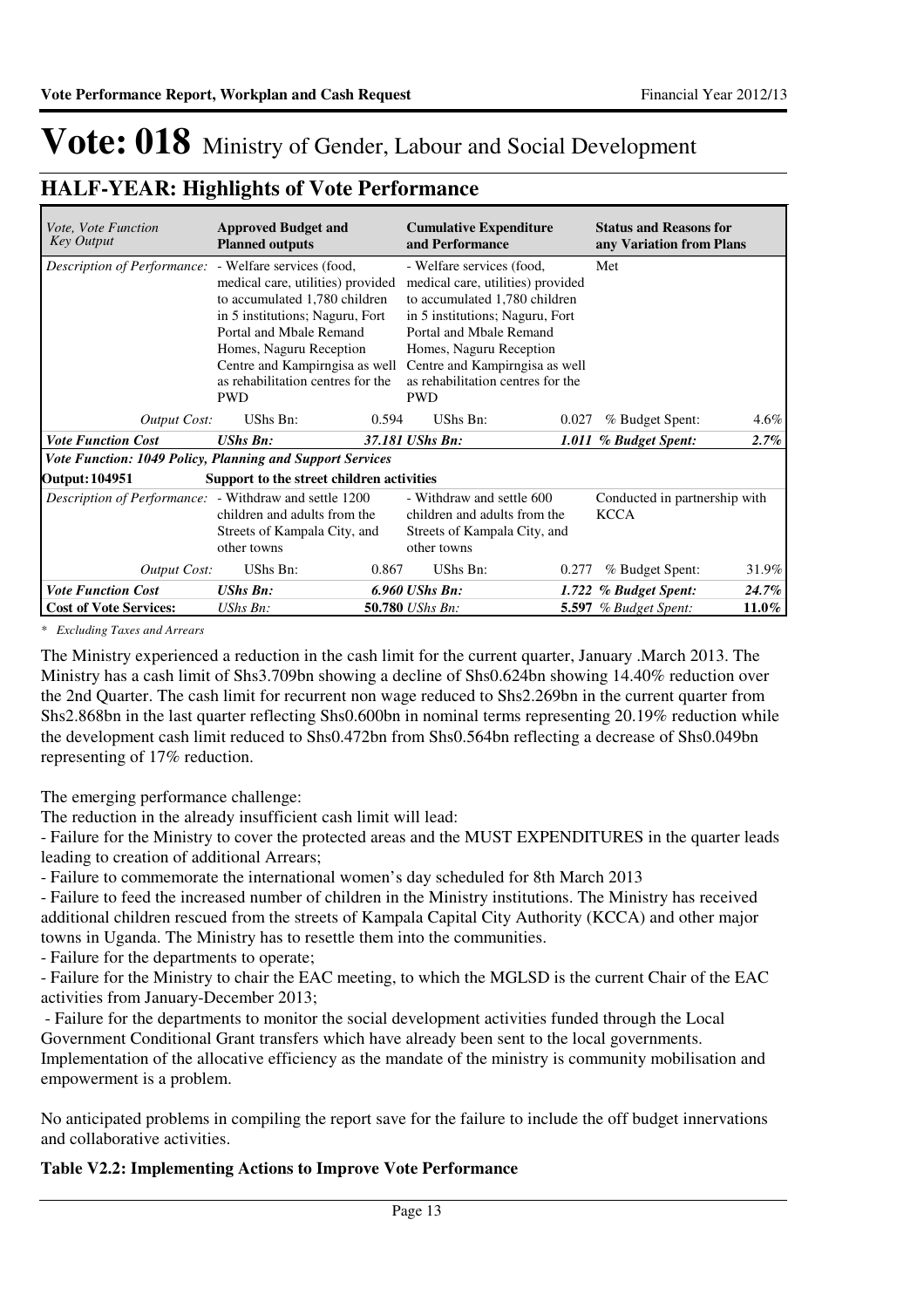# Vote: 018 Ministry of Gender, Labour and Social Development

## HALF-YEAR: Highlights of Vote Performance

| *Vote, Vote Function Key Output* | **Approved Budget and Planned outputs** | | **Cumulative Expenditure and Performance** | | **Status and Reasons for any Variation from Plans** | |
|---|---|---|---|---|---|---|
| *Description of Performance:* | - Welfare services (food, medical care, utilities) provided to accumulated 1,780 children in 5 institutions; Naguru, Fort Portal and Mbale Remand Homes, Naguru Reception Centre and Kampirngisa as well as rehabilitation centres for the PWD | | - Welfare services (food, medical care, utilities) provided to accumulated 1,780 children in 5 institutions; Naguru, Fort Portal and Mbale Remand Homes, Naguru Reception Centre and Kampirngisa as well as rehabilitation centres for the PWD | | Met | |
| *Output Cost:* | UShs Bn: | 0.594 | UShs Bn: | 0.027 | % Budget Spent: | 4.6% |
| ***Vote Function Cost*** | ***UShs Bn:*** | ***37.181*** | ***UShs Bn:*** | ***1.011*** | ***% Budget Spent:*** | ***2.7%*** |
| ***Vote Function: 1049 Policy, Planning and Support Services*** | | | | | | |
| **Output: 104951** | **Support to the street children activities** | | | | | |
| *Description of Performance:* | - Withdraw and settle 1200 children and adults from the Streets of Kampala City, and other towns | | - Withdraw and settle 600 children and adults from the Streets of Kampala City, and other towns | | Conducted in partnership with KCCA | |
| *Output Cost:* | UShs Bn: | 0.867 | UShs Bn: | 0.277 | % Budget Spent: | 31.9% |
| ***Vote Function Cost*** | ***UShs Bn:*** | ***6.960*** | ***UShs Bn:*** | ***1.722*** | ***% Budget Spent:*** | ***24.7%*** |
| **Cost of Vote Services:** | *UShs Bn:* | **50.780** | *UShs Bn:* | **5.597** | *% Budget Spent:* | **11.0%** |

*\* Excluding Taxes and Arrears*

The Ministry experienced a reduction in the cash limit for the current quarter, January .March 2013. The Ministry has a cash limit of Shs3.709bn showing a decline of Shs0.624bn showing 14.40% reduction over the 2nd Quarter. The cash limit for recurrent non wage reduced to Shs2.269bn in the current quarter from Shs2.868bn in the last quarter reflecting Shs0.600bn in nominal terms representing 20.19% reduction while the development cash limit reduced to Shs0.472bn from Shs0.564bn reflecting a decrease of Shs0.049bn representing of 17% reduction.

The emerging performance challenge:

The reduction in the already insufficient cash limit will lead:

- Failure for the Ministry to cover the protected areas and the MUST EXPENDITURES in the quarter leads leading to creation of additional Arrears;
- Failure to commemorate the international women's day scheduled for 8th March 2013
- Failure to feed the increased number of children in the Ministry institutions. The Ministry has received additional children rescued from the streets of Kampala Capital City Authority (KCCA) and other major towns in Uganda. The Ministry has to resettle them into the communities.
- Failure for the departments to operate;
- Failure for the Ministry to chair the EAC meeting, to which the MGLSD is the current Chair of the EAC activities from January-December 2013;
- Failure for the departments to monitor the social development activities funded through the Local Government Conditional Grant transfers which have already been sent to the local governments. Implementation of the allocative efficiency as the mandate of the ministry is community mobilisation and empowerment is a problem.

No anticipated problems in compiling the report save for the failure to include the off budget innervations and collaborative activities.

**Table V2.2: Implementing Actions to Improve Vote Performance**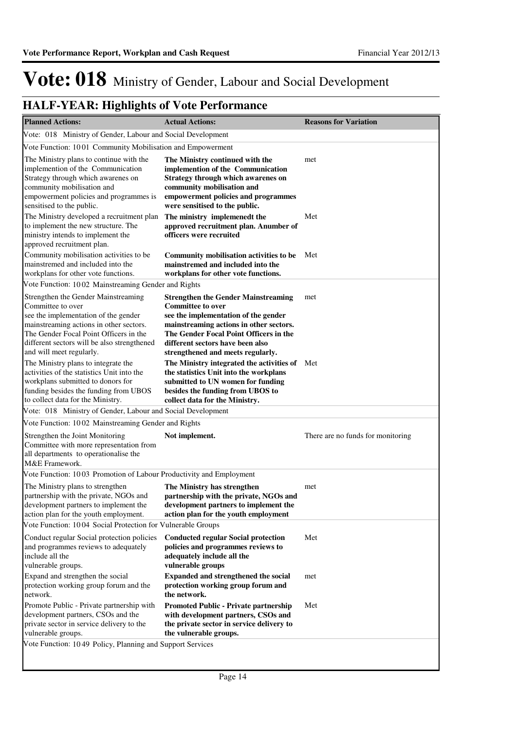# Vote: 018 Ministry of Gender, Labour and Social Development

## HALF-YEAR: Highlights of Vote Performance

| Planned Actions: | Actual Actions: | Reasons for Variation |
|---|---|---|
| Vote: 018 Ministry of Gender, Labour and Social Development | | |
| Vote Function: 1001 Community Mobilisation and Empowerment | | |
| The Ministry plans to continue with the implemention of the Communication Strategy through which awarenes on community mobilisation and empowerment policies and programmes is sensitised to the public. | **The Ministry continued with the implemention of the Communication Strategy through which awarenes on community mobilisation and empowerment policies and programmes were sensitised to the public.** | met |
| The Ministry developed a recruitment plan to implement the new structure. The ministry intends to implement the approved recruitment plan. | **The ministry implemenedt the approved recruitment plan. Anumber of officers were recruited** | Met |
| Community mobilisation activities to be mainstremed and included into the workplans for other vote functions. | **Community mobilisation activities to be mainstremed and included into the workplans for other vote functions.** | Met |
| Vote Function: 1002 Mainstreaming Gender and Rights | | |
| Strengthen the Gender Mainstreaming Committee to over see the implementation of the gender mainstreaming actions in other sectors. The Gender Focal Point Officers in the different sectors will be also strengthened and will meet regularly. | **Strengthen the Gender Mainstreaming Committee to over see the implementation of the gender mainstreaming actions in other sectors. The Gender Focal Point Officers in the different sectors have been also strengthened and meets regularly.** | met |
| The Ministry plans to integrate the activities of the statistics Unit into the workplans submitted to donors for funding besides the funding from UBOS to collect data for the Ministry. | **The Ministry integrated the activities of the statistics Unit into the workplans submitted to UN women for funding besides the funding from UBOS to collect data for the Ministry.** | Met |
| Vote: 018 Ministry of Gender, Labour and Social Development | | |
| Vote Function: 1002 Mainstreaming Gender and Rights | | |
| Strengthen the Joint Monitoring Committee with more representation from all departments to operationalise the M&E Framework. | **Not implement.** | There are no funds for monitoring |
| Vote Function: 1003 Promotion of Labour Productivity and Employment | | |
| The Ministry plans to strengthen partnership with the private, NGOs and development partners to implement the action plan for the youth employment. | **The Ministry has strengthen partnership with the private, NGOs and development partners to implement the action plan for the youth employment** | met |
| Vote Function: 1004 Social Protection for Vulnerable Groups | | |
| Conduct regular Social protection policies and programmes reviews to adequately include all the vulnerable groups. | **Conducted regular Social protection policies and programmes reviews to adequately include all the vulnerable groups** | Met |
| Expand and strengthen the social protection working group forum and the network. | **Expanded and strengthened the social protection working group forum and the network.** | met |
| Promote Public - Private partnership with development partners, CSOs and the private sector in service delivery to the vulnerable groups. | **Promoted Public - Private partnership with development partners, CSOs and the private sector in service delivery to the vulnerable groups.** | Met |
| Vote Function: 1049 Policy, Planning and Support Services | | |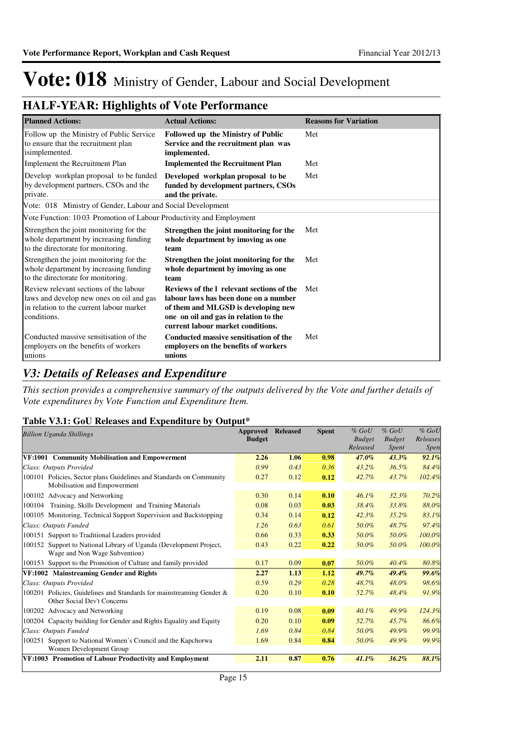# Vote: 018 Ministry of Gender, Labour and Social Development

## HALF-YEAR: Highlights of Vote Performance

| Planned Actions: | Actual Actions: | Reasons for Variation |
|---|---|---|
| Follow up the Ministry of Public Service to ensure that the recruitment plan isimplemented. | **Followed up the Ministry of Public Service and the recruitment plan was implemented.** | Met |
| Implement the Recruitment Plan | **Implemented the Recruitment Plan** | Met |
| Develop workplan proposal to be funded by development partners, CSOs and the private. | **Developed workplan proposal to be funded by development partners, CSOs and the private.** | Met |
| Vote: 018 Ministry of Gender, Labour and Social Development | | |
| Vote Function: 10 03 Promotion of Labour Productivity and Employment | | |
| Strengthen the joint monitoring for the whole department by increasing funding to the directorate for monitoring. | **Strengthen the joint monitoring for the whole department by imoving as one team** | Met |
| Strengthen the joint monitoring for the whole department by increasing funding to the directorate for monitoring. | **Strengthen the joint monitoring for the whole department by imoving as one team** | Met |
| Review relevant sections of the labour laws and develop new ones on oil and gas in relation to the current labour market conditions. | **Reviews of the l relevant sections of the labour laws has been done on a number of them and MLGSD is developing new one on oil and gas in relation to the current labour market conditions.** | Met |
| Conducted massive sensitisation of the employers on the benefits of workers unions | **Conducted massive sensitisation of the employers on the benefits of workers unions** | Met |

## *V3: Details of Releases and Expenditure*

*This section provides a comprehensive summary of the outputs delivered by the Vote and further details of Vote expenditures by Vote Function and Expenditure Item.*

### Table V3.1: GoU Releases and Expenditure by Output*

| *Billion Uganda Shillings* | Approved Budget | Released | Spent | *% GoU Budget Released* | *% GoU Budget Spent* | *% GoU Releases Spent* |
|---|---|---|---|---|---|---|
| **VF:1001 Community Mobilisation and Empowerment** | **2.26** | **1.06** | **0.98** | ***47.0%*** | ***43.3%*** | ***92.1%*** |
| *Class: Outputs Provided* | *0.99* | *0.43* | *0.36* | *43.2%* | *36.5%* | *84.4%* |
| 100101 Policies, Sector plans Guidelines and Standards on Community Mobilisation and Empowerment | 0.27 | 0.12 | **0.12** | *42.7%* | *43.7%* | *102.4%* |
| 100102 Advocacy and Networking | 0.30 | 0.14 | **0.10** | *46.1%* | *32.3%* | *70.2%* |
| 100104 Training, Skills Development and Training Materials | 0.08 | 0.03 | **0.03** | *38.4%* | *33.8%* | *88.0%* |
| 100105 Monitoring, Technical Support Supervision and Backstopping | 0.34 | 0.14 | **0.12** | *42.3%* | *35.2%* | *83.1%* |
| *Class: Outputs Funded* | *1.26* | *0.63* | *0.61* | *50.0%* | *48.7%* | *97.4%* |
| 100151 Support to Traditional Leaders provided | 0.66 | 0.33 | **0.33** | *50.0%* | *50.0%* | *100.0%* |
| 100152 Support to National Library of Uganda (Development Project, Wage and Non Wage Subvention) | 0.43 | 0.22 | **0.22** | *50.0%* | *50.0%* | *100.0%* |
| 100153 Support to the Promotion of Culture and family provided | 0.17 | 0.09 | **0.07** | *50.0%* | *40.4%* | *80.8%* |
| **VF:1002 Mainstreaming Gender and Rights** | **2.27** | **1.13** | **1.12** | ***49.7%*** | ***49.4%*** | ***99.6%*** |
| *Class: Outputs Provided* | *0.59* | *0.29* | *0.28* | *48.7%* | *48.0%* | *98.6%* |
| 100201 Policies, Guidelines and Standards for mainstreaming Gender & Other Social Dev't Concerns | 0.20 | 0.10 | **0.10** | *52.7%* | *48.4%* | *91.9%* |
| 100202 Advocacy and Networking | 0.19 | 0.08 | **0.09** | *40.1%* | *49.9%* | *124.3%* |
| 100204 Capacity building for Gender and Rights Equality and Equity | 0.20 | 0.10 | **0.09** | *52.7%* | *45.7%* | *86.6%* |
| *Class: Outputs Funded* | *1.69* | *0.84* | *0.84* | *50.0%* | *49.9%* | *99.9%* |
| 100251 Support to National Women's Council and the Kapchorwa Women Development Group | 1.69 | 0.84 | **0.84** | *50.0%* | *49.9%* | *99.9%* |
| **VF:1003 Promotion of Labour Productivity and Employment** | **2.11** | **0.87** | **0.76** | ***41.1%*** | ***36.2%*** | ***88.1%*** |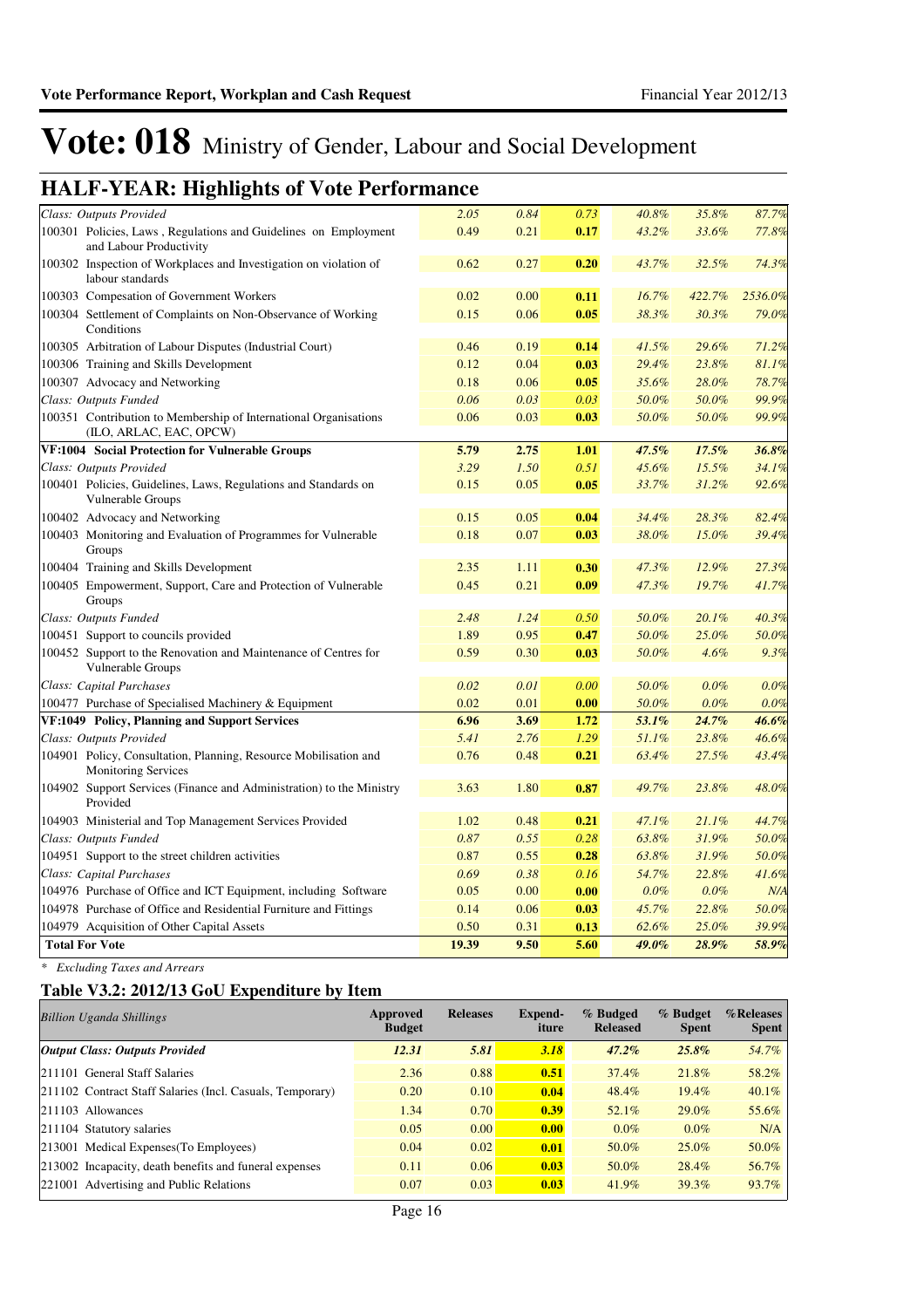# Vote: 018 Ministry of Gender, Labour and Social Development

## HALF-YEAR: Highlights of Vote Performance

| | | | | | | |
|---|---|---|---|---|---|---|
| *Class: Outputs Provided* | *2.05* | *0.84* | *0.73* | *40.8%* | *35.8%* | *87.7%* |
| 100301 Policies, Laws , Regulations and Guidelines on Employment and Labour Productivity | 0.49 | 0.21 | **0.17** | *43.2%* | *33.6%* | *77.8%* |
| 100302 Inspection of Workplaces and Investigation on violation of labour standards | 0.62 | 0.27 | **0.20** | *43.7%* | *32.5%* | *74.3%* |
| 100303 Compesation of Government Workers | 0.02 | 0.00 | **0.11** | *16.7%* | *422.7%* | *2536.0%* |
| 100304 Settlement of Complaints on Non-Observance of Working Conditions | 0.15 | 0.06 | **0.05** | *38.3%* | *30.3%* | *79.0%* |
| 100305 Arbitration of Labour Disputes (Industrial Court) | 0.46 | 0.19 | **0.14** | *41.5%* | *29.6%* | *71.2%* |
| 100306 Training and Skills Development | 0.12 | 0.04 | **0.03** | *29.4%* | *23.8%* | *81.1%* |
| 100307 Advocacy and Networking | 0.18 | 0.06 | **0.05** | *35.6%* | *28.0%* | *78.7%* |
| *Class: Outputs Funded* | *0.06* | *0.03* | *0.03* | *50.0%* | *50.0%* | *99.9%* |
| 100351 Contribution to Membership of International Organisations (ILO, ARLAC, EAC, OPCW) | 0.06 | 0.03 | **0.03** | *50.0%* | *50.0%* | *99.9%* |
| **VF:1004 Social Protection for Vulnerable Groups** | **5.79** | **2.75** | **1.01** | ***47.5%*** | ***17.5%*** | ***36.8%*** |
| *Class: Outputs Provided* | *3.29* | *1.50* | *0.51* | *45.6%* | *15.5%* | *34.1%* |
| 100401 Policies, Guidelines, Laws, Regulations and Standards on Vulnerable Groups | 0.15 | 0.05 | **0.05** | *33.7%* | *31.2%* | *92.6%* |
| 100402 Advocacy and Networking | 0.15 | 0.05 | **0.04** | *34.4%* | *28.3%* | *82.4%* |
| 100403 Monitoring and Evaluation of Programmes for Vulnerable Groups | 0.18 | 0.07 | **0.03** | *38.0%* | *15.0%* | *39.4%* |
| 100404 Training and Skills Development | 2.35 | 1.11 | **0.30** | *47.3%* | *12.9%* | *27.3%* |
| 100405 Empowerment, Support, Care and Protection of Vulnerable Groups | 0.45 | 0.21 | **0.09** | *47.3%* | *19.7%* | *41.7%* |
| *Class: Outputs Funded* | *2.48* | *1.24* | *0.50* | *50.0%* | *20.1%* | *40.3%* |
| 100451 Support to councils provided | 1.89 | 0.95 | **0.47** | *50.0%* | *25.0%* | *50.0%* |
| 100452 Support to the Renovation and Maintenance of Centres for Vulnerable Groups | 0.59 | 0.30 | **0.03** | *50.0%* | *4.6%* | *9.3%* |
| *Class: Capital Purchases* | *0.02* | *0.01* | *0.00* | *50.0%* | *0.0%* | *0.0%* |
| 100477 Purchase of Specialised Machinery & Equipment | 0.02 | 0.01 | **0.00** | *50.0%* | *0.0%* | *0.0%* |
| **VF:1049 Policy, Planning and Support Services** | **6.96** | **3.69** | **1.72** | ***53.1%*** | ***24.7%*** | ***46.6%*** |
| *Class: Outputs Provided* | *5.41* | *2.76* | *1.29* | *51.1%* | *23.8%* | *46.6%* |
| 104901 Policy, Consultation, Planning, Resource Mobilisation and Monitoring Services | 0.76 | 0.48 | **0.21** | *63.4%* | *27.5%* | *43.4%* |
| 104902 Support Services (Finance and Administration) to the Ministry Provided | 3.63 | 1.80 | **0.87** | *49.7%* | *23.8%* | *48.0%* |
| 104903 Ministerial and Top Management Services Provided | 1.02 | 0.48 | **0.21** | *47.1%* | *21.1%* | *44.7%* |
| *Class: Outputs Funded* | *0.87* | *0.55* | *0.28* | *63.8%* | *31.9%* | *50.0%* |
| 104951 Support to the street children activities | 0.87 | 0.55 | **0.28** | *63.8%* | *31.9%* | *50.0%* |
| *Class: Capital Purchases* | *0.69* | *0.38* | *0.16* | *54.7%* | *22.8%* | *41.6%* |
| 104976 Purchase of Office and ICT Equipment, including Software | 0.05 | 0.00 | **0.00** | *0.0%* | *0.0%* | *N/A* |
| 104978 Purchase of Office and Residential Furniture and Fittings | 0.14 | 0.06 | **0.03** | *45.7%* | *22.8%* | *50.0%* |
| 104979 Acquisition of Other Capital Assets | 0.50 | 0.31 | **0.13** | *62.6%* | *25.0%* | *39.9%* |
| **Total For Vote** | **19.39** | **9.50** | **5.60** | ***49.0%*** | ***28.9%*** | ***58.9%*** |

*\* Excluding Taxes and Arrears*

### Table V3.2: 2012/13 GoU Expenditure by Item

| *Billion Uganda Shillings* | Approved Budget | Releases | Expend-iture | % Budged Released | % Budget Spent | %Releases Spent |
|---|---|---|---|---|---|---|
| ***Output Class: Outputs Provided*** | ***12.31*** | ***5.81*** | ***3.18*** | ***47.2%*** | ***25.8%*** | *54.7%* |
| 211101 General Staff Salaries | 2.36 | 0.88 | **0.51** | 37.4% | 21.8% | 58.2% |
| 211102 Contract Staff Salaries (Incl. Casuals, Temporary) | 0.20 | 0.10 | **0.04** | 48.4% | 19.4% | 40.1% |
| 211103 Allowances | 1.34 | 0.70 | **0.39** | 52.1% | 29.0% | 55.6% |
| 211104 Statutory salaries | 0.05 | 0.00 | **0.00** | 0.0% | 0.0% | N/A |
| 213001 Medical Expenses(To Employees) | 0.04 | 0.02 | **0.01** | 50.0% | 25.0% | 50.0% |
| 213002 Incapacity, death benefits and funeral expenses | 0.11 | 0.06 | **0.03** | 50.0% | 28.4% | 56.7% |
| 221001 Advertising and Public Relations | 0.07 | 0.03 | **0.03** | 41.9% | 39.3% | 93.7% |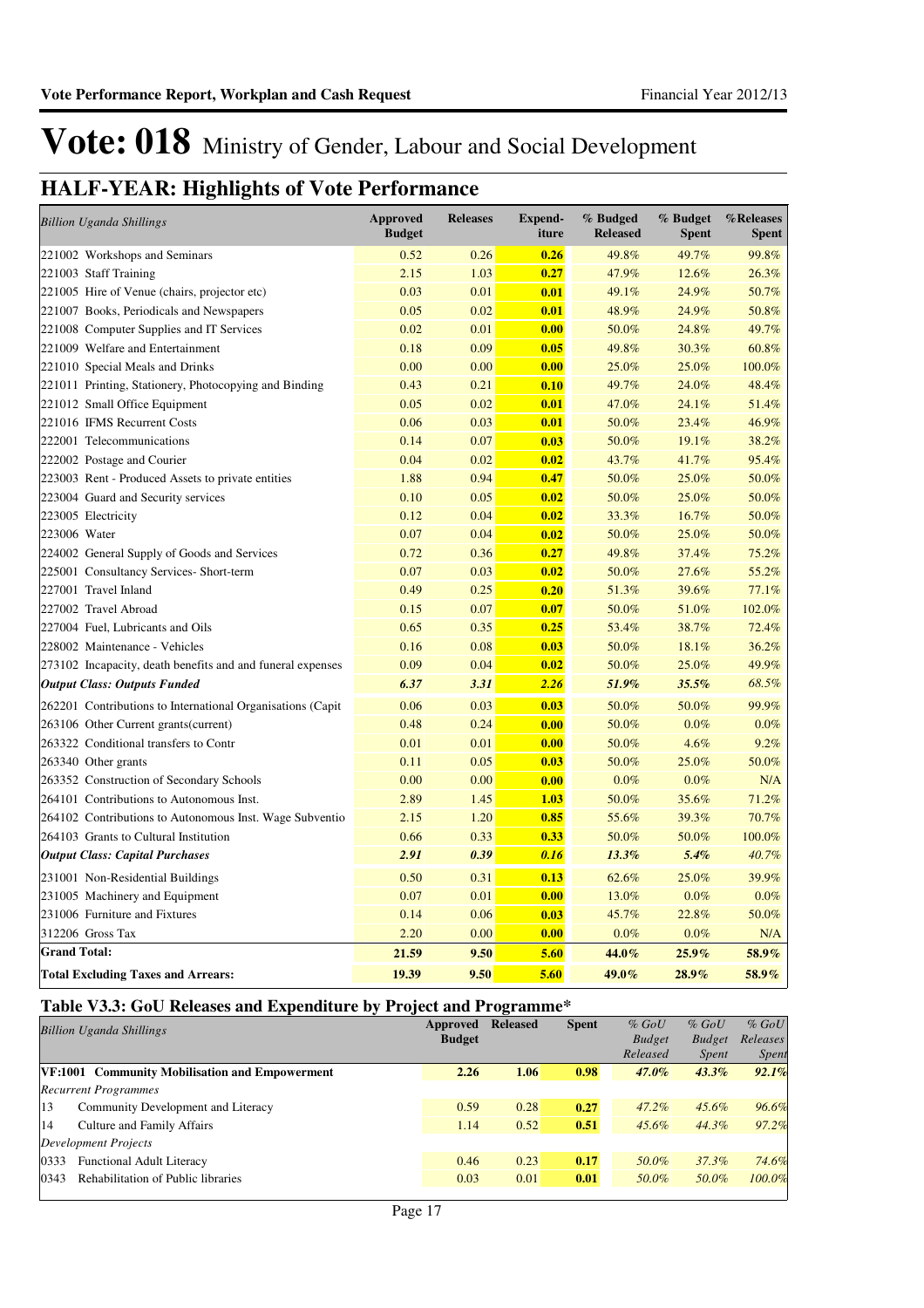# Vote: 018 Ministry of Gender, Labour and Social Development

## HALF-YEAR: Highlights of Vote Performance

| *Billion Uganda Shillings* | Approved Budget | Releases | Expend-iture | % Budged Released | % Budget Spent | %Releases Spent |
|---|---|---|---|---|---|---|
| 221002 Workshops and Seminars | 0.52 | 0.26 | **0.26** | 49.8% | 49.7% | 99.8% |
| 221003 Staff Training | 2.15 | 1.03 | **0.27** | 47.9% | 12.6% | 26.3% |
| 221005 Hire of Venue (chairs, projector etc) | 0.03 | 0.01 | **0.01** | 49.1% | 24.9% | 50.7% |
| 221007 Books, Periodicals and Newspapers | 0.05 | 0.02 | **0.01** | 48.9% | 24.9% | 50.8% |
| 221008 Computer Supplies and IT Services | 0.02 | 0.01 | **0.00** | 50.0% | 24.8% | 49.7% |
| 221009 Welfare and Entertainment | 0.18 | 0.09 | **0.05** | 49.8% | 30.3% | 60.8% |
| 221010 Special Meals and Drinks | 0.00 | 0.00 | **0.00** | 25.0% | 25.0% | 100.0% |
| 221011 Printing, Stationery, Photocopying and Binding | 0.43 | 0.21 | **0.10** | 49.7% | 24.0% | 48.4% |
| 221012 Small Office Equipment | 0.05 | 0.02 | **0.01** | 47.0% | 24.1% | 51.4% |
| 221016 IFMS Recurrent Costs | 0.06 | 0.03 | **0.01** | 50.0% | 23.4% | 46.9% |
| 222001 Telecommunications | 0.14 | 0.07 | **0.03** | 50.0% | 19.1% | 38.2% |
| 222002 Postage and Courier | 0.04 | 0.02 | **0.02** | 43.7% | 41.7% | 95.4% |
| 223003 Rent - Produced Assets to private entities | 1.88 | 0.94 | **0.47** | 50.0% | 25.0% | 50.0% |
| 223004 Guard and Security services | 0.10 | 0.05 | **0.02** | 50.0% | 25.0% | 50.0% |
| 223005 Electricity | 0.12 | 0.04 | **0.02** | 33.3% | 16.7% | 50.0% |
| 223006 Water | 0.07 | 0.04 | **0.02** | 50.0% | 25.0% | 50.0% |
| 224002 General Supply of Goods and Services | 0.72 | 0.36 | **0.27** | 49.8% | 37.4% | 75.2% |
| 225001 Consultancy Services- Short-term | 0.07 | 0.03 | **0.02** | 50.0% | 27.6% | 55.2% |
| 227001 Travel Inland | 0.49 | 0.25 | **0.20** | 51.3% | 39.6% | 77.1% |
| 227002 Travel Abroad | 0.15 | 0.07 | **0.07** | 50.0% | 51.0% | 102.0% |
| 227004 Fuel, Lubricants and Oils | 0.65 | 0.35 | **0.25** | 53.4% | 38.7% | 72.4% |
| 228002 Maintenance - Vehicles | 0.16 | 0.08 | **0.03** | 50.0% | 18.1% | 36.2% |
| 273102 Incapacity, death benefits and and funeral expenses | 0.09 | 0.04 | **0.02** | 50.0% | 25.0% | 49.9% |
| ***Output Class: Outputs Funded*** | ***6.37*** | ***3.31*** | ***2.26*** | ***51.9%*** | ***35.5%*** | *68.5%* |
| 262201 Contributions to International Organisations (Capit | 0.06 | 0.03 | **0.03** | 50.0% | 50.0% | 99.9% |
| 263106 Other Current grants(current) | 0.48 | 0.24 | **0.00** | 50.0% | 0.0% | 0.0% |
| 263322 Conditional transfers to Contr | 0.01 | 0.01 | **0.00** | 50.0% | 4.6% | 9.2% |
| 263340 Other grants | 0.11 | 0.05 | **0.03** | 50.0% | 25.0% | 50.0% |
| 263352 Construction of Secondary Schools | 0.00 | 0.00 | **0.00** | 0.0% | 0.0% | N/A |
| 264101 Contributions to Autonomous Inst. | 2.89 | 1.45 | **1.03** | 50.0% | 35.6% | 71.2% |
| 264102 Contributions to Autonomous Inst. Wage Subventio | 2.15 | 1.20 | **0.85** | 55.6% | 39.3% | 70.7% |
| 264103 Grants to Cultural Institution | 0.66 | 0.33 | **0.33** | 50.0% | 50.0% | 100.0% |
| ***Output Class: Capital Purchases*** | ***2.91*** | ***0.39*** | ***0.16*** | ***13.3%*** | ***5.4%*** | *40.7%* |
| 231001 Non-Residential Buildings | 0.50 | 0.31 | **0.13** | 62.6% | 25.0% | 39.9% |
| 231005 Machinery and Equipment | 0.07 | 0.01 | **0.00** | 13.0% | 0.0% | 0.0% |
| 231006 Furniture and Fixtures | 0.14 | 0.06 | **0.03** | 45.7% | 22.8% | 50.0% |
| 312206 Gross Tax | 2.20 | 0.00 | **0.00** | 0.0% | 0.0% | N/A |
| **Grand Total:** | **21.59** | **9.50** | **5.60** | **44.0%** | **25.9%** | **58.9%** |
| **Total Excluding Taxes and Arrears:** | **19.39** | **9.50** | **5.60** | **49.0%** | **28.9%** | **58.9%** |

### Table V3.3: GoU Releases and Expenditure by Project and Programme*

| *Billion Uganda Shillings* | Approved Budget | Released | Spent | *% GoU Budget Released* | *% GoU Budget Spent* | *% GoU Releases Spent* |
|---|---|---|---|---|---|---|
| **VF:1001 Community Mobilisation and Empowerment** | **2.26** | **1.06** | **0.98** | ***47.0%*** | ***43.3%*** | ***92.1%*** |
| *Recurrent Programmes* | | | | | | |
| 13 Community Development and Literacy | 0.59 | 0.28 | **0.27** | *47.2%* | *45.6%* | *96.6%* |
| 14 Culture and Family Affairs | 1.14 | 0.52 | **0.51** | *45.6%* | *44.3%* | *97.2%* |
| *Development Projects* | | | | | | |
| 0333 Functional Adult Literacy | 0.46 | 0.23 | **0.17** | *50.0%* | *37.3%* | *74.6%* |
| 0343 Rehabilitation of Public libraries | 0.03 | 0.01 | **0.01** | *50.0%* | *50.0%* | *100.0%* |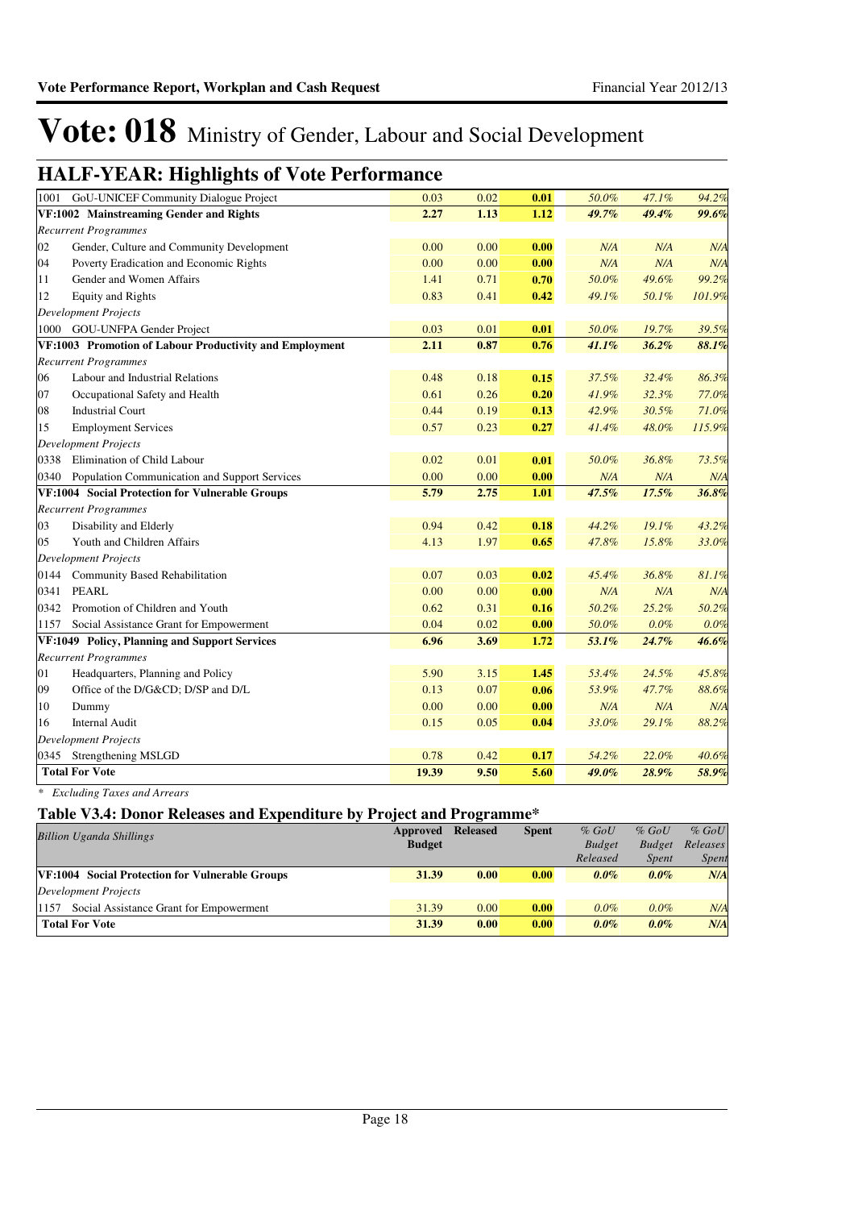# Vote: 018 Ministry of Gender, Labour and Social Development

## HALF-YEAR: Highlights of Vote Performance

| | | | | | | |
|---|---|---|---|---|---|---|
| 1001 GoU-UNICEF Community Dialogue Project | 0.03 | 0.02 | 0.01 | *50.0%* | *47.1%* | *94.2%* |
| **VF:1002 Mainstreaming Gender and Rights** | **2.27** | **1.13** | **1.12** | ***49.7%*** | ***49.4%*** | ***99.6%*** |
| *Recurrent Programmes* | | | | | | |
| 02 Gender, Culture and Community Development | 0.00 | 0.00 | 0.00 | *N/A* | *N/A* | *N/A* |
| 04 Poverty Eradication and Economic Rights | 0.00 | 0.00 | 0.00 | *N/A* | *N/A* | *N/A* |
| 11 Gender and Women Affairs | 1.41 | 0.71 | 0.70 | *50.0%* | *49.6%* | *99.2%* |
| 12 Equity and Rights | 0.83 | 0.41 | 0.42 | *49.1%* | *50.1%* | *101.9%* |
| *Development Projects* | | | | | | |
| 1000 GOU-UNFPA Gender Project | 0.03 | 0.01 | 0.01 | *50.0%* | *19.7%* | *39.5%* |
| **VF:1003 Promotion of Labour Productivity and Employment** | **2.11** | **0.87** | **0.76** | ***41.1%*** | ***36.2%*** | ***88.1%*** |
| *Recurrent Programmes* | | | | | | |
| 06 Labour and Industrial Relations | 0.48 | 0.18 | 0.15 | *37.5%* | *32.4%* | *86.3%* |
| 07 Occupational Safety and Health | 0.61 | 0.26 | 0.20 | *41.9%* | *32.3%* | *77.0%* |
| 08 Industrial Court | 0.44 | 0.19 | 0.13 | *42.9%* | *30.5%* | *71.0%* |
| 15 Employment Services | 0.57 | 0.23 | 0.27 | *41.4%* | *48.0%* | *115.9%* |
| *Development Projects* | | | | | | |
| 0338 Elimination of Child Labour | 0.02 | 0.01 | 0.01 | *50.0%* | *36.8%* | *73.5%* |
| 0340 Population Communication and Support Services | 0.00 | 0.00 | 0.00 | *N/A* | *N/A* | *N/A* |
| **VF:1004 Social Protection for Vulnerable Groups** | **5.79** | **2.75** | **1.01** | ***47.5%*** | ***17.5%*** | ***36.8%*** |
| *Recurrent Programmes* | | | | | | |
| 03 Disability and Elderly | 0.94 | 0.42 | 0.18 | *44.2%* | *19.1%* | *43.2%* |
| 05 Youth and Children Affairs | 4.13 | 1.97 | 0.65 | *47.8%* | *15.8%* | *33.0%* |
| *Development Projects* | | | | | | |
| 0144 Community Based Rehabilitation | 0.07 | 0.03 | 0.02 | *45.4%* | *36.8%* | *81.1%* |
| 0341 PEARL | 0.00 | 0.00 | 0.00 | *N/A* | *N/A* | *N/A* |
| 0342 Promotion of Children and Youth | 0.62 | 0.31 | 0.16 | *50.2%* | *25.2%* | *50.2%* |
| 1157 Social Assistance Grant for Empowerment | 0.04 | 0.02 | 0.00 | *50.0%* | *0.0%* | *0.0%* |
| **VF:1049 Policy, Planning and Support Services** | **6.96** | **3.69** | **1.72** | ***53.1%*** | ***24.7%*** | ***46.6%*** |
| *Recurrent Programmes* | | | | | | |
| 01 Headquarters, Planning and Policy | 5.90 | 3.15 | 1.45 | *53.4%* | *24.5%* | *45.8%* |
| 09 Office of the D/G&CD; D/SP and D/L | 0.13 | 0.07 | 0.06 | *53.9%* | *47.7%* | *88.6%* |
| 10 Dummy | 0.00 | 0.00 | 0.00 | *N/A* | *N/A* | *N/A* |
| 16 Internal Audit | 0.15 | 0.05 | 0.04 | *33.0%* | *29.1%* | *88.2%* |
| *Development Projects* | | | | | | |
| 0345 Strengthening MSLGD | 0.78 | 0.42 | 0.17 | *54.2%* | *22.0%* | *40.6%* |
| **Total For Vote** | **19.39** | **9.50** | **5.60** | ***49.0%*** | ***28.9%*** | ***58.9%*** |

*\* Excluding Taxes and Arrears*

### Table V3.4: Donor Releases and Expenditure by Project and Programme*

| *Billion Uganda Shillings* | Approved Budget | Released | Spent | *% GoU Budget Released* | *% GoU Budget Spent* | *% GoU Releases Spent* |
|---|---|---|---|---|---|---|
| **VF:1004 Social Protection for Vulnerable Groups** | **31.39** | **0.00** | **0.00** | ***0.0%*** | ***0.0%*** | ***N/A*** |
| *Development Projects* | | | | | | |
| 1157 Social Assistance Grant for Empowerment | 31.39 | 0.00 | 0.00 | *0.0%* | *0.0%* | *N/A* |
| **Total For Vote** | **31.39** | **0.00** | **0.00** | ***0.0%*** | ***0.0%*** | ***N/A*** |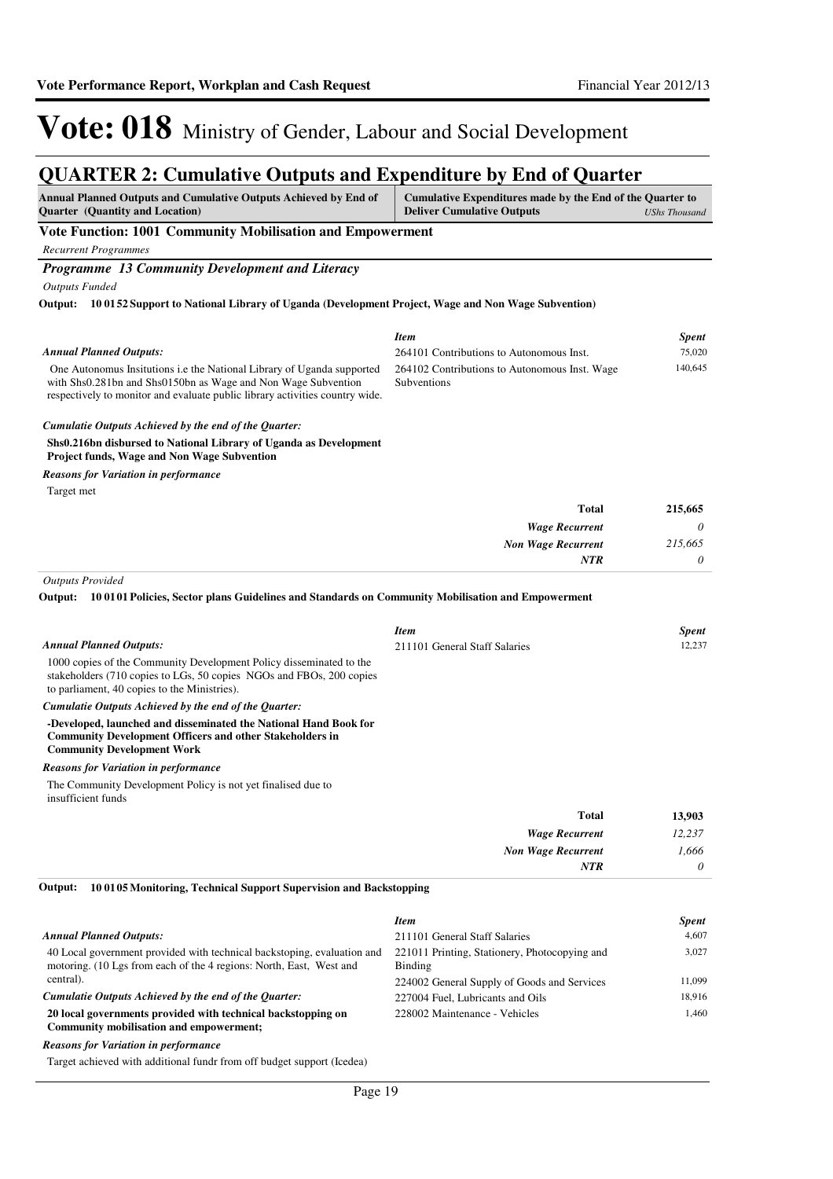# Vote: 018 Ministry of Gender, Labour and Social Development

## QUARTER 2: Cumulative Outputs and Expenditure by End of Quarter

| Annual Planned Outputs and Cumulative Outputs Achieved by End of Quarter (Quantity and Location) | Cumulative Expenditures made by the End of the Quarter to Deliver Cumulative Outputs *UShs Thousand* |
|---|---|

### Vote Function: 1001 Community Mobilisation and Empowerment

*Recurrent Programmes*

#### *Programme 13 Community Development and Literacy*

*Outputs Funded*

**Output: 10 01 52 Support to National Library of Uganda (Development Project, Wage and Non Wage Subvention)**

*Annual Planned Outputs:*

One Autonomus Insitutions i.e the National Library of Uganda supported with Shs0.281bn and Shs0150bn as Wage and Non Wage Subvention respectively to monitor and evaluate public library activities country wide.

| *Item* | *Spent* |
|---|---|
| 264101 Contributions to Autonomous Inst. | 75,020 |
| 264102 Contributions to Autonomous Inst. Wage Subventions | 140,645 |

*Cumulatie Outputs Achieved by the end of the Quarter:*

**Shs0.216bn disbursed to National Library of Uganda as Development Project funds, Wage and Non Wage Subvention**

*Reasons for Variation in performance*

Target met

| | |
|---|---|
| **Total** | **215,665** |
| *Wage Recurrent* | *0* |
| *Non Wage Recurrent* | *215,665* |
| *NTR* | *0* |

*Outputs Provided*

**Output: 10 01 01 Policies, Sector plans Guidelines and Standards on Community Mobilisation and Empowerment**

*Annual Planned Outputs:*

1000 copies of the Community Development Policy disseminated to the stakeholders (710 copies to LGs, 50 copies NGOs and FBOs, 200 copies to parliament, 40 copies to the Ministries).

| *Item* | *Spent* |
|---|---|
| 211101 General Staff Salaries | 12,237 |

*Cumulatie Outputs Achieved by the end of the Quarter:*

**-Developed, launched and disseminated the National Hand Book for Community Development Officers and other Stakeholders in Community Development Work**

*Reasons for Variation in performance*

The Community Development Policy is not yet finalised due to insufficient funds

| | |
|---|---|
| **Total** | **13,903** |
| *Wage Recurrent* | *12,237* |
| *Non Wage Recurrent* | *1,666* |
| *NTR* | *0* |

**Output: 10 01 05 Monitoring, Technical Support Supervision and Backstopping**

*Annual Planned Outputs:*

40 Local government provided with technical backstoping, evaluation and motoring. (10 Lgs from each of the 4 regions: North, East, West and central).

| *Item* | *Spent* |
|---|---|
| 211101 General Staff Salaries | 4,607 |
| 221011 Printing, Stationery, Photocopying and Binding | 3,027 |
| 224002 General Supply of Goods and Services | 11,099 |
| 227004 Fuel, Lubricants and Oils | 18,916 |
| 228002 Maintenance - Vehicles | 1,460 |

*Cumulatie Outputs Achieved by the end of the Quarter:*

**20 local governments provided with technical backstopping on Community mobilisation and empowerment;**

*Reasons for Variation in performance*

Target achieved with additional fundr from off budget support (Icedea)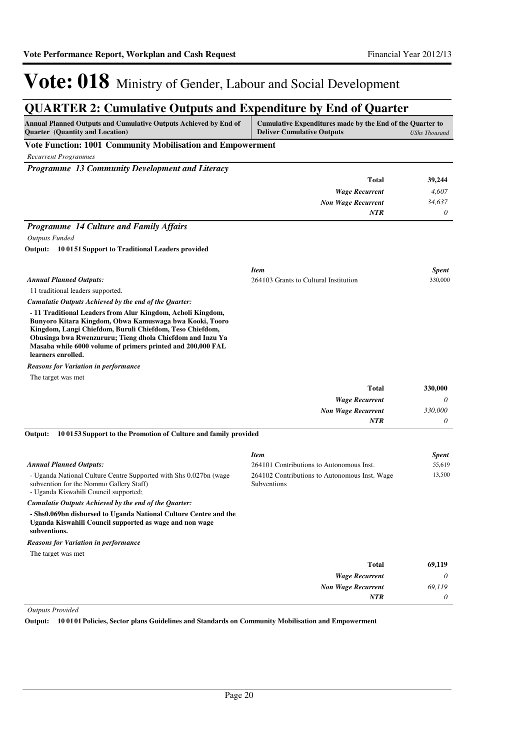# Vote: 018 Ministry of Gender, Labour and Social Development

## QUARTER 2: Cumulative Outputs and Expenditure by End of Quarter

| Annual Planned Outputs and Cumulative Outputs Achieved by End of Quarter (Quantity and Location) | Cumulative Expenditures made by the End of the Quarter to Deliver Cumulative Outputs | *UShs Thousand* |
|---|---|---|

### Vote Function: 1001 Community Mobilisation and Empowerment

*Recurrent Programmes*

#### *Programme 13 Community Development and Literacy*

| | | |
|---|---|---|
| | **Total** | **39,244** |
| | *Wage Recurrent* | *4,607* |
| | *Non Wage Recurrent* | *34,637* |
| | *NTR* | *0* |

#### *Programme 14 Culture and Family Affairs*

*Outputs Funded*

**Output: 10 01 51 Support to Traditional Leaders provided**

| | *Item* | *Spent* |
|---|---|---|
| *Annual Planned Outputs:* | 264103 Grants to Cultural Institution | 330,000 |

11 traditional leaders supported.

*Cumulatie Outputs Achieved by the end of the Quarter:*

**- 11 Traditional Leaders from Alur Kingdom, Acholi Kingdom, Bunyoro Kitara Kingdom, Obwa Kamuswaga bwa Kooki, Tooro Kingdom, Langi Chiefdom, Buruli Chiefdom, Teso Chiefdom, Obusinga bwa Rwenzururu; Tieng dhola Chiefdom and Inzu Ya Masaba while 6000 volume of primers printed and 200,000 FAL learners enrolled.**

*Reasons for Variation in performance*

The target was met

| | | |
|---|---|---|
| | **Total** | **330,000** |
| | *Wage Recurrent* | *0* |
| | *Non Wage Recurrent* | *330,000* |
| | *NTR* | *0* |

**Output: 10 01 53 Support to the Promotion of Culture and family provided**

| | *Item* | *Spent* |
|---|---|---|
| *Annual Planned Outputs:* | 264101 Contributions to Autonomous Inst. | 55,619 |
| | 264102 Contributions to Autonomous Inst. Wage Subventions | 13,500 |

- Uganda National Culture Centre Supported with Shs 0.027bn (wage subvention for the Nommo Gallery Staff)
- Uganda Kiswahili Council supported;

*Cumulatie Outputs Achieved by the end of the Quarter:*

**- Shs0.069bn disbursed to Uganda National Culture Centre and the Uganda Kiswahili Council supported as wage and non wage subventions.**

*Reasons for Variation in performance*

The target was met

| | | |
|---|---|---|
| | **Total** | **69,119** |
| | *Wage Recurrent* | *0* |
| | *Non Wage Recurrent* | *69,119* |
| | *NTR* | *0* |

*Outputs Provided*

**Output: 10 01 01 Policies, Sector plans Guidelines and Standards on Community Mobilisation and Empowerment**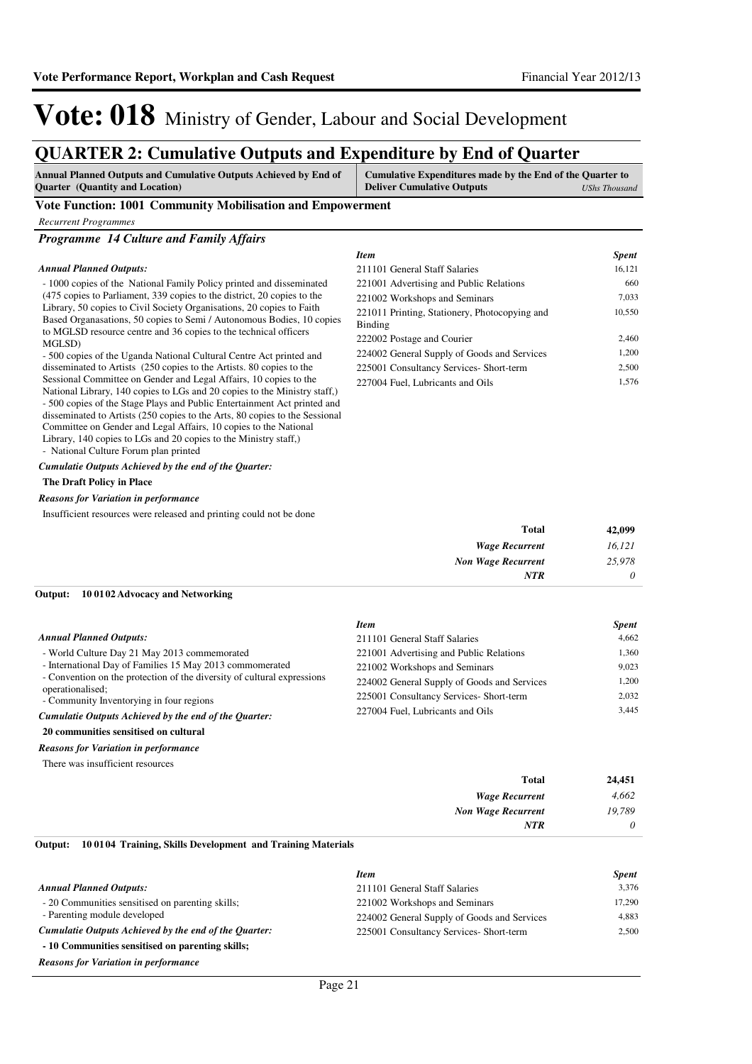# Vote: 018 Ministry of Gender, Labour and Social Development

## QUARTER 2: Cumulative Outputs and Expenditure by End of Quarter

**Annual Planned Outputs and Cumulative Outputs Achieved by End of Quarter (Quantity and Location)** | **Cumulative Expenditures made by the End of the Quarter to Deliver Cumulative Outputs** *UShs Thousand*

### Vote Function: 1001 Community Mobilisation and Empowerment

*Recurrent Programmes*

#### *Programme 14 Culture and Family Affairs*

***Annual Planned Outputs:***

- 1000 copies of the National Family Policy printed and disseminated (475 copies to Parliament, 339 copies to the district, 20 copies to the Library, 50 copies to Civil Society Organisations, 20 copies to Faith Based Organasations, 50 copies to Semi / Autonomous Bodies, 10 copies to MGLSD resource centre and 36 copies to the technical officers MGLSD)
- 500 copies of the Uganda National Cultural Centre Act printed and disseminated to Artists (250 copies to the Artists. 80 copies to the Sessional Committee on Gender and Legal Affairs, 10 copies to the National Library, 140 copies to LGs and 20 copies to the Ministry staff,)
- 500 copies of the Stage Plays and Public Entertainment Act printed and disseminated to Artists (250 copies to the Arts, 80 copies to the Sessional Committee on Gender and Legal Affairs, 10 copies to the National Library, 140 copies to LGs and 20 copies to the Ministry staff,)
- National Culture Forum plan printed

***Cumulatie Outputs Achieved by the end of the Quarter:***

**The Draft Policy in Place**

***Reasons for Variation in performance***

Insufficient resources were released and printing could not be done

| *Item* | *Spent* |
|---|---|
| 211101 General Staff Salaries | 16,121 |
| 221001 Advertising and Public Relations | 660 |
| 221002 Workshops and Seminars | 7,033 |
| 221011 Printing, Stationery, Photocopying and Binding | 10,550 |
| 222002 Postage and Courier | 2,460 |
| 224002 General Supply of Goods and Services | 1,200 |
| 225001 Consultancy Services- Short-term | 2,500 |
| 227004 Fuel, Lubricants and Oils | 1,576 |

| | |
|---|---|
| **Total** | **42,099** |
| *Wage Recurrent* | *16,121* |
| *Non Wage Recurrent* | *25,978* |
| *NTR* | *0* |

**Output: 10 01 02 Advocacy and Networking**

***Annual Planned Outputs:***

- World Culture Day 21 May 2013 commemorated
- International Day of Families 15 May 2013 commomerated
- Convention on the protection of the diversity of cultural expressions operationalised;
- Community Inventorying in four regions

***Cumulatie Outputs Achieved by the end of the Quarter:***

**20 communities sensitised on cultural**

***Reasons for Variation in performance***

There was insufficient resources

| *Item* | *Spent* |
|---|---|
| 211101 General Staff Salaries | 4,662 |
| 221001 Advertising and Public Relations | 1,360 |
| 221002 Workshops and Seminars | 9,023 |
| 224002 General Supply of Goods and Services | 1,200 |
| 225001 Consultancy Services- Short-term | 2,032 |
| 227004 Fuel, Lubricants and Oils | 3,445 |

| | |
|---|---|
| **Total** | **24,451** |
| *Wage Recurrent* | *4,662* |
| *Non Wage Recurrent* | *19,789* |
| *NTR* | *0* |

**Output: 10 01 04 Training, Skills Development and Training Materials**

***Annual Planned Outputs:***

- 20 Communities sensitised on parenting skills;
- Parenting module developed

***Cumulatie Outputs Achieved by the end of the Quarter:***

**- 10 Communities sensitised on parenting skills;**

***Reasons for Variation in performance***

| *Item* | *Spent* |
|---|---|
| 211101 General Staff Salaries | 3,376 |
| 221002 Workshops and Seminars | 17,290 |
| 224002 General Supply of Goods and Services | 4,883 |
| 225001 Consultancy Services- Short-term | 2,500 |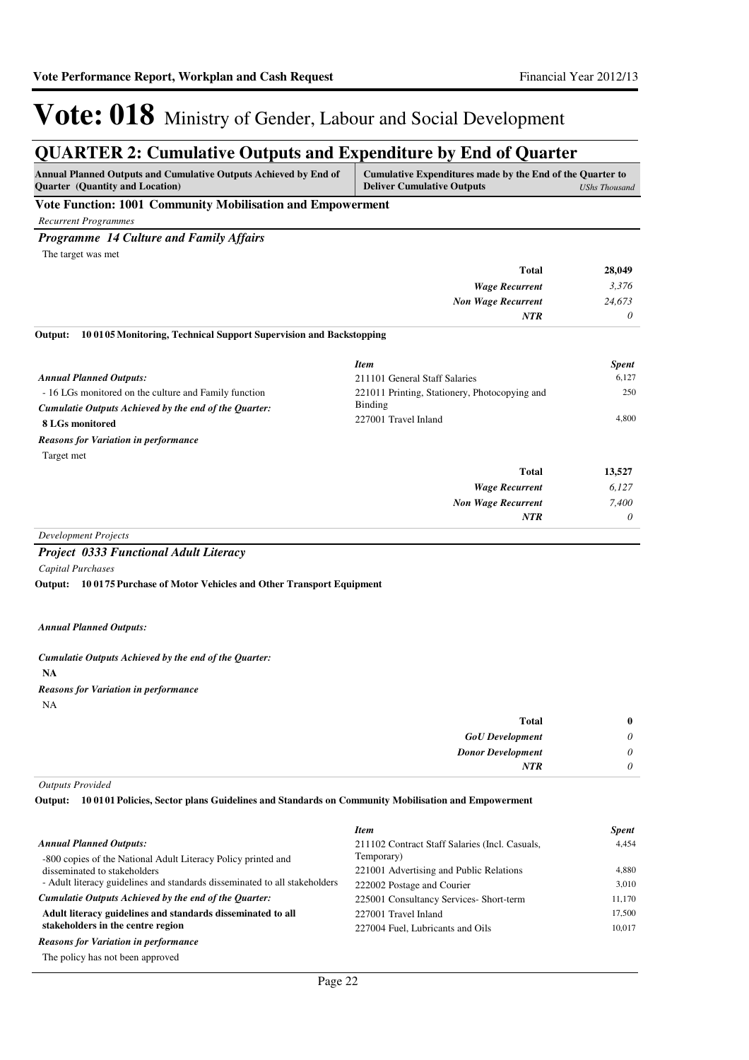# Vote: 018 Ministry of Gender, Labour and Social Development

## QUARTER 2: Cumulative Outputs and Expenditure by End of Quarter

| Annual Planned Outputs and Cumulative Outputs Achieved by End of Quarter (Quantity and Location) | Cumulative Expenditures made by the End of the Quarter to Deliver Cumulative Outputs | *UShs Thousand* |
|---|---|---|

### Vote Function: 1001 Community Mobilisation and Empowerment

*Recurrent Programmes*

#### *Programme 14 Culture and Family Affairs*

The target was met

| | | |
|---|---|---|
| | **Total** | **28,049** |
| | ***Wage Recurrent*** | *3,376* |
| | ***Non Wage Recurrent*** | *24,673* |
| | ***NTR*** | *0* |

**Output: 10 01 05 Monitoring, Technical Support Supervision and Backstopping**

*Annual Planned Outputs:*

- 16 LGs monitored on the culture and Family function

*Cumulatie Outputs Achieved by the end of the Quarter:*

**8 LGs monitored**

*Reasons for Variation in performance*

Target met

| *Item* | *Spent* |
|---|---|
| 211101 General Staff Salaries | 6,127 |
| 221011 Printing, Stationery, Photocopying and Binding | 250 |
| 227001 Travel Inland | 4,800 |
| **Total** | **13,527** |
| ***Wage Recurrent*** | *6,127* |
| ***Non Wage Recurrent*** | *7,400* |
| ***NTR*** | *0* |

*Development Projects*

#### *Project 0333 Functional Adult Literacy*

*Capital Purchases*

**Output: 10 01 75 Purchase of Motor Vehicles and Other Transport Equipment**

*Annual Planned Outputs:*

*Cumulatie Outputs Achieved by the end of the Quarter:*

**NA**

*Reasons for Variation in performance*

NA

| | |
|---|---|
| **Total** | **0** |
| ***GoU Development*** | *0* |
| ***Donor Development*** | *0* |
| ***NTR*** | *0* |

*Outputs Provided*

**Output: 10 01 01 Policies, Sector plans Guidelines and Standards on Community Mobilisation and Empowerment**

*Annual Planned Outputs:*

-800 copies of the National Adult Literacy Policy printed and disseminated to stakeholders
- Adult literacy guidelines and standards disseminated to all stakeholders

*Cumulatie Outputs Achieved by the end of the Quarter:*

**Adult literacy guidelines and standards disseminated to all stakeholders in the centre region**

*Reasons for Variation in performance*

The policy has not been approved

| *Item* | *Spent* |
|---|---|
| 211102 Contract Staff Salaries (Incl. Casuals, Temporary) | 4,454 |
| 221001 Advertising and Public Relations | 4,880 |
| 222002 Postage and Courier | 3,010 |
| 225001 Consultancy Services- Short-term | 11,170 |
| 227001 Travel Inland | 17,500 |
| 227004 Fuel, Lubricants and Oils | 10,017 |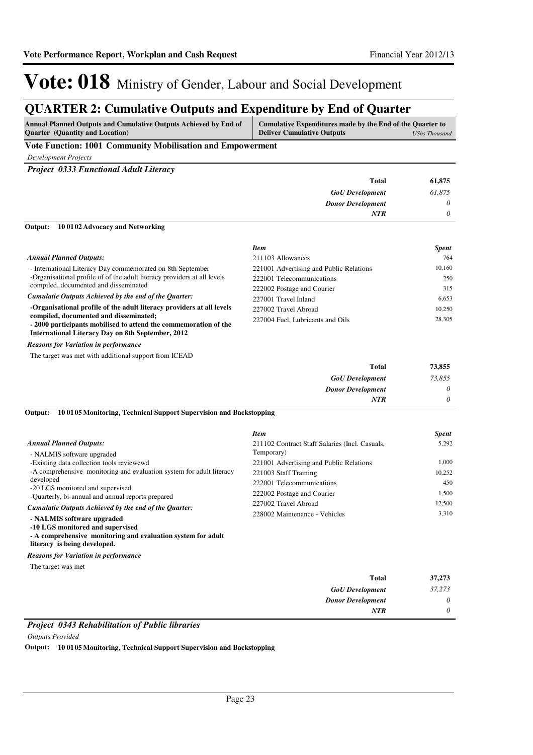# Vote: 018 Ministry of Gender, Labour and Social Development

## QUARTER 2: Cumulative Outputs and Expenditure by End of Quarter

| Annual Planned Outputs and Cumulative Outputs Achieved by End of Quarter (Quantity and Location) | Cumulative Expenditures made by the End of the Quarter to Deliver Cumulative Outputs | UShs Thousand |
|---|---|---|

### Vote Function: 1001 Community Mobilisation and Empowerment

*Development Projects*

***Project 0333 Functional Adult Literacy***

| | |
|---|---|
| **Total** | **61,875** |
| *GoU Development* | *61,875* |
| *Donor Development* | *0* |
| *NTR* | *0* |

**Output: 10 01 02 Advocacy and Networking**

*Annual Planned Outputs:*

- International Literacy Day commemorated on 8th September
-Organisational profile of of the adult literacy providers at all levels compiled, documented and disseminated

*Cumulatie Outputs Achieved by the end of the Quarter:*

**-Organisational profile of the adult literacy providers at all levels compiled, documented and disseminated;**
**- 2000 participants mobilised to attend the commemoration of the International Literacy Day on 8th September, 2012**

*Reasons for Variation in performance*

The target was met with additional support from ICEAD

| *Item* | *Spent* |
|---|---|
| 211103 Allowances | 764 |
| 221001 Advertising and Public Relations | 10,160 |
| 222001 Telecommunications | 250 |
| 222002 Postage and Courier | 315 |
| 227001 Travel Inland | 6,653 |
| 227002 Travel Abroad | 10,250 |
| 227004 Fuel, Lubricants and Oils | 28,305 |

| | |
|---|---|
| **Total** | **73,855** |
| *GoU Development* | *73,855* |
| *Donor Development* | *0* |
| *NTR* | *0* |

**Output: 10 01 05 Monitoring, Technical Support Supervision and Backstopping**

*Annual Planned Outputs:*

- NALMIS software upgraded
-Existing data collection tools reviewewd
-A comprehensive monitoring and evaluation system for adult literacy developed
-20 LGS monitored and supervised
-Quarterly, bi-annual and annual reports prepared

*Cumulatie Outputs Achieved by the end of the Quarter:*

**- NALMIS software upgraded**
**-10 LGS monitored and supervised**
**- A comprehensive monitoring and evaluation system for adult literacy is being developed.**

*Reasons for Variation in performance*

The target was met

| *Item* | *Spent* |
|---|---|
| 211102 Contract Staff Salaries (Incl. Casuals, Temporary) | 5,292 |
| 221001 Advertising and Public Relations | 1,000 |
| 221003 Staff Training | 10,252 |
| 222001 Telecommunications | 450 |
| 222002 Postage and Courier | 1,500 |
| 227002 Travel Abroad | 12,500 |
| 228002 Maintenance - Vehicles | 3,310 |

| | |
|---|---|
| **Total** | **37,273** |
| *GoU Development* | *37,273* |
| *Donor Development* | *0* |
| *NTR* | *0* |

***Project 0343 Rehabilitation of Public libraries***

*Outputs Provided*

**Output: 10 01 05 Monitoring, Technical Support Supervision and Backstopping**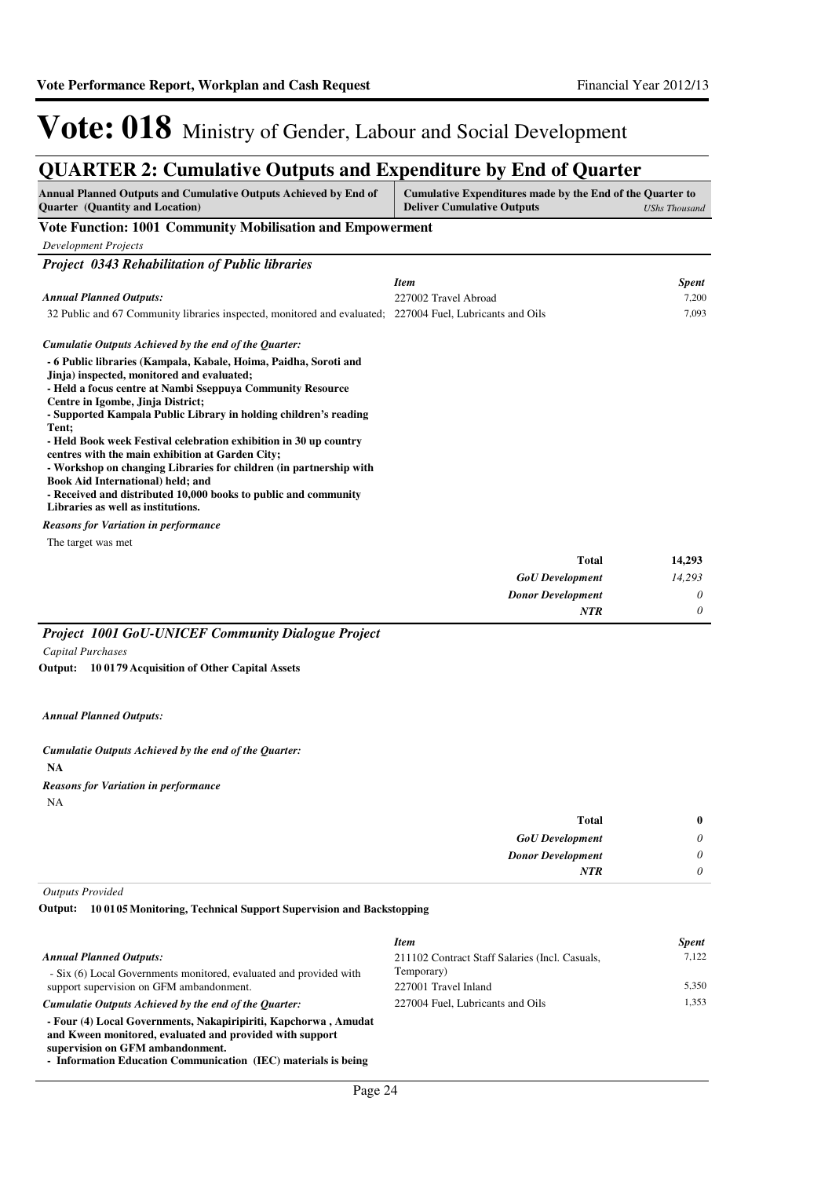# Vote: 018 Ministry of Gender, Labour and Social Development

## QUARTER 2: Cumulative Outputs and Expenditure by End of Quarter

| Annual Planned Outputs and Cumulative Outputs Achieved by End of Quarter (Quantity and Location) | Cumulative Expenditures made by the End of the Quarter to Deliver Cumulative Outputs | *UShs Thousand* |
|---|---|---|

### Vote Function: 1001 Community Mobilisation and Empowerment

*Development Projects*

#### *Project 0343 Rehabilitation of Public libraries*

***Annual Planned Outputs:***

32 Public and 67 Community libraries inspected, monitored and evaluated;

| *Item* | *Spent* |
|---|---|
| 227002 Travel Abroad | 7,200 |
| 227004 Fuel, Lubricants and Oils | 7,093 |

***Cumulatie Outputs Achieved by the end of the Quarter:***

**- 6 Public libraries (Kampala, Kabale, Hoima, Paidha, Soroti and Jinja) inspected, monitored and evaluated;**
**- Held a focus centre at Nambi Sseppuya Community Resource Centre in Igombe, Jinja District;**
**- Supported Kampala Public Library in holding children's reading Tent;**
**- Held Book week Festival celebration exhibition in 30 up country centres with the main exhibition at Garden City;**
**- Workshop on changing Libraries for children (in partnership with Book Aid International) held; and**
**- Received and distributed 10,000 books to public and community Libraries as well as institutions.**

***Reasons for Variation in performance***

The target was met

| | |
|---|---|
| **Total** | **14,293** |
| ***GoU Development*** | *14,293* |
| ***Donor Development*** | *0* |
| ***NTR*** | *0* |

#### *Project 1001 GoU-UNICEF Community Dialogue Project*

*Capital Purchases*

**Output: 10 01 79 Acquisition of Other Capital Assets**

***Annual Planned Outputs:***

***Cumulatie Outputs Achieved by the end of the Quarter:***

**NA**

***Reasons for Variation in performance***

NA

| | |
|---|---|
| **Total** | **0** |
| ***GoU Development*** | *0* |
| ***Donor Development*** | *0* |
| ***NTR*** | *0* |

*Outputs Provided*

**Output: 10 01 05 Monitoring, Technical Support Supervision and Backstopping**

***Annual Planned Outputs:***

- Six (6) Local Governments monitored, evaluated and provided with support supervision on GFM ambandonment.

| *Item* | *Spent* |
|---|---|
| 211102 Contract Staff Salaries (Incl. Casuals, Temporary) | 7,122 |
| 227001 Travel Inland | 5,350 |
| 227004 Fuel, Lubricants and Oils | 1,353 |

***Cumulatie Outputs Achieved by the end of the Quarter:***

**- Four (4) Local Governments, Nakapiripiriti, Kapchorwa , Amudat and Kween monitored, evaluated and provided with support supervision on GFM ambandonment.**
**- Information Education Communication (IEC) materials is being**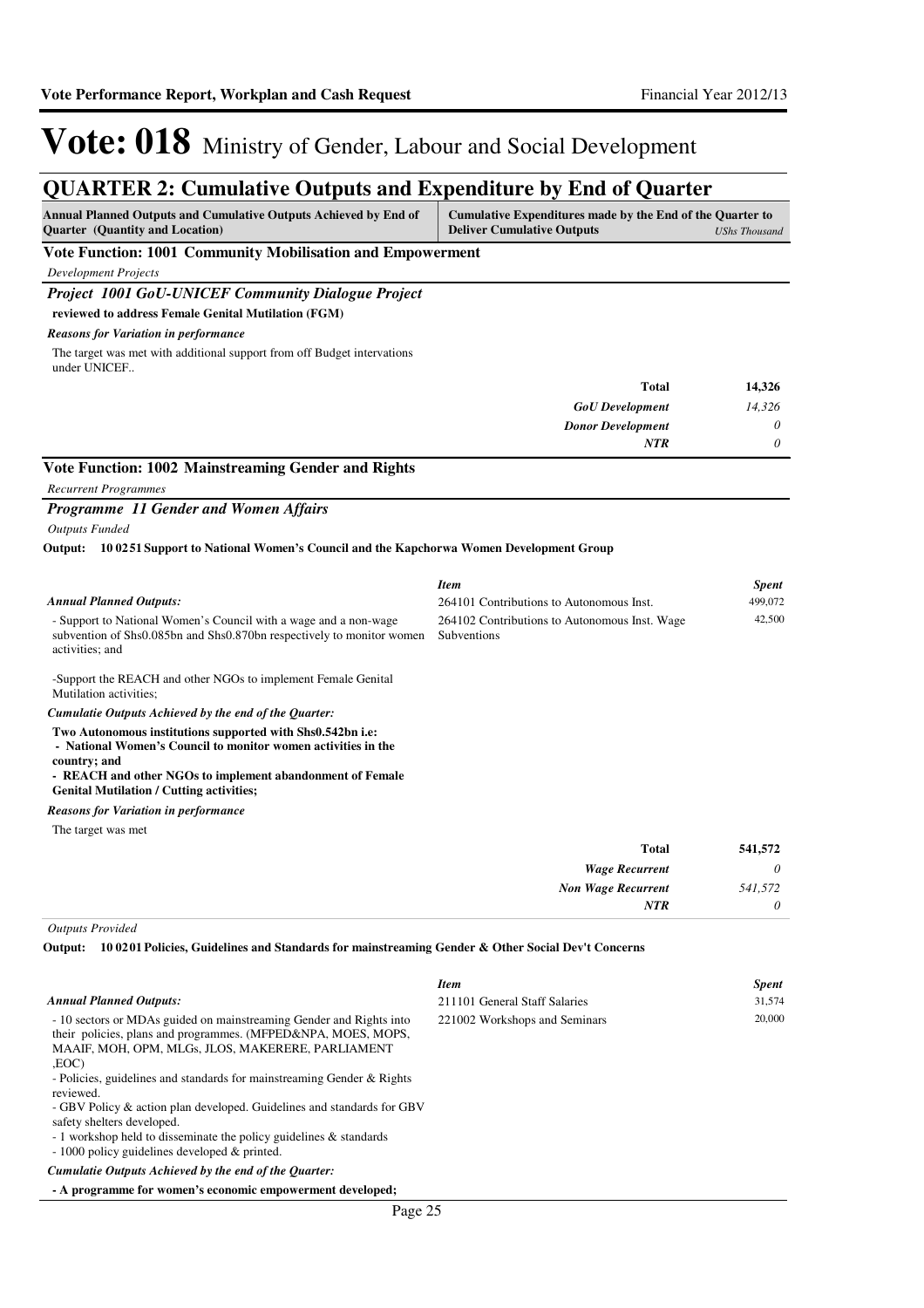## QUARTER 2: Cumulative Outputs and Expenditure by End of Quarter

| Annual Planned Outputs and Cumulative Outputs Achieved by End of Quarter (Quantity and Location) | Cumulative Expenditures made by the End of the Quarter to Deliver Cumulative Outputs | *UShs Thousand* |
|---|---|---|

### Vote Function: 1001 Community Mobilisation and Empowerment

*Development Projects*

#### *Project 1001 GoU-UNICEF Community Dialogue Project*

**reviewed to address Female Genital Mutilation (FGM)**

***Reasons for Variation in performance***

The target was met with additional support from off Budget intervations under UNICEF..

| | |
|---|---|
| **Total** | **14,326** |
| ***GoU Development*** | *14,326* |
| ***Donor Development*** | *0* |
| ***NTR*** | *0* |

### Vote Function: 1002 Mainstreaming Gender and Rights

*Recurrent Programmes*

#### *Programme 11 Gender and Women Affairs*

*Outputs Funded*

**Output: 10 02 51 Support to National Women's Council and the Kapchorwa Women Development Group**

***Annual Planned Outputs:***

- Support to National Women's Council with a wage and a non-wage subvention of Shs0.085bn and Shs0.870bn respectively to monitor women activities; and

-Support the REACH and other NGOs to implement Female Genital Mutilation activities;

| *Item* | *Spent* |
|---|---|
| 264101 Contributions to Autonomous Inst. | 499,072 |
| 264102 Contributions to Autonomous Inst. Wage Subventions | 42,500 |

***Cumulatie Outputs Achieved by the end of the Quarter:***

**Two Autonomous institutions supported with Shs0.542bn i.e:**
**- National Women's Council to monitor women activities in the country; and**
**- REACH and other NGOs to implement abandonment of Female Genital Mutilation / Cutting activities;**

***Reasons for Variation in performance***

The target was met

| | |
|---|---|
| **Total** | **541,572** |
| ***Wage Recurrent*** | *0* |
| ***Non Wage Recurrent*** | *541,572* |
| ***NTR*** | *0* |

*Outputs Provided*

**Output: 10 02 01 Policies, Guidelines and Standards for mainstreaming Gender & Other Social Dev't Concerns**

***Annual Planned Outputs:***

- 10 sectors or MDAs guided on mainstreaming Gender and Rights into their policies, plans and programmes. (MFPED&NPA, MOES, MOPS, MAAIF, MOH, OPM, MLGs, JLOS, MAKERERE, PARLIAMENT ,EOC)
- Policies, guidelines and standards for mainstreaming Gender & Rights reviewed.
- GBV Policy & action plan developed. Guidelines and standards for GBV safety shelters developed.
- 1 workshop held to disseminate the policy guidelines & standards
- 1000 policy guidelines developed & printed.

| *Item* | *Spent* |
|---|---|
| 211101 General Staff Salaries | 31,574 |
| 221002 Workshops and Seminars | 20,000 |

***Cumulatie Outputs Achieved by the end of the Quarter:***

**- A programme for women's economic empowerment developed;**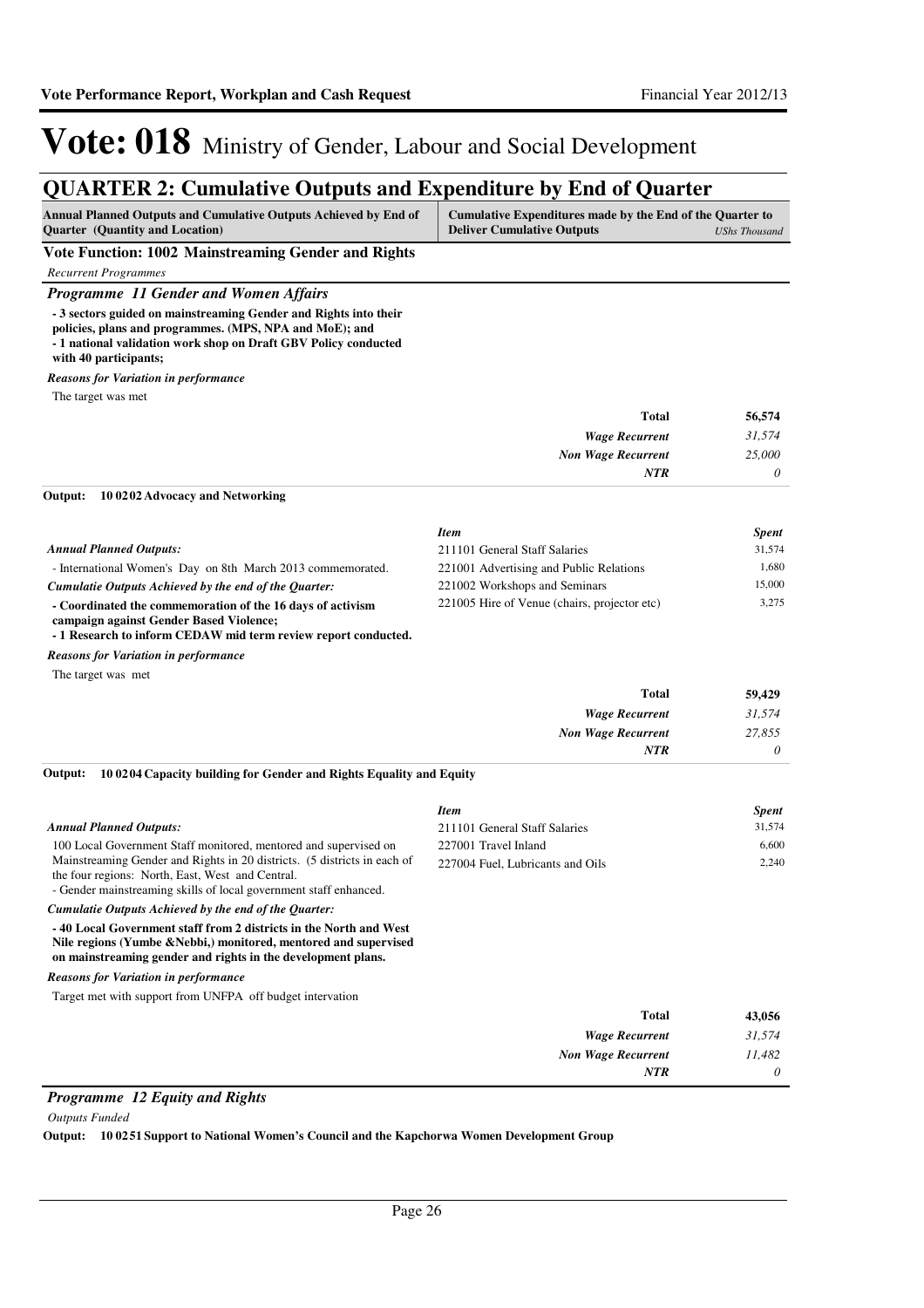# Vote: 018 Ministry of Gender, Labour and Social Development

## QUARTER 2: Cumulative Outputs and Expenditure by End of Quarter

| Annual Planned Outputs and Cumulative Outputs Achieved by End of Quarter (Quantity and Location) | Cumulative Expenditures made by the End of the Quarter to Deliver Cumulative Outputs *UShs Thousand* |
|---|---|

### Vote Function: 1002 Mainstreaming Gender and Rights

*Recurrent Programmes*

#### *Programme 11 Gender and Women Affairs*

**- 3 sectors guided on mainstreaming Gender and Rights into their policies, plans and programmes. (MPS, NPA and MoE); and**
**- 1 national validation work shop on Draft GBV Policy conducted with 40 participants;**

***Reasons for Variation in performance***

The target was met

| | |
|---|---|
| **Total** | **56,574** |
| *Wage Recurrent* | *31,574* |
| *Non Wage Recurrent* | *25,000* |
| *NTR* | *0* |

**Output: 10 02 02 Advocacy and Networking**

***Annual Planned Outputs:***

- International Women's Day on 8th March 2013 commemorated.

***Cumulatie Outputs Achieved by the end of the Quarter:***

**- Coordinated the commemoration of the 16 days of activism campaign against Gender Based Violence;**
**- 1 Research to inform CEDAW mid term review report conducted.**

***Reasons for Variation in performance***

The target was met

| *Item* | *Spent* |
|---|---|
| 211101 General Staff Salaries | 31,574 |
| 221001 Advertising and Public Relations | 1,680 |
| 221002 Workshops and Seminars | 15,000 |
| 221005 Hire of Venue (chairs, projector etc) | 3,275 |

| | |
|---|---|
| **Total** | **59,429** |
| *Wage Recurrent* | *31,574* |
| *Non Wage Recurrent* | *27,855* |
| *NTR* | *0* |

**Output: 10 02 04 Capacity building for Gender and Rights Equality and Equity**

***Annual Planned Outputs:***

100 Local Government Staff monitored, mentored and supervised on Mainstreaming Gender and Rights in 20 districts. (5 districts in each of the four regions: North, East, West and Central.
- Gender mainstreaming skills of local government staff enhanced.

***Cumulatie Outputs Achieved by the end of the Quarter:***

**- 40 Local Government staff from 2 districts in the North and West Nile regions (Yumbe &Nebbi,) monitored, mentored and supervised on mainstreaming gender and rights in the development plans.**

***Reasons for Variation in performance***

Target met with support from UNFPA off budget intervation

| *Item* | *Spent* |
|---|---|
| 211101 General Staff Salaries | 31,574 |
| 227001 Travel Inland | 6,600 |
| 227004 Fuel, Lubricants and Oils | 2,240 |

| | |
|---|---|
| **Total** | **43,056** |
| *Wage Recurrent* | *31,574* |
| *Non Wage Recurrent* | *11,482* |
| *NTR* | *0* |

#### *Programme 12 Equity and Rights*

*Outputs Funded*

**Output: 10 02 51 Support to National Women's Council and the Kapchorwa Women Development Group**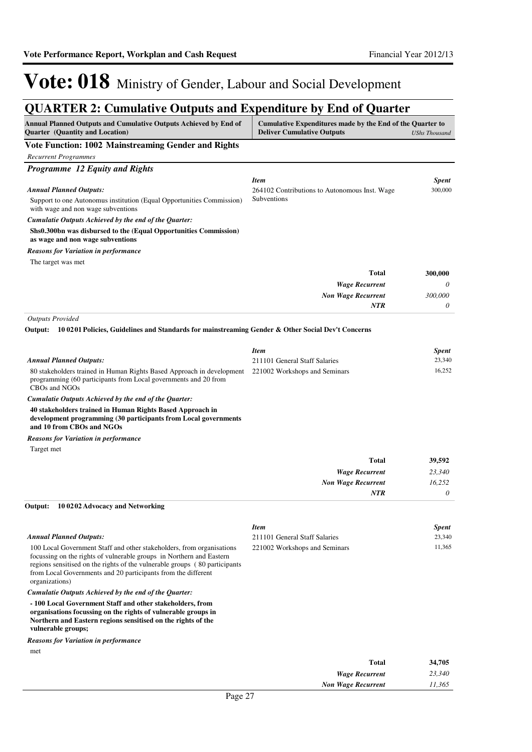# Vote: 018 Ministry of Gender, Labour and Social Development

## QUARTER 2: Cumulative Outputs and Expenditure by End of Quarter

| Annual Planned Outputs and Cumulative Outputs Achieved by End of Quarter (Quantity and Location) | Cumulative Expenditures made by the End of the Quarter to Deliver Cumulative Outputs | *UShs Thousand* |
|---|---|---|

### Vote Function: 1002 Mainstreaming Gender and Rights

*Recurrent Programmes*

#### *Programme 12 Equity and Rights*

*Annual Planned Outputs:*

Support to one Autonomus institution (Equal Opportunities Commission) with wage and non wage subventions

*Cumulatie Outputs Achieved by the end of the Quarter:*

**Shs0.300bn was disbursed to the (Equal Opportunities Commission) as wage and non wage subventions**

*Reasons for Variation in performance*

The target was met

| *Item* | *Spent* |
|---|---|
| 264102 Contributions to Autonomous Inst. Wage Subventions | 300,000 |
| **Total** | **300,000** |
| *Wage Recurrent* | *0* |
| *Non Wage Recurrent* | *300,000* |
| *NTR* | *0* |

*Outputs Provided*

**Output: 10 02 01 Policies, Guidelines and Standards for mainstreaming Gender & Other Social Dev't Concerns**

*Annual Planned Outputs:*

80 stakeholders trained in Human Rights Based Approach in development programming (60 participants from Local governments and 20 from CBOs and NGOs

*Cumulatie Outputs Achieved by the end of the Quarter:*

**40 stakeholders trained in Human Rights Based Approach in development programming (30 participants from Local governments and 10 from CBOs and NGOs**

*Reasons for Variation in performance*

Target met

| *Item* | *Spent* |
|---|---|
| 211101 General Staff Salaries | 23,340 |
| 221002 Workshops and Seminars | 16,252 |
| **Total** | **39,592** |
| *Wage Recurrent* | *23,340* |
| *Non Wage Recurrent* | *16,252* |
| *NTR* | *0* |

**Output: 10 02 02 Advocacy and Networking**

*Annual Planned Outputs:*

100 Local Government Staff and other stakeholders, from organisations focussing on the rights of vulnerable groups in Northern and Eastern regions sensitised on the rights of the vulnerable groups ( 80 participants from Local Governments and 20 participants from the different organizations)

*Cumulatie Outputs Achieved by the end of the Quarter:*

**- 100 Local Government Staff and other stakeholders, from organisations focussing on the rights of vulnerable groups in Northern and Eastern regions sensitised on the rights of the vulnerable groups;**

*Reasons for Variation in performance*

met

| *Item* | *Spent* |
|---|---|
| 211101 General Staff Salaries | 23,340 |
| 221002 Workshops and Seminars | 11,365 |
| **Total** | **34,705** |
| *Wage Recurrent* | *23,340* |
| *Non Wage Recurrent* | *11,365* |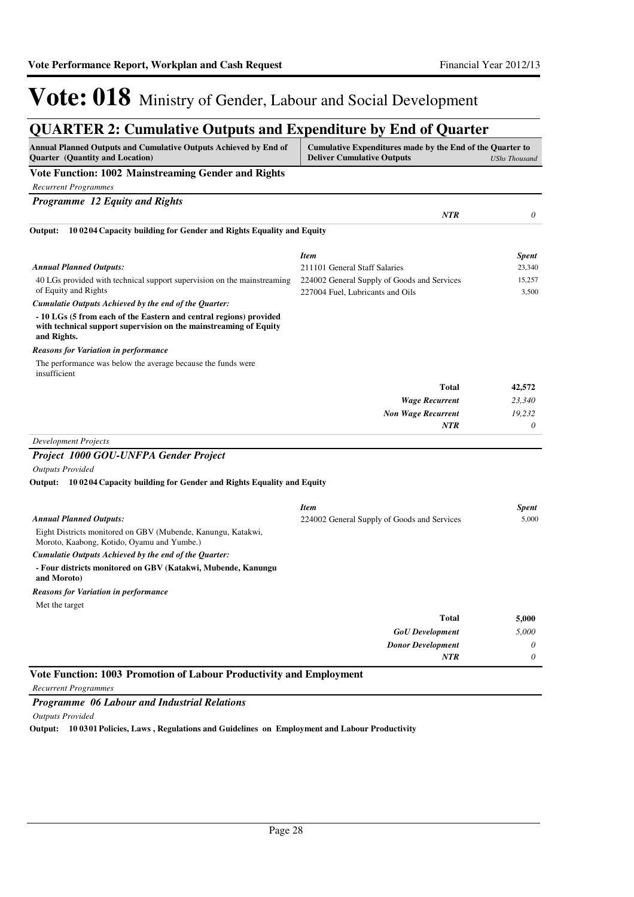# Vote: 018 Ministry of Gender, Labour and Social Development

## QUARTER 2: Cumulative Outputs and Expenditure by End of Quarter

| Annual Planned Outputs and Cumulative Outputs Achieved by End of Quarter (Quantity and Location) | Cumulative Expenditures made by the End of the Quarter to Deliver Cumulative Outputs | *UShs Thousand* |
|---|---|---|

### Vote Function: 1002 Mainstreaming Gender and Rights

*Recurrent Programmes*

#### *Programme 12 Equity and Rights*

| | | |
|---|---|---|
| | ***NTR*** | *0* |

**Output: 10 02 04 Capacity building for Gender and Rights Equality and Equity**

| | *Item* | *Spent* |
|---|---|---|
| ***Annual Planned Outputs:*** | 211101 General Staff Salaries | 23,340 |
| 40 LGs provided with technical support supervision on the mainstreaming of Equity and Rights | 224002 General Supply of Goods and Services | 15,257 |
| | 227004 Fuel, Lubricants and Oils | 3,500 |
| ***Cumulatie Outputs Achieved by the end of the Quarter:*** | | |
| **- 10 LGs (5 from each of the Eastern and central regions) provided with technical support supervision on the mainstreaming of Equity and Rights.** | | |
| ***Reasons for Variation in performance*** | | |
| The performance was below the average because the funds were insufficient | | |
| | **Total** | **42,572** |
| | ***Wage Recurrent*** | *23,340* |
| | ***Non Wage Recurrent*** | *19,232* |
| | ***NTR*** | *0* |

*Development Projects*

#### *Project 1000 GOU-UNFPA Gender Project*

*Outputs Provided*

**Output: 10 02 04 Capacity building for Gender and Rights Equality and Equity**

| | *Item* | *Spent* |
|---|---|---|
| ***Annual Planned Outputs:*** | 224002 General Supply of Goods and Services | 5,000 |
| Eight Districts monitored on GBV (Mubende, Kanungu, Katakwi, Moroto, Kaabong, Kotido, Oyamu and Yumbe.) | | |
| ***Cumulatie Outputs Achieved by the end of the Quarter:*** | | |
| **- Four districts monitored on GBV (Katakwi, Mubende, Kanungu and Moroto)** | | |
| ***Reasons for Variation in performance*** | | |
| Met the target | | |
| | **Total** | **5,000** |
| | ***GoU Development*** | *5,000* |
| | ***Donor Development*** | *0* |
| | ***NTR*** | *0* |

### Vote Function: 1003 Promotion of Labour Productivity and Employment

*Recurrent Programmes*

#### *Programme 06 Labour and Industrial Relations*

*Outputs Provided*

**Output: 10 03 01 Policies, Laws , Regulations and Guidelines on Employment and Labour Productivity**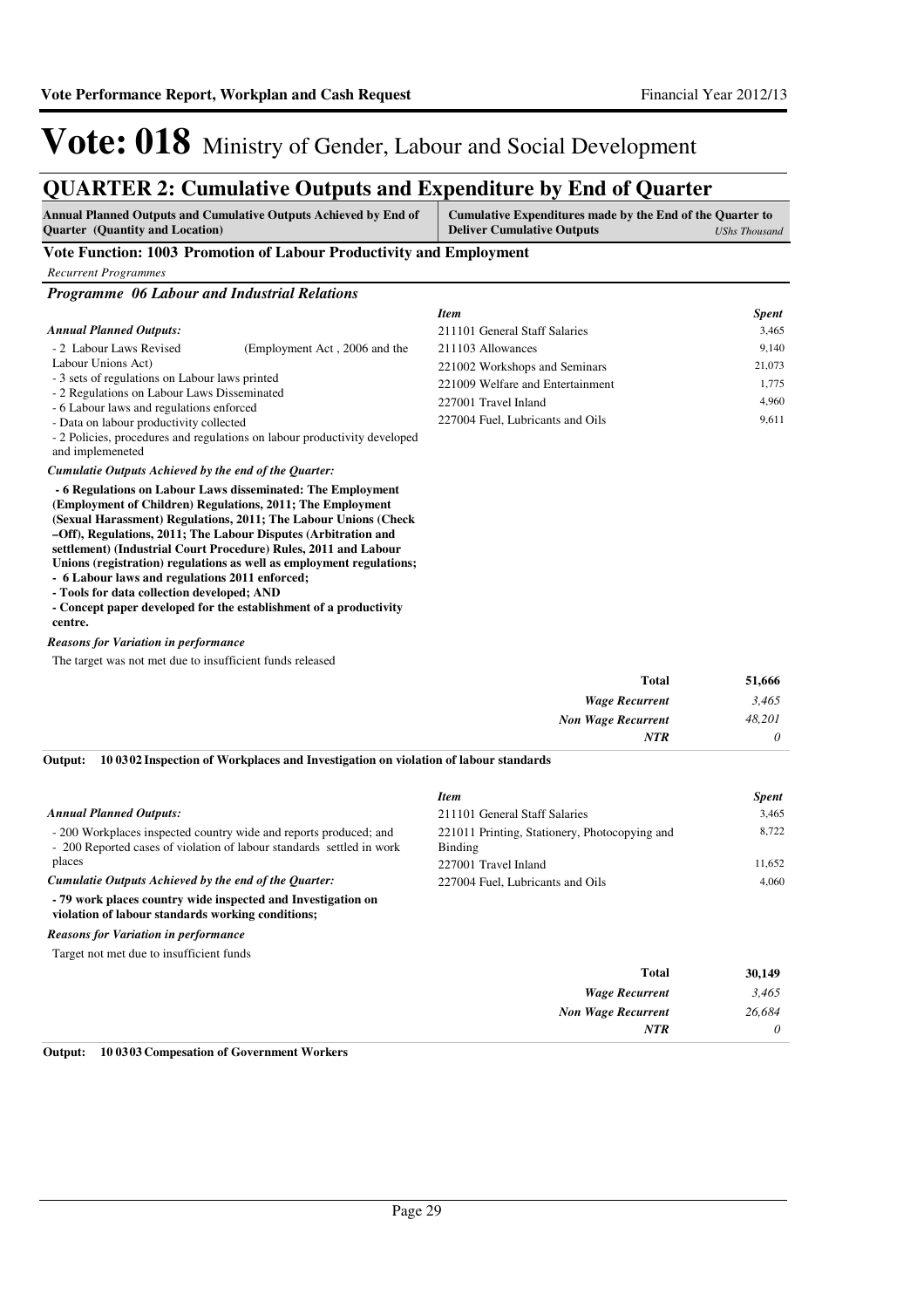# Vote: 018 Ministry of Gender, Labour and Social Development

## QUARTER 2: Cumulative Outputs and Expenditure by End of Quarter

| Annual Planned Outputs and Cumulative Outputs Achieved by End of Quarter (Quantity and Location) | Cumulative Expenditures made by the End of the Quarter to Deliver Cumulative Outputs *UShs Thousand* |
|---|---|

### Vote Function: 1003 Promotion of Labour Productivity and Employment

*Recurrent Programmes*

#### *Programme 06 Labour and Industrial Relations*

***Annual Planned Outputs:***

- 2 Labour Laws Revised (Employment Act , 2006 and the Labour Unions Act)
- 3 sets of regulations on Labour laws printed
- 2 Regulations on Labour Laws Disseminated
- 6 Labour laws and regulations enforced
- Data on labour productivity collected
- 2 Policies, procedures and regulations on labour productivity developed and implemeneted

***Cumulatie Outputs Achieved by the end of the Quarter:***

**- 6 Regulations on Labour Laws disseminated: The Employment (Employment of Children) Regulations, 2011; The Employment (Sexual Harassment) Regulations, 2011; The Labour Unions (Check –Off), Regulations, 2011; The Labour Disputes (Arbitration and settlement) (Industrial Court Procedure) Rules, 2011 and Labour Unions (registration) regulations as well as employment regulations;**
**- 6 Labour laws and regulations 2011 enforced;**
**- Tools for data collection developed; AND**
**- Concept paper developed for the establishment of a productivity centre.**

***Reasons for Variation in performance***

The target was not met due to insufficient funds released

| *Item* | *Spent* |
|---|---|
| 211101 General Staff Salaries | 3,465 |
| 211103 Allowances | 9,140 |
| 221002 Workshops and Seminars | 21,073 |
| 221009 Welfare and Entertainment | 1,775 |
| 227001 Travel Inland | 4,960 |
| 227004 Fuel, Lubricants and Oils | 9,611 |
| **Total** | **51,666** |
| ***Wage Recurrent*** | *3,465* |
| ***Non Wage Recurrent*** | *48,201* |
| ***NTR*** | *0* |

**Output: 10 03 02 Inspection of Workplaces and Investigation on violation of labour standards**

***Annual Planned Outputs:***

- 200 Workplaces inspected country wide and reports produced; and
- 200 Reported cases of violation of labour standards settled in work places

***Cumulatie Outputs Achieved by the end of the Quarter:***

**- 79 work places country wide inspected and Investigation on violation of labour standards working conditions;**

***Reasons for Variation in performance***

Target not met due to insufficient funds

| *Item* | *Spent* |
|---|---|
| 211101 General Staff Salaries | 3,465 |
| 221011 Printing, Stationery, Photocopying and Binding | 8,722 |
| 227001 Travel Inland | 11,652 |
| 227004 Fuel, Lubricants and Oils | 4,060 |
| **Total** | **30,149** |
| ***Wage Recurrent*** | *3,465* |
| ***Non Wage Recurrent*** | *26,684* |
| ***NTR*** | *0* |

**Output: 10 03 03 Compesation of Government Workers**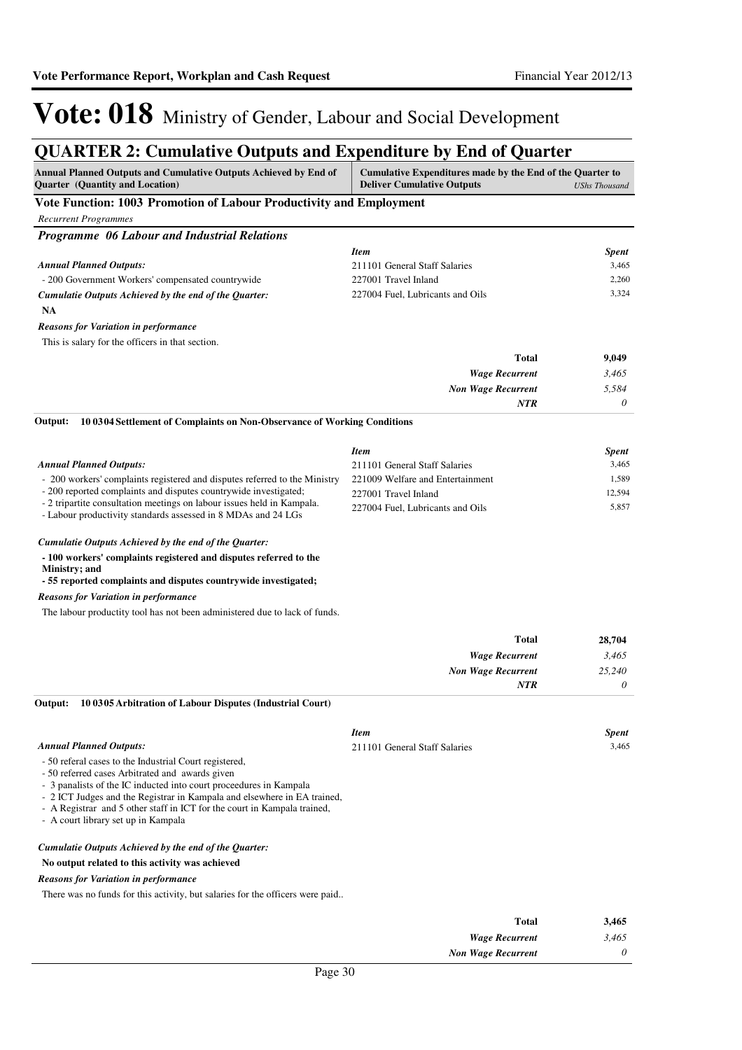# Vote: 018 Ministry of Gender, Labour and Social Development

## QUARTER 2: Cumulative Outputs and Expenditure by End of Quarter

| Annual Planned Outputs and Cumulative Outputs Achieved by End of Quarter (Quantity and Location) | Cumulative Expenditures made by the End of the Quarter to Deliver Cumulative Outputs *UShs Thousand* |
|---|---|

### Vote Function: 1003 Promotion of Labour Productivity and Employment

*Recurrent Programmes*

#### *Programme 06 Labour and Industrial Relations*

***Annual Planned Outputs:***

- 200 Government Workers' compensated countrywide

***Cumulatie Outputs Achieved by the end of the Quarter:***

**NA**

***Reasons for Variation in performance***

This is salary for the officers in that section.

| *Item* | *Spent* |
|---|---|
| 211101 General Staff Salaries | 3,465 |
| 227001 Travel Inland | 2,260 |
| 227004 Fuel, Lubricants and Oils | 3,324 |
| **Total** | **9,049** |
| *Wage Recurrent* | *3,465* |
| *Non Wage Recurrent* | *5,584* |
| *NTR* | *0* |

**Output: 10 03 04 Settlement of Complaints on Non-Observance of Working Conditions**

***Annual Planned Outputs:***

- 200 workers' complaints registered and disputes referred to the Ministry
- 200 reported complaints and disputes countrywide investigated;
- 2 tripartite consultation meetings on labour issues held in Kampala.
- Labour productivity standards assessed in 8 MDAs and 24 LGs

***Cumulatie Outputs Achieved by the end of the Quarter:***

**- 100 workers' complaints registered and disputes referred to the Ministry; and**
**- 55 reported complaints and disputes countrywide investigated;**

***Reasons for Variation in performance***

The labour producticty tool has not been administered due to lack of funds.

| *Item* | *Spent* |
|---|---|
| 211101 General Staff Salaries | 3,465 |
| 221009 Welfare and Entertainment | 1,589 |
| 227001 Travel Inland | 12,594 |
| 227004 Fuel, Lubricants and Oils | 5,857 |
| **Total** | **28,704** |
| *Wage Recurrent* | *3,465* |
| *Non Wage Recurrent* | *25,240* |
| *NTR* | *0* |

**Output: 10 03 05 Arbitration of Labour Disputes (Industrial Court)**

***Annual Planned Outputs:***

- 50 referal cases to the Industrial Court registered,
- 50 referred cases Arbitrated and awards given
- 3 panalists of the IC inducted into court proceedures in Kampala
- 2 ICT Judges and the Registrar in Kampala and elsewhere in EA trained,
- A Registrar and 5 other staff in ICT for the court in Kampala trained,
- A court library set up in Kampala

***Cumulatie Outputs Achieved by the end of the Quarter:***

**No output related to this activity was achieved**

***Reasons for Variation in performance***

There was no funds for this activity, but salaries for the officers were paid..

| *Item* | *Spent* |
|---|---|
| 211101 General Staff Salaries | 3,465 |
| **Total** | **3,465** |
| *Wage Recurrent* | *3,465* |
| *Non Wage Recurrent* | *0* |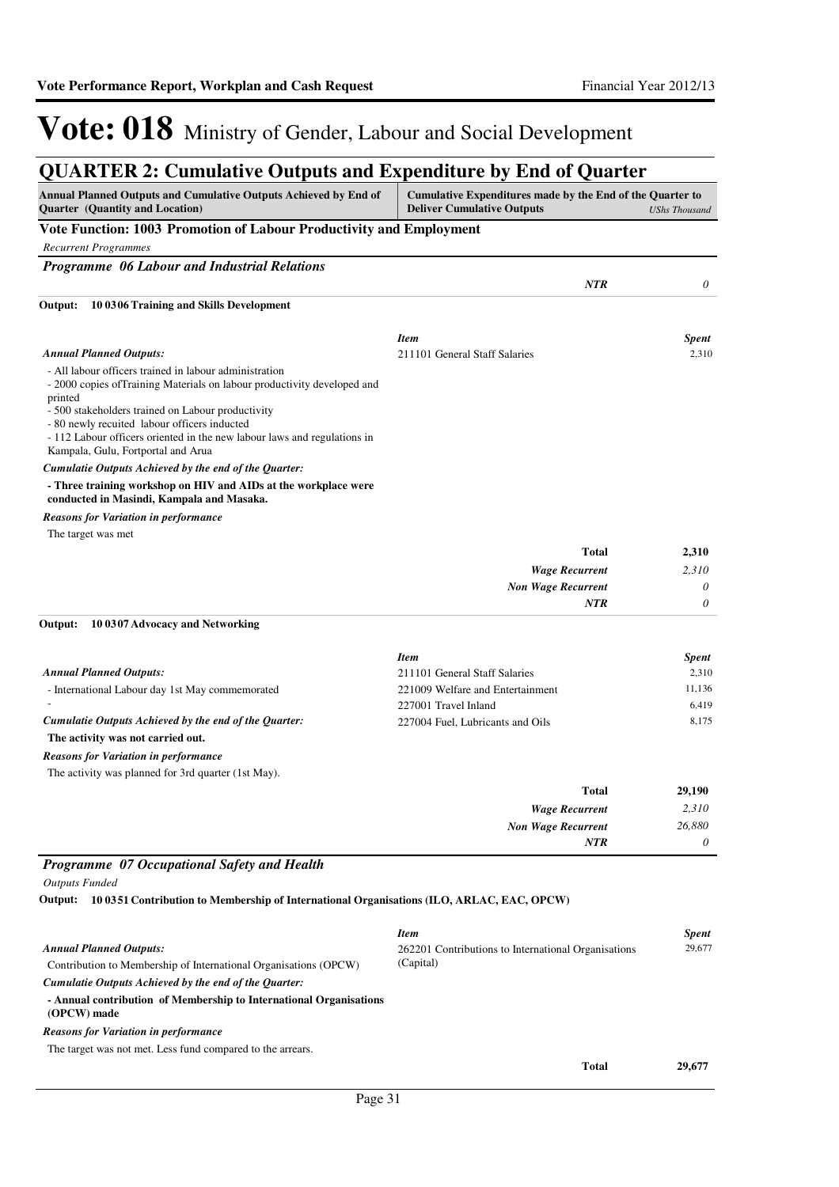# Vote: 018 Ministry of Gender, Labour and Social Development

## QUARTER 2: Cumulative Outputs and Expenditure by End of Quarter

| Annual Planned Outputs and Cumulative Outputs Achieved by End of Quarter (Quantity and Location) | Cumulative Expenditures made by the End of the Quarter to Deliver Cumulative Outputs | *UShs Thousand* |
|---|---|---|

### Vote Function: 1003 Promotion of Labour Productivity and Employment

*Recurrent Programmes*

#### *Programme 06 Labour and Industrial Relations*

| | *NTR* | *0* |
|---|---|---|

**Output: 10 0306 Training and Skills Development**

| | *Item* | *Spent* |
|---|---|---|
| *Annual Planned Outputs:* | 211101 General Staff Salaries | 2,310 |

- All labour officers trained in labour administration
- 2000 copies ofTraining Materials on labour productivity developed and printed
- 500 stakeholders trained on Labour productivity
- 80 newly recuited labour officers inducted
- 112 Labour officers oriented in the new labour laws and regulations in Kampala, Gulu, Fortportal and Arua

*Cumulatie Outputs Achieved by the end of the Quarter:*

**- Three training workshop on HIV and AIDs at the workplace were conducted in Masindi, Kampala and Masaka.**

*Reasons for Variation in performance*

The target was met

| | |
|---|---|
| **Total** | **2,310** |
| *Wage Recurrent* | *2,310* |
| *Non Wage Recurrent* | *0* |
| *NTR* | *0* |

**Output: 10 0307 Advocacy and Networking**

| | *Item* | *Spent* |
|---|---|---|
| *Annual Planned Outputs:* | 211101 General Staff Salaries | 2,310 |
| - International Labour day 1st May commemorated | 221009 Welfare and Entertainment | 11,136 |
| - | 227001 Travel Inland | 6,419 |
| *Cumulatie Outputs Achieved by the end of the Quarter:* | 227004 Fuel, Lubricants and Oils | 8,175 |

**The activity was not carried out.**

*Reasons for Variation in performance*

The activity was planned for 3rd quarter (1st May).

| | |
|---|---|
| **Total** | **29,190** |
| *Wage Recurrent* | *2,310* |
| *Non Wage Recurrent* | *26,880* |
| *NTR* | *0* |

#### *Programme 07 Occupational Safety and Health*

*Outputs Funded*

**Output: 10 0351 Contribution to Membership of International Organisations (ILO, ARLAC, EAC, OPCW)**

| | *Item* | *Spent* |
|---|---|---|
| *Annual Planned Outputs:* | 262201 Contributions to International Organisations (Capital) | 29,677 |
| Contribution to Membership of International Organisations (OPCW) | | |

*Cumulatie Outputs Achieved by the end of the Quarter:*

**- Annual contribution of Membership to International Organisations (OPCW) made**

*Reasons for Variation in performance*

The target was not met. Less fund compared to the arrears.

| | |
|---|---|
| **Total** | **29,677** |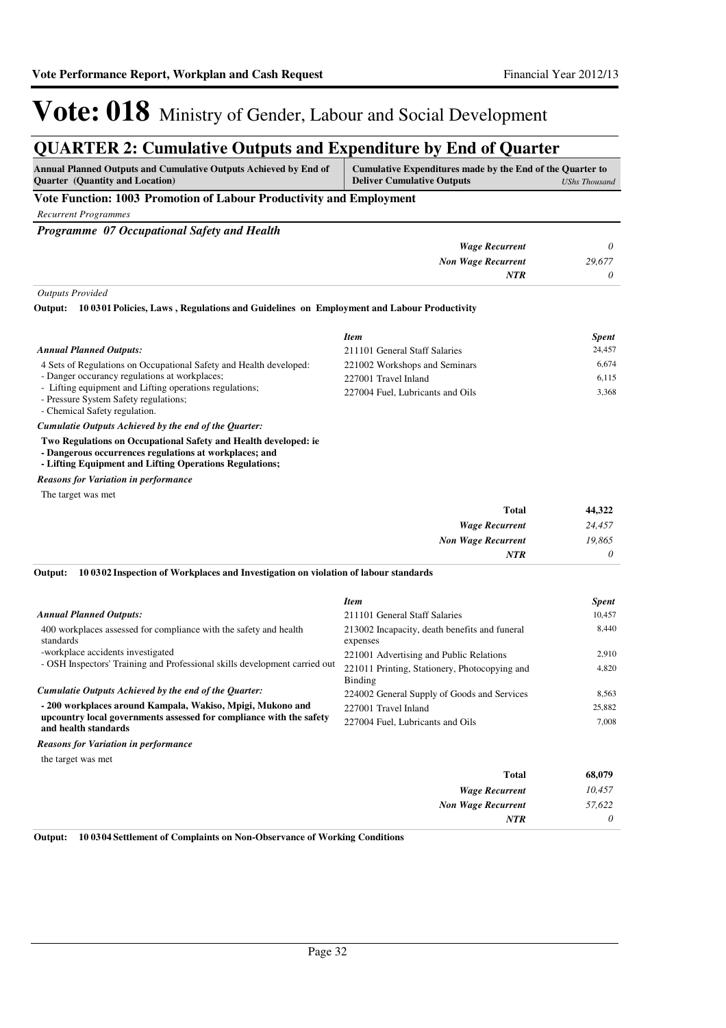# Vote: 018 Ministry of Gender, Labour and Social Development

## QUARTER 2: Cumulative Outputs and Expenditure by End of Quarter

| Annual Planned Outputs and Cumulative Outputs Achieved by End of Quarter (Quantity and Location) | Cumulative Expenditures made by the End of the Quarter to Deliver Cumulative Outputs | UShs Thousand |
|---|---|---|

**Vote Function: 1003 Promotion of Labour Productivity and Employment**

*Recurrent Programmes*

***Programme 07 Occupational Safety and Health***

| | |
|---|---|
| *Wage Recurrent* | *0* |
| *Non Wage Recurrent* | *29,677* |
| *NTR* | *0* |

*Outputs Provided*

**Output: 10 03 01 Policies, Laws , Regulations and Guidelines on Employment and Labour Productivity**

***Annual Planned Outputs:***

4 Sets of Regulations on Occupational Safety and Health developed:
- Danger occurancy regulations at workplaces;
- Lifting equipment and Lifting operations regulations;
- Pressure System Safety regulations;
- Chemical Safety regulation.

***Cumulatie Outputs Achieved by the end of the Quarter:***

**Two Regulations on Occupational Safety and Health developed: ie**
**- Dangerous occurrences regulations at workplaces; and**
**- Lifting Equipment and Lifting Operations Regulations;**

***Reasons for Variation in performance***

The target was met

| *Item* | *Spent* |
|---|---|
| 211101 General Staff Salaries | 24,457 |
| 221002 Workshops and Seminars | 6,674 |
| 227001 Travel Inland | 6,115 |
| 227004 Fuel, Lubricants and Oils | 3,368 |

| | |
|---|---|
| **Total** | **44,322** |
| *Wage Recurrent* | *24,457* |
| *Non Wage Recurrent* | *19,865* |
| *NTR* | *0* |

**Output: 10 03 02 Inspection of Workplaces and Investigation on violation of labour standards**

***Annual Planned Outputs:***

400 workplaces assessed for compliance with the safety and health standards
-workplace accidents investigated
- OSH Inspectors' Training and Professional skills development carried out

***Cumulative Outputs Achieved by the end of the Quarter:***

**- 200 workplaces around Kampala, Wakiso, Mpigi, Mukono and upcountry local governments assessed for compliance with the safety and health standards**

***Reasons for Variation in performance***

the target was met

| *Item* | *Spent* |
|---|---|
| 211101 General Staff Salaries | 10,457 |
| 213002 Incapacity, death benefits and funeral expenses | 8,440 |
| 221001 Advertising and Public Relations | 2,910 |
| 221011 Printing, Stationery, Photocopying and Binding | 4,820 |
| 224002 General Supply of Goods and Services | 8,563 |
| 227001 Travel Inland | 25,882 |
| 227004 Fuel, Lubricants and Oils | 7,008 |

| | |
|---|---|
| **Total** | **68,079** |
| *Wage Recurrent* | *10,457* |
| *Non Wage Recurrent* | *57,622* |
| *NTR* | *0* |

**Output: 10 03 04 Settlement of Complaints on Non-Observance of Working Conditions**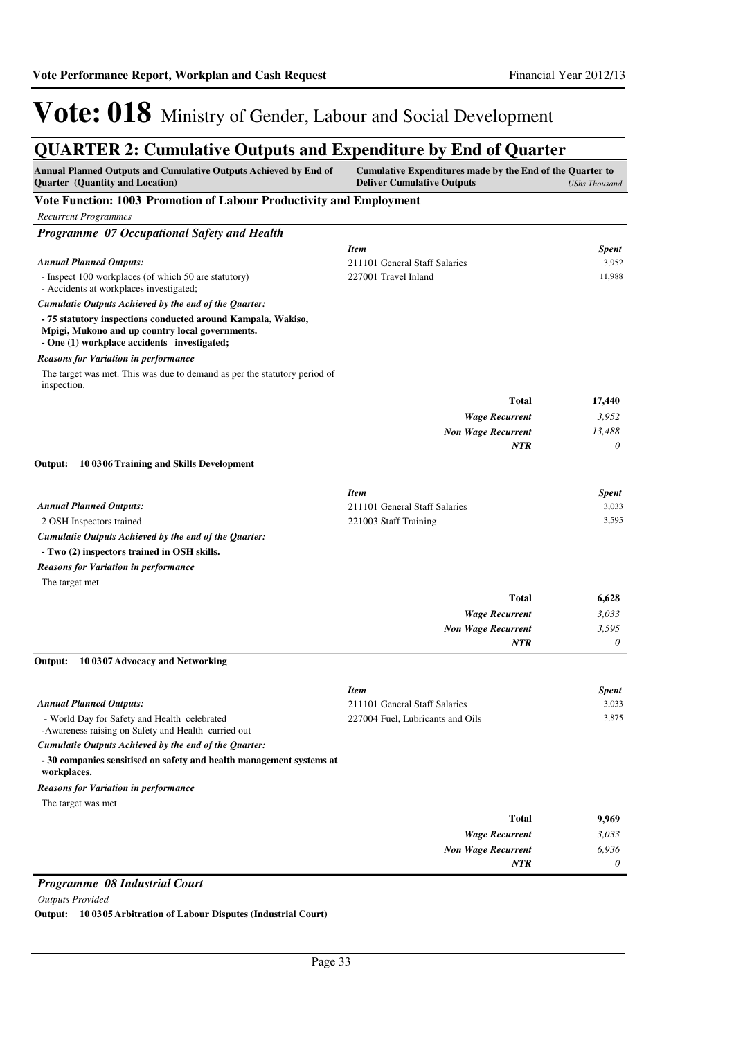# Vote: 018 Ministry of Gender, Labour and Social Development

## QUARTER 2: Cumulative Outputs and Expenditure by End of Quarter

| Annual Planned Outputs and Cumulative Outputs Achieved by End of Quarter (Quantity and Location) | Cumulative Expenditures made by the End of the Quarter to Deliver Cumulative Outputs | *UShs Thousand* |
|---|---|---|

### Vote Function: 1003 Promotion of Labour Productivity and Employment

*Recurrent Programmes*

#### *Programme 07 Occupational Safety and Health*

*Annual Planned Outputs:*

- Inspect 100 workplaces (of which 50 are statutory)
- Accidents at workplaces investigated;

*Cumulatie Outputs Achieved by the end of the Quarter:*

**- 75 statutory inspections conducted around Kampala, Wakiso, Mpigi, Mukono and up country local governments.**
**- One (1) workplace accidents investigated;**

*Reasons for Variation in performance*

The target was met. This was due to demand as per the statutory period of inspection.

| *Item* | *Spent* |
|---|---|
| 211101 General Staff Salaries | 3,952 |
| 227001 Travel Inland | 11,988 |
| **Total** | **17,440** |
| ***Wage Recurrent*** | *3,952* |
| ***Non Wage Recurrent*** | *13,488* |
| ***NTR*** | *0* |

**Output: 10 0306 Training and Skills Development**

*Annual Planned Outputs:*

2 OSH Inspectors trained

*Cumulatie Outputs Achieved by the end of the Quarter:*

**- Two (2) inspectors trained in OSH skills.**

*Reasons for Variation in performance*

The target met

| *Item* | *Spent* |
|---|---|
| 211101 General Staff Salaries | 3,033 |
| 221003 Staff Training | 3,595 |
| **Total** | **6,628** |
| ***Wage Recurrent*** | *3,033* |
| ***Non Wage Recurrent*** | *3,595* |
| ***NTR*** | *0* |

**Output: 10 0307 Advocacy and Networking**

*Annual Planned Outputs:*

- World Day for Safety and Health celebrated
- Awareness raising on Safety and Health carried out

*Cumulatie Outputs Achieved by the end of the Quarter:*

**- 30 companies sensitised on safety and health management systems at workplaces.**

*Reasons for Variation in performance*

The target was met

| *Item* | *Spent* |
|---|---|
| 211101 General Staff Salaries | 3,033 |
| 227004 Fuel, Lubricants and Oils | 3,875 |
| **Total** | **9,969** |
| ***Wage Recurrent*** | *3,033* |
| ***Non Wage Recurrent*** | *6,936* |
| ***NTR*** | *0* |

#### *Programme 08 Industrial Court*

*Outputs Provided*

**Output: 10 0305 Arbitration of Labour Disputes (Industrial Court)**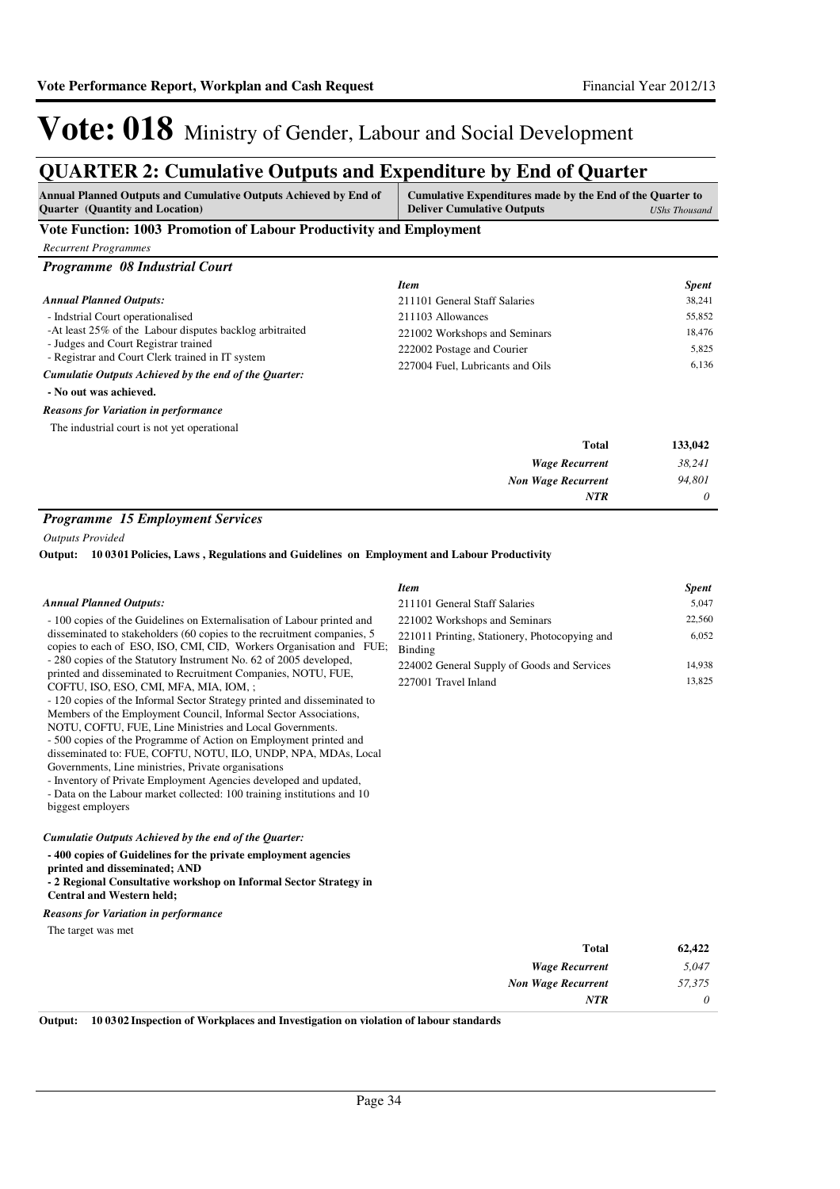# Vote: 018 Ministry of Gender, Labour and Social Development

## QUARTER 2: Cumulative Outputs and Expenditure by End of Quarter

**Annual Planned Outputs and Cumulative Outputs Achieved by End of Quarter (Quantity and Location)** | **Cumulative Expenditures made by the End of the Quarter to Deliver Cumulative Outputs** *UShs Thousand*

### Vote Function: 1003 Promotion of Labour Productivity and Employment

*Recurrent Programmes*

### *Programme 08 Industrial Court*

***Annual Planned Outputs:***

- Indstrial Court operationalised
-At least 25% of the Labour disputes backlog arbitraited
- Judges and Court Registrar trained
- Registrar and Court Clerk trained in IT system

***Cumulatie Outputs Achieved by the end of the Quarter:***

**- No out was achieved.**

***Reasons for Variation in performance***

The industrial court is not yet operational

| *Item* | *Spent* |
|---|---|
| 211101 General Staff Salaries | 38,241 |
| 211103 Allowances | 55,852 |
| 221002 Workshops and Seminars | 18,476 |
| 222002 Postage and Courier | 5,825 |
| 227004 Fuel, Lubricants and Oils | 6,136 |
| **Total** | **133,042** |
| ***Wage Recurrent*** | *38,241* |
| ***Non Wage Recurrent*** | *94,801* |
| ***NTR*** | *0* |

### *Programme 15 Employment Services*

*Outputs Provided*

**Output: 10 03 01 Policies, Laws , Regulations and Guidelines on Employment and Labour Productivity**

***Annual Planned Outputs:***

- 100 copies of the Guidelines on Externalisation of Labour printed and disseminated to stakeholders (60 copies to the recruitment companies, 5 copies to each of ESO, ISO, CMI, CID, Workers Organisation and FUE;
- 280 copies of the Statutory Instrument No. 62 of 2005 developed, printed and disseminated to Recruitment Companies, NOTU, FUE, COFTU, ISO, ESO, CMI, MFA, MIA, IOM, ;
- 120 copies of the Informal Sector Strategy printed and disseminated to Members of the Employment Council, Informal Sector Associations, NOTU, COFTU, FUE, Line Ministries and Local Governments.
- 500 copies of the Programme of Action on Employment printed and disseminated to: FUE, COFTU, NOTU, ILO, UNDP, NPA, MDAs, Local Governments, Line ministries, Private organisations
- Inventory of Private Employment Agencies developed and updated,
- Data on the Labour market collected: 100 training institutions and 10 biggest employers

***Cumulatie Outputs Achieved by the end of the Quarter:***

**- 400 copies of Guidelines for the private employment agencies printed and disseminated; AND**
**- 2 Regional Consultative workshop on Informal Sector Strategy in Central and Western held;**

***Reasons for Variation in performance***

The target was met

| *Item* | *Spent* |
|---|---|
| 211101 General Staff Salaries | 5,047 |
| 221002 Workshops and Seminars | 22,560 |
| 221011 Printing, Stationery, Photocopying and Binding | 6,052 |
| 224002 General Supply of Goods and Services | 14,938 |
| 227001 Travel Inland | 13,825 |
| **Total** | **62,422** |
| ***Wage Recurrent*** | *5,047* |
| ***Non Wage Recurrent*** | *57,375* |
| ***NTR*** | *0* |

**Output: 10 03 02 Inspection of Workplaces and Investigation on violation of labour standards**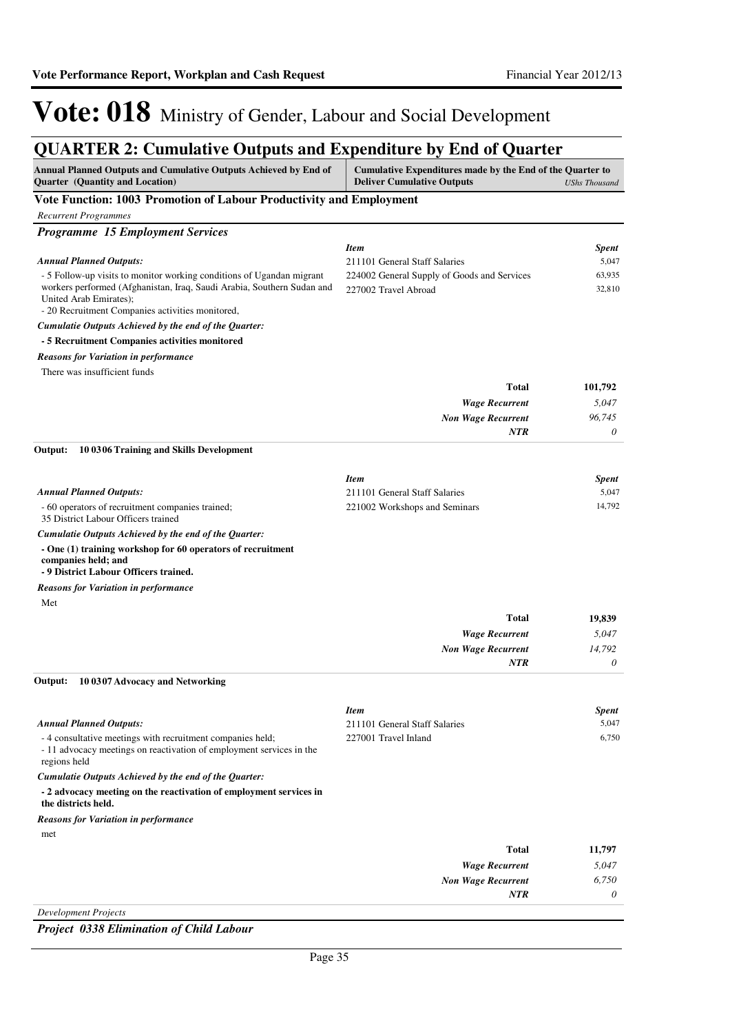# Vote: 018 Ministry of Gender, Labour and Social Development

## QUARTER 2: Cumulative Outputs and Expenditure by End of Quarter

| Annual Planned Outputs and Cumulative Outputs Achieved by End of Quarter (Quantity and Location) | Cumulative Expenditures made by the End of the Quarter to Deliver Cumulative Outputs | *UShs Thousand* |
|---|---|---|

### Vote Function: 1003 Promotion of Labour Productivity and Employment

*Recurrent Programmes*

#### *Programme 15 Employment Services*

***Annual Planned Outputs:***

- 5 Follow-up visits to monitor working conditions of Ugandan migrant workers performed (Afghanistan, Iraq, Saudi Arabia, Southern Sudan and United Arab Emirates);
- 20 Recruitment Companies activities monitored,

***Cumulatie Outputs Achieved by the end of the Quarter:***

**- 5 Recruitment Companies activities monitored**

***Reasons for Variation in performance***

There was insufficient funds

| *Item* | *Spent* |
|---|---|
| 211101 General Staff Salaries | 5,047 |
| 224002 General Supply of Goods and Services | 63,935 |
| 227002 Travel Abroad | 32,810 |
| **Total** | **101,792** |
| *Wage Recurrent* | *5,047* |
| *Non Wage Recurrent* | *96,745* |
| *NTR* | *0* |

**Output: 10 0306 Training and Skills Development**

***Annual Planned Outputs:***

- 60 operators of recruitment companies trained;
35 District Labour Officers trained

***Cumulatie Outputs Achieved by the end of the Quarter:***

**- One (1) training workshop for 60 operators of recruitment companies held; and**
**- 9 District Labour Officers trained.**

***Reasons for Variation in performance***

Met

| *Item* | *Spent* |
|---|---|
| 211101 General Staff Salaries | 5,047 |
| 221002 Workshops and Seminars | 14,792 |
| **Total** | **19,839** |
| *Wage Recurrent* | *5,047* |
| *Non Wage Recurrent* | *14,792* |
| *NTR* | *0* |

**Output: 10 0307 Advocacy and Networking**

***Annual Planned Outputs:***

- 4 consultative meetings with recruitment companies held;
- 11 advocacy meetings on reactivation of employment services in the regions held

***Cumulatie Outputs Achieved by the end of the Quarter:***

**- 2 advocacy meeting on the reactivation of employment services in the districts held.**

***Reasons for Variation in performance***

met

| *Item* | *Spent* |
|---|---|
| 211101 General Staff Salaries | 5,047 |
| 227001 Travel Inland | 6,750 |
| **Total** | **11,797** |
| *Wage Recurrent* | *5,047* |
| *Non Wage Recurrent* | *6,750* |
| *NTR* | *0* |

*Development Projects*

#### *Project 0338 Elimination of Child Labour*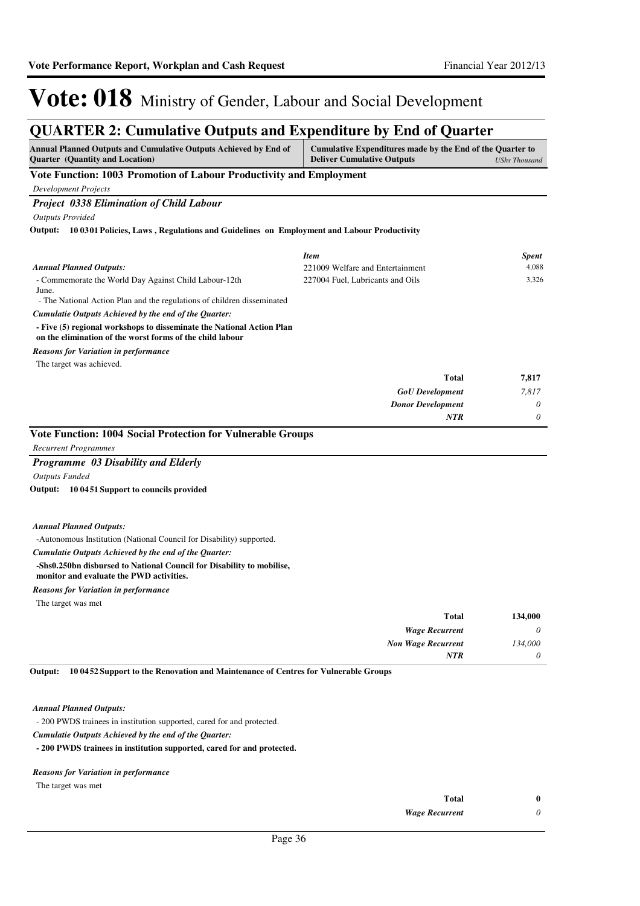# Vote: 018 Ministry of Gender, Labour and Social Development

## QUARTER 2: Cumulative Outputs and Expenditure by End of Quarter

| Annual Planned Outputs and Cumulative Outputs Achieved by End of Quarter (Quantity and Location) | Cumulative Expenditures made by the End of the Quarter to Deliver Cumulative Outputs | UShs Thousand |
|---|---|---|

### Vote Function: 1003 Promotion of Labour Productivity and Employment

*Development Projects*

#### *Project 0338 Elimination of Child Labour*

*Outputs Provided*

**Output: 10 03 01 Policies, Laws , Regulations and Guidelines on Employment and Labour Productivity**

***Annual Planned Outputs:***

- Commemorate the World Day Against Child Labour-12th June.
- The National Action Plan and the regulations of children disseminated

***Cumulatie Outputs Achieved by the end of the Quarter:***

**- Five (5) regional workshops to disseminate the National Action Plan on the elimination of the worst forms of the child labour**

***Reasons for Variation in performance***

The target was achieved.

| *Item* | *Spent* |
|---|---|
| 221009 Welfare and Entertainment | 4,088 |
| 227004 Fuel, Lubricants and Oils | 3,326 |
| **Total** | **7,817** |
| *GoU Development* | *7,817* |
| *Donor Development* | *0* |
| *NTR* | *0* |

### Vote Function: 1004 Social Protection for Vulnerable Groups

*Recurrent Programmes*

#### *Programme 03 Disability and Elderly*

*Outputs Funded*

**Output: 10 04 51 Support to councils provided**

***Annual Planned Outputs:***

-Autonomous Institution (National Council for Disability) supported.

***Cumulatie Outputs Achieved by the end of the Quarter:***

**-Shs0.250bn disbursed to National Council for Disability to mobilise, monitor and evaluate the PWD activities.**

***Reasons for Variation in performance***

The target was met

| | |
|---|---|
| **Total** | **134,000** |
| *Wage Recurrent* | *0* |
| *Non Wage Recurrent* | *134,000* |
| *NTR* | *0* |

**Output: 10 04 52 Support to the Renovation and Maintenance of Centres for Vulnerable Groups**

***Annual Planned Outputs:***

- 200 PWDS trainees in institution supported, cared for and protected.

***Cumulatie Outputs Achieved by the end of the Quarter:***

**- 200 PWDS trainees in institution supported, cared for and protected.**

***Reasons for Variation in performance***

The target was met

| | |
|---|---|
| **Total** | **0** |
| *Wage Recurrent* | *0* |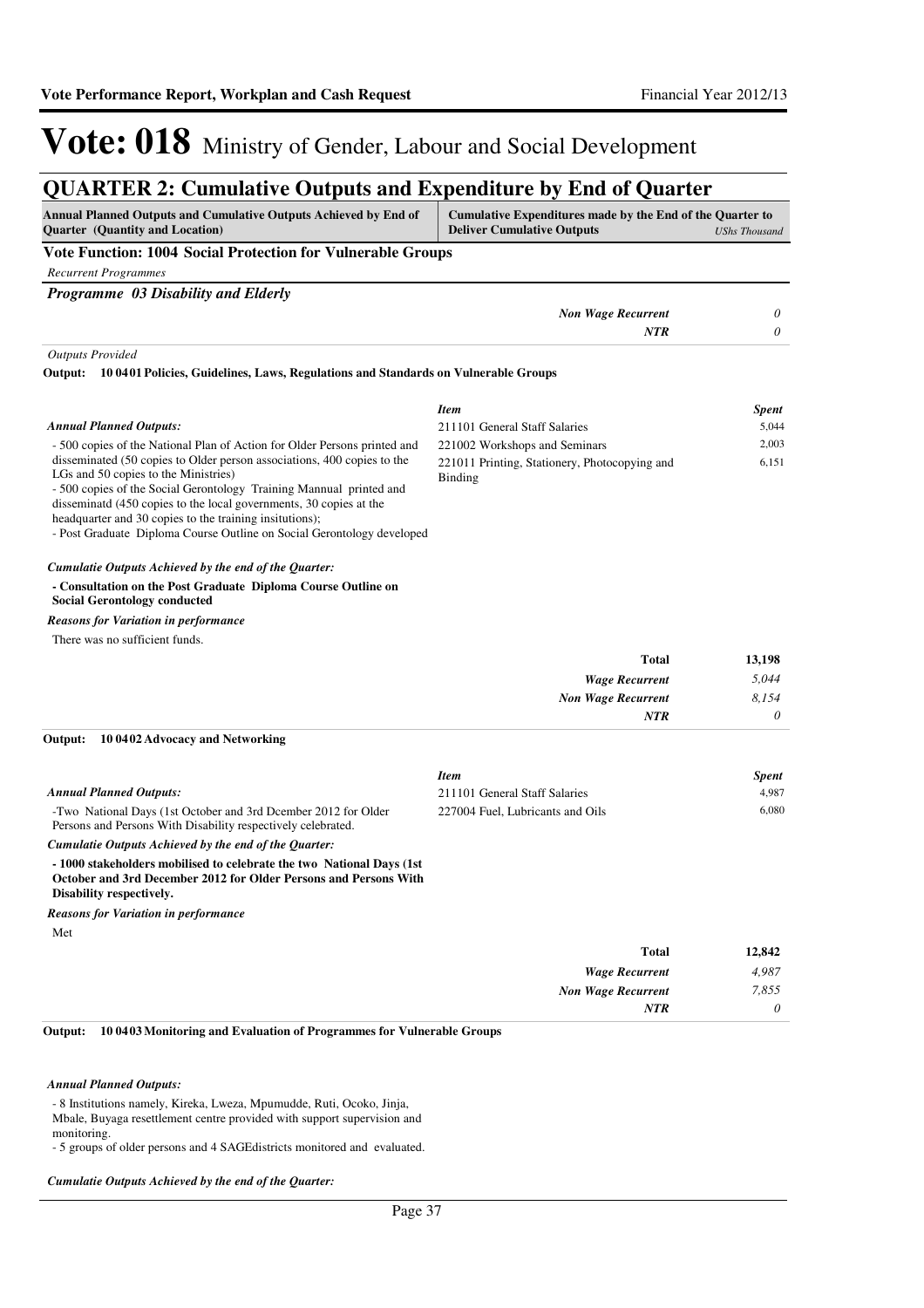# Vote: 018 Ministry of Gender, Labour and Social Development

## QUARTER 2: Cumulative Outputs and Expenditure by End of Quarter

| Annual Planned Outputs and Cumulative Outputs Achieved by End of Quarter (Quantity and Location) | Cumulative Expenditures made by the End of the Quarter to Deliver Cumulative Outputs | *UShs Thousand* |
|---|---|---|

**Vote Function: 1004 Social Protection for Vulnerable Groups**

*Recurrent Programmes*

***Programme 03 Disability and Elderly***

| | |
|---|---|
| *Non Wage Recurrent* | *0* |
| *NTR* | *0* |

*Outputs Provided*

**Output: 10 04 01 Policies, Guidelines, Laws, Regulations and Standards on Vulnerable Groups**

*Annual Planned Outputs:*

- 500 copies of the National Plan of Action for Older Persons printed and disseminated (50 copies to Older person associations, 400 copies to the LGs and 50 copies to the Ministries)
- 500 copies of the Social Gerontology Training Mannual printed and disseminatd (450 copies to the local governments, 30 copies at the headquarter and 30 copies to the training insitutions);
- Post Graduate Diploma Course Outline on Social Gerontology developed

| *Item* | *Spent* |
|---|---|
| 211101 General Staff Salaries | 5,044 |
| 221002 Workshops and Seminars | 2,003 |
| 221011 Printing, Stationery, Photocopying and Binding | 6,151 |

*Cumulatie Outputs Achieved by the end of the Quarter:*

**- Consultation on the Post Graduate Diploma Course Outline on Social Gerontology conducted**

*Reasons for Variation in performance*

There was no sufficient funds.

| | |
|---|---|
| **Total** | **13,198** |
| *Wage Recurrent* | *5,044* |
| *Non Wage Recurrent* | *8,154* |
| *NTR* | *0* |

**Output: 10 04 02 Advocacy and Networking**

*Annual Planned Outputs:*

-Two National Days (1st October and 3rd Dcember 2012 for Older Persons and Persons With Disability respectively celebrated.

| *Item* | *Spent* |
|---|---|
| 211101 General Staff Salaries | 4,987 |
| 227004 Fuel, Lubricants and Oils | 6,080 |

*Cumulatie Outputs Achieved by the end of the Quarter:*

**- 1000 stakeholders mobilised to celebrate the two National Days (1st October and 3rd December 2012 for Older Persons and Persons With Disability respectively.**

*Reasons for Variation in performance*

Met

| | |
|---|---|
| **Total** | **12,842** |
| *Wage Recurrent* | *4,987* |
| *Non Wage Recurrent* | *7,855* |
| *NTR* | *0* |

**Output: 10 04 03 Monitoring and Evaluation of Programmes for Vulnerable Groups**

*Annual Planned Outputs:*

- 8 Institutions namely, Kireka, Lweza, Mpumudde, Ruti, Ocoko, Jinja, Mbale, Buyaga resettlement centre provided with support supervision and monitoring.
- 5 groups of older persons and 4 SAGEdistricts monitored and evaluated.

*Cumulatie Outputs Achieved by the end of the Quarter:*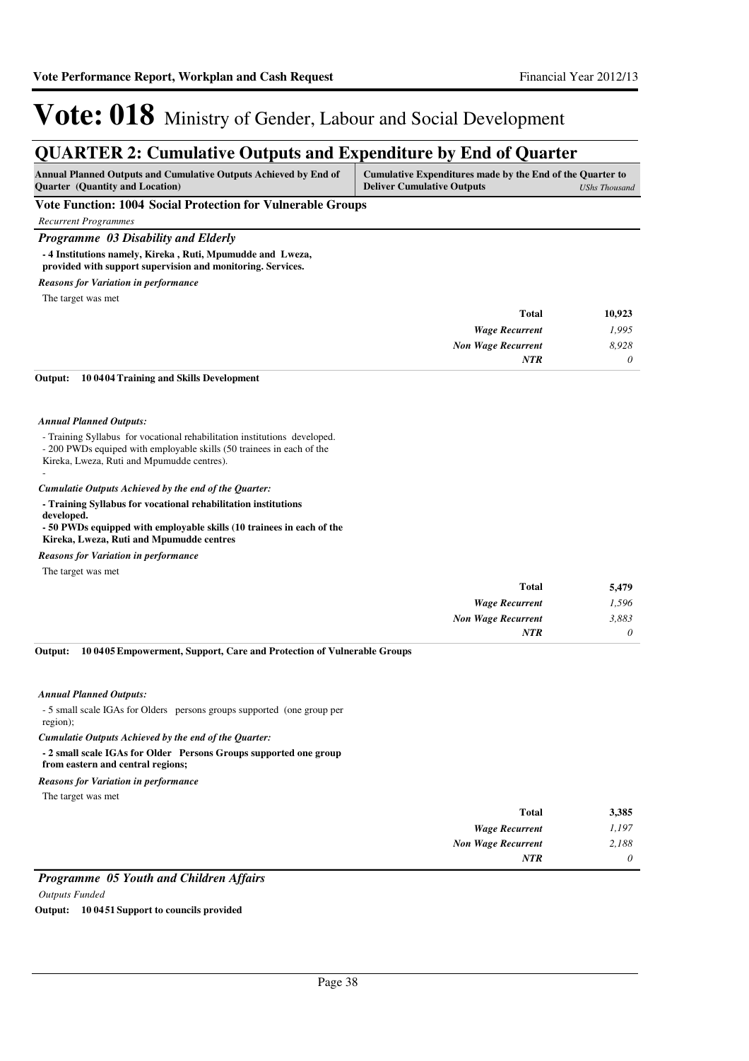# Vote: 018 Ministry of Gender, Labour and Social Development

## QUARTER 2: Cumulative Outputs and Expenditure by End of Quarter

| Annual Planned Outputs and Cumulative Outputs Achieved by End of Quarter (Quantity and Location) | Cumulative Expenditures made by the End of the Quarter to Deliver Cumulative Outputs | *UShs Thousand* |
|---|---|---|

### Vote Function: 1004 Social Protection for Vulnerable Groups

*Recurrent Programmes*

#### *Programme 03 Disability and Elderly*

**- 4 Institutions namely, Kireka , Ruti, Mpumudde and Lweza, provided with support supervision and monitoring. Services.**

***Reasons for Variation in performance***

The target was met

| | |
|---|---|
| **Total** | **10,923** |
| *Wage Recurrent* | *1,995* |
| *Non Wage Recurrent* | *8,928* |
| *NTR* | *0* |

**Output: 10 04 04 Training and Skills Development**

***Annual Planned Outputs:***

- Training Syllabus for vocational rehabilitation institutions developed.
- 200 PWDs equiped with employable skills (50 trainees in each of the Kireka, Lweza, Ruti and Mpumudde centres).
-

***Cumulatie Outputs Achieved by the end of the Quarter:***

**- Training Syllabus for vocational rehabilitation institutions developed.**
**- 50 PWDs equipped with employable skills (10 trainees in each of the Kireka, Lweza, Ruti and Mpumudde centres**

***Reasons for Variation in performance***

The target was met

| | |
|---|---|
| **Total** | **5,479** |
| *Wage Recurrent* | *1,596* |
| *Non Wage Recurrent* | *3,883* |
| *NTR* | *0* |

**Output: 10 04 05 Empowerment, Support, Care and Protection of Vulnerable Groups**

***Annual Planned Outputs:***

- 5 small scale IGAs for Olders persons groups supported (one group per region);

***Cumulatie Outputs Achieved by the end of the Quarter:***

**- 2 small scale IGAs for Older Persons Groups supported one group from eastern and central regions;**

***Reasons for Variation in performance***

The target was met

| | |
|---|---|
| **Total** | **3,385** |
| *Wage Recurrent* | *1,197* |
| *Non Wage Recurrent* | *2,188* |
| *NTR* | *0* |

#### *Programme 05 Youth and Children Affairs*

*Outputs Funded*

**Output: 10 04 51 Support to councils provided**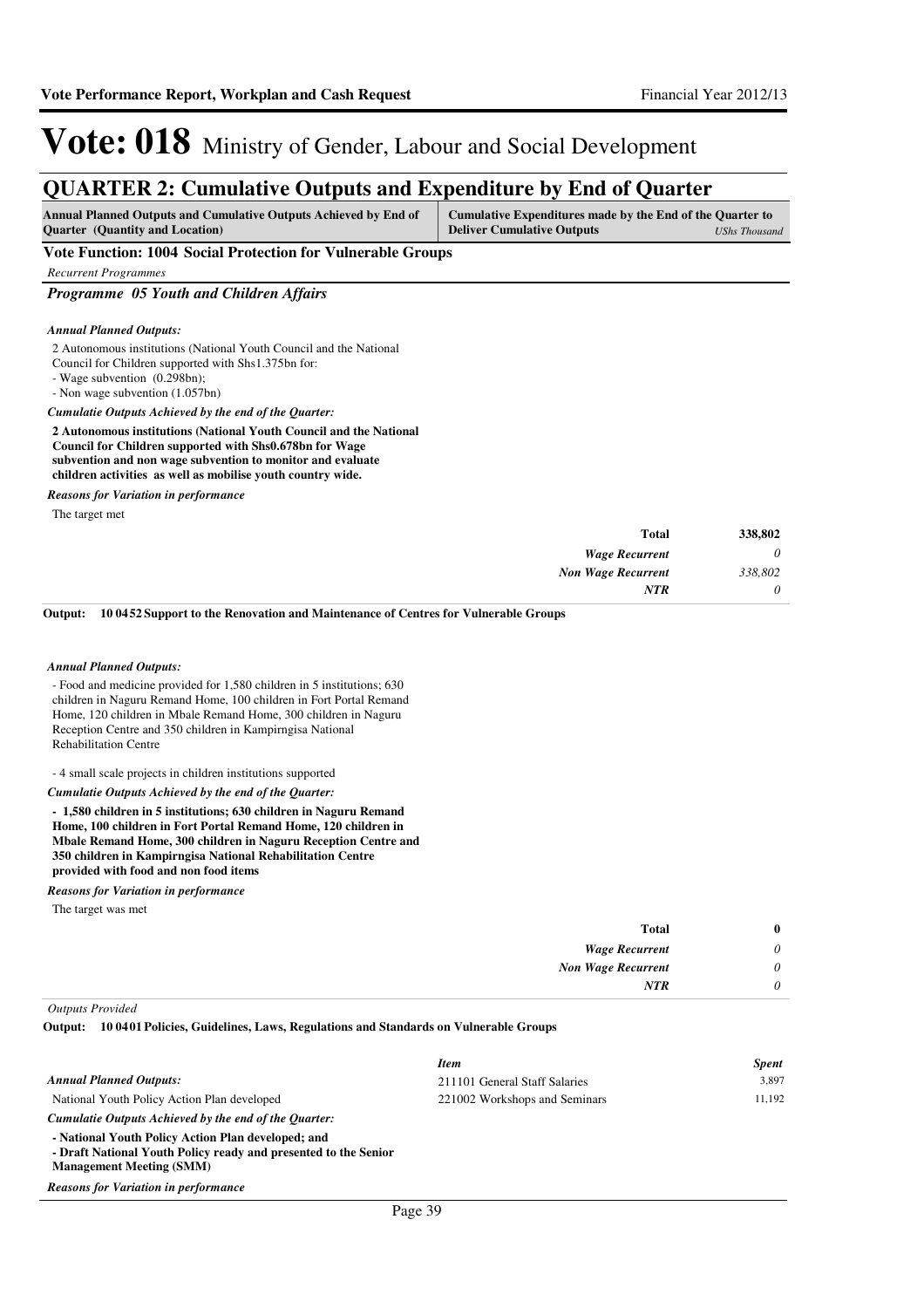# Vote: 018 Ministry of Gender, Labour and Social Development

## QUARTER 2: Cumulative Outputs and Expenditure by End of Quarter

| Annual Planned Outputs and Cumulative Outputs Achieved by End of Quarter (Quantity and Location) | Cumulative Expenditures made by the End of the Quarter to Deliver Cumulative Outputs *UShs Thousand* |
|---|---|

**Vote Function: 1004 Social Protection for Vulnerable Groups**

*Recurrent Programmes*

### *Programme 05 Youth and Children Affairs*

*Annual Planned Outputs:*

2 Autonomous institutions (National Youth Council and the National Council for Children supported with Shs1.375bn for:
- Wage subvention (0.298bn);
- Non wage subvention (1.057bn)

*Cumulatie Outputs Achieved by the end of the Quarter:*

**2 Autonomous institutions (National Youth Council and the National Council for Children supported with Shs0.678bn for Wage subvention and non wage subvention to monitor and evaluate children activities as well as mobilise youth country wide.**

*Reasons for Variation in performance*

The target met

| | |
|---|---|
| **Total** | **338,802** |
| *Wage Recurrent* | *0* |
| *Non Wage Recurrent* | *338,802* |
| *NTR* | *0* |

**Output: 10 0452 Support to the Renovation and Maintenance of Centres for Vulnerable Groups**

*Annual Planned Outputs:*

- Food and medicine provided for 1,580 children in 5 institutions; 630 children in Naguru Remand Home, 100 children in Fort Portal Remand Home, 120 children in Mbale Remand Home, 300 children in Naguru Reception Centre and 350 children in Kampirngisa National Rehabilitation Centre

- 4 small scale projects in children institutions supported

*Cumulatie Outputs Achieved by the end of the Quarter:*

**- 1,580 children in 5 institutions; 630 children in Naguru Remand Home, 100 children in Fort Portal Remand Home, 120 children in Mbale Remand Home, 300 children in Naguru Reception Centre and 350 children in Kampirngisa National Rehabilitation Centre provided with food and non food items**

*Reasons for Variation in performance*

The target was met

| | |
|---|---|
| **Total** | **0** |
| *Wage Recurrent* | *0* |
| *Non Wage Recurrent* | *0* |
| *NTR* | *0* |

*Outputs Provided*

**Output: 10 0401 Policies, Guidelines, Laws, Regulations and Standards on Vulnerable Groups**

*Annual Planned Outputs:*

National Youth Policy Action Plan developed

| *Item* | *Spent* |
|---|---|
| 211101 General Staff Salaries | 3,897 |
| 221002 Workshops and Seminars | 11,192 |

*Cumulatie Outputs Achieved by the end of the Quarter:*

**- National Youth Policy Action Plan developed; and**
**- Draft National Youth Policy ready and presented to the Senior Management Meeting (SMM)**

*Reasons for Variation in performance*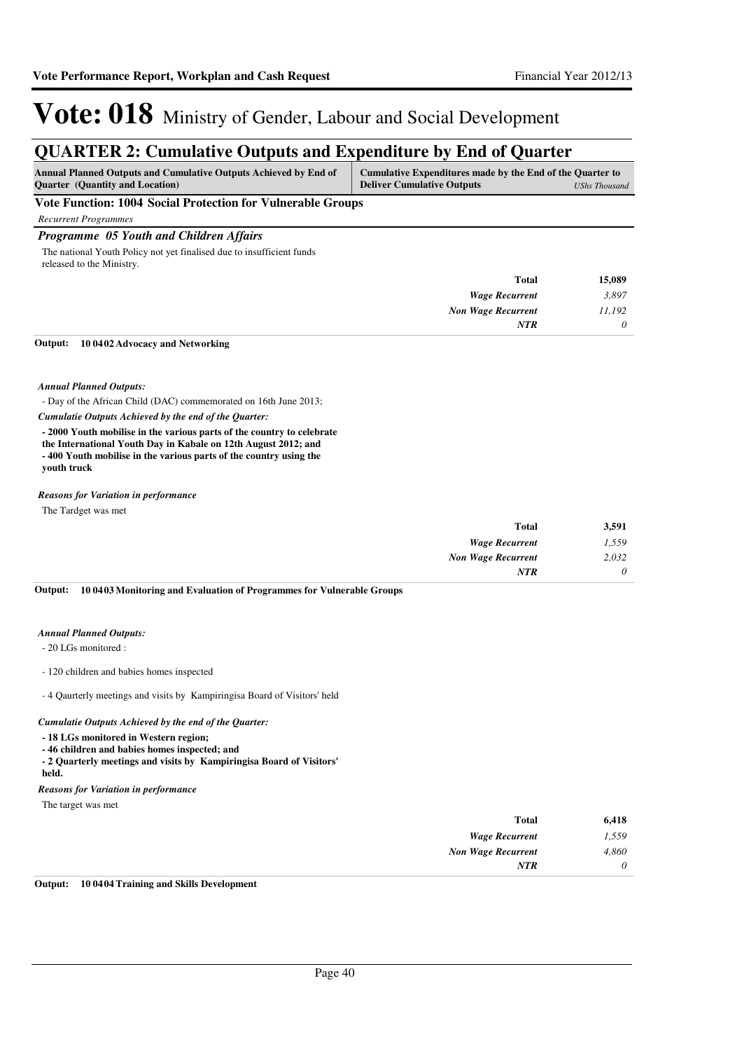# Vote: 018 Ministry of Gender, Labour and Social Development

## QUARTER 2: Cumulative Outputs and Expenditure by End of Quarter

| Annual Planned Outputs and Cumulative Outputs Achieved by End of Quarter (Quantity and Location) | Cumulative Expenditures made by the End of the Quarter to Deliver Cumulative Outputs | *UShs Thousand* |
|---|---|---|

### Vote Function: 1004 Social Protection for Vulnerable Groups

*Recurrent Programmes*

#### *Programme 05 Youth and Children Affairs*

The national Youth Policy not yet finalised due to insufficient funds released to the Ministry.

| | |
|---|---|
| **Total** | **15,089** |
| *Wage Recurrent* | *3,897* |
| *Non Wage Recurrent* | *11,192* |
| *NTR* | *0* |

**Output: 10 04 02 Advocacy and Networking**

*Annual Planned Outputs:*

- Day of the African Child (DAC) commemorated on 16th June 2013;

*Cumulatie Outputs Achieved by the end of the Quarter:*

**- 2000 Youth mobilise in the various parts of the country to celebrate the International Youth Day in Kabale on 12th August 2012; and**
**- 400 Youth mobilise in the various parts of the country using the youth truck**

*Reasons for Variation in performance*

The Tardget was met

| | |
|---|---|
| **Total** | **3,591** |
| *Wage Recurrent* | *1,559* |
| *Non Wage Recurrent* | *2,032* |
| *NTR* | *0* |

**Output: 10 04 03 Monitoring and Evaluation of Programmes for Vulnerable Groups**

*Annual Planned Outputs:*

- 20 LGs monitored :

- 120 children and babies homes inspected

- 4 Qaurterly meetings and visits by Kampiringisa Board of Visitors' held

*Cumulatie Outputs Achieved by the end of the Quarter:*

**- 18 LGs monitored in Western region;**
**- 46 children and babies homes inspected; and**
**- 2 Quarterly meetings and visits by Kampiringisa Board of Visitors' held.**

*Reasons for Variation in performance*

The target was met

| | |
|---|---|
| **Total** | **6,418** |
| *Wage Recurrent* | *1,559* |
| *Non Wage Recurrent* | *4,860* |
| *NTR* | *0* |

**Output: 10 04 04 Training and Skills Development**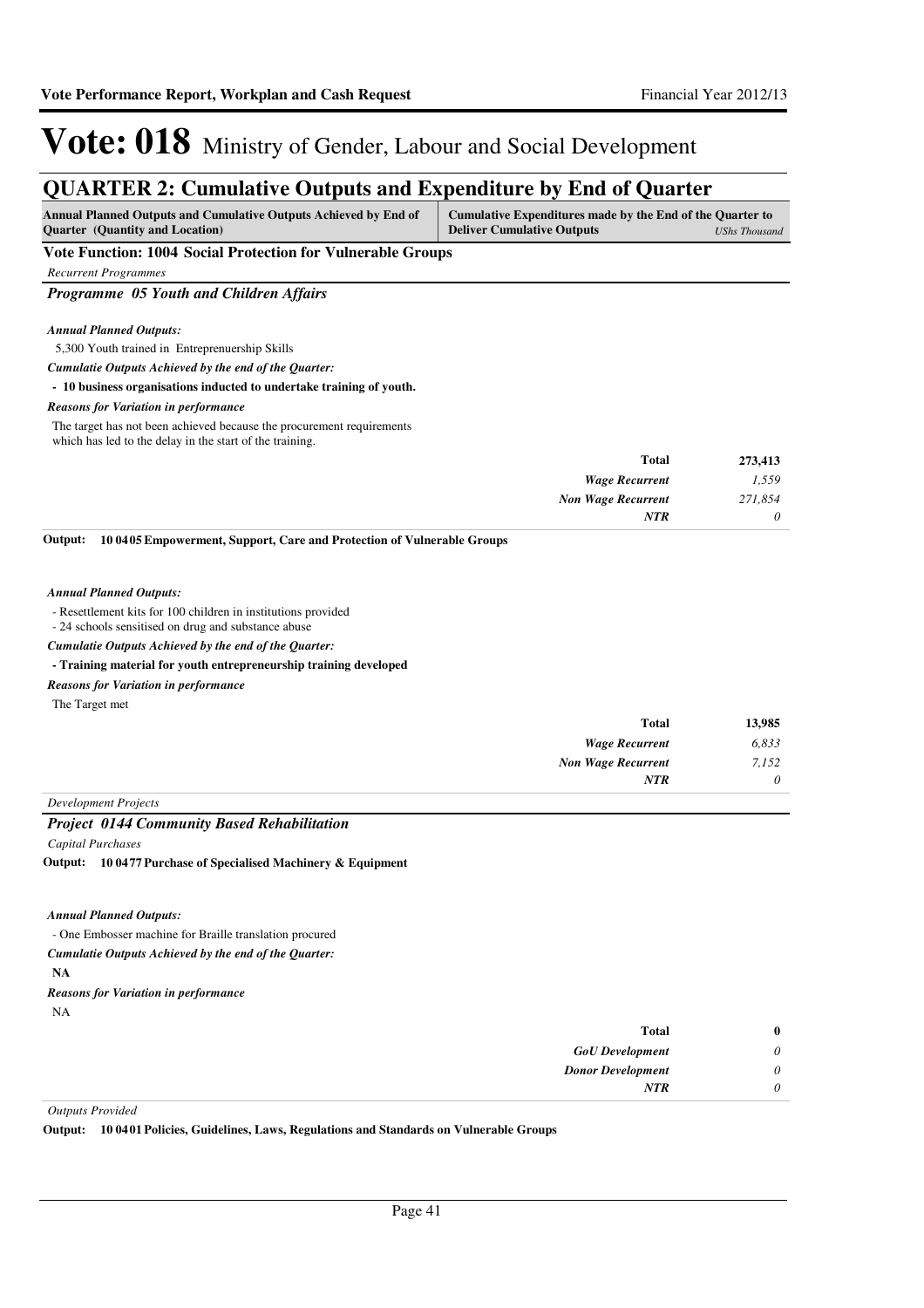# Vote: 018 Ministry of Gender, Labour and Social Development

## QUARTER 2: Cumulative Outputs and Expenditure by End of Quarter

| Annual Planned Outputs and Cumulative Outputs Achieved by End of Quarter (Quantity and Location) | Cumulative Expenditures made by the End of the Quarter to Deliver Cumulative Outputs *UShs Thousand* |
|---|---|

**Vote Function: 1004 Social Protection for Vulnerable Groups**

*Recurrent Programmes*

### *Programme 05 Youth and Children Affairs*

***Annual Planned Outputs:***

5,300 Youth trained in Entreprenuership Skills

***Cumulatie Outputs Achieved by the end of the Quarter:***

**- 10 business organisations inducted to undertake training of youth.**

***Reasons for Variation in performance***

The target has not been achieved because the procurement requirements which has led to the delay in the start of the training.

| | |
|---|---|
| **Total** | **273,413** |
| *Wage Recurrent* | *1,559* |
| *Non Wage Recurrent* | *271,854* |
| *NTR* | *0* |

**Output: 10 0405 Empowerment, Support, Care and Protection of Vulnerable Groups**

***Annual Planned Outputs:***

- Resettlement kits for 100 children in institutions provided
- 24 schools sensitised on drug and substance abuse

***Cumulatie Outputs Achieved by the end of the Quarter:***

**- Training material for youth entrepreneurship training developed**

***Reasons for Variation in performance***

The Target met

| | |
|---|---|
| **Total** | **13,985** |
| *Wage Recurrent* | *6,833* |
| *Non Wage Recurrent* | *7,152* |
| *NTR* | *0* |

*Development Projects*

### *Project 0144 Community Based Rehabilitation*

*Capital Purchases*

**Output: 10 0477 Purchase of Specialised Machinery & Equipment**

***Annual Planned Outputs:***

- One Embosser machine for Braille translation procured

***Cumulatie Outputs Achieved by the end of the Quarter:***

**NA**

***Reasons for Variation in performance***

NA

| | |
|---|---|
| **Total** | **0** |
| *GoU Development* | *0* |
| *Donor Development* | *0* |
| *NTR* | *0* |

*Outputs Provided*

**Output: 10 0401 Policies, Guidelines, Laws, Regulations and Standards on Vulnerable Groups**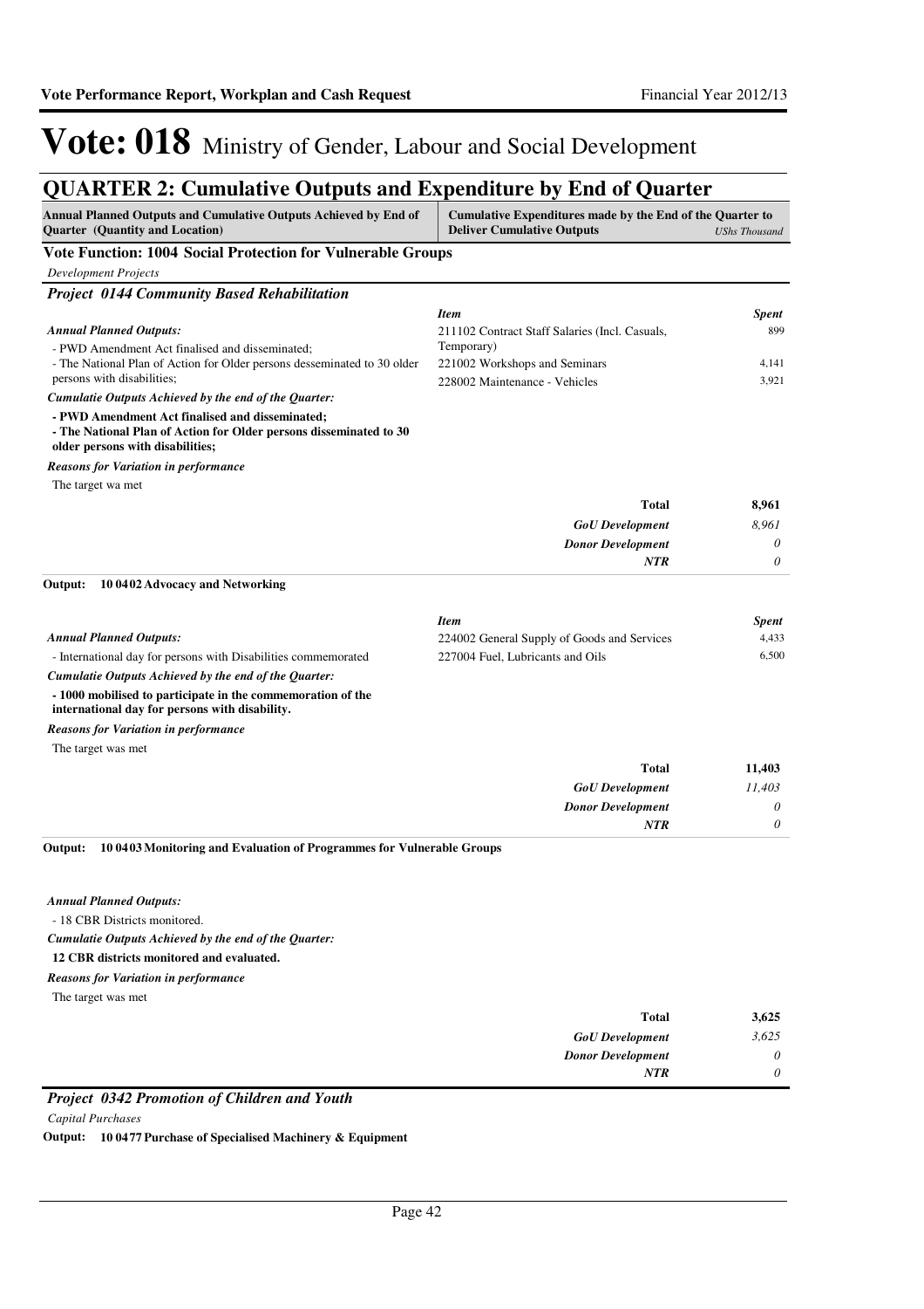# Vote: 018 Ministry of Gender, Labour and Social Development

## QUARTER 2: Cumulative Outputs and Expenditure by End of Quarter

| Annual Planned Outputs and Cumulative Outputs Achieved by End of Quarter (Quantity and Location) | Cumulative Expenditures made by the End of the Quarter to Deliver Cumulative Outputs | *UShs Thousand* |
|---|---|---|

### Vote Function: 1004 Social Protection for Vulnerable Groups

*Development Projects*

#### *Project 0144 Community Based Rehabilitation*

*Annual Planned Outputs:*

- PWD Amendment Act finalised and disseminated;
- The National Plan of Action for Older persons desseminated to 30 older persons with disabilities;

*Cumulatie Outputs Achieved by the end of the Quarter:*

**- PWD Amendment Act finalised and disseminated;**
**- The National Plan of Action for Older persons disseminated to 30 older persons with disabilities;**

*Reasons for Variation in performance*

The target wa met

| *Item* | *Spent* |
|---|---|
| 211102 Contract Staff Salaries (Incl. Casuals, Temporary) | 899 |
| 221002 Workshops and Seminars | 4,141 |
| 228002 Maintenance - Vehicles | 3,921 |
| **Total** | **8,961** |
| *GoU Development* | *8,961* |
| *Donor Development* | *0* |
| *NTR* | *0* |

**Output: 10 0402 Advocacy and Networking**

*Annual Planned Outputs:*

- International day for persons with Disabilities commemorated

*Cumulatie Outputs Achieved by the end of the Quarter:*

**- 1000 mobilised to participate in the commemoration of the international day for persons with disability.**

*Reasons for Variation in performance*

The target was met

| *Item* | *Spent* |
|---|---|
| 224002 General Supply of Goods and Services | 4,433 |
| 227004 Fuel, Lubricants and Oils | 6,500 |
| **Total** | **11,403** |
| *GoU Development* | *11,403* |
| *Donor Development* | *0* |
| *NTR* | *0* |

**Output: 10 0403 Monitoring and Evaluation of Programmes for Vulnerable Groups**

*Annual Planned Outputs:*

- 18 CBR Districts monitored.

*Cumulatie Outputs Achieved by the end of the Quarter:*

**12 CBR districts monitored and evaluated.**

*Reasons for Variation in performance*

The target was met

| | |
|---|---|
| **Total** | **3,625** |
| *GoU Development* | *3,625* |
| *Donor Development* | *0* |
| *NTR* | *0* |

#### *Project 0342 Promotion of Children and Youth*

*Capital Purchases*

**Output: 10 0477 Purchase of Specialised Machinery & Equipment**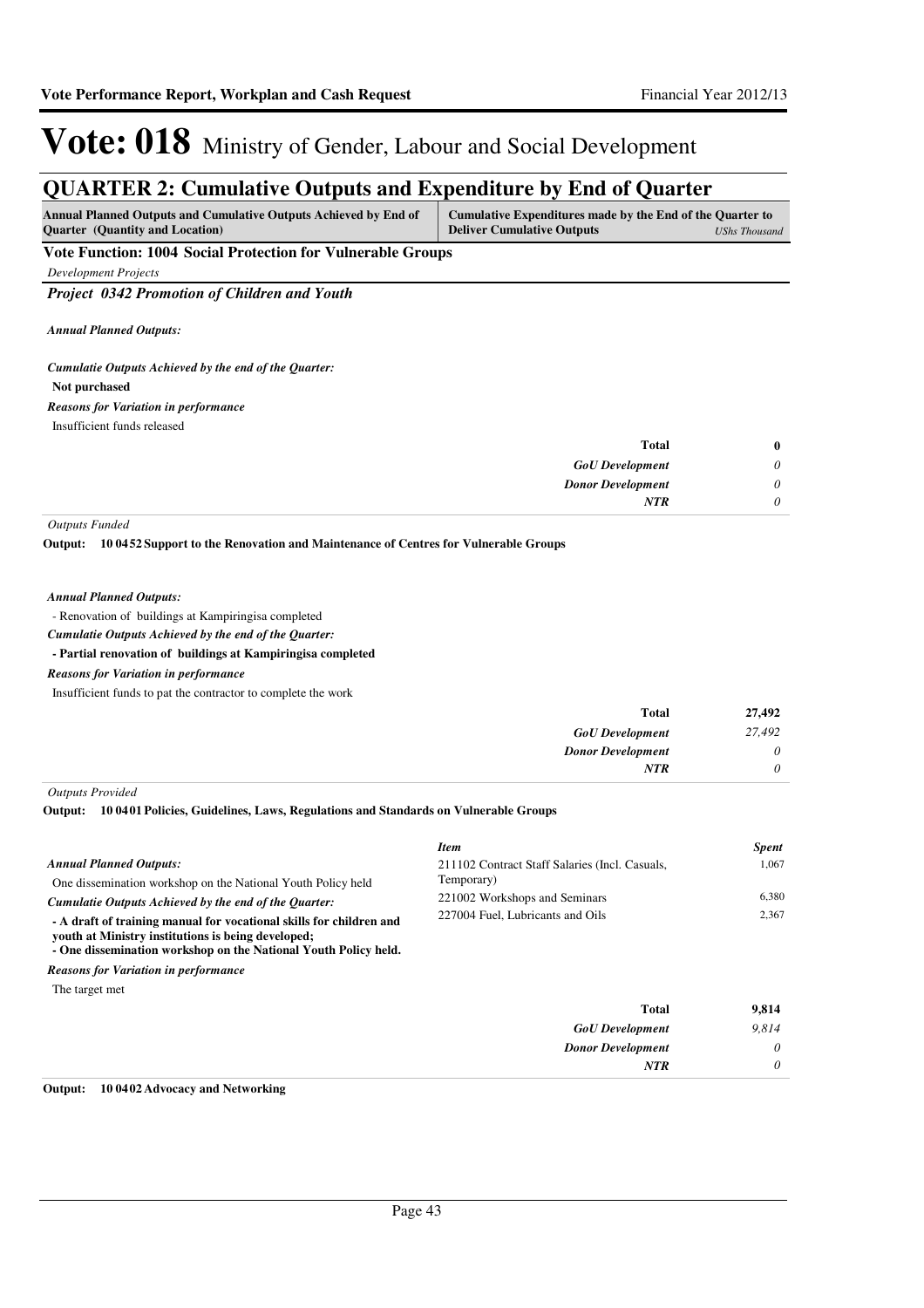# Vote: 018 Ministry of Gender, Labour and Social Development

## QUARTER 2: Cumulative Outputs and Expenditure by End of Quarter

| Annual Planned Outputs and Cumulative Outputs Achieved by End of Quarter (Quantity and Location) | Cumulative Expenditures made by the End of the Quarter to Deliver Cumulative Outputs *UShs Thousand* |
|---|---|

**Vote Function: 1004 Social Protection for Vulnerable Groups**

*Development Projects*

***Project 0342 Promotion of Children and Youth***

***Annual Planned Outputs:***

***Cumulatie Outputs Achieved by the end of the Quarter:***

**Not purchased**

***Reasons for Variation in performance***

Insufficient funds released

| | |
|---|---|
| **Total** | **0** |
| ***GoU Development*** | *0* |
| ***Donor Development*** | *0* |
| ***NTR*** | *0* |

*Outputs Funded*

**Output: 10 0452 Support to the Renovation and Maintenance of Centres for Vulnerable Groups**

***Annual Planned Outputs:***

- Renovation of buildings at Kampiringisa completed

***Cumulatie Outputs Achieved by the end of the Quarter:***

**- Partial renovation of buildings at Kampiringisa completed**

***Reasons for Variation in performance***

Insufficient funds to pat the contractor to complete the work

| | |
|---|---|
| **Total** | **27,492** |
| ***GoU Development*** | *27,492* |
| ***Donor Development*** | *0* |
| ***NTR*** | *0* |

*Outputs Provided*

**Output: 10 0401 Policies, Guidelines, Laws, Regulations and Standards on Vulnerable Groups**

***Annual Planned Outputs:***

One dissemination workshop on the National Youth Policy held

***Cumulatie Outputs Achieved by the end of the Quarter:***

**- A draft of training manual for vocational skills for children and youth at Ministry institutions is being developed;**
**- One dissemination workshop on the National Youth Policy held.**

***Reasons for Variation in performance***

The target met

| *Item* | *Spent* |
|---|---|
| 211102 Contract Staff Salaries (Incl. Casuals, Temporary) | 1,067 |
| 221002 Workshops and Seminars | 6,380 |
| 227004 Fuel, Lubricants and Oils | 2,367 |

| | |
|---|---|
| **Total** | **9,814** |
| ***GoU Development*** | *9,814* |
| ***Donor Development*** | *0* |
| ***NTR*** | *0* |

**Output: 10 0402 Advocacy and Networking**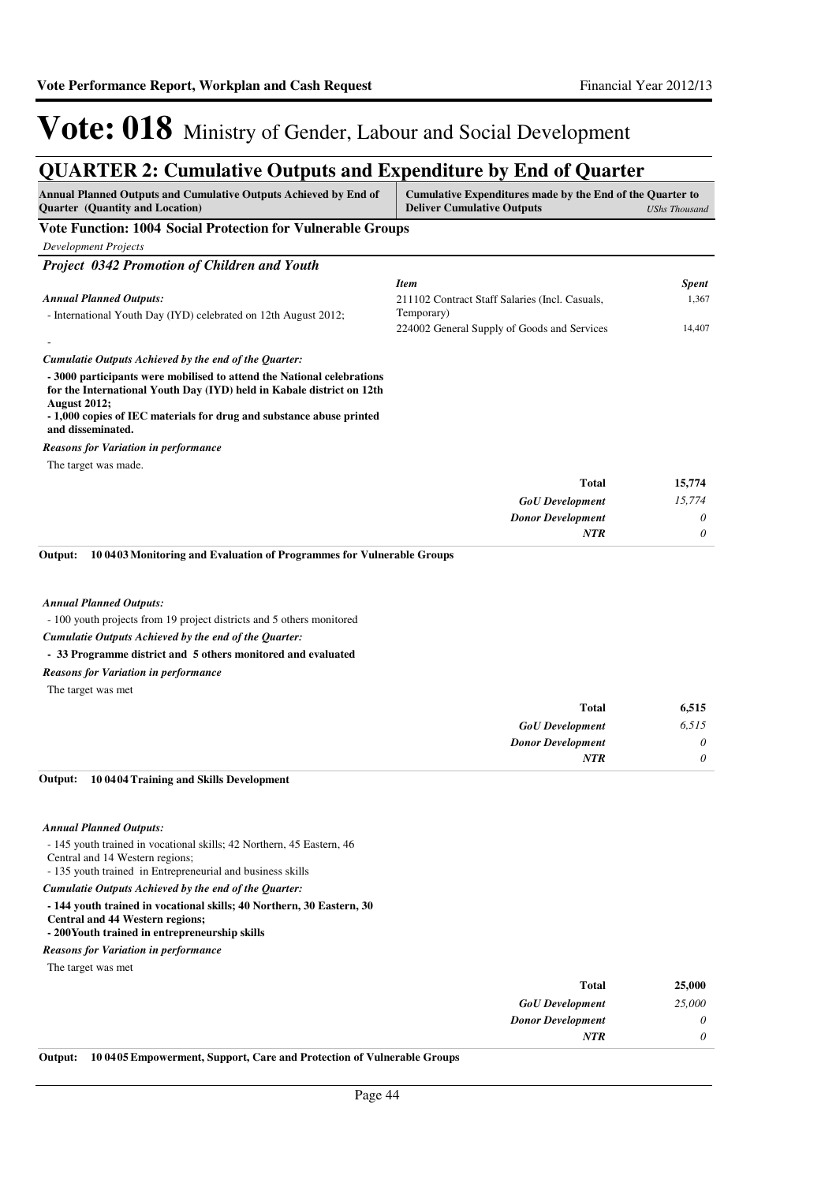# Vote: 018 Ministry of Gender, Labour and Social Development

## QUARTER 2: Cumulative Outputs and Expenditure by End of Quarter

| Annual Planned Outputs and Cumulative Outputs Achieved by End of Quarter (Quantity and Location) | Cumulative Expenditures made by the End of the Quarter to Deliver Cumulative Outputs | *UShs Thousand* |
|---|---|---|

### Vote Function: 1004 Social Protection for Vulnerable Groups

*Development Projects*

#### *Project 0342 Promotion of Children and Youth*

*Annual Planned Outputs:*

- International Youth Day (IYD) celebrated on 12th August 2012;

-

*Cumulatie Outputs Achieved by the end of the Quarter:*

**- 3000 participants were mobilised to attend the National celebrations for the International Youth Day (IYD) held in Kabale district on 12th August 2012;**
**- 1,000 copies of IEC materials for drug and substance abuse printed and disseminated.**

*Reasons for Variation in performance*

The target was made.

| *Item* | *Spent* |
|---|---|
| 211102 Contract Staff Salaries (Incl. Casuals, Temporary) | 1,367 |
| 224002 General Supply of Goods and Services | 14,407 |
| **Total** | **15,774** |
| *GoU Development* | *15,774* |
| *Donor Development* | *0* |
| *NTR* | *0* |

**Output: 10 04 03 Monitoring and Evaluation of Programmes for Vulnerable Groups**

*Annual Planned Outputs:*

- 100 youth projects from 19 project districts and 5 others monitored

*Cumulatie Outputs Achieved by the end of the Quarter:*

**- 33 Programme district and 5 others monitored and evaluated**

*Reasons for Variation in performance*

The target was met

| | |
|---|---|
| **Total** | **6,515** |
| *GoU Development* | *6,515* |
| *Donor Development* | *0* |
| *NTR* | *0* |

**Output: 10 04 04 Training and Skills Development**

*Annual Planned Outputs:*

- 145 youth trained in vocational skills; 42 Northern, 45 Eastern, 46 Central and 14 Western regions;
- 135 youth trained in Entrepreneurial and business skills

*Cumulatie Outputs Achieved by the end of the Quarter:*

**- 144 youth trained in vocational skills; 40 Northern, 30 Eastern, 30 Central and 44 Western regions;**
**- 200Youth trained in entrepreneurship skills**

*Reasons for Variation in performance*

The target was met

| | |
|---|---|
| **Total** | **25,000** |
| *GoU Development* | *25,000* |
| *Donor Development* | *0* |
| *NTR* | *0* |

**Output: 10 04 05 Empowerment, Support, Care and Protection of Vulnerable Groups**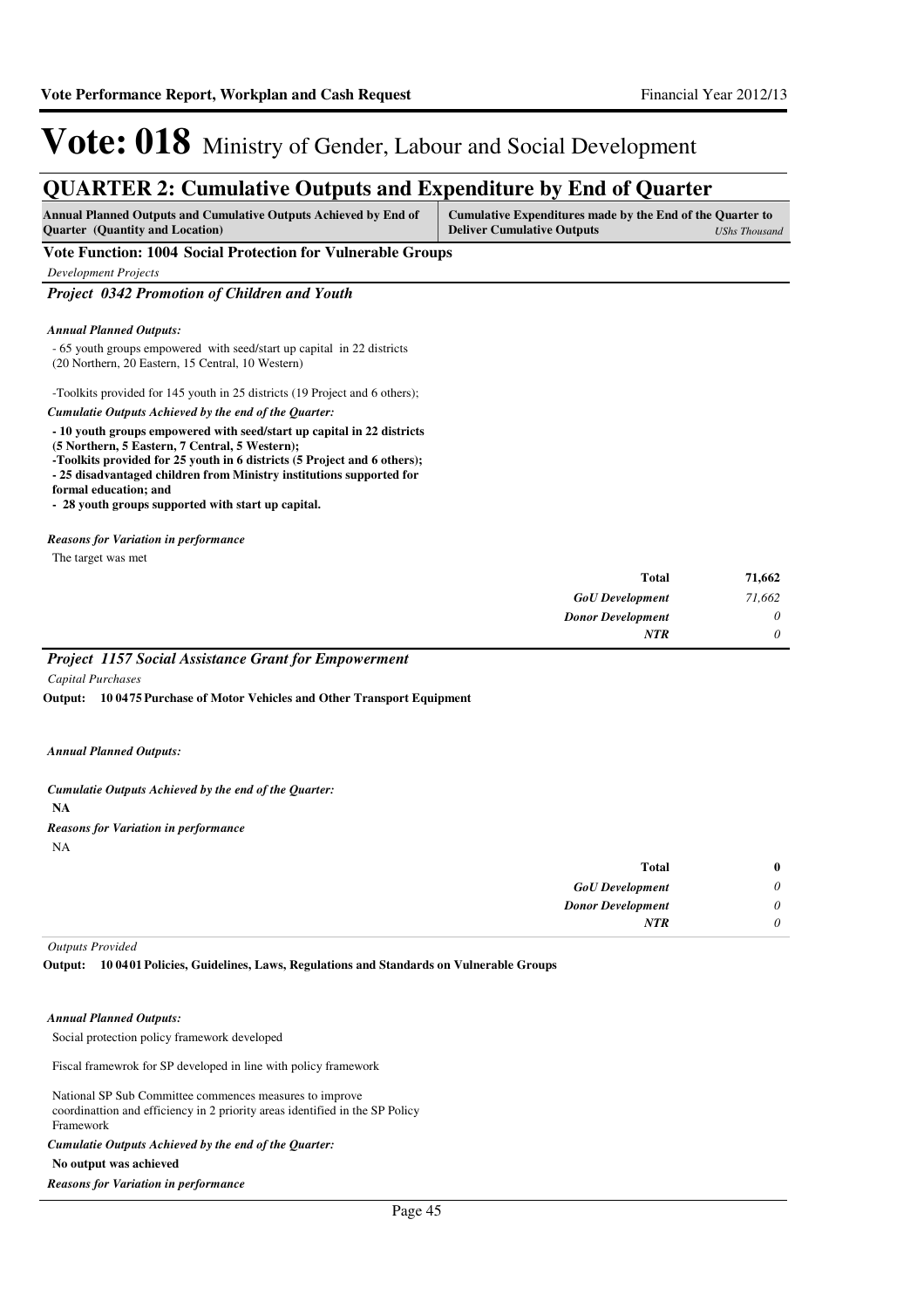# Vote: 018 Ministry of Gender, Labour and Social Development

## QUARTER 2: Cumulative Outputs and Expenditure by End of Quarter

| Annual Planned Outputs and Cumulative Outputs Achieved by End of Quarter (Quantity and Location) | Cumulative Expenditures made by the End of the Quarter to Deliver Cumulative Outputs *UShs Thousand* |
|---|---|

**Vote Function: 1004 Social Protection for Vulnerable Groups**

*Development Projects*

### *Project 0342 Promotion of Children and Youth*

***Annual Planned Outputs:***

- 65 youth groups empowered with seed/start up capital in 22 districts (20 Northern, 20 Eastern, 15 Central, 10 Western)

-Toolkits provided for 145 youth in 25 districts (19 Project and 6 others);

***Cumulatie Outputs Achieved by the end of the Quarter:***

**- 10 youth groups empowered with seed/start up capital in 22 districts (5 Northern, 5 Eastern, 7 Central, 5 Western);**
**-Toolkits provided for 25 youth in 6 districts (5 Project and 6 others);**
**- 25 disadvantaged children from Ministry institutions supported for formal education; and**
**- 28 youth groups supported with start up capital.**

***Reasons for Variation in performance***

The target was met

| | |
|---|---|
| **Total** | **71,662** |
| *GoU Development* | *71,662* |
| *Donor Development* | *0* |
| *NTR* | *0* |

### *Project 1157 Social Assistance Grant for Empowerment*

*Capital Purchases*

**Output: 10 04 75 Purchase of Motor Vehicles and Other Transport Equipment**

***Annual Planned Outputs:***

***Cumulatie Outputs Achieved by the end of the Quarter:***

**NA**

***Reasons for Variation in performance***

NA

| | |
|---|---|
| **Total** | **0** |
| *GoU Development* | *0* |
| *Donor Development* | *0* |
| *NTR* | *0* |

*Outputs Provided*

**Output: 10 04 01 Policies, Guidelines, Laws, Regulations and Standards on Vulnerable Groups**

***Annual Planned Outputs:***

Social protection policy framework developed

Fiscal framewrok for SP developed in line with policy framework

National SP Sub Committee commences measures to improve coordinattion and efficiency in 2 priority areas identified in the SP Policy Framework

***Cumulatie Outputs Achieved by the end of the Quarter:***

**No output was achieved**

***Reasons for Variation in performance***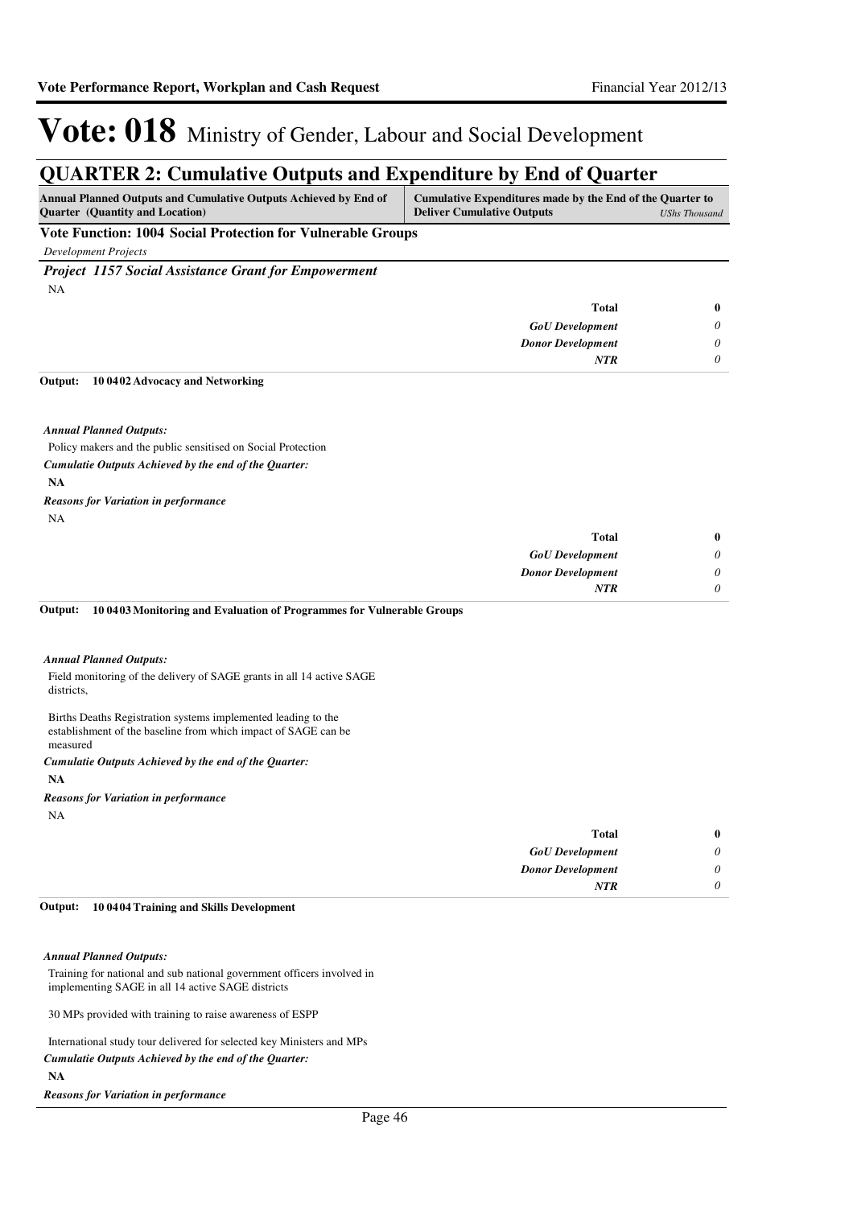# Vote: 018 Ministry of Gender, Labour and Social Development

## QUARTER 2: Cumulative Outputs and Expenditure by End of Quarter

| Annual Planned Outputs and Cumulative Outputs Achieved by End of Quarter (Quantity and Location) | Cumulative Expenditures made by the End of the Quarter to Deliver Cumulative Outputs | *UShs Thousand* |
|---|---|---|

**Vote Function: 1004 Social Protection for Vulnerable Groups**

*Development Projects*

***Project 1157 Social Assistance Grant for Empowerment***

NA

| | |
|---|---|
| **Total** | **0** |
| *GoU Development* | *0* |
| *Donor Development* | *0* |
| *NTR* | *0* |

**Output: 10 0402 Advocacy and Networking**

***Annual Planned Outputs:***

Policy makers and the public sensitised on Social Protection

***Cumulatie Outputs Achieved by the end of the Quarter:***

**NA**

***Reasons for Variation in performance***

NA

| | |
|---|---|
| **Total** | **0** |
| *GoU Development* | *0* |
| *Donor Development* | *0* |
| *NTR* | *0* |

**Output: 10 0403 Monitoring and Evaluation of Programmes for Vulnerable Groups**

***Annual Planned Outputs:***

Field monitoring of the delivery of SAGE grants in all 14 active SAGE districts,

Births Deaths Registration systems implemented leading to the establishment of the baseline from which impact of SAGE can be measured

***Cumulatie Outputs Achieved by the end of the Quarter:***

**NA**

***Reasons for Variation in performance***

NA

| | |
|---|---|
| **Total** | **0** |
| *GoU Development* | *0* |
| *Donor Development* | *0* |
| *NTR* | *0* |

**Output: 10 0404 Training and Skills Development**

***Annual Planned Outputs:***

Training for national and sub national government officers involved in implementing SAGE in all 14 active SAGE districts

30 MPs provided with training to raise awareness of ESPP

International study tour delivered for selected key Ministers and MPs

***Cumulatie Outputs Achieved by the end of the Quarter:***

**NA**

***Reasons for Variation in performance***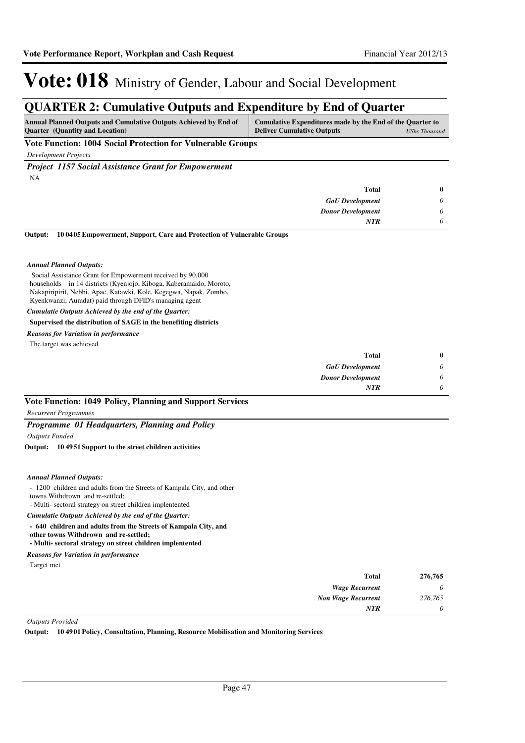# Vote: 018 Ministry of Gender, Labour and Social Development

## QUARTER 2: Cumulative Outputs and Expenditure by End of Quarter

| Annual Planned Outputs and Cumulative Outputs Achieved by End of Quarter (Quantity and Location) | Cumulative Expenditures made by the End of the Quarter to Deliver Cumulative Outputs | *UShs Thousand* |
|---|---|---|

### Vote Function: 1004 Social Protection for Vulnerable Groups

*Development Projects*

#### *Project 1157 Social Assistance Grant for Empowerment*

NA

| | | |
|---|---|---|
| | **Total** | **0** |
| | *GoU Development* | *0* |
| | *Donor Development* | *0* |
| | *NTR* | *0* |

**Output: 10 04 05 Empowerment, Support, Care and Protection of Vulnerable Groups**

***Annual Planned Outputs:***

Social Assistance Grant for Empowerment received by 90,000 households in 14 districts (Kyenjojo, Kiboga, Kaberamaido, Moroto, Nakapiripirit, Nebbi, Apac, Katawki, Kole, Kegegwa, Napak, Zombo, Kyenkwanzi, Aumdat) paid through DFID's managing agent

***Cumulatie Outputs Achieved by the end of the Quarter:***

**Supervised the distribution of SAGE in the benefiting districts**

***Reasons for Variation in performance***

The target was achieved

| | | |
|---|---|---|
| | **Total** | **0** |
| | *GoU Development* | *0* |
| | *Donor Development* | *0* |
| | *NTR* | *0* |

### Vote Function: 1049 Policy, Planning and Support Services

*Recurrent Programmes*

#### *Programme 01 Headquarters, Planning and Policy*

*Outputs Funded*

**Output: 10 49 51 Support to the street children activities**

***Annual Planned Outputs:***

- 1200 children and adults from the Streets of Kampala City, and other towns Withdrown and re-settled;
- Multi- sectoral strategy on street children implentented

***Cumulatie Outputs Achieved by the end of the Quarter:***

**- 640 children and adults from the Streets of Kampala City, and other towns Withdrown and re-settled;**
**- Multi- sectoral strategy on street children implentented**

***Reasons for Variation in performance***

Target met

| | | |
|---|---|---|
| | **Total** | **276,765** |
| | *Wage Recurrent* | *0* |
| | *Non Wage Recurrent* | *276,765* |
| | *NTR* | *0* |

*Outputs Provided*

**Output: 10 49 01 Policy, Consultation, Planning, Resource Mobilisation and Monitoring Services**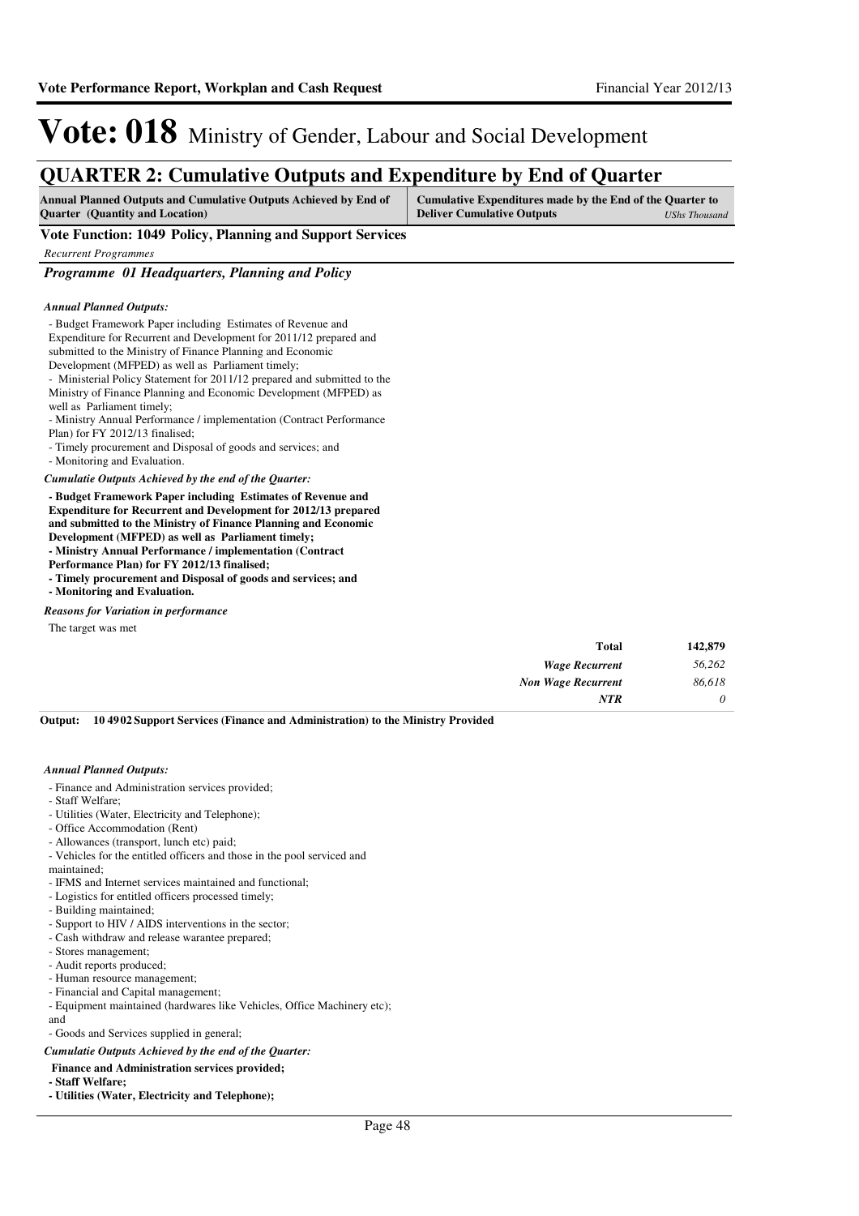# Vote: 018 Ministry of Gender, Labour and Social Development

## QUARTER 2: Cumulative Outputs and Expenditure by End of Quarter

| Annual Planned Outputs and Cumulative Outputs Achieved by End of Quarter (Quantity and Location) | Cumulative Expenditures made by the End of the Quarter to Deliver Cumulative Outputs *UShs Thousand* |
|---|---|

### Vote Function: 1049 Policy, Planning and Support Services

*Recurrent Programmes*

#### *Programme 01 Headquarters, Planning and Policy*

***Annual Planned Outputs:***

- Budget Framework Paper including Estimates of Revenue and Expenditure for Recurrent and Development for 2011/12 prepared and submitted to the Ministry of Finance Planning and Economic Development (MFPED) as well as Parliament timely;
- Ministerial Policy Statement for 2011/12 prepared and submitted to the Ministry of Finance Planning and Economic Development (MFPED) as well as Parliament timely;
- Ministry Annual Performance / implementation (Contract Performance Plan) for FY 2012/13 finalised;
- Timely procurement and Disposal of goods and services; and
- Monitoring and Evaluation.

***Cumulatie Outputs Achieved by the end of the Quarter:***

**- Budget Framework Paper including Estimates of Revenue and Expenditure for Recurrent and Development for 2012/13 prepared and submitted to the Ministry of Finance Planning and Economic Development (MFPED) as well as Parliament timely;**
**- Ministry Annual Performance / implementation (Contract Performance Plan) for FY 2012/13 finalised;**
**- Timely procurement and Disposal of goods and services; and**
**- Monitoring and Evaluation.**

***Reasons for Variation in performance***

The target was met

| | |
|---|---|
| **Total** | **142,879** |
| *Wage Recurrent* | *56,262* |
| *Non Wage Recurrent* | *86,618* |
| *NTR* | *0* |

**Output: 10 49 02 Support Services (Finance and Administration) to the Ministry Provided**

***Annual Planned Outputs:***

- Finance and Administration services provided;
- Staff Welfare;
- Utilities (Water, Electricity and Telephone);
- Office Accommodation (Rent)
- Allowances (transport, lunch etc) paid;
- Vehicles for the entitled officers and those in the pool serviced and maintained;
- IFMS and Internet services maintained and functional;
- Logistics for entitled officers processed timely;
- Building maintained;
- Support to HIV / AIDS interventions in the sector;
- Cash withdraw and release warantee prepared;
- Stores management;
- Audit reports produced;
- Human resource management;
- Financial and Capital management;
- Equipment maintained (hardwares like Vehicles, Office Machinery etc); and
- Goods and Services supplied in general;

***Cumulatie Outputs Achieved by the end of the Quarter:***

**Finance and Administration services provided;**
**- Staff Welfare;**
**- Utilities (Water, Electricity and Telephone);**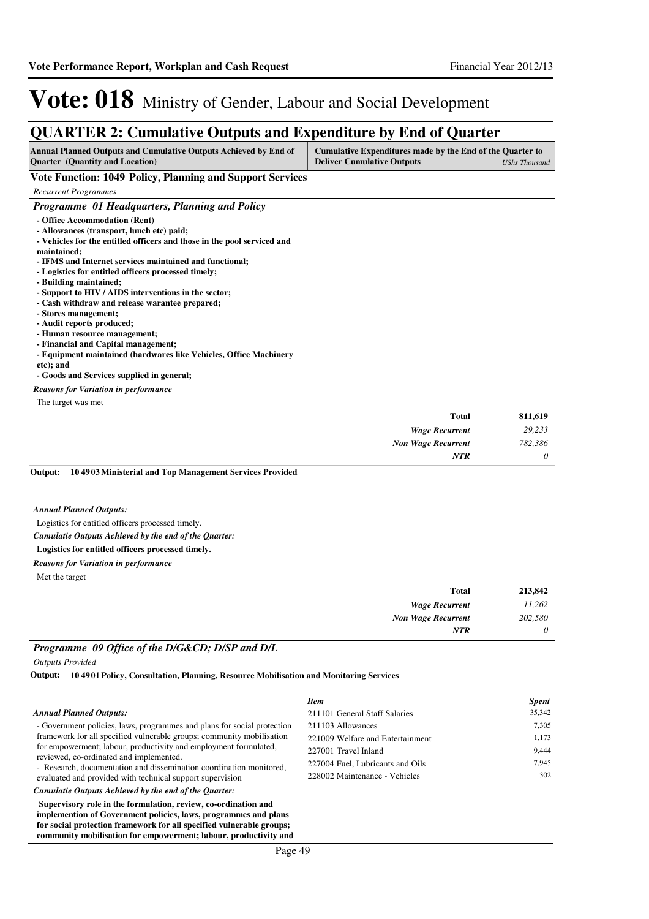# Vote: 018 Ministry of Gender, Labour and Social Development

## QUARTER 2: Cumulative Outputs and Expenditure by End of Quarter

| Annual Planned Outputs and Cumulative Outputs Achieved by End of Quarter (Quantity and Location) | Cumulative Expenditures made by the End of the Quarter to Deliver Cumulative Outputs *UShs Thousand* |
|---|---|

**Vote Function: 1049 Policy, Planning and Support Services**

*Recurrent Programmes*

### *Programme 01 Headquarters, Planning and Policy*

**- Office Accommodation (Rent)**
**- Allowances (transport, lunch etc) paid;**
**- Vehicles for the entitled officers and those in the pool serviced and maintained;**
**- IFMS and Internet services maintained and functional;**
**- Logistics for entitled officers processed timely;**
**- Building maintained;**
**- Support to HIV / AIDS interventions in the sector;**
**- Cash withdraw and release warantee prepared;**
**- Stores management;**
**- Audit reports produced;**
**- Human resource management;**
**- Financial and Capital management;**
**- Equipment maintained (hardwares like Vehicles, Office Machinery etc); and**
**- Goods and Services supplied in general;**

*Reasons for Variation in performance*

The target was met

| | |
|---|---|
| **Total** | **811,619** |
| *Wage Recurrent* | *29,233* |
| *Non Wage Recurrent* | *782,386* |
| *NTR* | *0* |

**Output: 10 4903 Ministerial and Top Management Services Provided**

*Annual Planned Outputs:*

Logistics for entitled officers processed timely.

*Cumulatie Outputs Achieved by the end of the Quarter:*

**Logistics for entitled officers processed timely.**

*Reasons for Variation in performance*

Met the target

| | |
|---|---|
| **Total** | **213,842** |
| *Wage Recurrent* | *11,262* |
| *Non Wage Recurrent* | *202,580* |
| *NTR* | *0* |

### *Programme 09 Office of the D/G&CD; D/SP and D/L*

*Outputs Provided*

**Output: 10 4901 Policy, Consultation, Planning, Resource Mobilisation and Monitoring Services**

*Annual Planned Outputs:*

- Government policies, laws, programmes and plans for social protection framework for all specified vulnerable groups; community mobilisation for empowerment; labour, productivity and employment formulated, reviewed, co-ordinated and implemented.
- Research, documentation and dissemination coordination monitored, evaluated and provided with technical support supervision

*Cumulatie Outputs Achieved by the end of the Quarter:*

**Supervisory role in the formulation, review, co-ordination and implemention of Government policies, laws, programmes and plans for social protection framework for all specified vulnerable groups; community mobilisation for empowerment; labour, productivity and**

| *Item* | *Spent* |
|---|---|
| 211101 General Staff Salaries | 35,342 |
| 211103 Allowances | 7,305 |
| 221009 Welfare and Entertainment | 1,173 |
| 227001 Travel Inland | 9,444 |
| 227004 Fuel, Lubricants and Oils | 7,945 |
| 228002 Maintenance - Vehicles | 302 |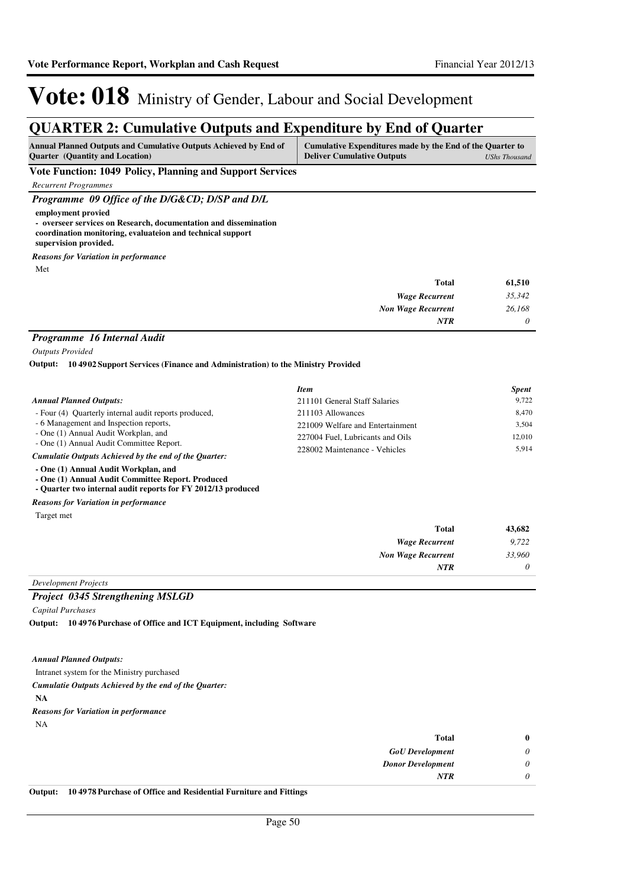# Vote: 018 Ministry of Gender, Labour and Social Development

## QUARTER 2: Cumulative Outputs and Expenditure by End of Quarter

| Annual Planned Outputs and Cumulative Outputs Achieved by End of Quarter (Quantity and Location) | Cumulative Expenditures made by the End of the Quarter to Deliver Cumulative Outputs *UShs Thousand* |
|---|---|

### Vote Function: 1049 Policy, Planning and Support Services

*Recurrent Programmes*

#### *Programme 09 Office of the D/G&CD; D/SP and D/L*

**employment provied**
**- overseer services on Research, documentation and dissemination coordination monitoring, evaluateion and technical support supervision provided.**

*Reasons for Variation in performance*

Met

| | |
|---|---|
| **Total** | **61,510** |
| *Wage Recurrent* | *35,342* |
| *Non Wage Recurrent* | *26,168* |
| *NTR* | *0* |

#### *Programme 16 Internal Audit*

*Outputs Provided*

**Output: 10 49 02 Support Services (Finance and Administration) to the Ministry Provided**

*Annual Planned Outputs:*

- Four (4) Quarterly internal audit reports produced,
- 6 Management and Inspection reports,
- One (1) Annual Audit Workplan, and
- One (1) Annual Audit Committee Report.

*Cumulatie Outputs Achieved by the end of the Quarter:*

**- One (1) Annual Audit Workplan, and**
**- One (1) Annual Audit Committee Report. Produced**
**- Quarter two internal audit reports for FY 2012/13 produced**

*Reasons for Variation in performance*

Target met

| *Item* | *Spent* |
|---|---|
| 211101 General Staff Salaries | 9,722 |
| 211103 Allowances | 8,470 |
| 221009 Welfare and Entertainment | 3,504 |
| 227004 Fuel, Lubricants and Oils | 12,010 |
| 228002 Maintenance - Vehicles | 5,914 |

| | |
|---|---|
| **Total** | **43,682** |
| *Wage Recurrent* | *9,722* |
| *Non Wage Recurrent* | *33,960* |
| *NTR* | *0* |

*Development Projects*

#### *Project 0345 Strengthening MSLGD*

*Capital Purchases*

**Output: 10 49 76 Purchase of Office and ICT Equipment, including Software**

*Annual Planned Outputs:*

Intranet system for the Ministry purchased

*Cumulatie Outputs Achieved by the end of the Quarter:*

**NA**

*Reasons for Variation in performance*

NA

| | |
|---|---|
| **Total** | **0** |
| *GoU Development* | *0* |
| *Donor Development* | *0* |
| *NTR* | *0* |

**Output: 10 49 78 Purchase of Office and Residential Furniture and Fittings**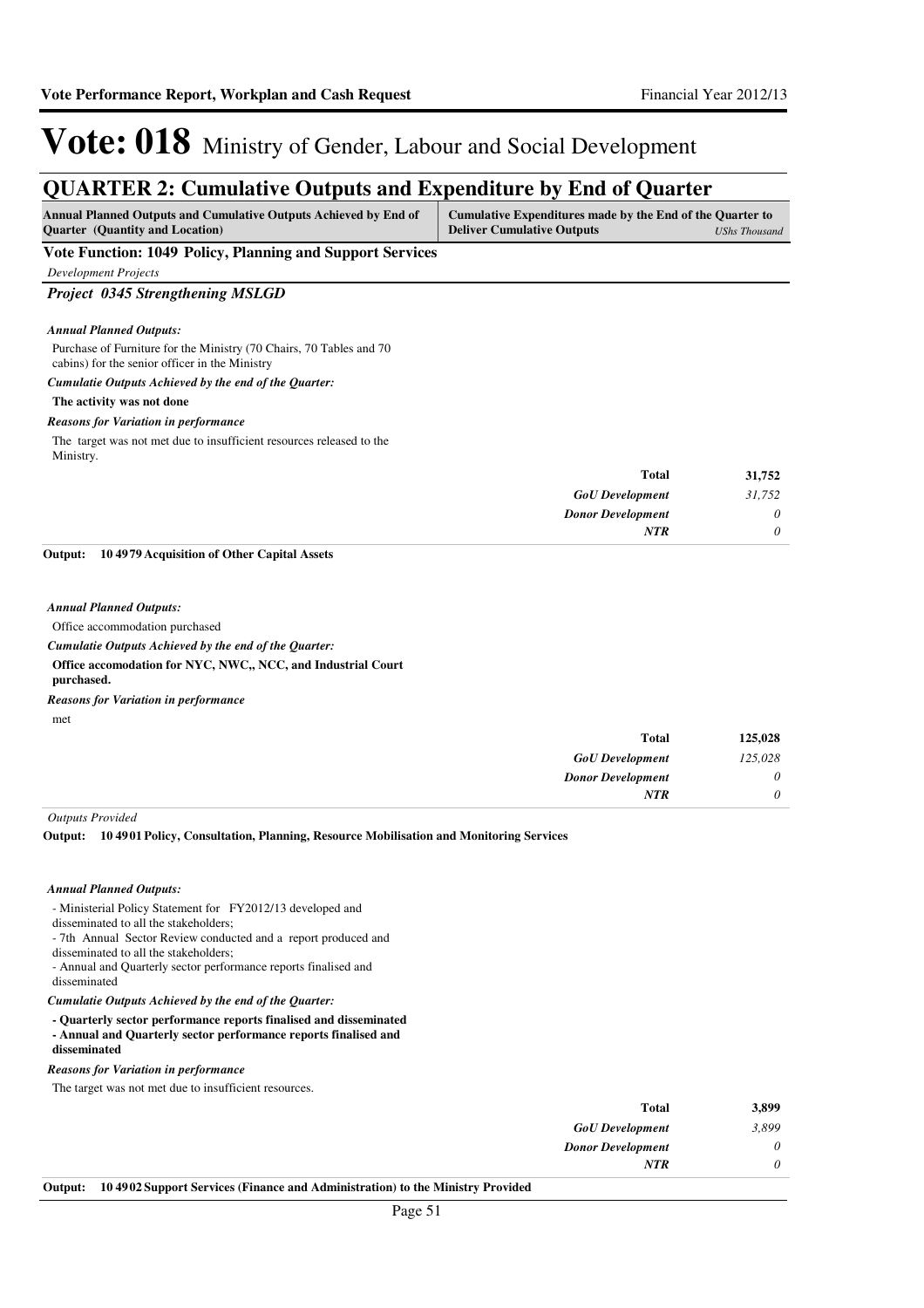# Vote: 018 Ministry of Gender, Labour and Social Development

## QUARTER 2: Cumulative Outputs and Expenditure by End of Quarter

| Annual Planned Outputs and Cumulative Outputs Achieved by End of Quarter (Quantity and Location) | Cumulative Expenditures made by the End of the Quarter to Deliver Cumulative Outputs *UShs Thousand* |
|---|---|

**Vote Function: 1049 Policy, Planning and Support Services**

*Development Projects*

***Project 0345 Strengthening MSLGD***

***Annual Planned Outputs:***

Purchase of Furniture for the Ministry (70 Chairs, 70 Tables and 70 cabins) for the senior officer in the Ministry

***Cumulatie Outputs Achieved by the end of the Quarter:***

**The activity was not done**

***Reasons for Variation in performance***

The target was not met due to insufficient resources released to the Ministry.

| | |
|---|---|
| **Total** | **31,752** |
| *GoU Development* | *31,752* |
| *Donor Development* | *0* |
| *NTR* | *0* |

**Output: 10 4979 Acquisition of Other Capital Assets**

***Annual Planned Outputs:***

Office accommodation purchased

***Cumulatie Outputs Achieved by the end of the Quarter:***

**Office accomodation for NYC, NWC,, NCC, and Industrial Court purchased.**

***Reasons for Variation in performance***

met

| | |
|---|---|
| **Total** | **125,028** |
| *GoU Development* | *125,028* |
| *Donor Development* | *0* |
| *NTR* | *0* |

*Outputs Provided*

**Output: 10 4901 Policy, Consultation, Planning, Resource Mobilisation and Monitoring Services**

***Annual Planned Outputs:***

- Ministerial Policy Statement for FY2012/13 developed and disseminated to all the stakeholders;
- 7th Annual Sector Review conducted and a report produced and disseminated to all the stakeholders;
- Annual and Quarterly sector performance reports finalised and disseminated

***Cumulatie Outputs Achieved by the end of the Quarter:***

**- Quarterly sector performance reports finalised and disseminated**
**- Annual and Quarterly sector performance reports finalised and disseminated**

***Reasons for Variation in performance***

The target was not met due to insufficient resources.

| | |
|---|---|
| **Total** | **3,899** |
| *GoU Development* | *3,899* |
| *Donor Development* | *0* |
| *NTR* | *0* |

**Output: 10 4902 Support Services (Finance and Administration) to the Ministry Provided**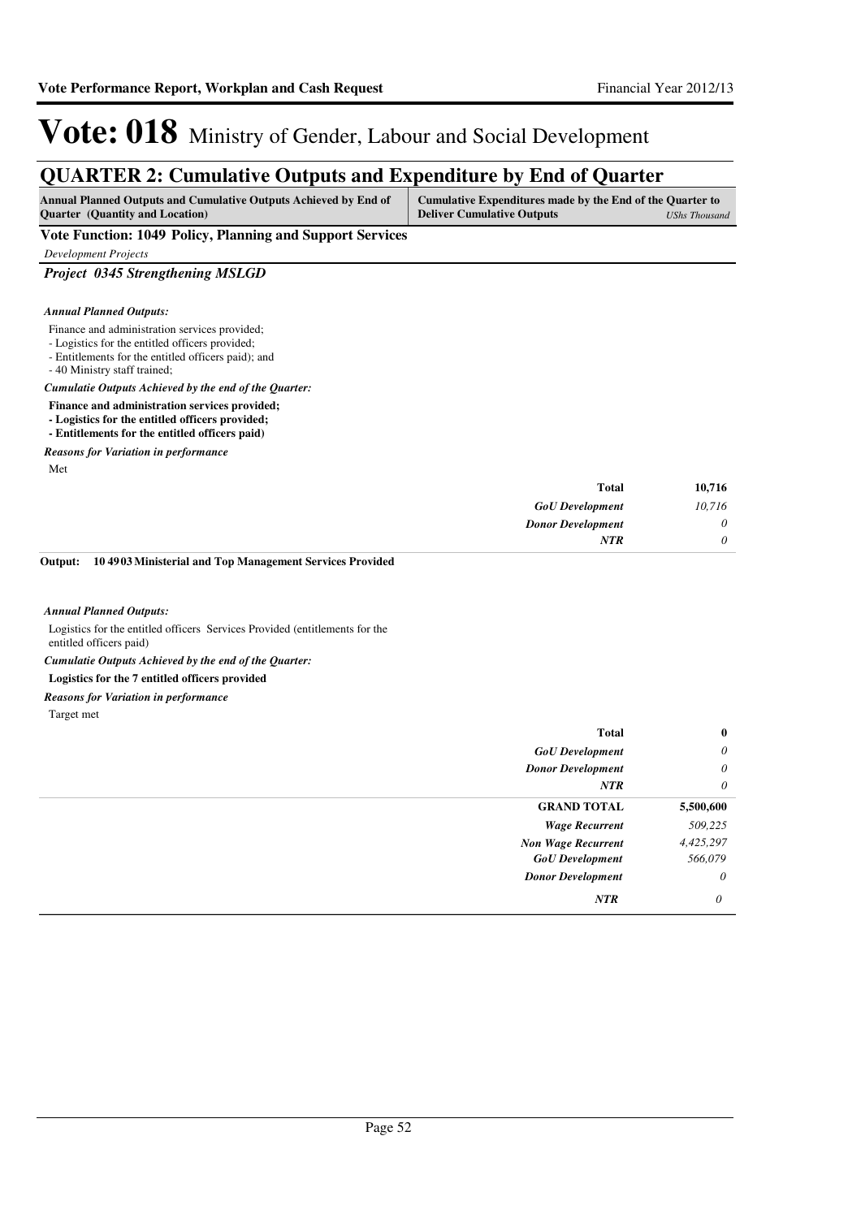# Vote: 018 Ministry of Gender, Labour and Social Development

## QUARTER 2: Cumulative Outputs and Expenditure by End of Quarter

| Annual Planned Outputs and Cumulative Outputs Achieved by End of Quarter (Quantity and Location) | Cumulative Expenditures made by the End of the Quarter to Deliver Cumulative Outputs | *UShs Thousand* |
|---|---|---|

### Vote Function: 1049 Policy, Planning and Support Services

*Development Projects*

#### *Project 0345 Strengthening MSLGD*

***Annual Planned Outputs:***

Finance and administration services provided;
- Logistics for the entitled officers provided;
- Entitlements for the entitled officers paid); and
- 40 Ministry staff trained;

***Cumulatie Outputs Achieved by the end of the Quarter:***

**Finance and administration services provided;**
**- Logistics for the entitled officers provided;**
**- Entitlements for the entitled officers paid)**

***Reasons for Variation in performance***

Met

| | |
|---|---|
| **Total** | **10,716** |
| *GoU Development* | *10,716* |
| *Donor Development* | *0* |
| *NTR* | *0* |

**Output: 10 4903 Ministerial and Top Management Services Provided**

***Annual Planned Outputs:***

Logistics for the entitled officers Services Provided (entitlements for the entitled officers paid)

***Cumulatie Outputs Achieved by the end of the Quarter:***

**Logistics for the 7 entitled officers provided**

***Reasons for Variation in performance***

Target met

| | |
|---|---|
| **Total** | **0** |
| *GoU Development* | *0* |
| *Donor Development* | *0* |
| *NTR* | *0* |

| | |
|---|---|
| **GRAND TOTAL** | **5,500,600** |
| *Wage Recurrent* | *509,225* |
| *Non Wage Recurrent* | *4,425,297* |
| *GoU Development* | *566,079* |
| *Donor Development* | *0* |
| *NTR* | *0* |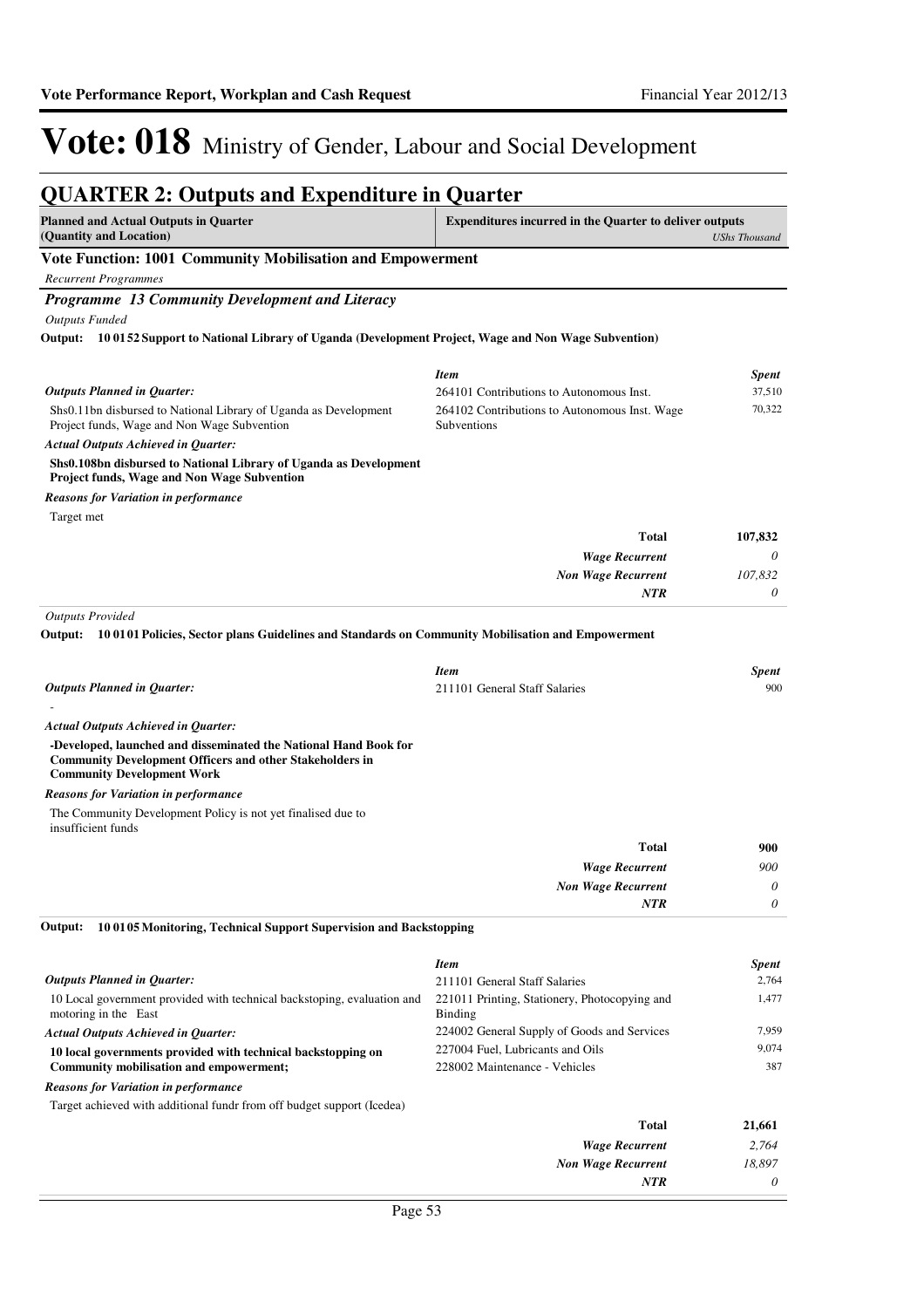# Vote: 018 Ministry of Gender, Labour and Social Development

## QUARTER 2: Outputs and Expenditure in Quarter

| Planned and Actual Outputs in Quarter (Quantity and Location) | Expenditures incurred in the Quarter to deliver outputs *UShs Thousand* |
|---|---|

### Vote Function: 1001 Community Mobilisation and Empowerment

*Recurrent Programmes*

#### *Programme 13 Community Development and Literacy*

*Outputs Funded*

**Output: 10 01 52 Support to National Library of Uganda (Development Project, Wage and Non Wage Subvention)**

***Outputs Planned in Quarter:***

Shs0.11bn disbursed to National Library of Uganda as Development Project funds, Wage and Non Wage Subvention

***Actual Outputs Achieved in Quarter:***

**Shs0.108bn disbursed to National Library of Uganda as Development Project funds, Wage and Non Wage Subvention**

***Reasons for Variation in performance***

Target met

| *Item* | *Spent* |
|---|---|
| 264101 Contributions to Autonomous Inst. | 37,510 |
| 264102 Contributions to Autonomous Inst. Wage Subventions | 70,322 |
| **Total** | **107,832** |
| ***Wage Recurrent*** | *0* |
| ***Non Wage Recurrent*** | *107,832* |
| ***NTR*** | *0* |

*Outputs Provided*

**Output: 10 01 01 Policies, Sector plans Guidelines and Standards on Community Mobilisation and Empowerment**

***Outputs Planned in Quarter:***

-

***Actual Outputs Achieved in Quarter:***

**-Developed, launched and disseminated the National Hand Book for Community Development Officers and other Stakeholders in Community Development Work**

***Reasons for Variation in performance***

The Community Development Policy is not yet finalised due to insufficient funds

| *Item* | *Spent* |
|---|---|
| 211101 General Staff Salaries | 900 |
| **Total** | **900** |
| ***Wage Recurrent*** | *900* |
| ***Non Wage Recurrent*** | *0* |
| ***NTR*** | *0* |

**Output: 10 01 05 Monitoring, Technical Support Supervision and Backstopping**

***Outputs Planned in Quarter:***

10 Local government provided with technical backstoping, evaluation and motoring in the East

***Actual Outputs Achieved in Quarter:***

**10 local governments provided with technical backstopping on Community mobilisation and empowerment;**

***Reasons for Variation in performance***

Target achieved with additional fundr from off budget support (Icedea)

| *Item* | *Spent* |
|---|---|
| 211101 General Staff Salaries | 2,764 |
| 221011 Printing, Stationery, Photocopying and Binding | 1,477 |
| 224002 General Supply of Goods and Services | 7,959 |
| 227004 Fuel, Lubricants and Oils | 9,074 |
| 228002 Maintenance - Vehicles | 387 |
| **Total** | **21,661** |
| ***Wage Recurrent*** | *2,764* |
| ***Non Wage Recurrent*** | *18,897* |
| ***NTR*** | *0* |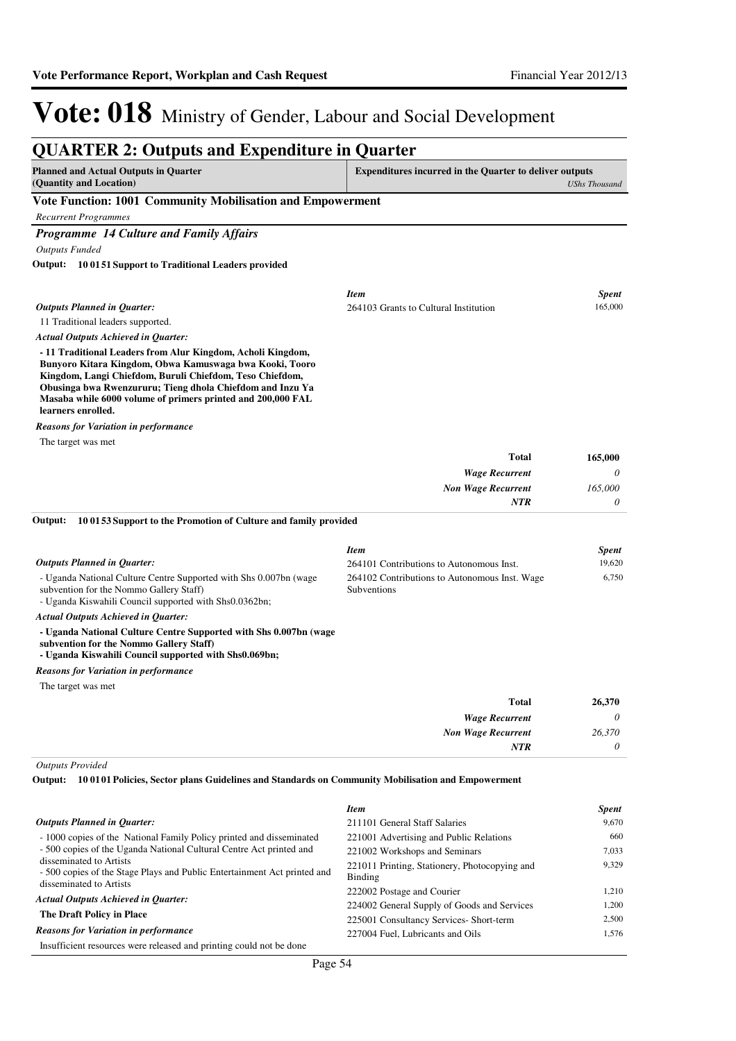# Vote: 018 Ministry of Gender, Labour and Social Development

## QUARTER 2: Outputs and Expenditure in Quarter

| Planned and Actual Outputs in Quarter (Quantity and Location) | Expenditures incurred in the Quarter to deliver outputs *UShs Thousand* |
|---|---|

### Vote Function: 1001 Community Mobilisation and Empowerment

*Recurrent Programmes*

### *Programme 14 Culture and Family Affairs*

*Outputs Funded*

**Output: 10 01 51 Support to Traditional Leaders provided**

*Outputs Planned in Quarter:*

11 Traditional leaders supported.

*Actual Outputs Achieved in Quarter:*

**- 11 Traditional Leaders from Alur Kingdom, Acholi Kingdom, Bunyoro Kitara Kingdom, Obwa Kamuswaga bwa Kooki, Tooro Kingdom, Langi Chiefdom, Buruli Chiefdom, Teso Chiefdom, Obusinga bwa Rwenzururu; Tieng dhola Chiefdom and Inzu Ya Masaba while 6000 volume of primers printed and 200,000 FAL learners enrolled.**

*Reasons for Variation in performance*

The target was met

| *Item* | *Spent* |
|---|---|
| 264103 Grants to Cultural Institution | 165,000 |
| **Total** | **165,000** |
| *Wage Recurrent* | *0* |
| *Non Wage Recurrent* | *165,000* |
| *NTR* | *0* |

**Output: 10 01 53 Support to the Promotion of Culture and family provided**

*Outputs Planned in Quarter:*

- Uganda National Culture Centre Supported with Shs 0.007bn (wage subvention for the Nommo Gallery Staff)
- Uganda Kiswahili Council supported with Shs0.0362bn;

*Actual Outputs Achieved in Quarter:*

**- Uganda National Culture Centre Supported with Shs 0.007bn (wage subvention for the Nommo Gallery Staff)**
**- Uganda Kiswahili Council supported with Shs0.069bn;**

*Reasons for Variation in performance*

The target was met

| *Item* | *Spent* |
|---|---|
| 264101 Contributions to Autonomous Inst. | 19,620 |
| 264102 Contributions to Autonomous Inst. Wage Subventions | 6,750 |
| **Total** | **26,370** |
| *Wage Recurrent* | *0* |
| *Non Wage Recurrent* | *26,370* |
| *NTR* | *0* |

*Outputs Provided*

**Output: 10 01 01 Policies, Sector plans Guidelines and Standards on Community Mobilisation and Empowerment**

*Outputs Planned in Quarter:*

- 1000 copies of the National Family Policy printed and disseminated
- 500 copies of the Uganda National Cultural Centre Act printed and disseminated to Artists
- 500 copies of the Stage Plays and Public Entertainment Act printed and disseminated to Artists

*Actual Outputs Achieved in Quarter:*

**The Draft Policy in Place**

*Reasons for Variation in performance*

Insufficient resources were released and printing could not be done

| *Item* | *Spent* |
|---|---|
| 211101 General Staff Salaries | 9,670 |
| 221001 Advertising and Public Relations | 660 |
| 221002 Workshops and Seminars | 7,033 |
| 221011 Printing, Stationery, Photocopying and Binding | 9,329 |
| 222002 Postage and Courier | 1,210 |
| 224002 General Supply of Goods and Services | 1,200 |
| 225001 Consultancy Services- Short-term | 2,500 |
| 227004 Fuel, Lubricants and Oils | 1,576 |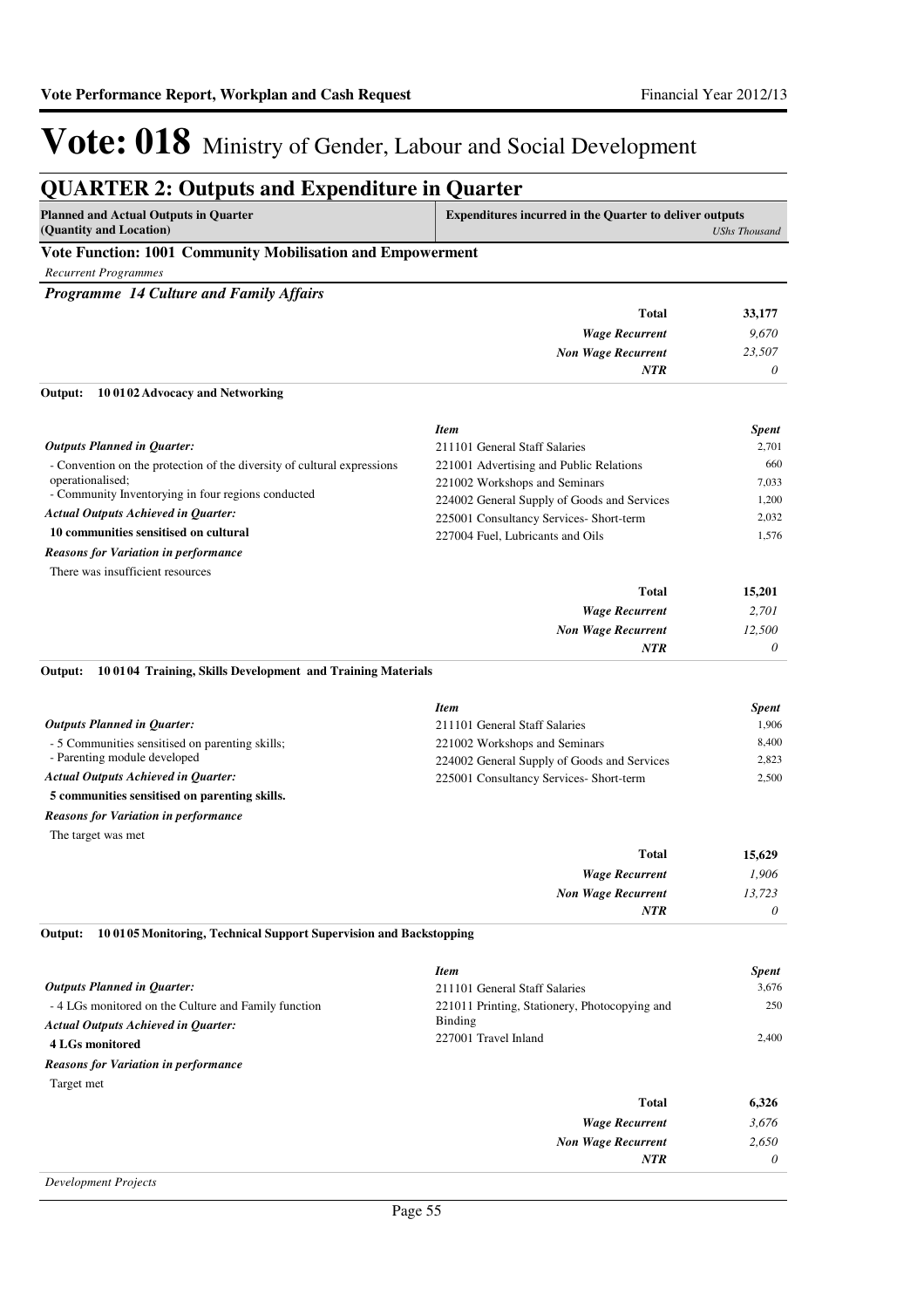# Vote: 018 Ministry of Gender, Labour and Social Development

## QUARTER 2: Outputs and Expenditure in Quarter

| Planned and Actual Outputs in Quarter (Quantity and Location) | Expenditures incurred in the Quarter to deliver outputs | *UShs Thousand* |
|---|---|---|

### Vote Function: 1001 Community Mobilisation and Empowerment

*Recurrent Programmes*

#### *Programme 14 Culture and Family Affairs*

| | |
|---|---|
| **Total** | **33,177** |
| *Wage Recurrent* | *9,670* |
| *Non Wage Recurrent* | *23,507* |
| *NTR* | *0* |

**Output: 10 01 02 Advocacy and Networking**

*Outputs Planned in Quarter:*

- Convention on the protection of the diversity of cultural expressions operationalised;
- Community Inventorying in four regions conducted

*Actual Outputs Achieved in Quarter:*

**10 communities sensitised on cultural**

*Reasons for Variation in performance*

There was insufficient resources

| *Item* | *Spent* |
|---|---|
| 211101 General Staff Salaries | 2,701 |
| 221001 Advertising and Public Relations | 660 |
| 221002 Workshops and Seminars | 7,033 |
| 224002 General Supply of Goods and Services | 1,200 |
| 225001 Consultancy Services- Short-term | 2,032 |
| 227004 Fuel, Lubricants and Oils | 1,576 |
| **Total** | **15,201** |
| *Wage Recurrent* | *2,701* |
| *Non Wage Recurrent* | *12,500* |
| *NTR* | *0* |

**Output: 10 01 04 Training, Skills Development and Training Materials**

*Outputs Planned in Quarter:*

- 5 Communities sensitised on parenting skills;
- Parenting module developed

*Actual Outputs Achieved in Quarter:*

**5 communities sensitised on parenting skills.**

*Reasons for Variation in performance*

The target was met

| *Item* | *Spent* |
|---|---|
| 211101 General Staff Salaries | 1,906 |
| 221002 Workshops and Seminars | 8,400 |
| 224002 General Supply of Goods and Services | 2,823 |
| 225001 Consultancy Services- Short-term | 2,500 |
| **Total** | **15,629** |
| *Wage Recurrent* | *1,906* |
| *Non Wage Recurrent* | *13,723* |
| *NTR* | *0* |

**Output: 10 01 05 Monitoring, Technical Support Supervision and Backstopping**

*Outputs Planned in Quarter:*

- 4 LGs monitored on the Culture and Family function

*Actual Outputs Achieved in Quarter:*

**4 LGs monitored**

*Reasons for Variation in performance*

Target met

| *Item* | *Spent* |
|---|---|
| 211101 General Staff Salaries | 3,676 |
| 221011 Printing, Stationery, Photocopying and Binding | 250 |
| 227001 Travel Inland | 2,400 |
| **Total** | **6,326** |
| *Wage Recurrent* | *3,676* |
| *Non Wage Recurrent* | *2,650* |
| *NTR* | *0* |

*Development Projects*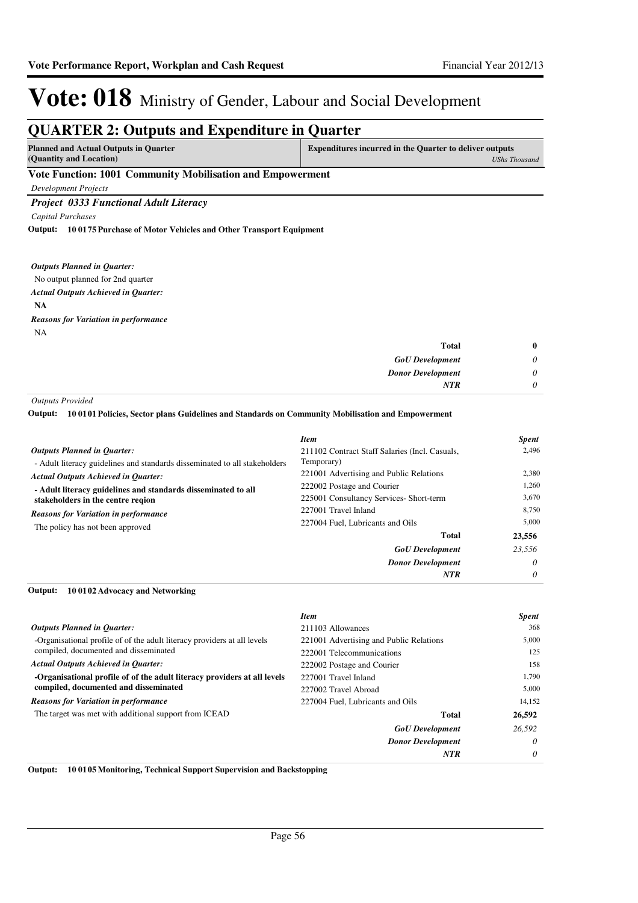# Vote: 018 Ministry of Gender, Labour and Social Development

## QUARTER 2: Outputs and Expenditure in Quarter

| Planned and Actual Outputs in Quarter (Quantity and Location) | Expenditures incurred in the Quarter to deliver outputs *UShs Thousand* |
|---|---|

### Vote Function: 1001 Community Mobilisation and Empowerment

*Development Projects*

#### *Project 0333 Functional Adult Literacy*

*Capital Purchases*

**Output: 10 01 75 Purchase of Motor Vehicles and Other Transport Equipment**

***Outputs Planned in Quarter:***

No output planned for 2nd quarter

***Actual Outputs Achieved in Quarter:***

**NA**

***Reasons for Variation in performance***

NA

| | |
|---|---|
| **Total** | **0** |
| ***GoU Development*** | *0* |
| ***Donor Development*** | *0* |
| ***NTR*** | *0* |

*Outputs Provided*

**Output: 10 01 01 Policies, Sector plans Guidelines and Standards on Community Mobilisation and Empowerment**

***Outputs Planned in Quarter:***

- Adult literacy guidelines and standards disseminated to all stakeholders

***Actual Outputs Achieved in Quarter:***

**- Adult literacy guidelines and standards disseminated to all stakeholders in the centre reqion**

***Reasons for Variation in performance***

The policy has not been approved

| *Item* | *Spent* |
|---|---|
| 211102 Contract Staff Salaries (Incl. Casuals, Temporary) | 2,496 |
| 221001 Advertising and Public Relations | 2,380 |
| 222002 Postage and Courier | 1,260 |
| 225001 Consultancy Services- Short-term | 3,670 |
| 227001 Travel Inland | 8,750 |
| 227004 Fuel, Lubricants and Oils | 5,000 |
| **Total** | **23,556** |
| ***GoU Development*** | *23,556* |
| ***Donor Development*** | *0* |
| ***NTR*** | *0* |

**Output: 10 01 02 Advocacy and Networking**

***Outputs Planned in Quarter:***

-Organisational profile of of the adult literacy providers at all levels compiled, documented and disseminated

***Actual Outputs Achieved in Quarter:***

**-Organisational profile of of the adult literacy providers at all levels compiled, documented and disseminated**

***Reasons for Variation in performance***

The target was met with additional support from ICEAD

| *Item* | *Spent* |
|---|---|
| 211103 Allowances | 368 |
| 221001 Advertising and Public Relations | 5,000 |
| 222001 Telecommunications | 125 |
| 222002 Postage and Courier | 158 |
| 227001 Travel Inland | 1,790 |
| 227002 Travel Abroad | 5,000 |
| 227004 Fuel, Lubricants and Oils | 14,152 |
| **Total** | **26,592** |
| ***GoU Development*** | *26,592* |
| ***Donor Development*** | *0* |
| ***NTR*** | *0* |

**Output: 10 01 05 Monitoring, Technical Support Supervision and Backstopping**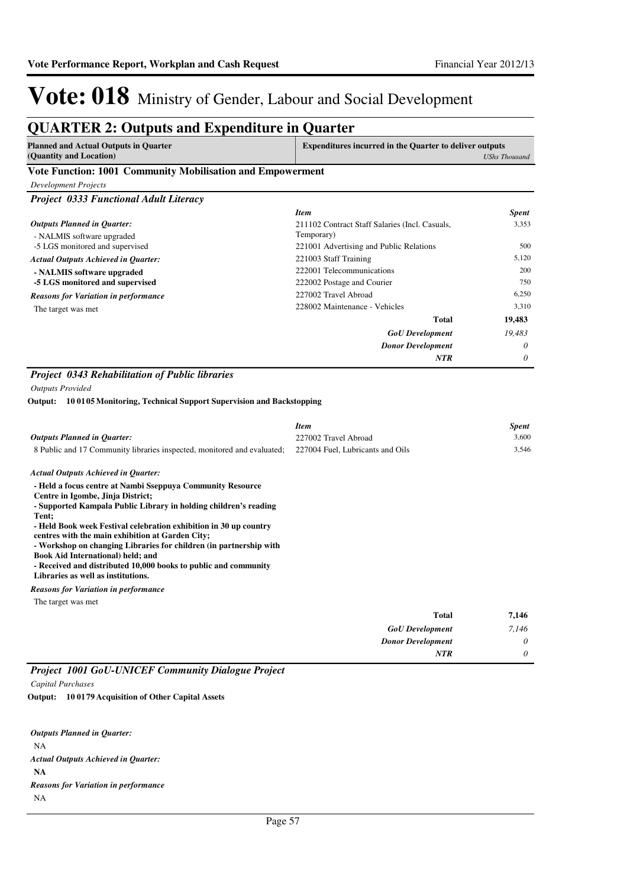# Vote: 018 Ministry of Gender, Labour and Social Development

## QUARTER 2: Outputs and Expenditure in Quarter

| Planned and Actual Outputs in Quarter (Quantity and Location) | Expenditures incurred in the Quarter to deliver outputs | *UShs Thousand* |
|---|---|---|

### Vote Function: 1001 Community Mobilisation and Empowerment

*Development Projects*

#### *Project 0333 Functional Adult Literacy*

*Outputs Planned in Quarter:*

- NALMIS software upgraded
-5 LGS monitored and supervised

*Actual Outputs Achieved in Quarter:*

**- NALMIS software upgraded**
**-5 LGS monitored and supervised**

*Reasons for Variation in performance*

The target was met

| *Item* | *Spent* |
|---|---|
| 211102 Contract Staff Salaries (Incl. Casuals, Temporary) | 3,353 |
| 221001 Advertising and Public Relations | 500 |
| 221003 Staff Training | 5,120 |
| 222001 Telecommunications | 200 |
| 222002 Postage and Courier | 750 |
| 227002 Travel Abroad | 6,250 |
| 228002 Maintenance - Vehicles | 3,310 |
| **Total** | **19,483** |
| ***GoU Development*** | *19,483* |
| ***Donor Development*** | *0* |
| ***NTR*** | *0* |

#### *Project 0343 Rehabilitation of Public libraries*

*Outputs Provided*

**Output: 10 01 05 Monitoring, Technical Support Supervision and Backstopping**

*Outputs Planned in Quarter:*

8 Public and 17 Community libraries inspected, monitored and evaluated;

| *Item* | *Spent* |
|---|---|
| 227002 Travel Abroad | 3,600 |
| 227004 Fuel, Lubricants and Oils | 3,546 |

*Actual Outputs Achieved in Quarter:*

**- Held a focus centre at Nambi Sseppuya Community Resource Centre in Igombe, Jinja District;**
**- Supported Kampala Public Library in holding children's reading Tent;**
**- Held Book week Festival celebration exhibition in 30 up country centres with the main exhibition at Garden City;**
**- Workshop on changing Libraries for children (in partnership with Book Aid International) held; and**
**- Received and distributed 10,000 books to public and community Libraries as well as institutions.**

*Reasons for Variation in performance*

The target was met

| | |
|---|---|
| **Total** | **7,146** |
| ***GoU Development*** | *7,146* |
| ***Donor Development*** | *0* |
| ***NTR*** | *0* |

#### *Project 1001 GoU-UNICEF Community Dialogue Project*

*Capital Purchases*

**Output: 10 01 79 Acquisition of Other Capital Assets**

*Outputs Planned in Quarter:*

NA

*Actual Outputs Achieved in Quarter:*

**NA**

*Reasons for Variation in performance*

NA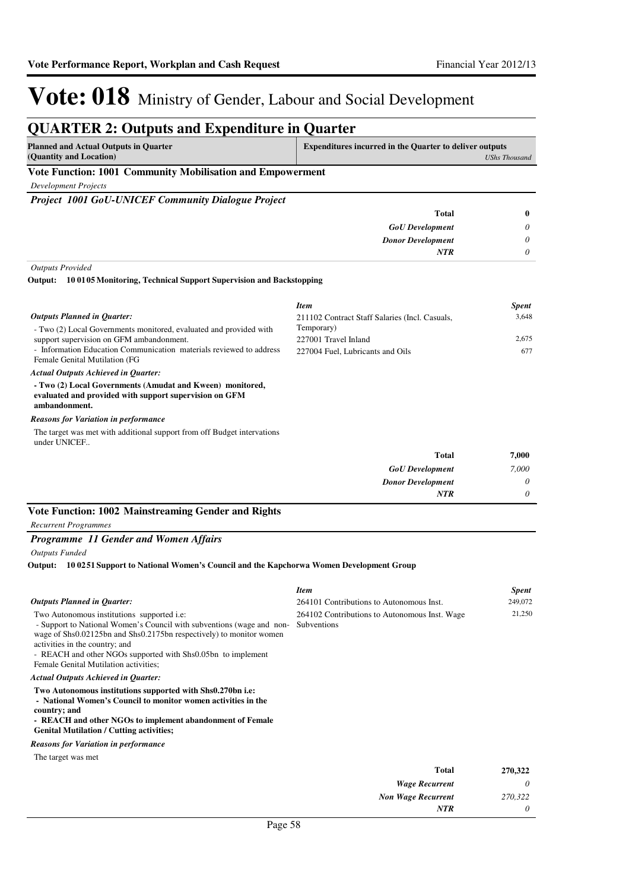# Vote: 018 Ministry of Gender, Labour and Social Development

## QUARTER 2: Outputs and Expenditure in Quarter

| Planned and Actual Outputs in Quarter (Quantity and Location) | Expenditures incurred in the Quarter to deliver outputs *UShs Thousand* |
|---|---|

### Vote Function: 1001 Community Mobilisation and Empowerment

*Development Projects*

#### *Project 1001 GoU-UNICEF Community Dialogue Project*

| | |
|---|---|
| **Total** | **0** |
| *GoU Development* | *0* |
| *Donor Development* | *0* |
| *NTR* | *0* |

*Outputs Provided*

**Output: 10 01 05 Monitoring, Technical Support Supervision and Backstopping**

***Outputs Planned in Quarter:***

- Two (2) Local Governments monitored, evaluated and provided with support supervision on GFM ambandonment.
- Information Education Communication materials reviewed to address Female Genital Mutilation (FG

***Actual Outputs Achieved in Quarter:***

**- Two (2) Local Governments (Amudat and Kween) monitored, evaluated and provided with support supervision on GFM ambandonment.**

***Reasons for Variation in performance***

The target was met with additional support from off Budget intervations under UNICEF..

| *Item* | *Spent* |
|---|---|
| 211102 Contract Staff Salaries (Incl. Casuals, Temporary) | 3,648 |
| 227001 Travel Inland | 2,675 |
| 227004 Fuel, Lubricants and Oils | 677 |

| | |
|---|---|
| **Total** | **7,000** |
| *GoU Development* | *7,000* |
| *Donor Development* | *0* |
| *NTR* | *0* |

### Vote Function: 1002 Mainstreaming Gender and Rights

*Recurrent Programmes*

#### *Programme 11 Gender and Women Affairs*

*Outputs Funded*

**Output: 10 02 51 Support to National Women's Council and the Kapchorwa Women Development Group**

***Outputs Planned in Quarter:***

Two Autonomous institutions supported i.e:
- Support to National Women's Council with subventions (wage and non-wage of Shs0.02125bn and Shs0.2175bn respectively) to monitor women activities in the country; and
- REACH and other NGOs supported with Shs0.05bn to implement Female Genital Mutilation activities;

***Actual Outputs Achieved in Quarter:***

**Two Autonomous institutions supported with Shs0.270bn i.e:**
**- National Women's Council to monitor women activities in the country; and**
**- REACH and other NGOs to implement abandonment of Female Genital Mutilation / Cutting activities;**

***Reasons for Variation in performance***

The target was met

| *Item* | *Spent* |
|---|---|
| 264101 Contributions to Autonomous Inst. | 249,072 |
| 264102 Contributions to Autonomous Inst. Wage Subventions | 21,250 |

| | |
|---|---|
| **Total** | **270,322** |
| *Wage Recurrent* | *0* |
| *Non Wage Recurrent* | *270,322* |
| *NTR* | *0* |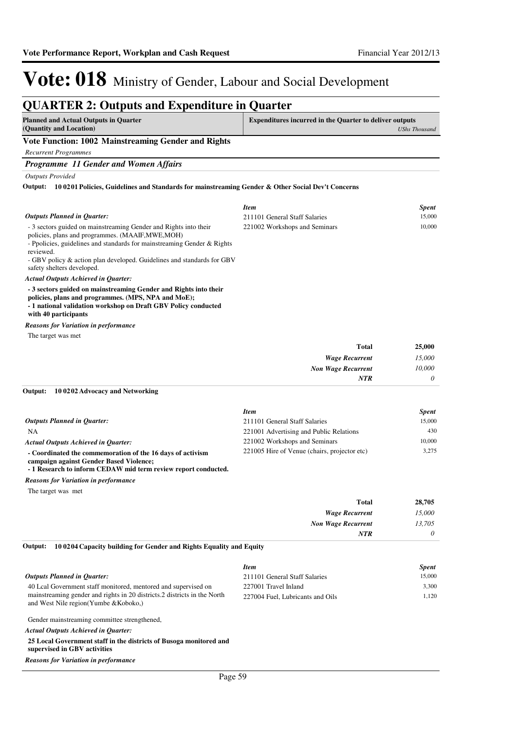# Vote: 018 Ministry of Gender, Labour and Social Development

## QUARTER 2: Outputs and Expenditure in Quarter

| Planned and Actual Outputs in Quarter (Quantity and Location) | Expenditures incurred in the Quarter to deliver outputs *UShs Thousand* |
|---|---|

### Vote Function: 1002 Mainstreaming Gender and Rights

*Recurrent Programmes*

### *Programme 11 Gender and Women Affairs*

*Outputs Provided*

**Output: 10 02 01 Policies, Guidelines and Standards for mainstreaming Gender & Other Social Dev't Concerns**

*Outputs Planned in Quarter:*

- 3 sectors guided on mainstreaming Gender and Rights into their policies, plans and programmes. (MAAIF,MWE,MOH)
- Ppolicies, guidelines and standards for mainstreaming Gender & Rights reviewed.
- GBV policy & action plan developed. Guidelines and standards for GBV safety shelters developed.

*Actual Outputs Achieved in Quarter:*

**- 3 sectors guided on mainstreaming Gender and Rights into their policies, plans and programmes. (MPS, NPA and MoE);**
**- 1 national validation workshop on Draft GBV Policy conducted with 40 participants**

*Reasons for Variation in performance*

The target was met

| *Item* | *Spent* |
|---|---|
| 211101 General Staff Salaries | 15,000 |
| 221002 Workshops and Seminars | 10,000 |
| **Total** | **25,000** |
| *Wage Recurrent* | *15,000* |
| *Non Wage Recurrent* | *10,000* |
| *NTR* | *0* |

**Output: 10 02 02 Advocacy and Networking**

*Outputs Planned in Quarter:*

NA

*Actual Outputs Achieved in Quarter:*

**- Coordinated the commemoration of the 16 days of activism campaign against Gender Based Violence;**
**- 1 Research to inform CEDAW mid term review report conducted.**

*Reasons for Variation in performance*

The target was met

| *Item* | *Spent* |
|---|---|
| 211101 General Staff Salaries | 15,000 |
| 221001 Advertising and Public Relations | 430 |
| 221002 Workshops and Seminars | 10,000 |
| 221005 Hire of Venue (chairs, projector etc) | 3,275 |
| **Total** | **28,705** |
| *Wage Recurrent* | *15,000* |
| *Non Wage Recurrent* | *13,705* |
| *NTR* | *0* |

**Output: 10 02 04 Capacity building for Gender and Rights Equality and Equity**

*Outputs Planned in Quarter:*

40 Lcal Government staff monitored, mentored and supervised on mainstreaming gender and rights in 20 districts.2 districts in the North and West Nile region(Yumbe &Koboko,)

Gender mainstreaming committee strengthened,

*Actual Outputs Achieved in Quarter:*

**25 Local Government staff in the districts of Busoga monitored and supervised in GBV activities**

*Reasons for Variation in performance*

| *Item* | *Spent* |
|---|---|
| 211101 General Staff Salaries | 15,000 |
| 227001 Travel Inland | 3,300 |
| 227004 Fuel, Lubricants and Oils | 1,120 |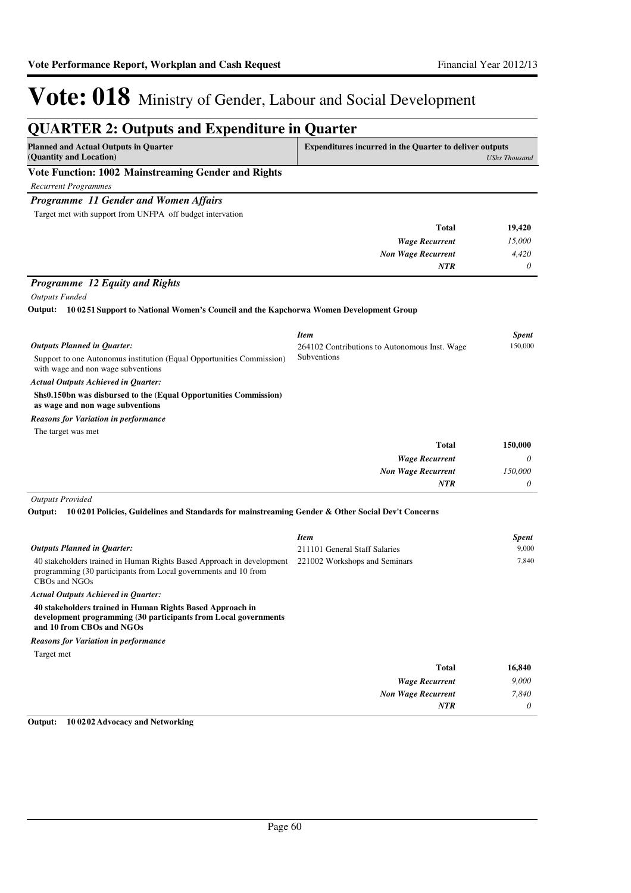# Vote: 018 Ministry of Gender, Labour and Social Development

## QUARTER 2: Outputs and Expenditure in Quarter

| Planned and Actual Outputs in Quarter (Quantity and Location) | Expenditures incurred in the Quarter to deliver outputs *UShs Thousand* |
|---|---|

### Vote Function: 1002 Mainstreaming Gender and Rights

*Recurrent Programmes*

### *Programme 11 Gender and Women Affairs*

Target met with support from UNFPA off budget intervation

| | |
|---|---|
| **Total** | **19,420** |
| ***Wage Recurrent*** | *15,000* |
| ***Non Wage Recurrent*** | *4,420* |
| ***NTR*** | *0* |

### *Programme 12 Equity and Rights*

*Outputs Funded*

**Output: 10 02 51 Support to National Women's Council and the Kapchorwa Women Development Group**

*Outputs Planned in Quarter:*

Support to one Autonomus institution (Equal Opportunities Commission) with wage and non wage subventions

*Actual Outputs Achieved in Quarter:*

**Shs0.150bn was disbursed to the (Equal Opportunities Commission) as wage and non wage subventions**

*Reasons for Variation in performance*

The target was met

| *Item* | *Spent* |
|---|---|
| 264102 Contributions to Autonomous Inst. Wage Subventions | 150,000 |
| **Total** | **150,000** |
| ***Wage Recurrent*** | *0* |
| ***Non Wage Recurrent*** | *150,000* |
| ***NTR*** | *0* |

*Outputs Provided*

**Output: 10 02 01 Policies, Guidelines and Standards for mainstreaming Gender & Other Social Dev't Concerns**

*Outputs Planned in Quarter:*

40 stakeholders trained in Human Rights Based Approach in development programming (30 participants from Local governments and 10 from CBOs and NGOs

*Actual Outputs Achieved in Quarter:*

**40 stakeholders trained in Human Rights Based Approach in development programming (30 participants from Local governments and 10 from CBOs and NGOs**

*Reasons for Variation in performance*

Target met

| *Item* | *Spent* |
|---|---|
| 211101 General Staff Salaries | 9,000 |
| 221002 Workshops and Seminars | 7,840 |
| **Total** | **16,840** |
| ***Wage Recurrent*** | *9,000* |
| ***Non Wage Recurrent*** | *7,840* |
| ***NTR*** | *0* |

**Output: 10 02 02 Advocacy and Networking**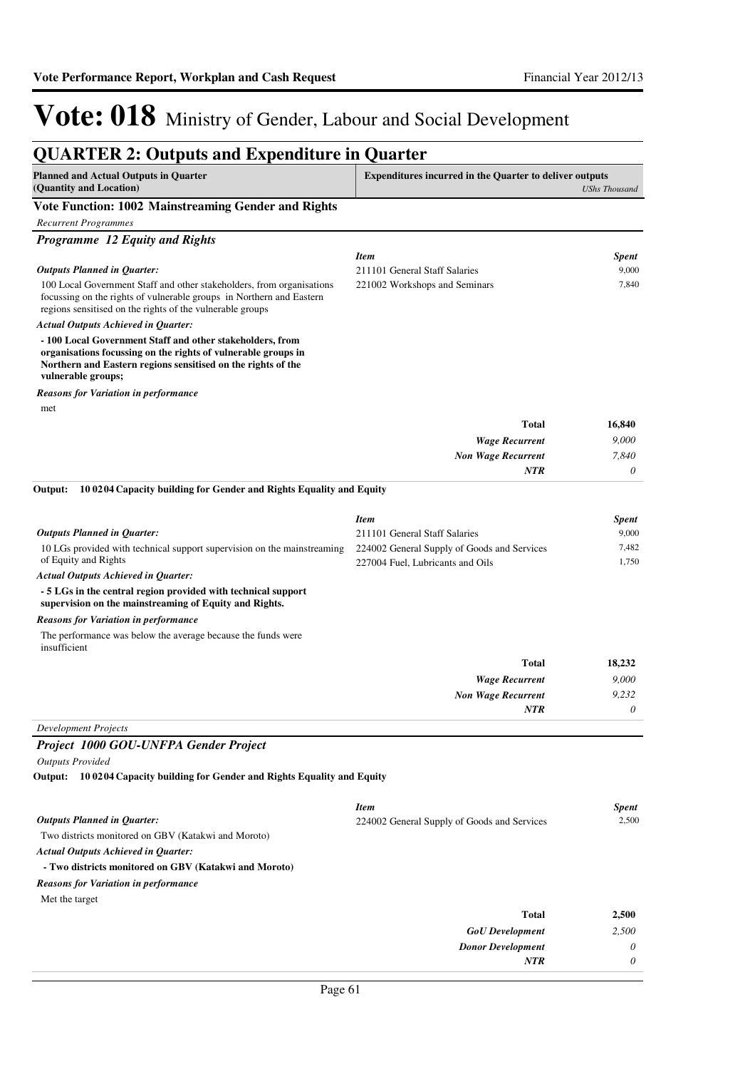# Vote: 018 Ministry of Gender, Labour and Social Development

## QUARTER 2: Outputs and Expenditure in Quarter

| Planned and Actual Outputs in Quarter (Quantity and Location) | Expenditures incurred in the Quarter to deliver outputs *UShs Thousand* |
|---|---|

### Vote Function: 1002 Mainstreaming Gender and Rights

*Recurrent Programmes*

#### *Programme 12 Equity and Rights*

***Outputs Planned in Quarter:***

100 Local Government Staff and other stakeholders, from organisations focussing on the rights of vulnerable groups in Northern and Eastern regions sensitised on the rights of the vulnerable groups

***Actual Outputs Achieved in Quarter:***

**- 100 Local Government Staff and other stakeholders, from organisations focussing on the rights of vulnerable groups in Northern and Eastern regions sensitised on the rights of the vulnerable groups;**

***Reasons for Variation in performance***

met

| *Item* | *Spent* |
|---|---|
| 211101 General Staff Salaries | 9,000 |
| 221002 Workshops and Seminars | 7,840 |
| **Total** | **16,840** |
| *Wage Recurrent* | *9,000* |
| *Non Wage Recurrent* | *7,840* |
| *NTR* | *0* |

**Output: 10 0204 Capacity building for Gender and Rights Equality and Equity**

***Outputs Planned in Quarter:***

10 LGs provided with technical support supervision on the mainstreaming of Equity and Rights

***Actual Outputs Achieved in Quarter:***

**- 5 LGs in the central region provided with technical support supervision on the mainstreaming of Equity and Rights.**

***Reasons for Variation in performance***

The performance was below the average because the funds were insufficient

| *Item* | *Spent* |
|---|---|
| 211101 General Staff Salaries | 9,000 |
| 224002 General Supply of Goods and Services | 7,482 |
| 227004 Fuel, Lubricants and Oils | 1,750 |
| **Total** | **18,232** |
| *Wage Recurrent* | *9,000* |
| *Non Wage Recurrent* | *9,232* |
| *NTR* | *0* |

*Development Projects*

#### *Project 1000 GOU-UNFPA Gender Project*

*Outputs Provided*

**Output: 10 0204 Capacity building for Gender and Rights Equality and Equity**

***Outputs Planned in Quarter:***

Two districts monitored on GBV (Katakwi and Moroto)

***Actual Outputs Achieved in Quarter:***

**- Two districts monitored on GBV (Katakwi and Moroto)**

***Reasons for Variation in performance***

Met the target

| *Item* | *Spent* |
|---|---|
| 224002 General Supply of Goods and Services | 2,500 |
| **Total** | **2,500** |
| *GoU Development* | *2,500* |
| *Donor Development* | *0* |
| *NTR* | *0* |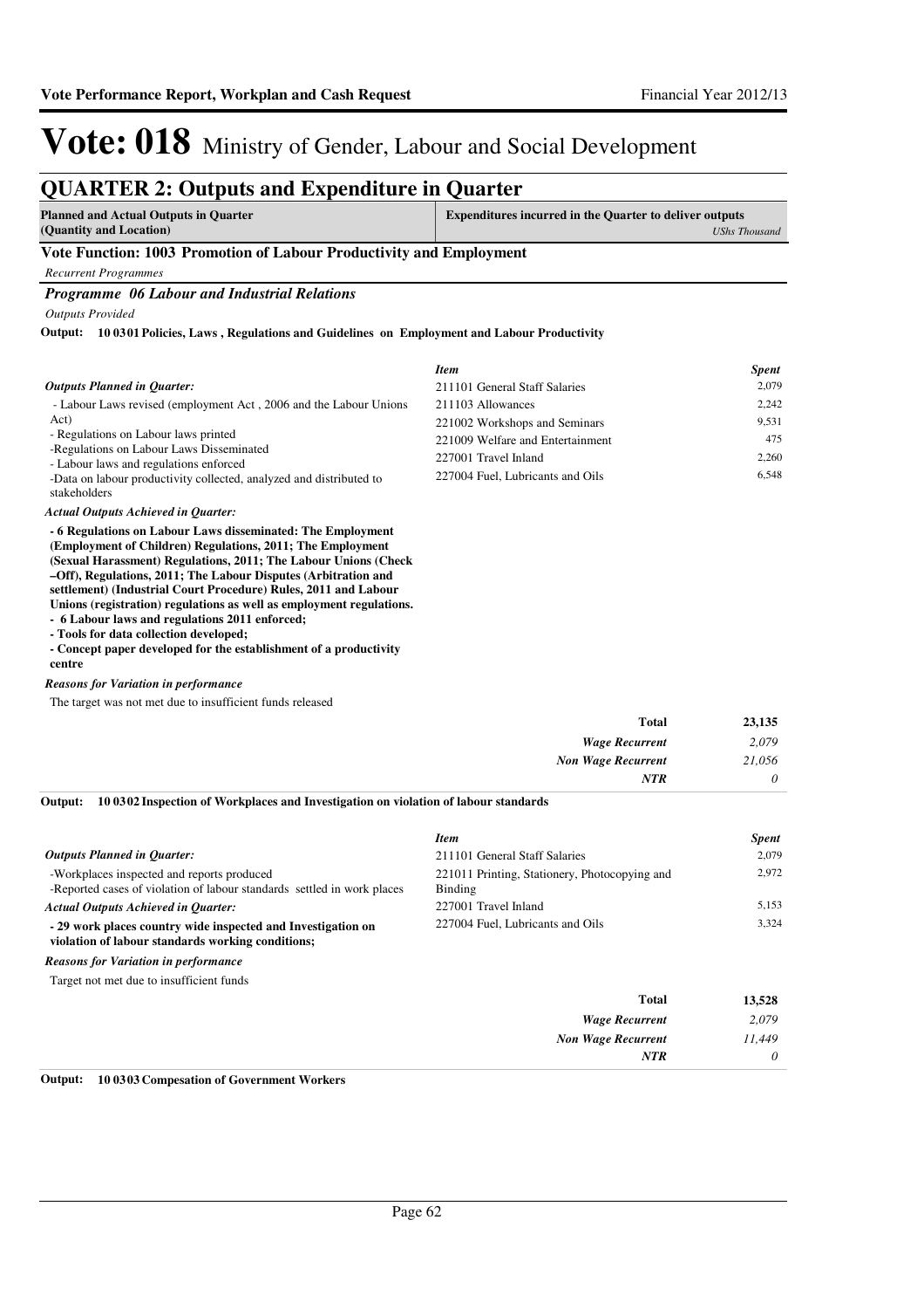# Vote: 018 Ministry of Gender, Labour and Social Development

## QUARTER 2: Outputs and Expenditure in Quarter

| Planned and Actual Outputs in Quarter (Quantity and Location) | Expenditures incurred in the Quarter to deliver outputs *UShs Thousand* |
|---|---|

### Vote Function: 1003 Promotion of Labour Productivity and Employment

*Recurrent Programmes*

### *Programme 06 Labour and Industrial Relations*

*Outputs Provided*

**Output: 10 03 01 Policies, Laws , Regulations and Guidelines on Employment and Labour Productivity**

***Outputs Planned in Quarter:***

- Labour Laws revised (employment Act , 2006 and the Labour Unions Act)
- Regulations on Labour laws printed
- Regulations on Labour Laws Disseminated
- Labour laws and regulations enforced
- Data on labour productivity collected, analyzed and distributed to stakeholders

***Actual Outputs Achieved in Quarter:***

**- 6 Regulations on Labour Laws disseminated: The Employment (Employment of Children) Regulations, 2011; The Employment (Sexual Harassment) Regulations, 2011; The Labour Unions (Check –Off), Regulations, 2011; The Labour Disputes (Arbitration and settlement) (Industrial Court Procedure) Rules, 2011 and Labour Unions (registration) regulations as well as employment regulations.**
**- 6 Labour laws and regulations 2011 enforced;**
**- Tools for data collection developed;**
**- Concept paper developed for the establishment of a productivity centre**

***Reasons for Variation in performance***

The target was not met due to insufficient funds released

| *Item* | *Spent* |
|---|---|
| 211101 General Staff Salaries | 2,079 |
| 211103 Allowances | 2,242 |
| 221002 Workshops and Seminars | 9,531 |
| 221009 Welfare and Entertainment | 475 |
| 227001 Travel Inland | 2,260 |
| 227004 Fuel, Lubricants and Oils | 6,548 |

| | |
|---|---|
| **Total** | **23,135** |
| ***Wage Recurrent*** | *2,079* |
| ***Non Wage Recurrent*** | *21,056* |
| ***NTR*** | *0* |

**Output: 10 03 02 Inspection of Workplaces and Investigation on violation of labour standards**

***Outputs Planned in Quarter:***

- Workplaces inspected and reports produced
- Reported cases of violation of labour standards settled in work places

***Actual Outputs Achieved in Quarter:***

**- 29 work places country wide inspected and Investigation on violation of labour standards working conditions;**

***Reasons for Variation in performance***

Target not met due to insufficient funds

| *Item* | *Spent* |
|---|---|
| 211101 General Staff Salaries | 2,079 |
| 221011 Printing, Stationery, Photocopying and Binding | 2,972 |
| 227001 Travel Inland | 5,153 |
| 227004 Fuel, Lubricants and Oils | 3,324 |

| | |
|---|---|
| **Total** | **13,528** |
| ***Wage Recurrent*** | *2,079* |
| ***Non Wage Recurrent*** | *11,449* |
| ***NTR*** | *0* |

**Output: 10 03 03 Compesation of Government Workers**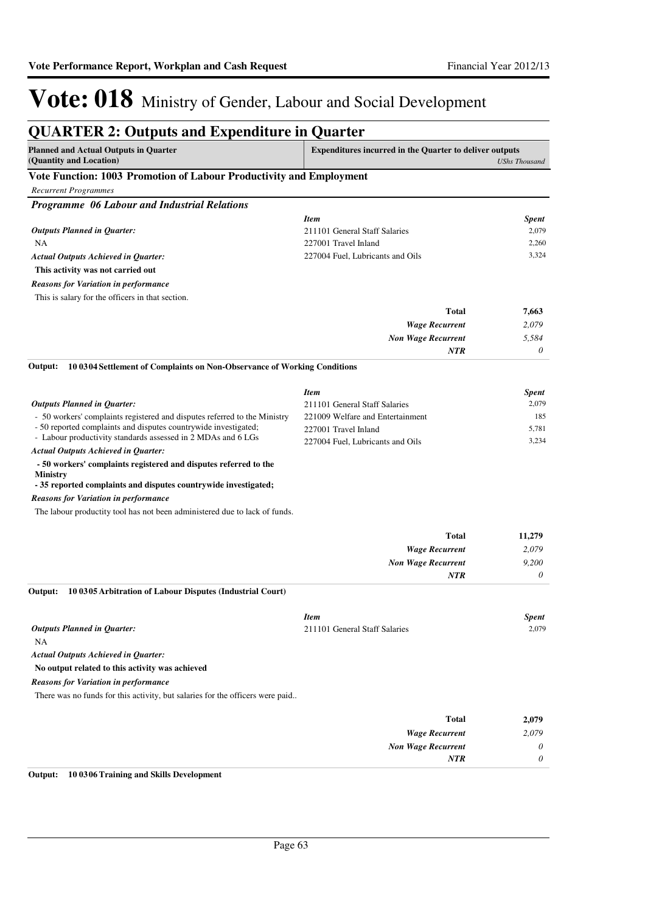# Vote: 018 Ministry of Gender, Labour and Social Development

## QUARTER 2: Outputs and Expenditure in Quarter

| Planned and Actual Outputs in Quarter (Quantity and Location) | Expenditures incurred in the Quarter to deliver outputs | *UShs Thousand* |
|---|---|---|

### Vote Function: 1003 Promotion of Labour Productivity and Employment

*Recurrent Programmes*

#### *Programme 06 Labour and Industrial Relations*

***Outputs Planned in Quarter:***

NA

***Actual Outputs Achieved in Quarter:***

**This activity was not carried out**

***Reasons for Variation in performance***

This is salary for the officers in that section.

| *Item* | *Spent* |
|---|---|
| 211101 General Staff Salaries | 2,079 |
| 227001 Travel Inland | 2,260 |
| 227004 Fuel, Lubricants and Oils | 3,324 |
| **Total** | **7,663** |
| *Wage Recurrent* | *2,079* |
| *Non Wage Recurrent* | *5,584* |
| *NTR* | *0* |

**Output: 10 0304 Settlement of Complaints on Non-Observance of Working Conditions**

***Outputs Planned in Quarter:***

- 50 workers' complaints registered and disputes referred to the Ministry
- 50 reported complaints and disputes countrywide investigated;
- Labour productivity standards assessed in 2 MDAs and 6 LGs

***Actual Outputs Achieved in Quarter:***

**- 50 workers' complaints registered and disputes referred to the Ministry**
**- 35 reported complaints and disputes countrywide investigated;**

***Reasons for Variation in performance***

The labour productity tool has not been administered due to lack of funds.

| *Item* | *Spent* |
|---|---|
| 211101 General Staff Salaries | 2,079 |
| 221009 Welfare and Entertainment | 185 |
| 227001 Travel Inland | 5,781 |
| 227004 Fuel, Lubricants and Oils | 3,234 |
| **Total** | **11,279** |
| *Wage Recurrent* | *2,079* |
| *Non Wage Recurrent* | *9,200* |
| *NTR* | *0* |

**Output: 10 0305 Arbitration of Labour Disputes (Industrial Court)**

***Outputs Planned in Quarter:***

NA

***Actual Outputs Achieved in Quarter:***

**No output related to this activity was achieved**

***Reasons for Variation in performance***

There was no funds for this activity, but salaries for the officers were paid..

| *Item* | *Spent* |
|---|---|
| 211101 General Staff Salaries | 2,079 |
| **Total** | **2,079** |
| *Wage Recurrent* | *2,079* |
| *Non Wage Recurrent* | *0* |
| *NTR* | *0* |

**Output: 10 0306 Training and Skills Development**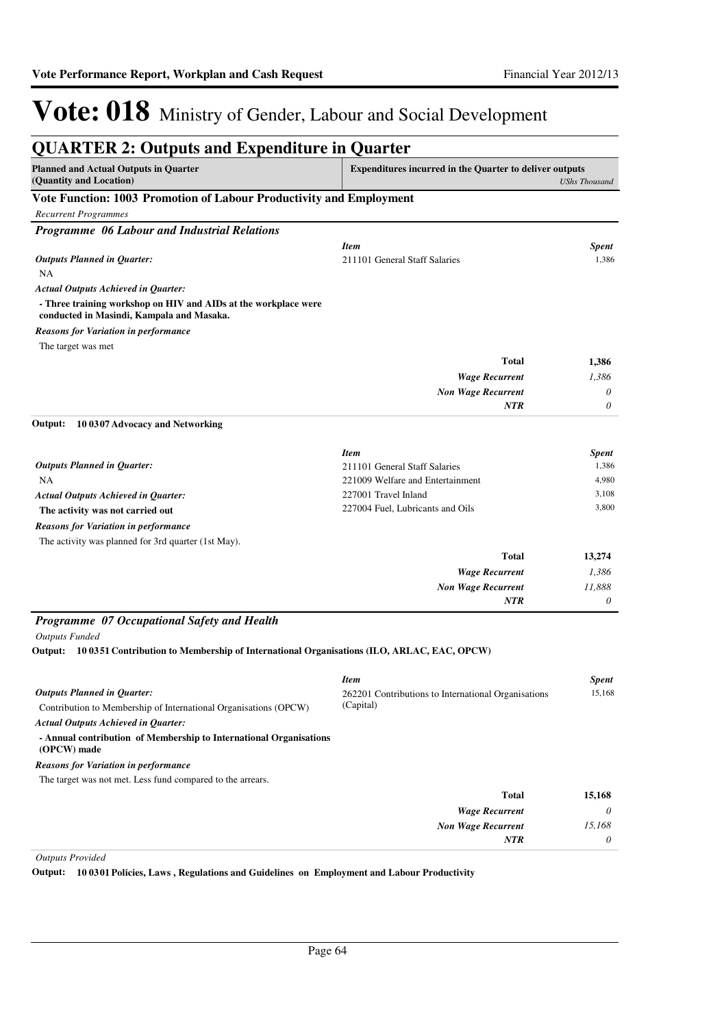# Vote: 018 Ministry of Gender, Labour and Social Development

## QUARTER 2: Outputs and Expenditure in Quarter

| Planned and Actual Outputs in Quarter (Quantity and Location) | Expenditures incurred in the Quarter to deliver outputs | *UShs Thousand* |
|---|---|---|

### Vote Function: 1003 Promotion of Labour Productivity and Employment

*Recurrent Programmes*

#### *Programme 06 Labour and Industrial Relations*

| | *Item* | *Spent* |
|---|---|---|
| ***Outputs Planned in Quarter:*** | 211101 General Staff Salaries | 1,386 |
| NA | | |
| ***Actual Outputs Achieved in Quarter:*** | | |
| **- Three training workshop on HIV and AIDs at the workplace were conducted in Masindi, Kampala and Masaka.** | | |
| ***Reasons for Variation in performance*** | | |
| The target was met | | |
| | **Total** | **1,386** |
| | ***Wage Recurrent*** | *1,386* |
| | ***Non Wage Recurrent*** | *0* |
| | ***NTR*** | *0* |

**Output: 10 0307 Advocacy and Networking**

| | *Item* | *Spent* |
|---|---|---|
| ***Outputs Planned in Quarter:*** | 211101 General Staff Salaries | 1,386 |
| NA | 221009 Welfare and Entertainment | 4,980 |
| ***Actual Outputs Achieved in Quarter:*** | 227001 Travel Inland | 3,108 |
| **The activity was not carried out** | 227004 Fuel, Lubricants and Oils | 3,800 |
| ***Reasons for Variation in performance*** | | |
| The activity was planned for 3rd quarter (1st May). | | |
| | **Total** | **13,274** |
| | ***Wage Recurrent*** | *1,386* |
| | ***Non Wage Recurrent*** | *11,888* |
| | ***NTR*** | *0* |

#### *Programme 07 Occupational Safety and Health*

*Outputs Funded*

**Output: 10 0351 Contribution to Membership of International Organisations (ILO, ARLAC, EAC, OPCW)**

| | *Item* | *Spent* |
|---|---|---|
| ***Outputs Planned in Quarter:*** | 262201 Contributions to International Organisations (Capital) | 15,168 |
| Contribution to Membership of International Organisations (OPCW) | | |
| ***Actual Outputs Achieved in Quarter:*** | | |
| **- Annual contribution of Membership to International Organisations (OPCW) made** | | |
| ***Reasons for Variation in performance*** | | |
| The target was not met. Less fund compared to the arrears. | | |
| | **Total** | **15,168** |
| | ***Wage Recurrent*** | *0* |
| | ***Non Wage Recurrent*** | *15,168* |
| | ***NTR*** | *0* |

*Outputs Provided*

**Output: 10 0301 Policies, Laws , Regulations and Guidelines on Employment and Labour Productivity**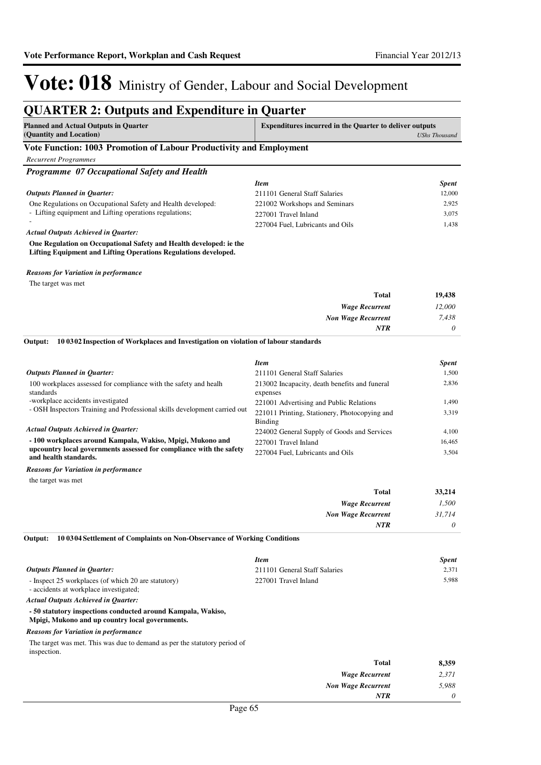# Vote: 018 Ministry of Gender, Labour and Social Development

## QUARTER 2: Outputs and Expenditure in Quarter

**Planned and Actual Outputs in Quarter (Quantity and Location)** | **Expenditures incurred in the Quarter to deliver outputs** *UShs Thousand*

### Vote Function: 1003 Promotion of Labour Productivity and Employment

*Recurrent Programmes*

#### *Programme 07 Occupational Safety and Health*

***Outputs Planned in Quarter:***

One Regulations on Occupational Safety and Health developed:
- Lifting equipment and Lifting operations regulations;
-

***Actual Outputs Achieved in Quarter:***

**One Regulation on Occupational Safety and Health developed: ie the Lifting Equipment and Lifting Operations Regulations developed.**

***Reasons for Variation in performance***

The target was met

| *Item* | *Spent* |
|---|---|
| 211101 General Staff Salaries | 12,000 |
| 221002 Workshops and Seminars | 2,925 |
| 227001 Travel Inland | 3,075 |
| 227004 Fuel, Lubricants and Oils | 1,438 |
| **Total** | **19,438** |
| *Wage Recurrent* | *12,000* |
| *Non Wage Recurrent* | *7,438* |
| *NTR* | *0* |

**Output: 10 0302 Inspection of Workplaces and Investigation on violation of labour standards**

***Outputs Planned in Quarter:***

100 workplaces assessed for compliance with the safety and health standards
-workplace accidents investigated
- OSH Inspectors Training and Professional skills development carried out

***Actual Outputs Achieved in Quarter:***

**- 100 workplaces around Kampala, Wakiso, Mpigi, Mukono and upcountry local governments assessed for compliance with the safety and health standards.**

***Reasons for Variation in performance***

the target was met

| *Item* | *Spent* |
|---|---|
| 211101 General Staff Salaries | 1,500 |
| 213002 Incapacity, death benefits and funeral expenses | 2,836 |
| 221001 Advertising and Public Relations | 1,490 |
| 221011 Printing, Stationery, Photocopying and Binding | 3,319 |
| 224002 General Supply of Goods and Services | 4,100 |
| 227001 Travel Inland | 16,465 |
| 227004 Fuel, Lubricants and Oils | 3,504 |
| **Total** | **33,214** |
| *Wage Recurrent* | *1,500* |
| *Non Wage Recurrent* | *31,714* |
| *NTR* | *0* |

**Output: 10 0304 Settlement of Complaints on Non-Observance of Working Conditions**

***Outputs Planned in Quarter:***

- Inspect 25 workplaces (of which 20 are statutory)
- accidents at workplace investigated;

***Actual Outputs Achieved in Quarter:***

**- 50 statutory inspections conducted around Kampala, Wakiso, Mpigi, Mukono and up country local governments.**

***Reasons for Variation in performance***

The target was met. This was due to demand as per the statutory period of inspection.

| *Item* | *Spent* |
|---|---|
| 211101 General Staff Salaries | 2,371 |
| 227001 Travel Inland | 5,988 |
| **Total** | **8,359** |
| *Wage Recurrent* | *2,371* |
| *Non Wage Recurrent* | *5,988* |
| *NTR* | *0* |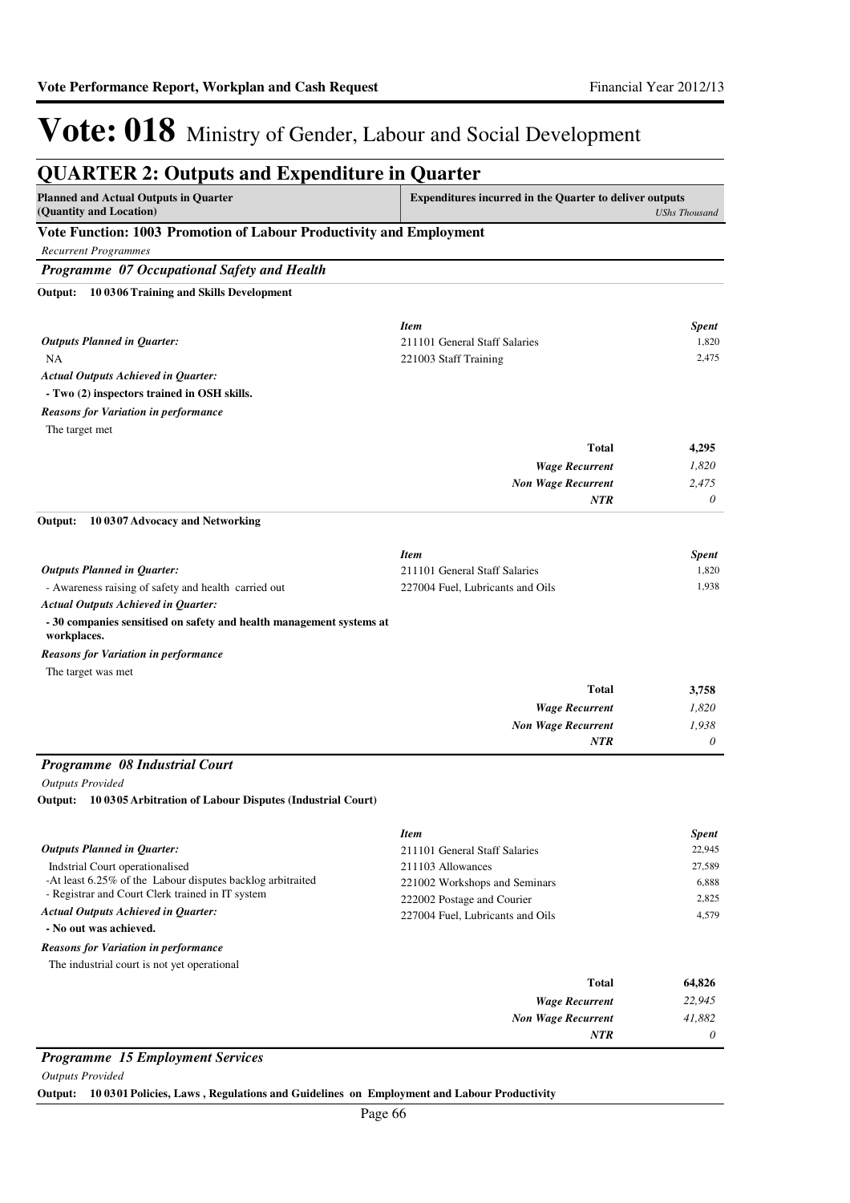# Vote: 018 Ministry of Gender, Labour and Social Development

## QUARTER 2: Outputs and Expenditure in Quarter

| Planned and Actual Outputs in Quarter (Quantity and Location) | Expenditures incurred in the Quarter to deliver outputs | UShs Thousand |
|---|---|---|

### Vote Function: 1003 Promotion of Labour Productivity and Employment

*Recurrent Programmes*

### *Programme 07 Occupational Safety and Health*

**Output: 10 0306 Training and Skills Development**

*Outputs Planned in Quarter:*

NA

*Actual Outputs Achieved in Quarter:*

**- Two (2) inspectors trained in OSH skills.**

*Reasons for Variation in performance*

The target met

| *Item* | *Spent* |
|---|---|
| 211101 General Staff Salaries | 1,820 |
| 221003 Staff Training | 2,475 |
| **Total** | **4,295** |
| *Wage Recurrent* | *1,820* |
| *Non Wage Recurrent* | *2,475* |
| *NTR* | *0* |

**Output: 10 0307 Advocacy and Networking**

*Outputs Planned in Quarter:*

- Awareness raising of safety and health carried out

*Actual Outputs Achieved in Quarter:*

**- 30 companies sensitised on safety and health management systems at workplaces.**

*Reasons for Variation in performance*

The target was met

| *Item* | *Spent* |
|---|---|
| 211101 General Staff Salaries | 1,820 |
| 227004 Fuel, Lubricants and Oils | 1,938 |
| **Total** | **3,758** |
| *Wage Recurrent* | *1,820* |
| *Non Wage Recurrent* | *1,938* |
| *NTR* | *0* |

### *Programme 08 Industrial Court*

*Outputs Provided*

**Output: 10 0305 Arbitration of Labour Disputes (Industrial Court)**

*Outputs Planned in Quarter:*

Indstrial Court operationalised
-At least 6.25% of the Labour disputes backlog arbitraited
- Registrar and Court Clerk trained in IT system

*Actual Outputs Achieved in Quarter:*

**- No out was achieved.**

*Reasons for Variation in performance*

The industrial court is not yet operational

| *Item* | *Spent* |
|---|---|
| 211101 General Staff Salaries | 22,945 |
| 211103 Allowances | 27,589 |
| 221002 Workshops and Seminars | 6,888 |
| 222002 Postage and Courier | 2,825 |
| 227004 Fuel, Lubricants and Oils | 4,579 |
| **Total** | **64,826** |
| *Wage Recurrent* | *22,945* |
| *Non Wage Recurrent* | *41,882* |
| *NTR* | *0* |

### *Programme 15 Employment Services*

*Outputs Provided*

**Output: 10 0301 Policies, Laws , Regulations and Guidelines on Employment and Labour Productivity**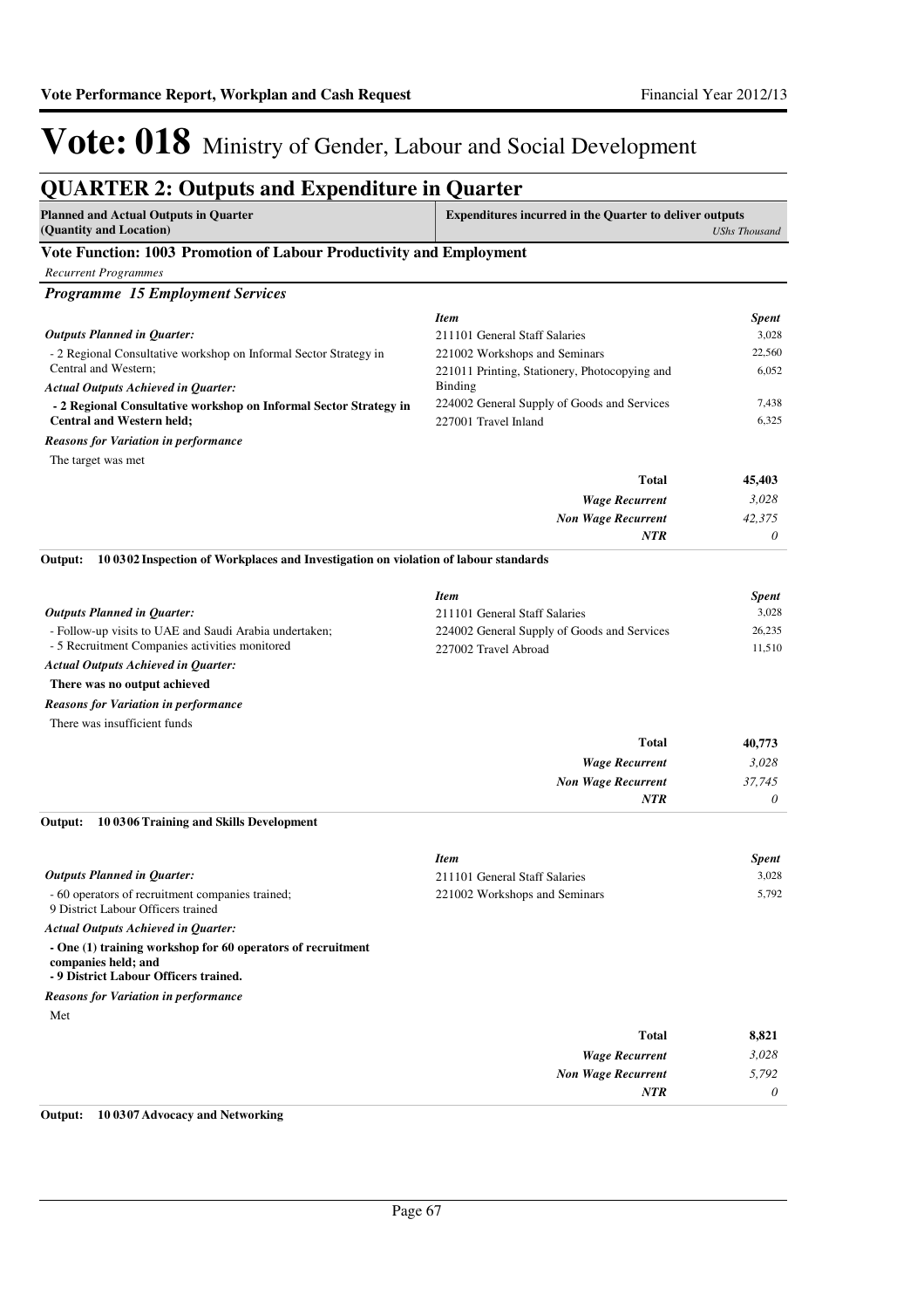# Vote: 018 Ministry of Gender, Labour and Social Development

## QUARTER 2: Outputs and Expenditure in Quarter

| Planned and Actual Outputs in Quarter (Quantity and Location) | Expenditures incurred in the Quarter to deliver outputs *UShs Thousand* |
|---|---|

### Vote Function: 1003 Promotion of Labour Productivity and Employment

*Recurrent Programmes*

### *Programme 15 Employment Services*

***Outputs Planned in Quarter:***

- 2 Regional Consultative workshop on Informal Sector Strategy in Central and Western;

***Actual Outputs Achieved in Quarter:***

**- 2 Regional Consultative workshop on Informal Sector Strategy in Central and Western held;**

***Reasons for Variation in performance***

The target was met

| *Item* | *Spent* |
|---|---|
| 211101 General Staff Salaries | 3,028 |
| 221002 Workshops and Seminars | 22,560 |
| 221011 Printing, Stationery, Photocopying and Binding | 6,052 |
| 224002 General Supply of Goods and Services | 7,438 |
| 227001 Travel Inland | 6,325 |
| **Total** | **45,403** |
| *Wage Recurrent* | *3,028* |
| *Non Wage Recurrent* | *42,375* |
| *NTR* | *0* |

**Output: 10 0302 Inspection of Workplaces and Investigation on violation of labour standards**

***Outputs Planned in Quarter:***

- Follow-up visits to UAE and Saudi Arabia undertaken;
- 5 Recruitment Companies activities monitored

***Actual Outputs Achieved in Quarter:***

**There was no output achieved**

***Reasons for Variation in performance***

There was insufficient funds

| *Item* | *Spent* |
|---|---|
| 211101 General Staff Salaries | 3,028 |
| 224002 General Supply of Goods and Services | 26,235 |
| 227002 Travel Abroad | 11,510 |
| **Total** | **40,773** |
| *Wage Recurrent* | *3,028* |
| *Non Wage Recurrent* | *37,745* |
| *NTR* | *0* |

**Output: 10 0306 Training and Skills Development**

***Outputs Planned in Quarter:***

- 60 operators of recruitment companies trained;
9 District Labour Officers trained

***Actual Outputs Achieved in Quarter:***

**- One (1) training workshop for 60 operators of recruitment companies held; and**
**- 9 District Labour Officers trained.**

***Reasons for Variation in performance***

Met

| *Item* | *Spent* |
|---|---|
| 211101 General Staff Salaries | 3,028 |
| 221002 Workshops and Seminars | 5,792 |
| **Total** | **8,821** |
| *Wage Recurrent* | *3,028* |
| *Non Wage Recurrent* | *5,792* |
| *NTR* | *0* |

**Output: 10 0307 Advocacy and Networking**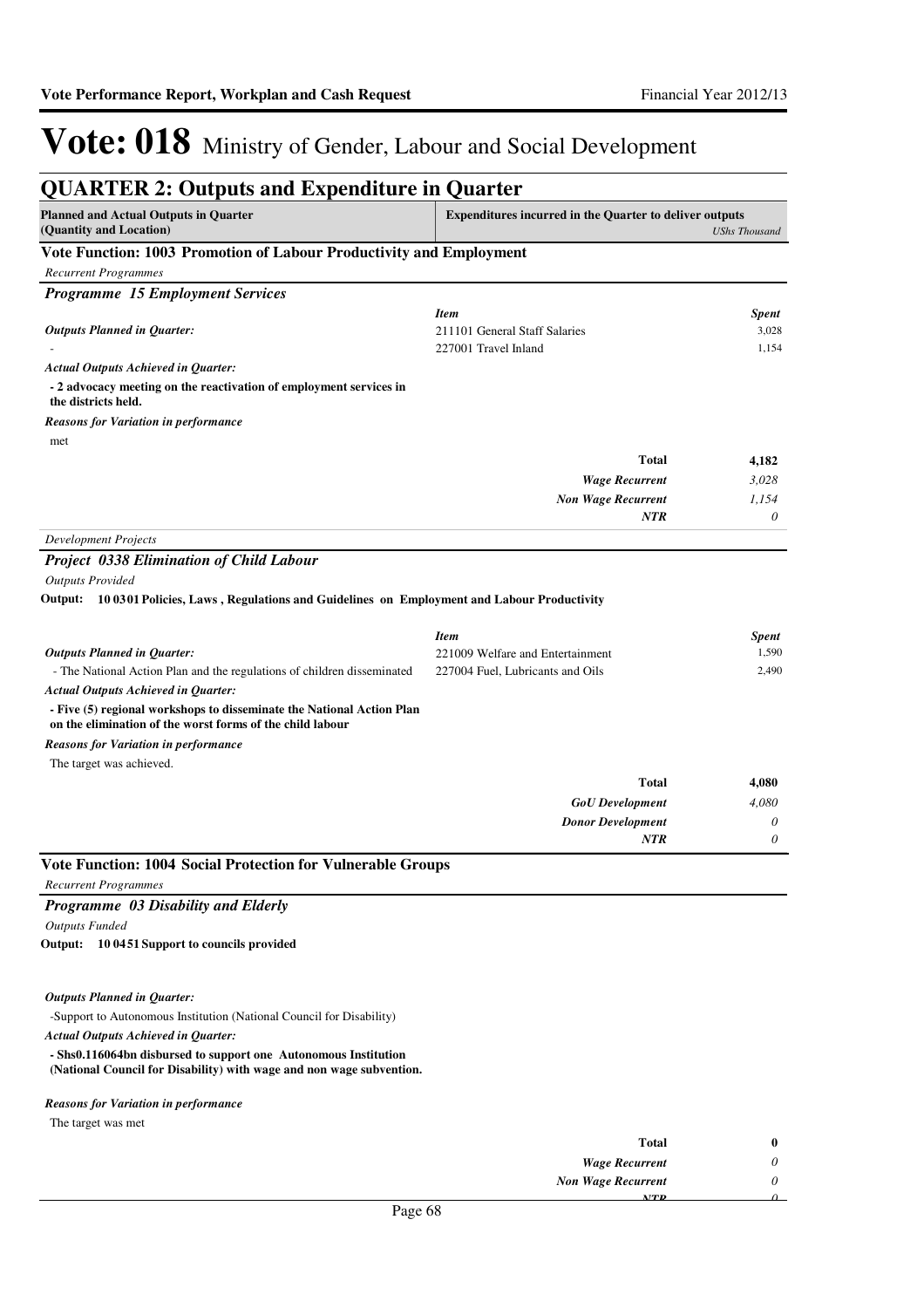# Vote: 018 Ministry of Gender, Labour and Social Development

## QUARTER 2: Outputs and Expenditure in Quarter

| Planned and Actual Outputs in Quarter (Quantity and Location) | Expenditures incurred in the Quarter to deliver outputs | *UShs Thousand* |
|---|---|---|

### Vote Function: 1003 Promotion of Labour Productivity and Employment

*Recurrent Programmes*

#### *Programme 15 Employment Services*

| | *Item* | *Spent* |
|---|---|---|
| ***Outputs Planned in Quarter:*** | 211101 General Staff Salaries | 3,028 |
| - | 227001 Travel Inland | 1,154 |

***Actual Outputs Achieved in Quarter:***

**- 2 advocacy meeting on the reactivation of employment services in the districts held.**

***Reasons for Variation in performance***

met

| | |
|---|---|
| **Total** | **4,182** |
| ***Wage Recurrent*** | *3,028* |
| ***Non Wage Recurrent*** | *1,154* |
| ***NTR*** | *0* |

*Development Projects*

#### *Project 0338 Elimination of Child Labour*

*Outputs Provided*

**Output: 10 0301 Policies, Laws , Regulations and Guidelines on Employment and Labour Productivity**

| | *Item* | *Spent* |
|---|---|---|
| ***Outputs Planned in Quarter:*** | 221009 Welfare and Entertainment | 1,590 |
| - The National Action Plan and the regulations of children disseminated | 227004 Fuel, Lubricants and Oils | 2,490 |

***Actual Outputs Achieved in Quarter:***

**- Five (5) regional workshops to disseminate the National Action Plan on the elimination of the worst forms of the child labour**

***Reasons for Variation in performance***

The target was achieved.

| | |
|---|---|
| **Total** | **4,080** |
| ***GoU Development*** | *4,080* |
| ***Donor Development*** | *0* |
| ***NTR*** | *0* |

### Vote Function: 1004 Social Protection for Vulnerable Groups

*Recurrent Programmes*

#### *Programme 03 Disability and Elderly*

*Outputs Funded*

**Output: 10 0451 Support to councils provided**

***Outputs Planned in Quarter:***

-Support to Autonomous Institution (National Council for Disability)

***Actual Outputs Achieved in Quarter:***

**- Shs0.116064bn disbursed to support one Autonomous Institution (National Council for Disability) with wage and non wage subvention.**

***Reasons for Variation in performance***

The target was met

| | |
|---|---|
| **Total** | **0** |
| ***Wage Recurrent*** | *0* |
| ***Non Wage Recurrent*** | *0* |
| ***NTR*** | *0* |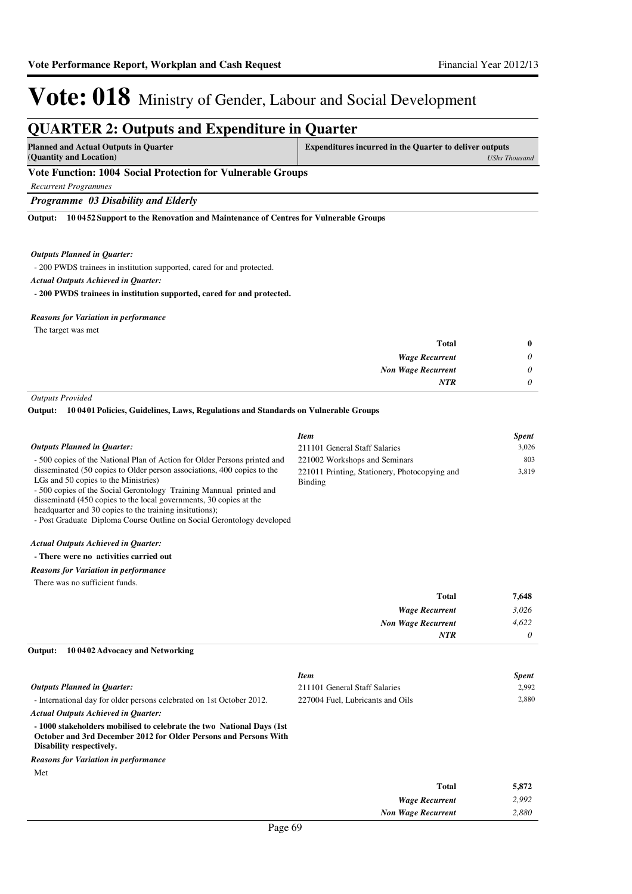# Vote: 018 Ministry of Gender, Labour and Social Development

## QUARTER 2: Outputs and Expenditure in Quarter

| Planned and Actual Outputs in Quarter (Quantity and Location) | Expenditures incurred in the Quarter to deliver outputs *UShs Thousand* |
|---|---|

### Vote Function: 1004 Social Protection for Vulnerable Groups

*Recurrent Programmes*

### *Programme 03 Disability and Elderly*

**Output: 10 0452 Support to the Renovation and Maintenance of Centres for Vulnerable Groups**

***Outputs Planned in Quarter:***

- 200 PWDS trainees in institution supported, cared for and protected.

***Actual Outputs Achieved in Quarter:***

**- 200 PWDS trainees in institution supported, cared for and protected.**

***Reasons for Variation in performance***

The target was met

| | |
|---|---|
| **Total** | **0** |
| *Wage Recurrent* | *0* |
| *Non Wage Recurrent* | *0* |
| *NTR* | *0* |

*Outputs Provided*

**Output: 10 0401 Policies, Guidelines, Laws, Regulations and Standards on Vulnerable Groups**

***Outputs Planned in Quarter:***

- 500 copies of the National Plan of Action for Older Persons printed and disseminated (50 copies to Older person associations, 400 copies to the LGs and 50 copies to the Ministries)
- 500 copies of the Social Gerontology Training Mannual printed and disseminatd (450 copies to the local governments, 30 copies at the headquarter and 30 copies to the training insitutions);
- Post Graduate Diploma Course Outline on Social Gerontology developed

| *Item* | *Spent* |
|---|---|
| 211101 General Staff Salaries | 3,026 |
| 221002 Workshops and Seminars | 803 |
| 221011 Printing, Stationery, Photocopying and Binding | 3,819 |

***Actual Outputs Achieved in Quarter:***

**- There were no activities carried out**

***Reasons for Variation in performance***

There was no sufficient funds.

| | |
|---|---|
| **Total** | **7,648** |
| *Wage Recurrent* | *3,026* |
| *Non Wage Recurrent* | *4,622* |
| *NTR* | *0* |

**Output: 10 0402 Advocacy and Networking**

***Outputs Planned in Quarter:***

- International day for older persons celebrated on 1st October 2012.

| *Item* | *Spent* |
|---|---|
| 211101 General Staff Salaries | 2,992 |
| 227004 Fuel, Lubricants and Oils | 2,880 |

***Actual Outputs Achieved in Quarter:***

**- 1000 stakeholders mobilised to celebrate the two National Days (1st October and 3rd December 2012 for Older Persons and Persons With Disability respectively.**

***Reasons for Variation in performance***

Met

| | |
|---|---|
| **Total** | **5,872** |
| *Wage Recurrent* | *2,992* |
| *Non Wage Recurrent* | *2,880* |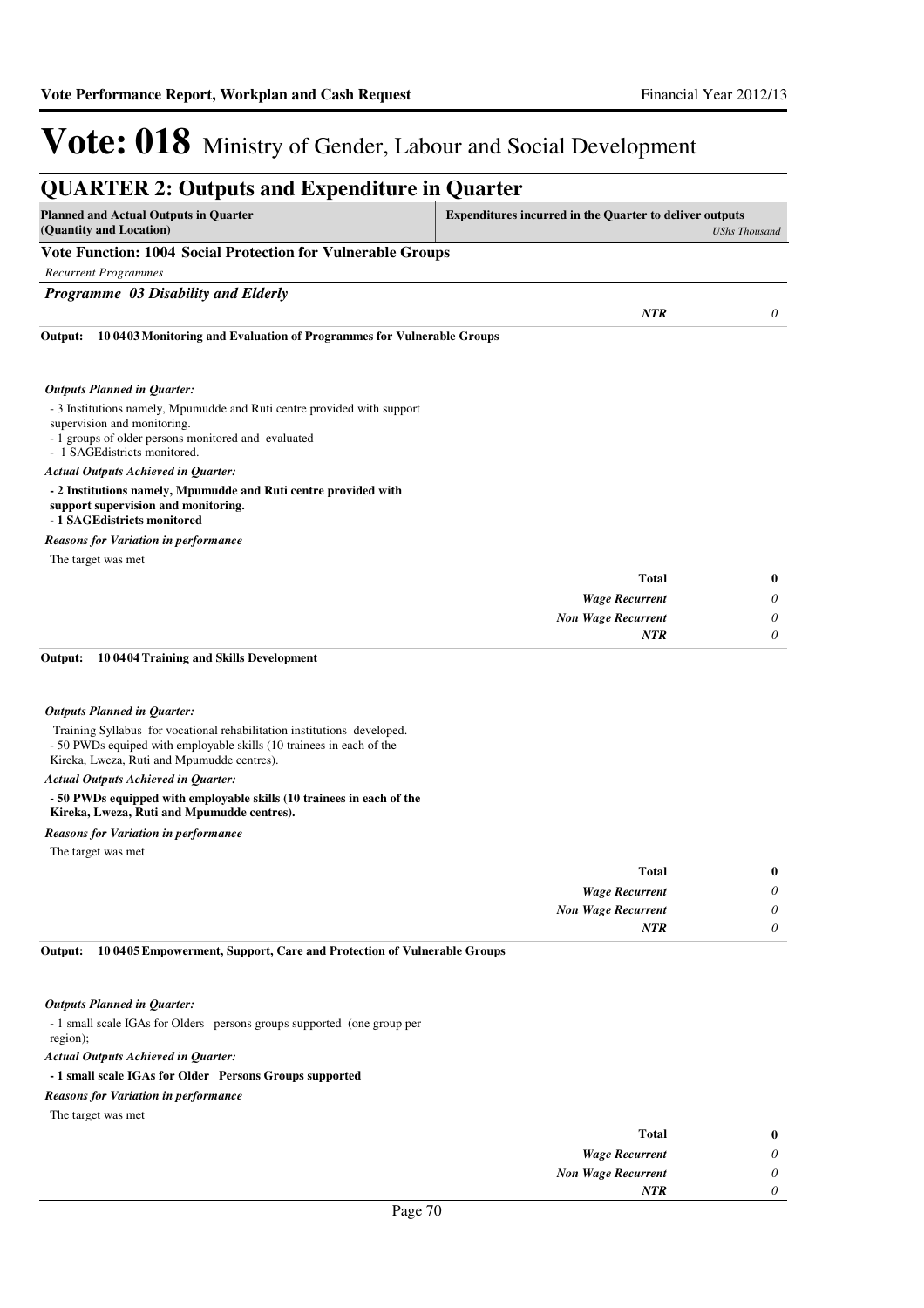# Vote: 018 Ministry of Gender, Labour and Social Development

## QUARTER 2: Outputs and Expenditure in Quarter

| Planned and Actual Outputs in Quarter (Quantity and Location) | Expenditures incurred in the Quarter to deliver outputs | *UShs Thousand* |
|---|---|---|

**Vote Function: 1004 Social Protection for Vulnerable Groups**

*Recurrent Programmes*

***Programme 03 Disability and Elderly***

| | | |
|---|---|---|
| | ***NTR*** | *0* |

**Output: 10 04 03 Monitoring and Evaluation of Programmes for Vulnerable Groups**

***Outputs Planned in Quarter:***

- 3 Institutions namely, Mpumudde and Ruti centre provided with support supervision and monitoring.
- 1 groups of older persons monitored and evaluated
- 1 SAGEdistricts monitored.

***Actual Outputs Achieved in Quarter:***

**- 2 Institutions namely, Mpumudde and Ruti centre provided with support supervision and monitoring.**
**- 1 SAGEdistricts monitored**

***Reasons for Variation in performance***

The target was met

| | | |
|---|---|---|
| | **Total** | **0** |
| | ***Wage Recurrent*** | *0* |
| | ***Non Wage Recurrent*** | *0* |
| | ***NTR*** | *0* |

**Output: 10 04 04 Training and Skills Development**

***Outputs Planned in Quarter:***

Training Syllabus for vocational rehabilitation institutions developed.
- 50 PWDs equiped with employable skills (10 trainees in each of the Kireka, Lweza, Ruti and Mpumudde centres).

***Actual Outputs Achieved in Quarter:***

**- 50 PWDs equipped with employable skills (10 trainees in each of the Kireka, Lweza, Ruti and Mpumudde centres).**

***Reasons for Variation in performance***

The target was met

| | | |
|---|---|---|
| | **Total** | **0** |
| | ***Wage Recurrent*** | *0* |
| | ***Non Wage Recurrent*** | *0* |
| | ***NTR*** | *0* |

**Output: 10 04 05 Empowerment, Support, Care and Protection of Vulnerable Groups**

***Outputs Planned in Quarter:***

- 1 small scale IGAs for Olders persons groups supported (one group per region);

***Actual Outputs Achieved in Quarter:***

**- 1 small scale IGAs for Older Persons Groups supported**

***Reasons for Variation in performance***

The target was met

| | | |
|---|---|---|
| | **Total** | **0** |
| | ***Wage Recurrent*** | *0* |
| | ***Non Wage Recurrent*** | *0* |
| | ***NTR*** | *0* |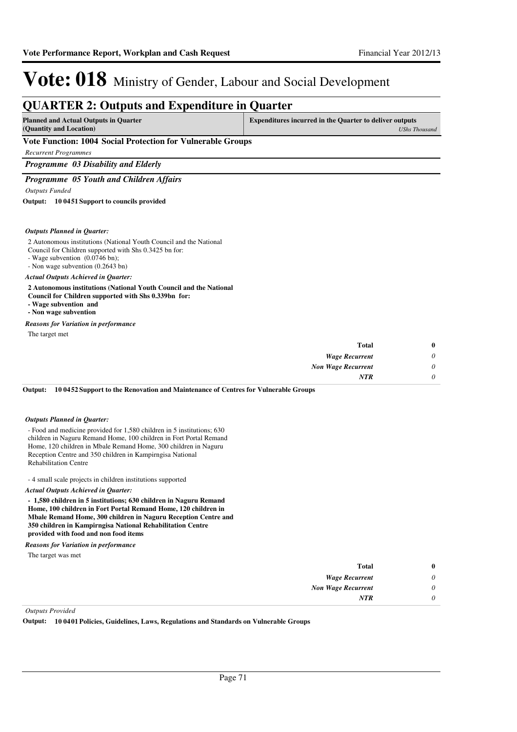# Vote: 018 Ministry of Gender, Labour and Social Development

## QUARTER 2: Outputs and Expenditure in Quarter

| Planned and Actual Outputs in Quarter (Quantity and Location) | Expenditures incurred in the Quarter to deliver outputs *UShs Thousand* |
|---|---|

### Vote Function: 1004 Social Protection for Vulnerable Groups

*Recurrent Programmes*

***Programme 03 Disability and Elderly***

***Programme 05 Youth and Children Affairs***

*Outputs Funded*

**Output: 10 0451 Support to councils provided**

***Outputs Planned in Quarter:***

2 Autonomous institutions (National Youth Council and the National Council for Children supported with Shs 0.3425 bn for:
- Wage subvention (0.0746 bn);
- Non wage subvention (0.2643 bn)

***Actual Outputs Achieved in Quarter:***

**2 Autonomous institutions (National Youth Council and the National Council for Children supported with Shs 0.339bn for:**
**- Wage subvention and**
**- Non wage subvention**

***Reasons for Variation in performance***

The target met

| | |
|---|---|
| **Total** | **0** |
| *Wage Recurrent* | *0* |
| *Non Wage Recurrent* | *0* |
| *NTR* | *0* |

**Output: 10 0452 Support to the Renovation and Maintenance of Centres for Vulnerable Groups**

***Outputs Planned in Quarter:***

- Food and medicine provided for 1,580 children in 5 institutions; 630 children in Naguru Remand Home, 100 children in Fort Portal Remand Home, 120 children in Mbale Remand Home, 300 children in Naguru Reception Centre and 350 children in Kampirngisa National Rehabilitation Centre

- 4 small scale projects in children institutions supported

***Actual Outputs Achieved in Quarter:***

**- 1,580 children in 5 institutions; 630 children in Naguru Remand Home, 100 children in Fort Portal Remand Home, 120 children in Mbale Remand Home, 300 children in Naguru Reception Centre and 350 children in Kampirngisa National Rehabilitation Centre provided with food and non food items**

***Reasons for Variation in performance***

The target was met

| | |
|---|---|
| **Total** | **0** |
| *Wage Recurrent* | *0* |
| *Non Wage Recurrent* | *0* |
| *NTR* | *0* |

*Outputs Provided*

**Output: 10 0401 Policies, Guidelines, Laws, Regulations and Standards on Vulnerable Groups**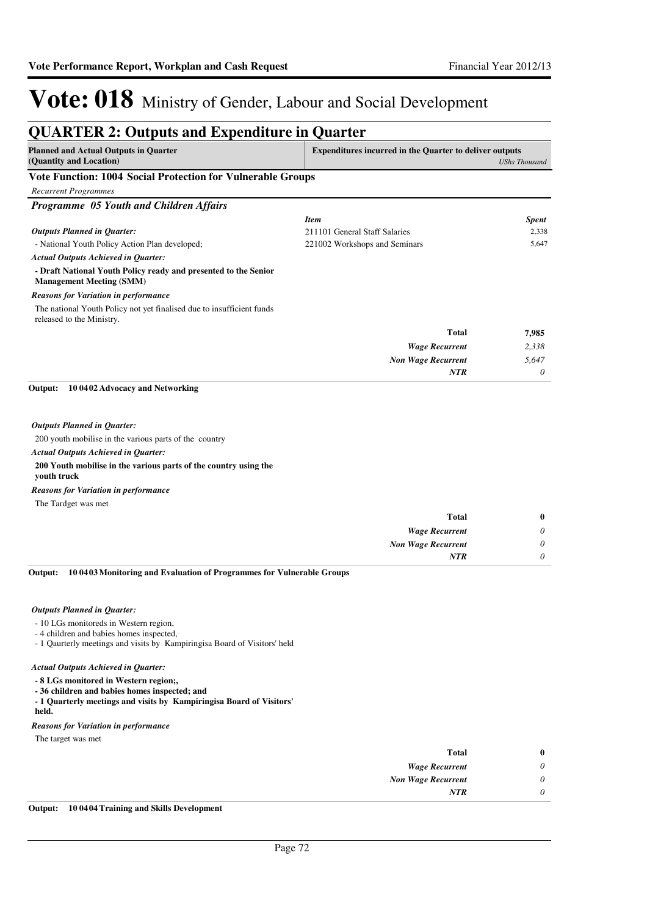# Vote: 018 Ministry of Gender, Labour and Social Development

## QUARTER 2: Outputs and Expenditure in Quarter

| Planned and Actual Outputs in Quarter (Quantity and Location) | Expenditures incurred in the Quarter to deliver outputs | USh Thousand |
|---|---|---|

### Vote Function: 1004 Social Protection for Vulnerable Groups

*Recurrent Programmes*

#### *Programme 05 Youth and Children Affairs*

*Outputs Planned in Quarter:*

- National Youth Policy Action Plan developed;

*Actual Outputs Achieved in Quarter:*

**- Draft National Youth Policy ready and presented to the Senior Management Meeting (SMM)**

*Reasons for Variation in performance*

The national Youth Policy not yet finalised due to insufficient funds released to the Ministry.

| *Item* | *Spent* |
|---|---|
| 211101 General Staff Salaries | 2,338 |
| 221002 Workshops and Seminars | 5,647 |
| **Total** | **7,985** |
| *Wage Recurrent* | *2,338* |
| *Non Wage Recurrent* | *5,647* |
| *NTR* | *0* |

**Output: 10 0402 Advocacy and Networking**

*Outputs Planned in Quarter:*

200 youth mobilise in the various parts of the country

*Actual Outputs Achieved in Quarter:*

**200 Youth mobilise in the various parts of the country using the youth truck**

*Reasons for Variation in performance*

The Tardget was met

| | |
|---|---|
| **Total** | **0** |
| *Wage Recurrent* | *0* |
| *Non Wage Recurrent* | *0* |
| *NTR* | *0* |

**Output: 10 0403 Monitoring and Evaluation of Programmes for Vulnerable Groups**

*Outputs Planned in Quarter:*

- 10 LGs monitoreds in Western region,
- 4 children and babies homes inspected,
- 1 Qaurterly meetings and visits by Kampiringisa Board of Visitors' held

*Actual Outputs Achieved in Quarter:*

**- 8 LGs monitored in Western region;,**
**- 36 children and babies homes inspected; and**
**- 1 Quarterly meetings and visits by Kampiringisa Board of Visitors' held.**

*Reasons for Variation in performance*

The target was met

| | |
|---|---|
| **Total** | **0** |
| *Wage Recurrent* | *0* |
| *Non Wage Recurrent* | *0* |
| *NTR* | *0* |

**Output: 10 0404 Training and Skills Development**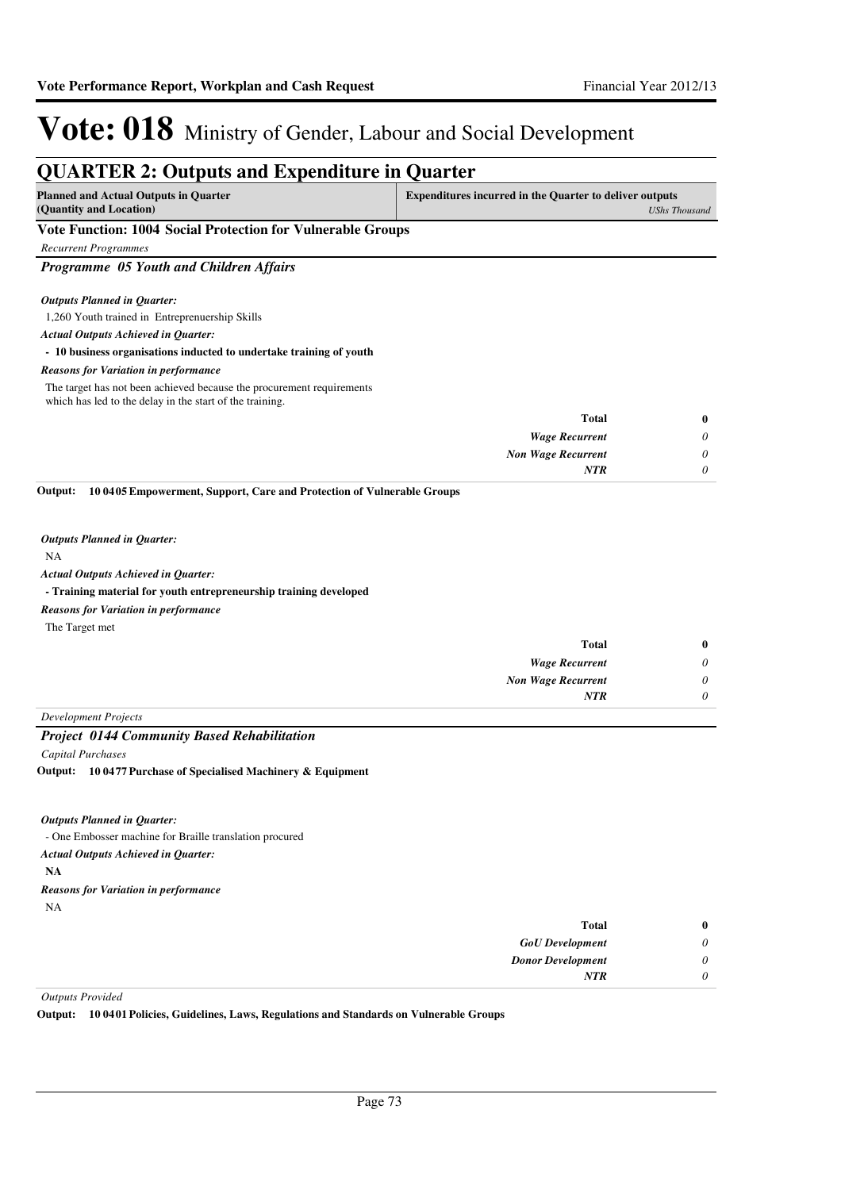# Vote: 018 Ministry of Gender, Labour and Social Development

## QUARTER 2: Outputs and Expenditure in Quarter

| Planned and Actual Outputs in Quarter (Quantity and Location) | Expenditures incurred in the Quarter to deliver outputs *UShs Thousand* |
|---|---|

### Vote Function: 1004 Social Protection for Vulnerable Groups

*Recurrent Programmes*

#### *Programme 05 Youth and Children Affairs*

***Outputs Planned in Quarter:***

1,260 Youth trained in Entreprenuership Skills

***Actual Outputs Achieved in Quarter:***

**- 10 business organisations inducted to undertake training of youth**

***Reasons for Variation in performance***

The target has not been achieved because the procurement requirements which has led to the delay in the start of the training.

| | |
|---|---|
| **Total** | **0** |
| *Wage Recurrent* | *0* |
| *Non Wage Recurrent* | *0* |
| *NTR* | *0* |

**Output: 10 0405 Empowerment, Support, Care and Protection of Vulnerable Groups**

***Outputs Planned in Quarter:***

NA

***Actual Outputs Achieved in Quarter:***

**- Training material for youth entrepreneurship training developed**

***Reasons for Variation in performance***

The Target met

| | |
|---|---|
| **Total** | **0** |
| *Wage Recurrent* | *0* |
| *Non Wage Recurrent* | *0* |
| *NTR* | *0* |

*Development Projects*

#### *Project 0144 Community Based Rehabilitation*

*Capital Purchases*

**Output: 10 0477 Purchase of Specialised Machinery & Equipment**

***Outputs Planned in Quarter:***

- One Embosser machine for Braille translation procured

***Actual Outputs Achieved in Quarter:***

**NA**

***Reasons for Variation in performance***

NA

| | |
|---|---|
| **Total** | **0** |
| *GoU Development* | *0* |
| *Donor Development* | *0* |
| *NTR* | *0* |

*Outputs Provided*

**Output: 10 0401 Policies, Guidelines, Laws, Regulations and Standards on Vulnerable Groups**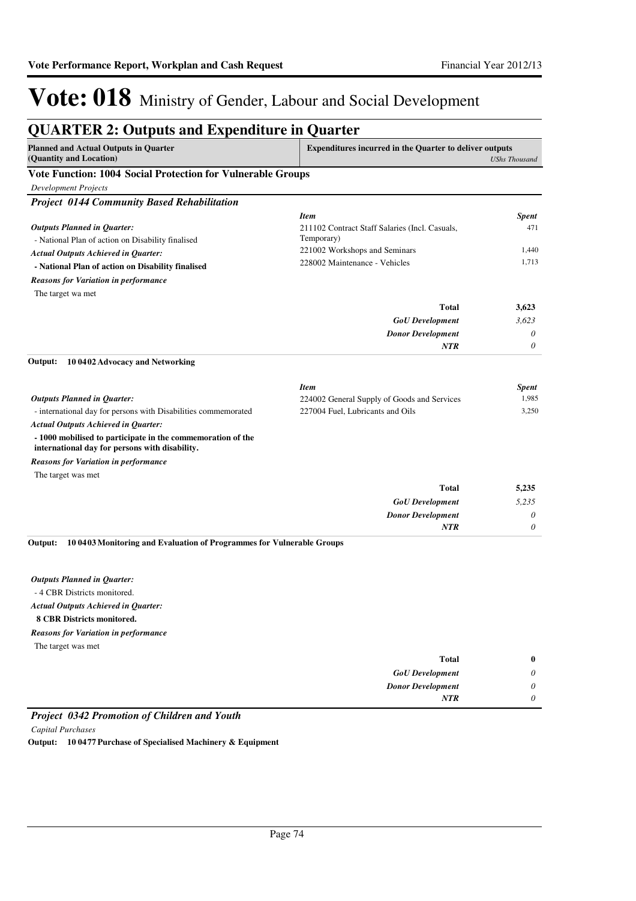# Vote: 018 Ministry of Gender, Labour and Social Development

## QUARTER 2: Outputs and Expenditure in Quarter

| Planned and Actual Outputs in Quarter (Quantity and Location) | Expenditures incurred in the Quarter to deliver outputs | UShs Thousand |
|---|---|---|

**Vote Function: 1004 Social Protection for Vulnerable Groups**

*Development Projects*

***Project 0144 Community Based Rehabilitation***

***Outputs Planned in Quarter:***

- National Plan of action on Disability finalised

***Actual Outputs Achieved in Quarter:***

**- National Plan of action on Disability finalised**

***Reasons for Variation in performance***

The target wa met

| *Item* | *Spent* |
|---|---|
| 211102 Contract Staff Salaries (Incl. Casuals, Temporary) | 471 |
| 221002 Workshops and Seminars | 1,440 |
| 228002 Maintenance - Vehicles | 1,713 |
| **Total** | **3,623** |
| ***GoU Development*** | *3,623* |
| ***Donor Development*** | *0* |
| ***NTR*** | *0* |

**Output: 10 0402 Advocacy and Networking**

***Outputs Planned in Quarter:***

- international day for persons with Disabilities commemorated

***Actual Outputs Achieved in Quarter:***

**- 1000 mobilised to participate in the commemoration of the international day for persons with disability.**

***Reasons for Variation in performance***

The target was met

| *Item* | *Spent* |
|---|---|
| 224002 General Supply of Goods and Services | 1,985 |
| 227004 Fuel, Lubricants and Oils | 3,250 |
| **Total** | **5,235** |
| ***GoU Development*** | *5,235* |
| ***Donor Development*** | *0* |
| ***NTR*** | *0* |

**Output: 10 0403 Monitoring and Evaluation of Programmes for Vulnerable Groups**

***Outputs Planned in Quarter:***

- 4 CBR Districts monitored.

***Actual Outputs Achieved in Quarter:***

**8 CBR Districts monitored.**

***Reasons for Variation in performance***

The target was met

| | |
|---|---|
| **Total** | **0** |
| ***GoU Development*** | *0* |
| ***Donor Development*** | *0* |
| ***NTR*** | *0* |

***Project 0342 Promotion of Children and Youth***

*Capital Purchases*

**Output: 10 0477 Purchase of Specialised Machinery & Equipment**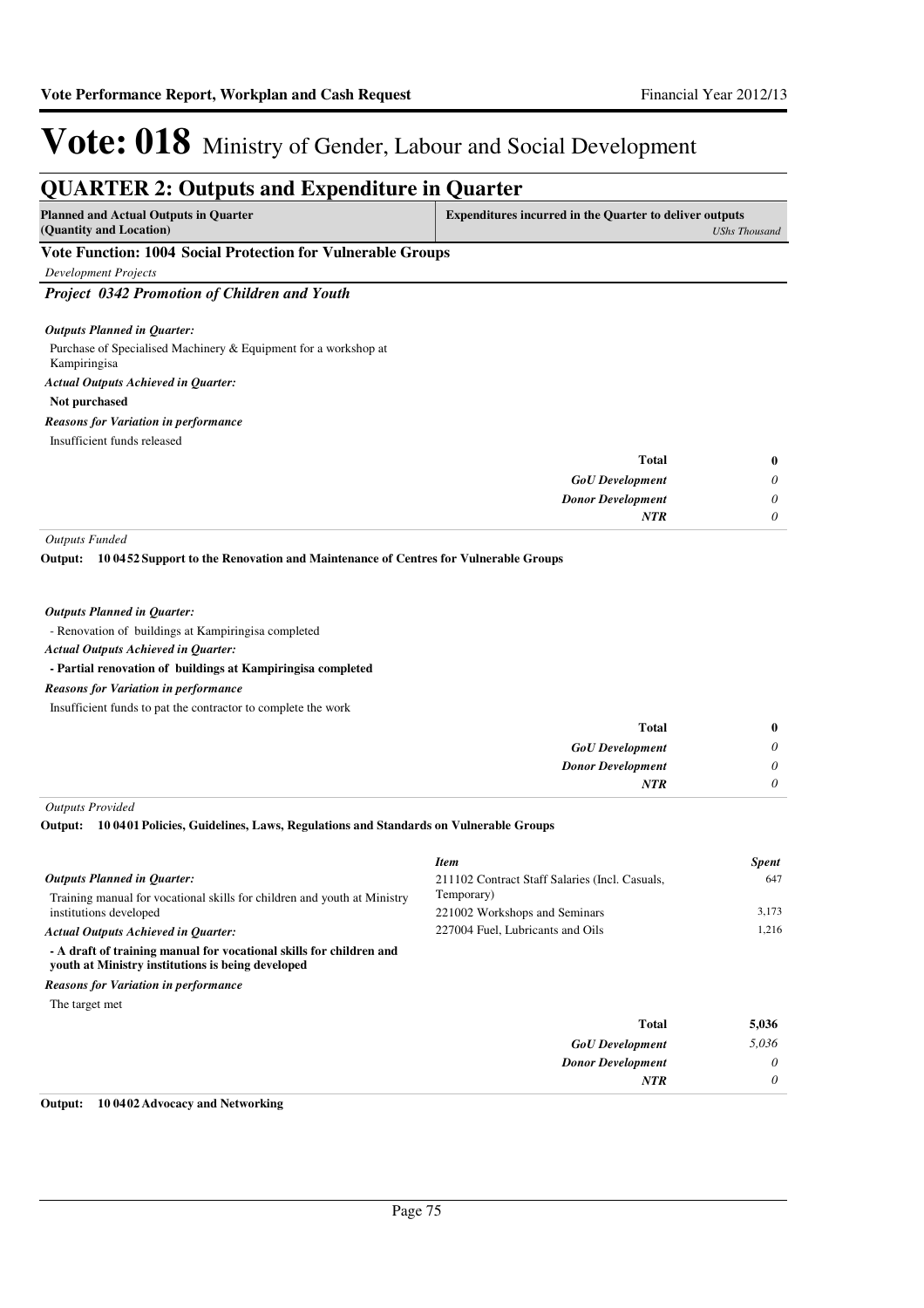# Vote: 018 Ministry of Gender, Labour and Social Development

## QUARTER 2: Outputs and Expenditure in Quarter

| Planned and Actual Outputs in Quarter (Quantity and Location) | Expenditures incurred in the Quarter to deliver outputs *UShs Thousand* |
|---|---|

### Vote Function: 1004 Social Protection for Vulnerable Groups

*Development Projects*

### *Project 0342 Promotion of Children and Youth*

***Outputs Planned in Quarter:***

Purchase of Specialised Machinery & Equipment for a workshop at Kampiringisa

***Actual Outputs Achieved in Quarter:***

**Not purchased**

***Reasons for Variation in performance***

Insufficient funds released

| | |
|---|---|
| **Total** | **0** |
| *GoU Development* | *0* |
| *Donor Development* | *0* |
| ***NTR*** | *0* |

*Outputs Funded*

**Output: 10 0452 Support to the Renovation and Maintenance of Centres for Vulnerable Groups**

***Outputs Planned in Quarter:***

- Renovation of buildings at Kampiringisa completed

***Actual Outputs Achieved in Quarter:***

**- Partial renovation of buildings at Kampiringisa completed**

***Reasons for Variation in performance***

Insufficient funds to pat the contractor to complete the work

| | |
|---|---|
| **Total** | **0** |
| *GoU Development* | *0* |
| *Donor Development* | *0* |
| ***NTR*** | *0* |

*Outputs Provided*

**Output: 10 0401 Policies, Guidelines, Laws, Regulations and Standards on Vulnerable Groups**

***Outputs Planned in Quarter:***

Training manual for vocational skills for children and youth at Ministry institutions developed

***Actual Outputs Achieved in Quarter:***

**- A draft of training manual for vocational skills for children and youth at Ministry institutions is being developed**

***Reasons for Variation in performance***

The target met

| *Item* | *Spent* |
|---|---|
| 211102 Contract Staff Salaries (Incl. Casuals, Temporary) | 647 |
| 221002 Workshops and Seminars | 3,173 |
| 227004 Fuel, Lubricants and Oils | 1,216 |
| **Total** | **5,036** |
| *GoU Development* | *5,036* |
| *Donor Development* | *0* |
| ***NTR*** | *0* |

**Output: 10 0402 Advocacy and Networking**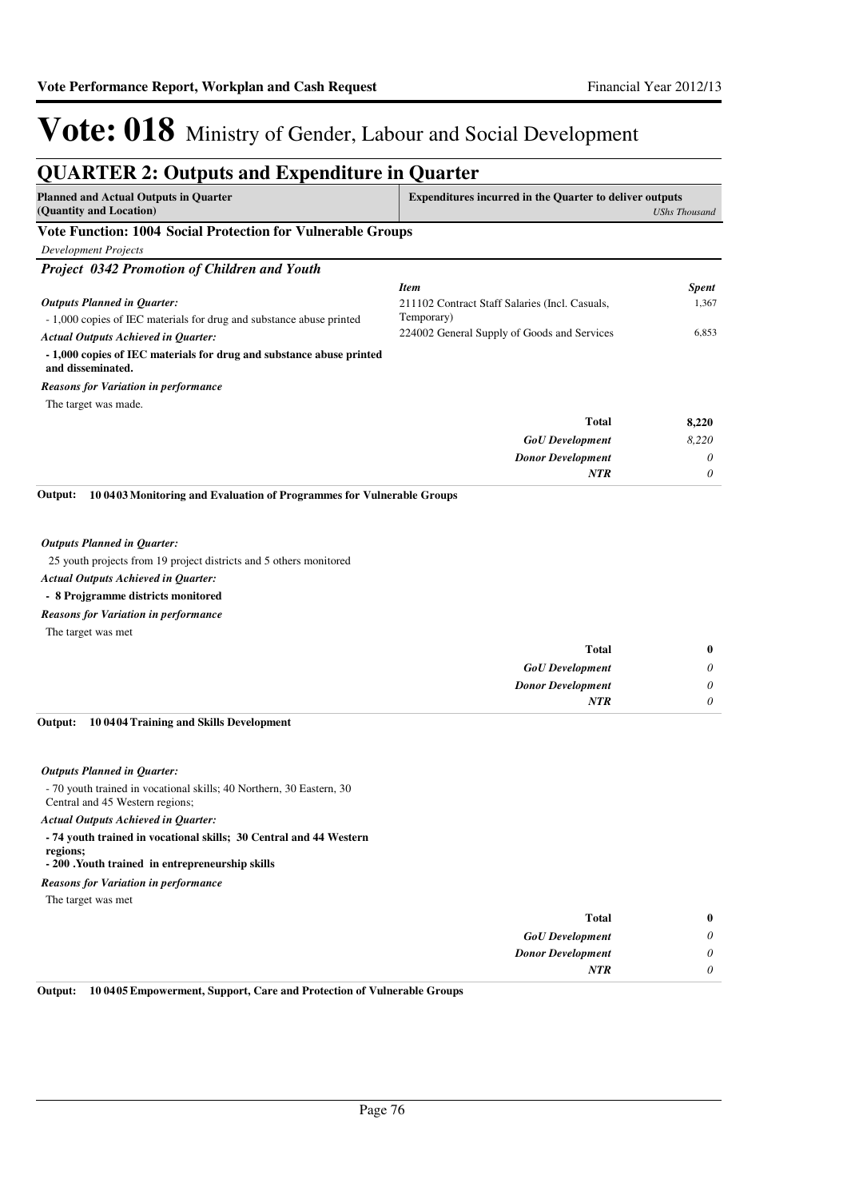# Vote: 018 Ministry of Gender, Labour and Social Development

## QUARTER 2: Outputs and Expenditure in Quarter

| Planned and Actual Outputs in Quarter (Quantity and Location) | Expenditures incurred in the Quarter to deliver outputs | *UShs Thousand* |
|---|---|---|

### Vote Function: 1004 Social Protection for Vulnerable Groups

*Development Projects*

#### *Project 0342 Promotion of Children and Youth*

*Outputs Planned in Quarter:*

- 1,000 copies of IEC materials for drug and substance abuse printed

*Actual Outputs Achieved in Quarter:*

**- 1,000 copies of IEC materials for drug and substance abuse printed and disseminated.**

*Reasons for Variation in performance*

The target was made.

| *Item* | *Spent* |
|---|---|
| 211102 Contract Staff Salaries (Incl. Casuals, Temporary) | 1,367 |
| 224002 General Supply of Goods and Services | 6,853 |
| **Total** | **8,220** |
| *GoU Development* | *8,220* |
| *Donor Development* | *0* |
| *NTR* | *0* |

**Output: 10 0403 Monitoring and Evaluation of Programmes for Vulnerable Groups**

*Outputs Planned in Quarter:*

25 youth projects from 19 project districts and 5 others monitored

*Actual Outputs Achieved in Quarter:*

**- 8 Projgramme districts monitored**

*Reasons for Variation in performance*

The target was met

| | |
|---|---|
| **Total** | **0** |
| *GoU Development* | *0* |
| *Donor Development* | *0* |
| *NTR* | *0* |

**Output: 10 0404 Training and Skills Development**

*Outputs Planned in Quarter:*

- 70 youth trained in vocational skills; 40 Northern, 30 Eastern, 30 Central and 45 Western regions;

*Actual Outputs Achieved in Quarter:*

**- 74 youth trained in vocational skills; 30 Central and 44 Western regions;**
**- 200 .Youth trained in entrepreneurship skills**

*Reasons for Variation in performance*

The target was met

| | |
|---|---|
| **Total** | **0** |
| *GoU Development* | *0* |
| *Donor Development* | *0* |
| *NTR* | *0* |

**Output: 10 0405 Empowerment, Support, Care and Protection of Vulnerable Groups**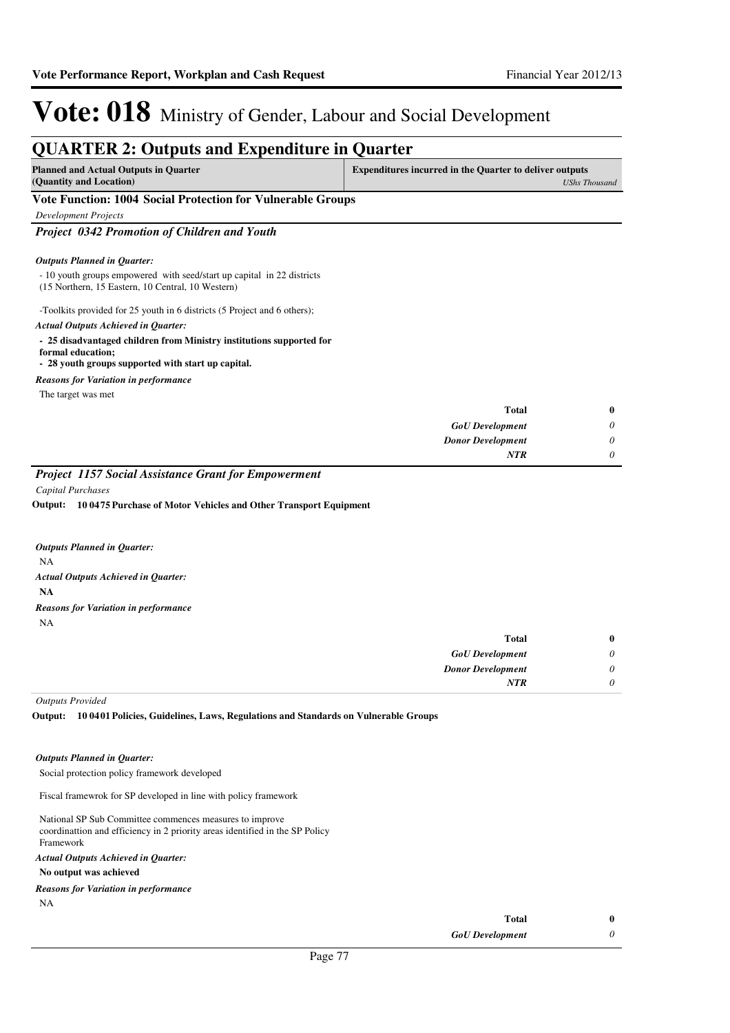# Vote: 018 Ministry of Gender, Labour and Social Development

## QUARTER 2: Outputs and Expenditure in Quarter

| Planned and Actual Outputs in Quarter (Quantity and Location) | Expenditures incurred in the Quarter to deliver outputs *UShs Thousand* |
|---|---|

### Vote Function: 1004 Social Protection for Vulnerable Groups

*Development Projects*

#### *Project 0342 Promotion of Children and Youth*

***Outputs Planned in Quarter:***

- 10 youth groups empowered with seed/start up capital in 22 districts (15 Northern, 15 Eastern, 10 Central, 10 Western)

-Toolkits provided for 25 youth in 6 districts (5 Project and 6 others);

***Actual Outputs Achieved in Quarter:***

**- 25 disadvantaged children from Ministry institutions supported for formal education;**
**- 28 youth groups supported with start up capital.**

***Reasons for Variation in performance***

The target was met

| | |
|---|---|
| **Total** | **0** |
| ***GoU Development*** | *0* |
| ***Donor Development*** | *0* |
| ***NTR*** | *0* |

#### *Project 1157 Social Assistance Grant for Empowerment*

*Capital Purchases*

**Output: 10 0475 Purchase of Motor Vehicles and Other Transport Equipment**

***Outputs Planned in Quarter:***

NA

***Actual Outputs Achieved in Quarter:***

**NA**

***Reasons for Variation in performance***

NA

| | |
|---|---|
| **Total** | **0** |
| ***GoU Development*** | *0* |
| ***Donor Development*** | *0* |
| ***NTR*** | *0* |

*Outputs Provided*

**Output: 10 0401 Policies, Guidelines, Laws, Regulations and Standards on Vulnerable Groups**

***Outputs Planned in Quarter:***

Social protection policy framework developed

Fiscal framewrok for SP developed in line with policy framework

National SP Sub Committee commences measures to improve coordinattion and efficiency in 2 priority areas identified in the SP Policy Framework

***Actual Outputs Achieved in Quarter:***

**No output was achieved**

***Reasons for Variation in performance***

NA

| | |
|---|---|
| **Total** | **0** |
| ***GoU Development*** | *0* |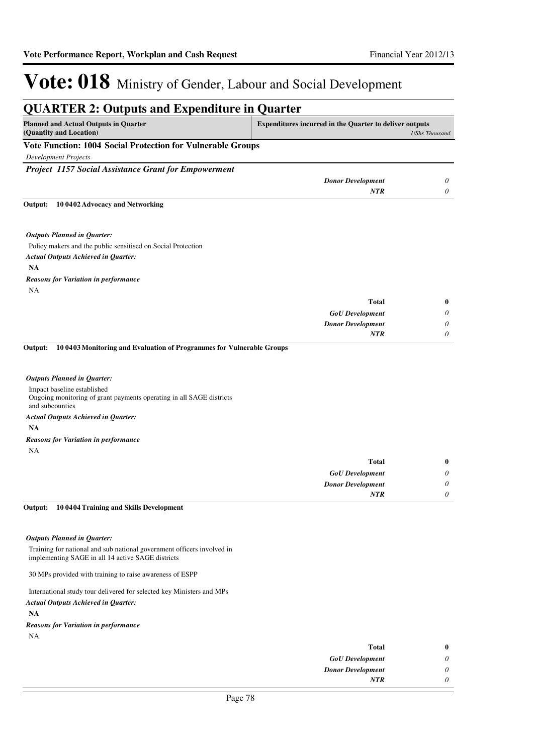# Vote: 018 Ministry of Gender, Labour and Social Development

## QUARTER 2: Outputs and Expenditure in Quarter

| Planned and Actual Outputs in Quarter (Quantity and Location) | Expenditures incurred in the Quarter to deliver outputs | *UShs Thousand* |
|---|---|---|

### Vote Function: 1004 Social Protection for Vulnerable Groups

*Development Projects*

### *Project 1157 Social Assistance Grant for Empowerment*

| | | |
|---|---|---|
| | ***Donor Development*** | *0* |
| | ***NTR*** | *0* |

**Output: 10 0402 Advocacy and Networking**

***Outputs Planned in Quarter:***

Policy makers and the public sensitised on Social Protection

***Actual Outputs Achieved in Quarter:***

**NA**

***Reasons for Variation in performance***

NA

| | | |
|---|---|---|
| | **Total** | **0** |
| | ***GoU Development*** | *0* |
| | ***Donor Development*** | *0* |
| | ***NTR*** | *0* |

**Output: 10 0403 Monitoring and Evaluation of Programmes for Vulnerable Groups**

***Outputs Planned in Quarter:***

Impact baseline established
Ongoing monitoring of grant payments operating in all SAGE districts and subcounties

***Actual Outputs Achieved in Quarter:***

**NA**

***Reasons for Variation in performance***

NA

| | | |
|---|---|---|
| | **Total** | **0** |
| | ***GoU Development*** | *0* |
| | ***Donor Development*** | *0* |
| | ***NTR*** | *0* |

**Output: 10 0404 Training and Skills Development**

***Outputs Planned in Quarter:***

Training for national and sub national government officers involved in implementing SAGE in all 14 active SAGE districts

30 MPs provided with training to raise awareness of ESPP

International study tour delivered for selected key Ministers and MPs

***Actual Outputs Achieved in Quarter:***

**NA**

***Reasons for Variation in performance***

NA

| | | |
|---|---|---|
| | **Total** | **0** |
| | ***GoU Development*** | *0* |
| | ***Donor Development*** | *0* |
| | ***NTR*** | *0* |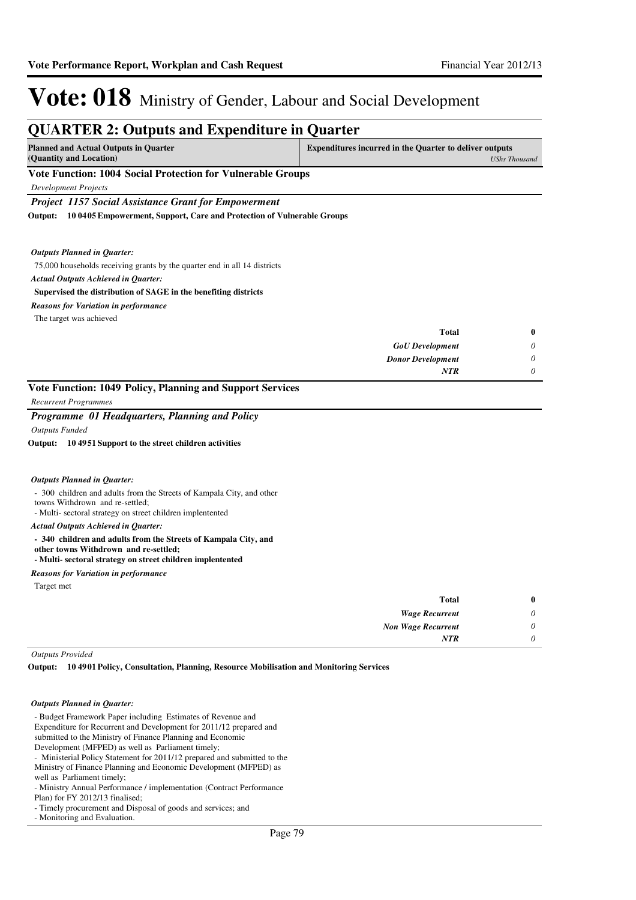# Vote: 018 Ministry of Gender, Labour and Social Development

## QUARTER 2: Outputs and Expenditure in Quarter

| Planned and Actual Outputs in Quarter (Quantity and Location) | Expenditures incurred in the Quarter to deliver outputs *UShs Thousand* |
|---|---|

### Vote Function: 1004 Social Protection for Vulnerable Groups

*Development Projects*

#### *Project 1157 Social Assistance Grant for Empowerment*

**Output: 10 0405 Empowerment, Support, Care and Protection of Vulnerable Groups**

***Outputs Planned in Quarter:***

75,000 households receiving grants by the quarter end in all 14 districts

***Actual Outputs Achieved in Quarter:***

**Supervised the distribution of SAGE in the benefiting districts**

***Reasons for Variation in performance***

The target was achieved

| | |
|---|---|
| **Total** | **0** |
| *GoU Development* | *0* |
| *Donor Development* | *0* |
| *NTR* | *0* |

### Vote Function: 1049 Policy, Planning and Support Services

*Recurrent Programmes*

#### *Programme 01 Headquarters, Planning and Policy*

*Outputs Funded*

**Output: 10 4951 Support to the street children activities**

***Outputs Planned in Quarter:***

- 300 children and adults from the Streets of Kampala City, and other towns Withdrown and re-settled;
- Multi- sectoral strategy on street children implentented

***Actual Outputs Achieved in Quarter:***

**- 340 children and adults from the Streets of Kampala City, and other towns Withdrown and re-settled;**
**- Multi- sectoral strategy on street children implentented**

***Reasons for Variation in performance***

Target met

| | |
|---|---|
| **Total** | **0** |
| *Wage Recurrent* | *0* |
| *Non Wage Recurrent* | *0* |
| *NTR* | *0* |

*Outputs Provided*

**Output: 10 4901 Policy, Consultation, Planning, Resource Mobilisation and Monitoring Services**

***Outputs Planned in Quarter:***

- Budget Framework Paper including Estimates of Revenue and Expenditure for Recurrent and Development for 2011/12 prepared and submitted to the Ministry of Finance Planning and Economic Development (MFPED) as well as Parliament timely;
- Ministerial Policy Statement for 2011/12 prepared and submitted to the Ministry of Finance Planning and Economic Development (MFPED) as well as Parliament timely;
- Ministry Annual Performance / implementation (Contract Performance Plan) for FY 2012/13 finalised;
- Timely procurement and Disposal of goods and services; and
- Monitoring and Evaluation.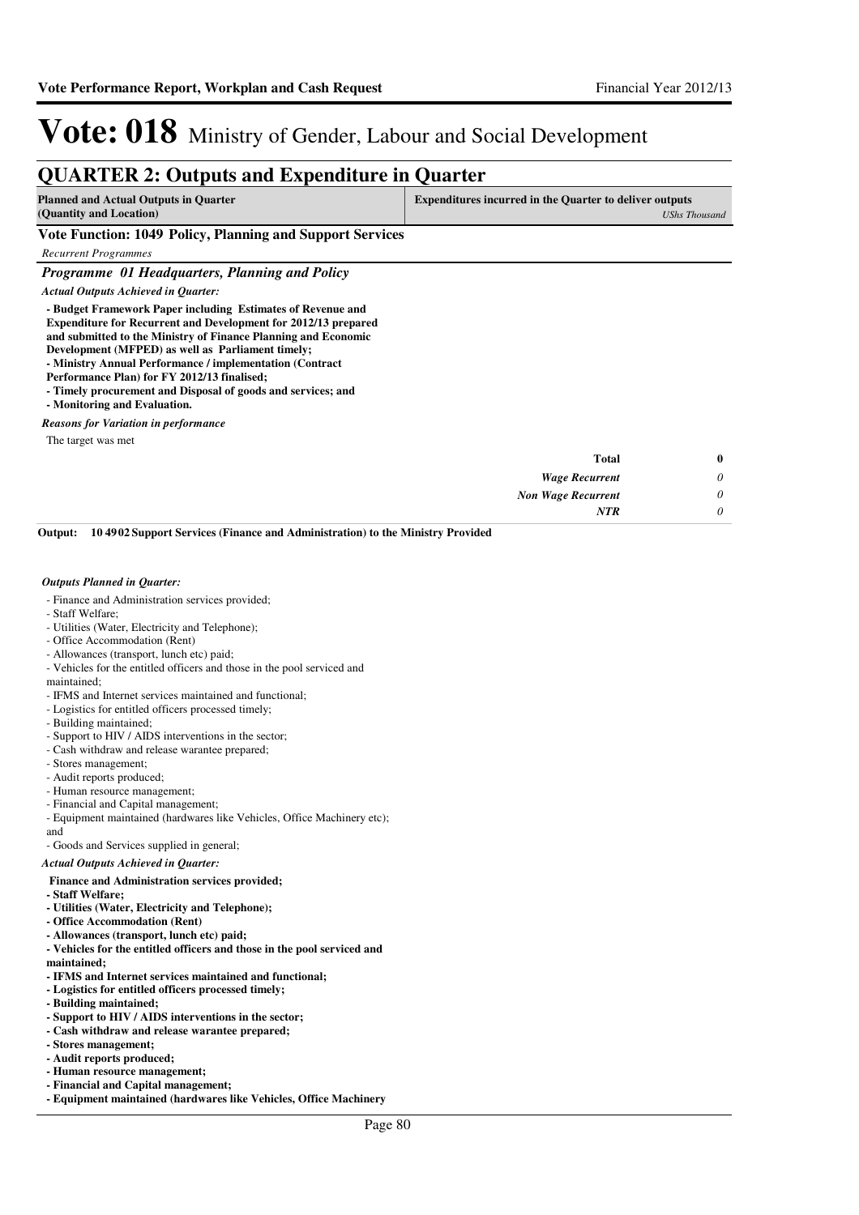# Vote: 018 Ministry of Gender, Labour and Social Development

## QUARTER 2: Outputs and Expenditure in Quarter

| Planned and Actual Outputs in Quarter (Quantity and Location) | Expenditures incurred in the Quarter to deliver outputs *UShs Thousand* |
|---|---|

### Vote Function: 1049 Policy, Planning and Support Services

*Recurrent Programmes*

### *Programme 01 Headquarters, Planning and Policy*

*Actual Outputs Achieved in Quarter:*

**- Budget Framework Paper including Estimates of Revenue and Expenditure for Recurrent and Development for 2012/13 prepared and submitted to the Ministry of Finance Planning and Economic Development (MFPED) as well as Parliament timely;**
**- Ministry Annual Performance / implementation (Contract Performance Plan) for FY 2012/13 finalised;**
**- Timely procurement and Disposal of goods and services; and**
**- Monitoring and Evaluation.**

*Reasons for Variation in performance*

The target was met

| | |
|---|---|
| **Total** | **0** |
| *Wage Recurrent* | *0* |
| *Non Wage Recurrent* | *0* |
| *NTR* | *0* |

**Output: 10 4902 Support Services (Finance and Administration) to the Ministry Provided**

*Outputs Planned in Quarter:*

- Finance and Administration services provided;
- Staff Welfare;
- Utilities (Water, Electricity and Telephone);
- Office Accommodation (Rent)
- Allowances (transport, lunch etc) paid;
- Vehicles for the entitled officers and those in the pool serviced and maintained;
- IFMS and Internet services maintained and functional;
- Logistics for entitled officers processed timely;
- Building maintained;
- Support to HIV / AIDS interventions in the sector;
- Cash withdraw and release warantee prepared;
- Stores management;
- Audit reports produced;
- Human resource management;
- Financial and Capital management;
- Equipment maintained (hardwares like Vehicles, Office Machinery etc); and
- Goods and Services supplied in general;

*Actual Outputs Achieved in Quarter:*

**Finance and Administration services provided;**
**- Staff Welfare;**
**- Utilities (Water, Electricity and Telephone);**
**- Office Accommodation (Rent)**
**- Allowances (transport, lunch etc) paid;**
**- Vehicles for the entitled officers and those in the pool serviced and maintained;**
**- IFMS and Internet services maintained and functional;**
**- Logistics for entitled officers processed timely;**
**- Building maintained;**
**- Support to HIV / AIDS interventions in the sector;**
**- Cash withdraw and release warantee prepared;**
**- Stores management;**
**- Audit reports produced;**
**- Human resource management;**
**- Financial and Capital management;**
**- Equipment maintained (hardwares like Vehicles, Office Machinery**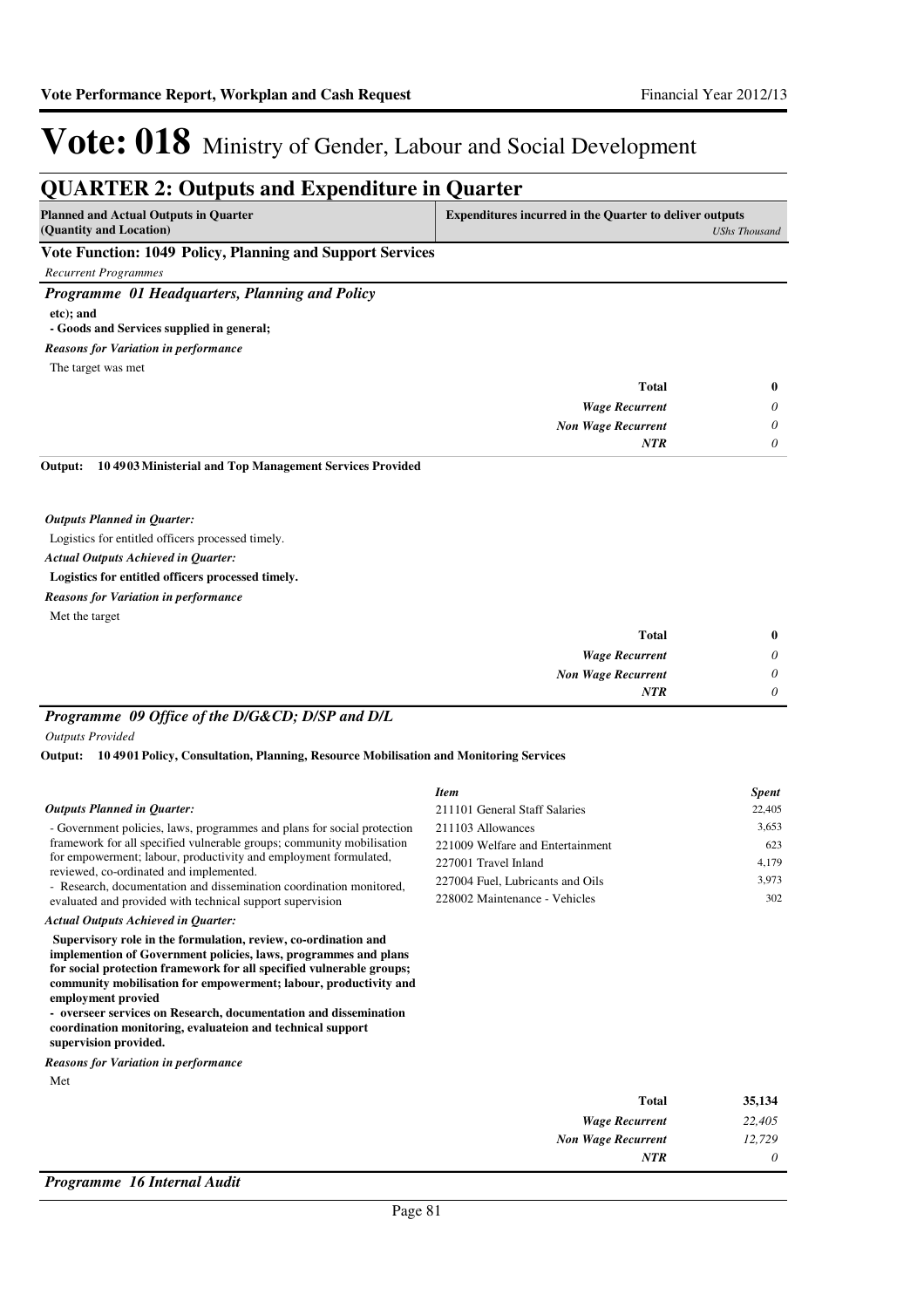# Vote: 018 Ministry of Gender, Labour and Social Development

## QUARTER 2: Outputs and Expenditure in Quarter

| Planned and Actual Outputs in Quarter (Quantity and Location) | Expenditures incurred in the Quarter to deliver outputs *UShs Thousand* |
|---|---|

### Vote Function: 1049 Policy, Planning and Support Services

*Recurrent Programmes*

### *Programme 01 Headquarters, Planning and Policy*

**etc); and**
**- Goods and Services supplied in general;**

***Reasons for Variation in performance***

The target was met

| | |
|---|---|
| **Total** | **0** |
| ***Wage Recurrent*** | *0* |
| ***Non Wage Recurrent*** | *0* |
| ***NTR*** | *0* |

**Output: 10 4903 Ministerial and Top Management Services Provided**

***Outputs Planned in Quarter:***

Logistics for entitled officers processed timely.

***Actual Outputs Achieved in Quarter:***

**Logistics for entitled officers processed timely.**

***Reasons for Variation in performance***

Met the target

| | |
|---|---|
| **Total** | **0** |
| ***Wage Recurrent*** | *0* |
| ***Non Wage Recurrent*** | *0* |
| ***NTR*** | *0* |

### *Programme 09 Office of the D/G&CD; D/SP and D/L*

*Outputs Provided*

**Output: 10 4901 Policy, Consultation, Planning, Resource Mobilisation and Monitoring Services**

***Outputs Planned in Quarter:***

- Government policies, laws, programmes and plans for social protection framework for all specified vulnerable groups; community mobilisation for empowerment; labour, productivity and employment formulated, reviewed, co-ordinated and implemented.
- Research, documentation and dissemination coordination monitored, evaluated and provided with technical support supervision

***Actual Outputs Achieved in Quarter:***

**Supervisory role in the formulation, review, co-ordination and implemention of Government policies, laws, programmes and plans for social protection framework for all specified vulnerable groups; community mobilisation for empowerment; labour, productivity and employment provied**
**- overseer services on Research, documentation and dissemination coordination monitoring, evaluateion and technical support supervision provided.**

***Reasons for Variation in performance***

Met

| *Item* | *Spent* |
|---|---|
| 211101 General Staff Salaries | 22,405 |
| 211103 Allowances | 3,653 |
| 221009 Welfare and Entertainment | 623 |
| 227001 Travel Inland | 4,179 |
| 227004 Fuel, Lubricants and Oils | 3,973 |
| 228002 Maintenance - Vehicles | 302 |

| | |
|---|---|
| **Total** | **35,134** |
| ***Wage Recurrent*** | *22,405* |
| ***Non Wage Recurrent*** | *12,729* |
| ***NTR*** | *0* |

### *Programme 16 Internal Audit*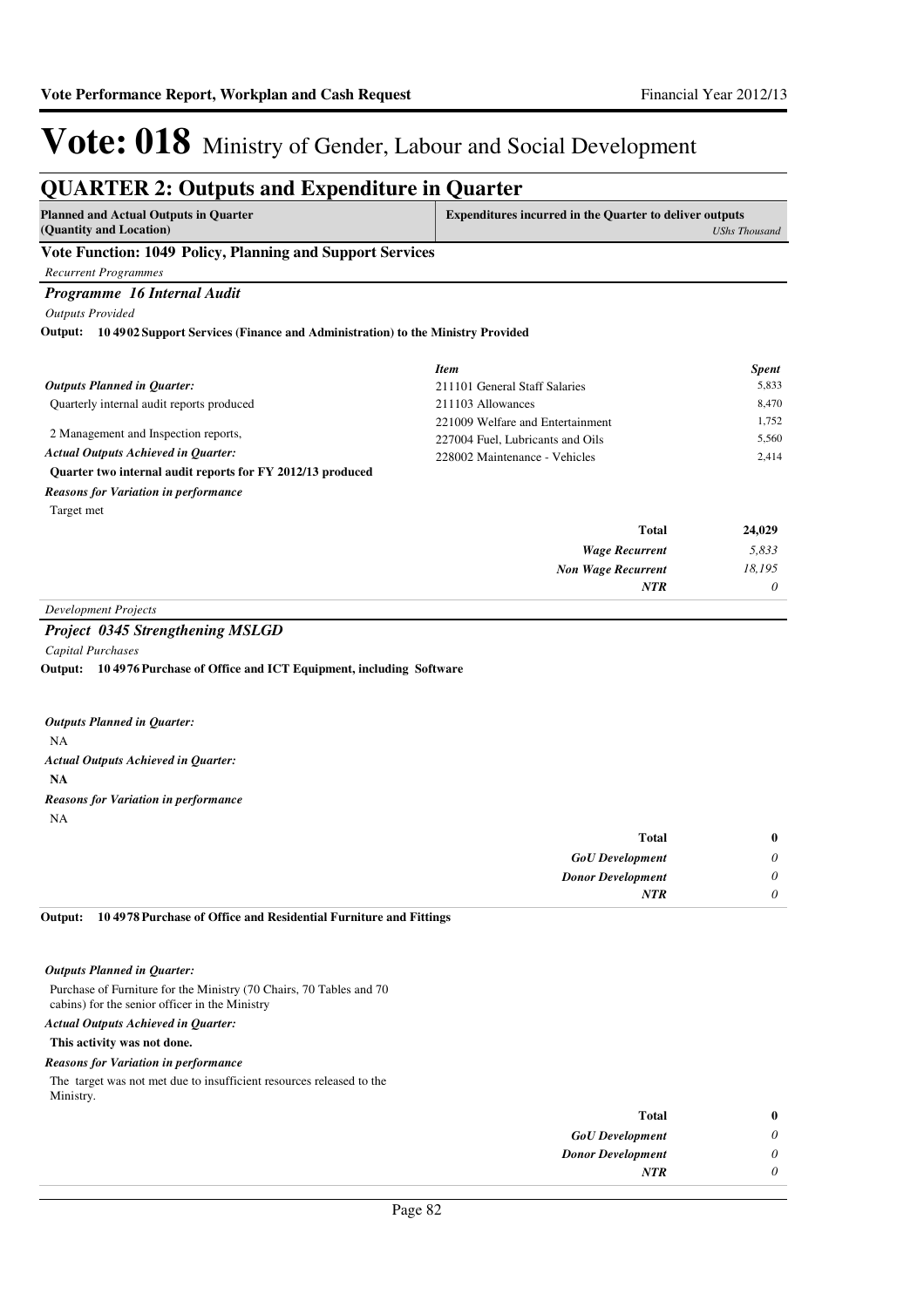# Vote: 018 Ministry of Gender, Labour and Social Development

## QUARTER 2: Outputs and Expenditure in Quarter

| Planned and Actual Outputs in Quarter (Quantity and Location) | Expenditures incurred in the Quarter to deliver outputs *UShs Thousand* |
|---|---|

### Vote Function: 1049 Policy, Planning and Support Services

*Recurrent Programmes*

### *Programme 16 Internal Audit*

*Outputs Provided*

**Output: 10 4902 Support Services (Finance and Administration) to the Ministry Provided**

*Outputs Planned in Quarter:*

Quarterly internal audit reports produced

2 Management and Inspection reports,

*Actual Outputs Achieved in Quarter:*

**Quarter two internal audit reports for FY 2012/13 produced**

*Reasons for Variation in performance*

Target met

| *Item* | *Spent* |
|---|---|
| 211101 General Staff Salaries | 5,833 |
| 211103 Allowances | 8,470 |
| 221009 Welfare and Entertainment | 1,752 |
| 227004 Fuel, Lubricants and Oils | 5,560 |
| 228002 Maintenance - Vehicles | 2,414 |
| **Total** | **24,029** |
| ***Wage Recurrent*** | *5,833* |
| ***Non Wage Recurrent*** | *18,195* |
| ***NTR*** | *0* |

*Development Projects*

### *Project 0345 Strengthening MSLGD*

*Capital Purchases*

**Output: 10 4976 Purchase of Office and ICT Equipment, including Software**

*Outputs Planned in Quarter:*

NA

*Actual Outputs Achieved in Quarter:*

**NA**

*Reasons for Variation in performance*

NA

| | |
|---|---|
| **Total** | **0** |
| ***GoU Development*** | *0* |
| ***Donor Development*** | *0* |
| ***NTR*** | *0* |

**Output: 10 4978 Purchase of Office and Residential Furniture and Fittings**

*Outputs Planned in Quarter:*

Purchase of Furniture for the Ministry (70 Chairs, 70 Tables and 70 cabins) for the senior officer in the Ministry

*Actual Outputs Achieved in Quarter:*

**This activity was not done.**

*Reasons for Variation in performance*

The target was not met due to insufficient resources released to the Ministry.

| | |
|---|---|
| **Total** | **0** |
| ***GoU Development*** | *0* |
| ***Donor Development*** | *0* |
| ***NTR*** | *0* |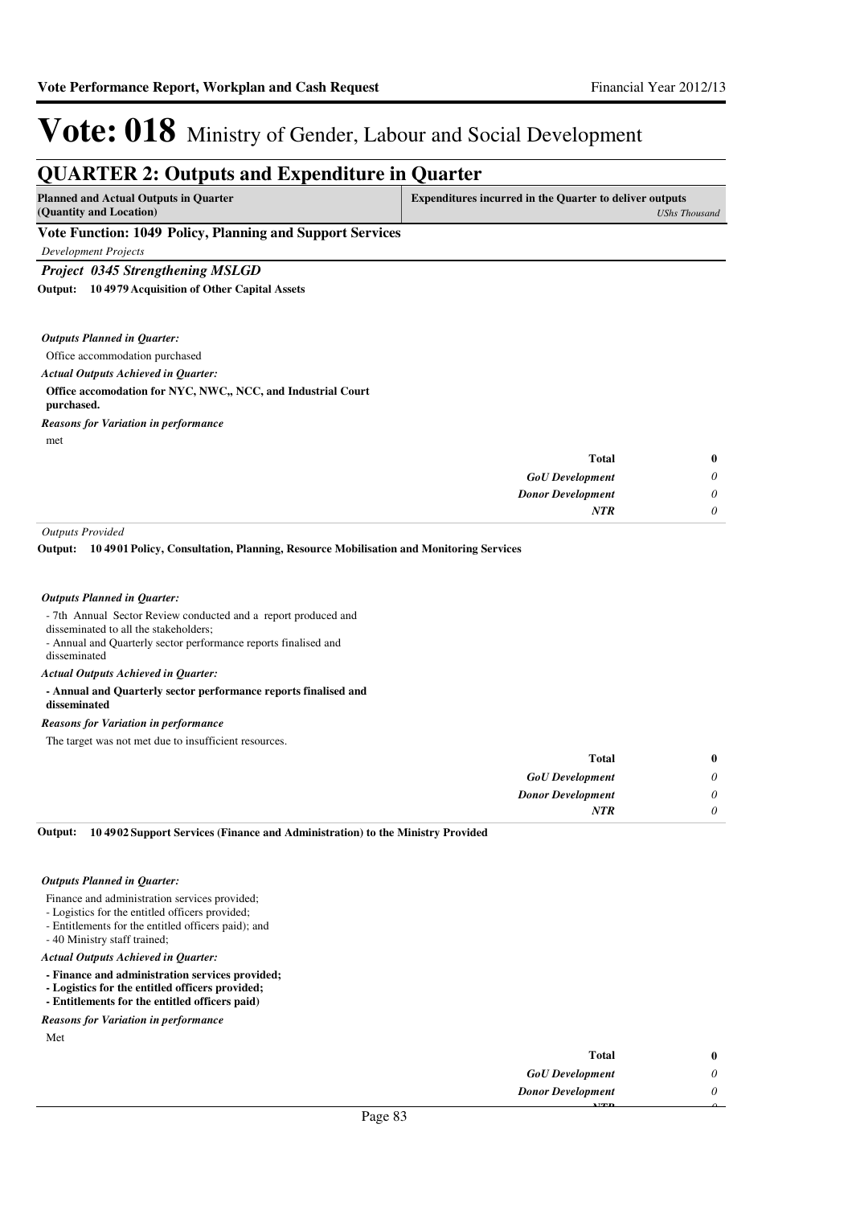# Vote: 018 Ministry of Gender, Labour and Social Development

## QUARTER 2: Outputs and Expenditure in Quarter

| Planned and Actual Outputs in Quarter (Quantity and Location) | Expenditures incurred in the Quarter to deliver outputs *UShs Thousand* |
|---|---|

### Vote Function: 1049 Policy, Planning and Support Services

*Development Projects*

### *Project 0345 Strengthening MSLGD*

**Output: 10 4979 Acquisition of Other Capital Assets**

*Outputs Planned in Quarter:*

Office accommodation purchased

*Actual Outputs Achieved in Quarter:*

**Office accomodation for NYC, NWC,, NCC, and Industrial Court purchased.**

*Reasons for Variation in performance*

met

| | |
|---|---|
| **Total** | **0** |
| *GoU Development* | *0* |
| *Donor Development* | *0* |
| *NTR* | *0* |

*Outputs Provided*

**Output: 10 4901 Policy, Consultation, Planning, Resource Mobilisation and Monitoring Services**

*Outputs Planned in Quarter:*

- 7th Annual Sector Review conducted and a report produced and disseminated to all the stakeholders;
- Annual and Quarterly sector performance reports finalised and disseminated

*Actual Outputs Achieved in Quarter:*

**- Annual and Quarterly sector performance reports finalised and disseminated**

*Reasons for Variation in performance*

The target was not met due to insufficient resources.

| | |
|---|---|
| **Total** | **0** |
| *GoU Development* | *0* |
| *Donor Development* | *0* |
| *NTR* | *0* |

**Output: 10 4902 Support Services (Finance and Administration) to the Ministry Provided**

*Outputs Planned in Quarter:*

Finance and administration services provided;
- Logistics for the entitled officers provided;
- Entitlements for the entitled officers paid); and
- 40 Ministry staff trained;

*Actual Outputs Achieved in Quarter:*

**- Finance and administration services provided;**
**- Logistics for the entitled officers provided;**
**- Entitlements for the entitled officers paid)**

*Reasons for Variation in performance*

Met

| | |
|---|---|
| **Total** | **0** |
| *GoU Development* | *0* |
| *Donor Development* | *0* |
| *NTR* | *0* |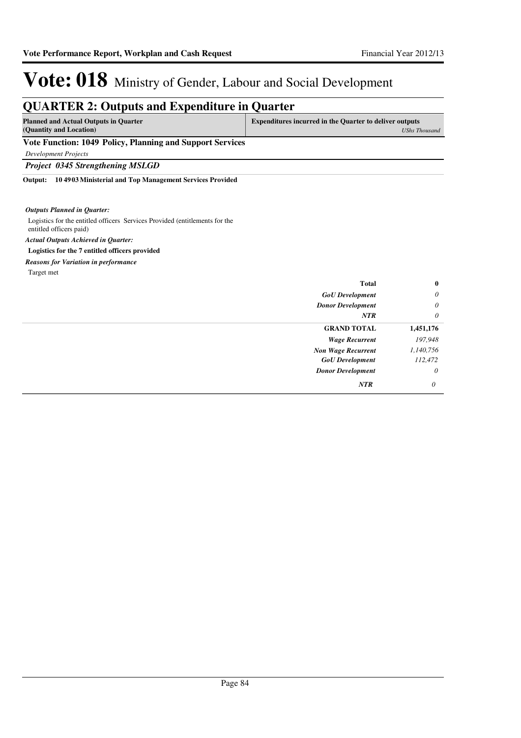# Vote: 018 Ministry of Gender, Labour and Social Development

## QUARTER 2: Outputs and Expenditure in Quarter

| Planned and Actual Outputs in Quarter (Quantity and Location) | Expenditures incurred in the Quarter to deliver outputs | *UShs Thousand* |
|---|---|---|

**Vote Function: 1049 Policy, Planning and Support Services**

*Development Projects*

***Project 0345 Strengthening MSLGD***

**Output: 10 4903 Ministerial and Top Management Services Provided**

***Outputs Planned in Quarter:***

Logistics for the entitled officers Services Provided (entitlements for the entitled officers paid)

***Actual Outputs Achieved in Quarter:***

**Logistics for the 7 entitled officers provided**

***Reasons for Variation in performance***

Target met

| | |
|---|---|
| **Total** | **0** |
| *GoU Development* | *0* |
| *Donor Development* | *0* |
| *NTR* | *0* |
| **GRAND TOTAL** | **1,451,176** |
| *Wage Recurrent* | *197,948* |
| *Non Wage Recurrent* | *1,140,756* |
| *GoU Development* | *112,472* |
| *Donor Development* | *0* |
| *NTR* | *0* |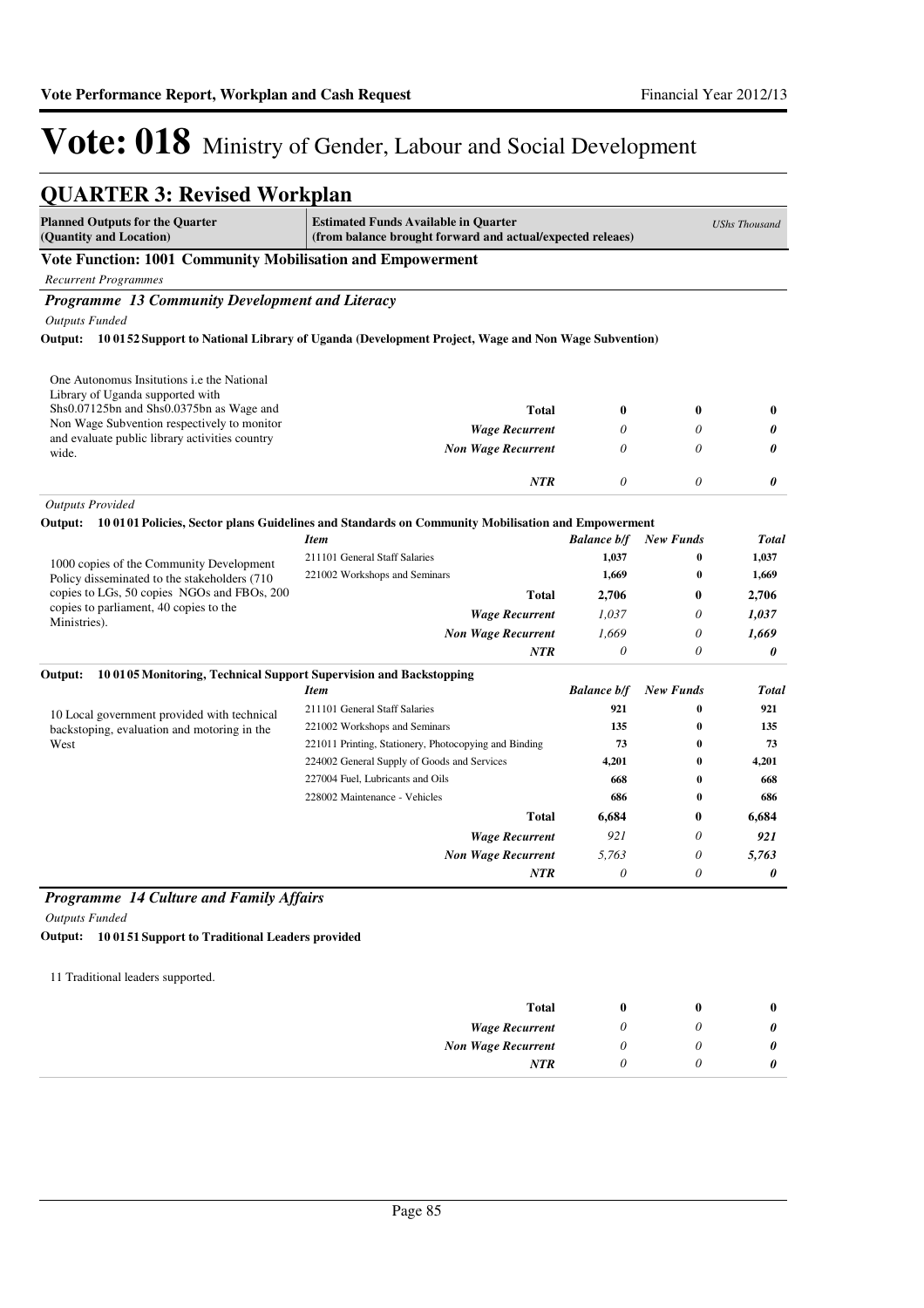# Vote: 018 Ministry of Gender, Labour and Social Development

## QUARTER 3: Revised Workplan

| Planned Outputs for the Quarter (Quantity and Location) | Estimated Funds Available in Quarter (from balance brought forward and actual/expected releaes) | | | *UShs Thousand* |
|---|---|---|---|---|

### Vote Function: 1001 Community Mobilisation and Empowerment

*Recurrent Programmes*

#### *Programme 13 Community Development and Literacy*

*Outputs Funded*

**Output: 10 01 52 Support to National Library of Uganda (Development Project, Wage and Non Wage Subvention)**

| Planned Outputs | Item | Balance b/f | New Funds | Total |
|---|---|---|---|---|
| One Autonomus Insitutions i.e the National Library of Uganda supported with Shs0.07125bn and Shs0.0375bn as Wage and Non Wage Subvention respectively to monitor and evaluate public library activities country wide. | **Total** | **0** | **0** | **0** |
| | *Wage Recurrent* | *0* | *0* | ***0*** |
| | *Non Wage Recurrent* | *0* | *0* | ***0*** |
| | *NTR* | *0* | *0* | ***0*** |

*Outputs Provided*

**Output: 10 01 01 Policies, Sector plans Guidelines and Standards on Community Mobilisation and Empowerment**

| Planned Outputs | Item | Balance b/f | New Funds | Total |
|---|---|---|---|---|
| 1000 copies of the Community Development Policy disseminated to the stakeholders (710 copies to LGs, 50 copies NGOs and FBOs, 200 copies to parliament, 40 copies to the Ministries). | 211101 General Staff Salaries | 1,037 | 0 | 1,037 |
| | 221002 Workshops and Seminars | 1,669 | 0 | 1,669 |
| | **Total** | **2,706** | **0** | **2,706** |
| | *Wage Recurrent* | *1,037* | *0* | ***1,037*** |
| | *Non Wage Recurrent* | *1,669* | *0* | ***1,669*** |
| | *NTR* | *0* | *0* | ***0*** |

**Output: 10 01 05 Monitoring, Technical Support Supervision and Backstopping**

| Planned Outputs | Item | Balance b/f | New Funds | Total |
|---|---|---|---|---|
| 10 Local government provided with technical backstoping, evaluation and motoring in the West | 211101 General Staff Salaries | 921 | 0 | 921 |
| | 221002 Workshops and Seminars | 135 | 0 | 135 |
| | 221011 Printing, Stationery, Photocopying and Binding | 73 | 0 | 73 |
| | 224002 General Supply of Goods and Services | 4,201 | 0 | 4,201 |
| | 227004 Fuel, Lubricants and Oils | 668 | 0 | 668 |
| | 228002 Maintenance - Vehicles | 686 | 0 | 686 |
| | **Total** | **6,684** | **0** | **6,684** |
| | *Wage Recurrent* | *921* | *0* | ***921*** |
| | *Non Wage Recurrent* | *5,763* | *0* | ***5,763*** |
| | *NTR* | *0* | *0* | ***0*** |

#### *Programme 14 Culture and Family Affairs*

*Outputs Funded*

**Output: 10 01 51 Support to Traditional Leaders provided**

| Planned Outputs | Item | Balance b/f | New Funds | Total |
|---|---|---|---|---|
| 11 Traditional leaders supported. | **Total** | **0** | **0** | **0** |
| | *Wage Recurrent* | *0* | *0* | ***0*** |
| | *Non Wage Recurrent* | *0* | *0* | ***0*** |
| | *NTR* | *0* | *0* | ***0*** |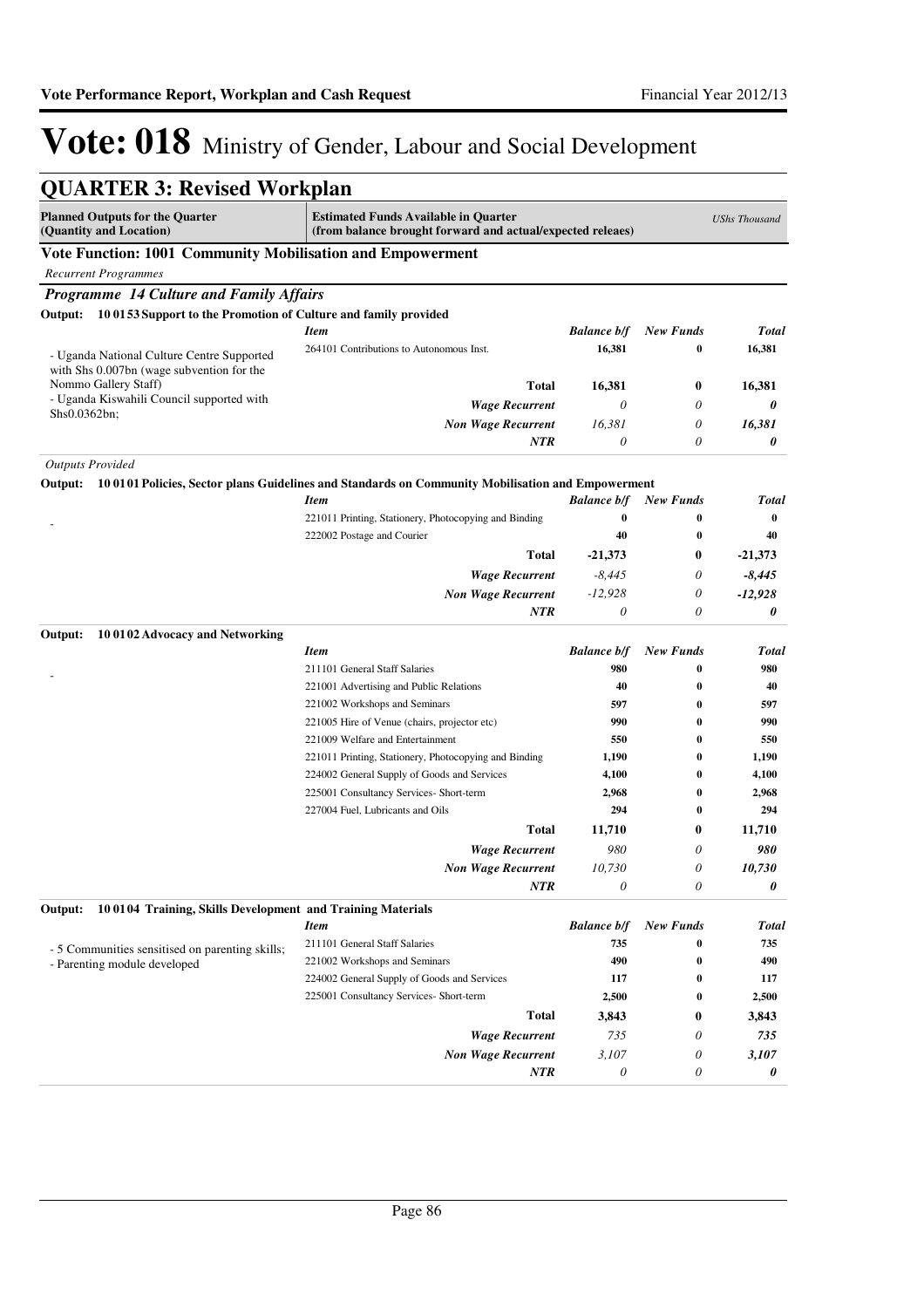# Vote: 018 Ministry of Gender, Labour and Social Development

## QUARTER 3: Revised Workplan

| Planned Outputs for the Quarter (Quantity and Location) | Estimated Funds Available in Quarter (from balance brought forward and actual/expected releaes) | | | UShs Thousand |
|---|---|---|---|---|

### Vote Function: 1001 Community Mobilisation and Empowerment

*Recurrent Programmes*

### *Programme 14 Culture and Family Affairs*

**Output: 10 01 53 Support to the Promotion of Culture and family provided**

| | *Item* | *Balance b/f* | *New Funds* | *Total* |
|---|---|---|---|---|
| - Uganda National Culture Centre Supported with Shs 0.007bn (wage subvention for the Nommo Gallery Staff)<br>- Uganda Kiswahili Council supported with Shs0.0362bn; | 264101 Contributions to Autonomous Inst. | 16,381 | 0 | 16,381 |
| | **Total** | **16,381** | **0** | **16,381** |
| | *Wage Recurrent* | *0* | *0* | ***0*** |
| | *Non Wage Recurrent* | *16,381* | *0* | ***16,381*** |
| | *NTR* | *0* | *0* | ***0*** |

*Outputs Provided*

**Output: 10 01 01 Policies, Sector plans Guidelines and Standards on Community Mobilisation and Empowerment**

| | *Item* | *Balance b/f* | *New Funds* | *Total* |
|---|---|---|---|---|
| - | 221011 Printing, Stationery, Photocopying and Binding | 0 | 0 | 0 |
| | 222002 Postage and Courier | 40 | 0 | 40 |
| | **Total** | **-21,373** | **0** | **-21,373** |
| | *Wage Recurrent* | *-8,445* | *0* | ***-8,445*** |
| | *Non Wage Recurrent* | *-12,928* | *0* | ***-12,928*** |
| | *NTR* | *0* | *0* | ***0*** |

**Output: 10 01 02 Advocacy and Networking**

| | *Item* | *Balance b/f* | *New Funds* | *Total* |
|---|---|---|---|---|
| - | 211101 General Staff Salaries | 980 | 0 | 980 |
| | 221001 Advertising and Public Relations | 40 | 0 | 40 |
| | 221002 Workshops and Seminars | 597 | 0 | 597 |
| | 221005 Hire of Venue (chairs, projector etc) | 990 | 0 | 990 |
| | 221009 Welfare and Entertainment | 550 | 0 | 550 |
| | 221011 Printing, Stationery, Photocopying and Binding | 1,190 | 0 | 1,190 |
| | 224002 General Supply of Goods and Services | 4,100 | 0 | 4,100 |
| | 225001 Consultancy Services- Short-term | 2,968 | 0 | 2,968 |
| | 227004 Fuel, Lubricants and Oils | 294 | 0 | 294 |
| | **Total** | **11,710** | **0** | **11,710** |
| | *Wage Recurrent* | *980* | *0* | ***980*** |
| | *Non Wage Recurrent* | *10,730* | *0* | ***10,730*** |
| | *NTR* | *0* | *0* | ***0*** |

**Output: 10 01 04 Training, Skills Development and Training Materials**

| | *Item* | *Balance b/f* | *New Funds* | *Total* |
|---|---|---|---|---|
| - 5 Communities sensitised on parenting skills;<br>- Parenting module developed | 211101 General Staff Salaries | 735 | 0 | 735 |
| | 221002 Workshops and Seminars | 490 | 0 | 490 |
| | 224002 General Supply of Goods and Services | 117 | 0 | 117 |
| | 225001 Consultancy Services- Short-term | 2,500 | 0 | 2,500 |
| | **Total** | **3,843** | **0** | **3,843** |
| | *Wage Recurrent* | *735* | *0* | ***735*** |
| | *Non Wage Recurrent* | *3,107* | *0* | ***3,107*** |
| | *NTR* | *0* | *0* | ***0*** |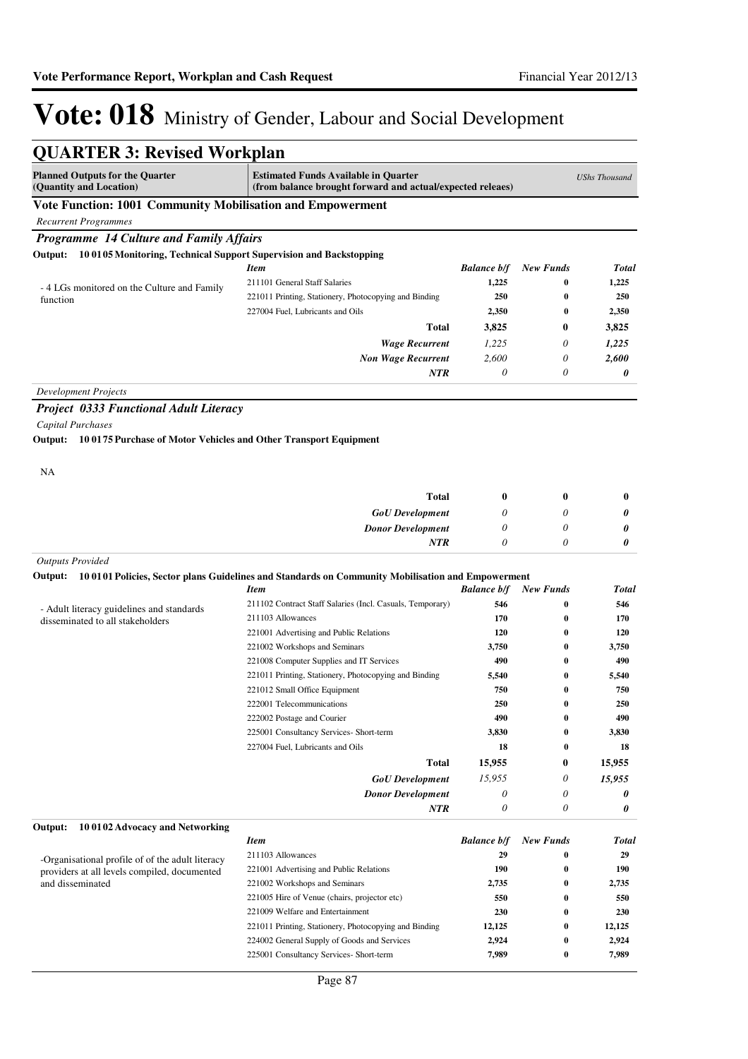# Vote: 018 Ministry of Gender, Labour and Social Development

## QUARTER 3: Revised Workplan

| Planned Outputs for the Quarter (Quantity and Location) | Estimated Funds Available in Quarter (from balance brought forward and actual/expected releaes) | | | *UShs Thousand* |
|---|---|---|---|---|

### Vote Function: 1001 Community Mobilisation and Empowerment

*Recurrent Programmes*

#### *Programme 14 Culture and Family Affairs*

**Output: 10 01 05 Monitoring, Technical Support Supervision and Backstopping**

| | *Item* | *Balance b/f* | *New Funds* | *Total* |
|---|---|---|---|---|
| - 4 LGs monitored on the Culture and Family function | 211101 General Staff Salaries | 1,225 | 0 | 1,225 |
| | 221011 Printing, Stationery, Photocopying and Binding | 250 | 0 | 250 |
| | 227004 Fuel, Lubricants and Oils | 2,350 | 0 | 2,350 |
| | **Total** | **3,825** | **0** | **3,825** |
| | ***Wage Recurrent*** | *1,225* | *0* | ***1,225*** |
| | ***Non Wage Recurrent*** | *2,600* | *0* | ***2,600*** |
| | ***NTR*** | *0* | *0* | ***0*** |

*Development Projects*

#### *Project 0333 Functional Adult Literacy*

*Capital Purchases*

**Output: 10 01 75 Purchase of Motor Vehicles and Other Transport Equipment**

| | | | | |
|---|---|---|---|---|
| NA | | | | |
| | **Total** | **0** | **0** | **0** |
| | ***GoU Development*** | *0* | *0* | ***0*** |
| | ***Donor Development*** | *0* | *0* | ***0*** |
| | ***NTR*** | *0* | *0* | ***0*** |

*Outputs Provided*

**Output: 10 01 01 Policies, Sector plans Guidelines and Standards on Community Mobilisation and Empowerment**

| | *Item* | *Balance b/f* | *New Funds* | *Total* |
|---|---|---|---|---|
| - Adult literacy guidelines and standards disseminated to all stakeholders | 211102 Contract Staff Salaries (Incl. Casuals, Temporary) | 546 | 0 | 546 |
| | 211103 Allowances | 170 | 0 | 170 |
| | 221001 Advertising and Public Relations | 120 | 0 | 120 |
| | 221002 Workshops and Seminars | 3,750 | 0 | 3,750 |
| | 221008 Computer Supplies and IT Services | 490 | 0 | 490 |
| | 221011 Printing, Stationery, Photocopying and Binding | 5,540 | 0 | 5,540 |
| | 221012 Small Office Equipment | 750 | 0 | 750 |
| | 222001 Telecommunications | 250 | 0 | 250 |
| | 222002 Postage and Courier | 490 | 0 | 490 |
| | 225001 Consultancy Services- Short-term | 3,830 | 0 | 3,830 |
| | 227004 Fuel, Lubricants and Oils | 18 | 0 | 18 |
| | **Total** | **15,955** | **0** | **15,955** |
| | ***GoU Development*** | *15,955* | *0* | ***15,955*** |
| | ***Donor Development*** | *0* | *0* | ***0*** |
| | ***NTR*** | *0* | *0* | ***0*** |

**Output: 10 01 02 Advocacy and Networking**

| | *Item* | *Balance b/f* | *New Funds* | *Total* |
|---|---|---|---|---|
| -Organisational profile of of the adult literacy providers at all levels compiled, documented and disseminated | 211103 Allowances | 29 | 0 | 29 |
| | 221001 Advertising and Public Relations | 190 | 0 | 190 |
| | 221002 Workshops and Seminars | 2,735 | 0 | 2,735 |
| | 221005 Hire of Venue (chairs, projector etc) | 550 | 0 | 550 |
| | 221009 Welfare and Entertainment | 230 | 0 | 230 |
| | 221011 Printing, Stationery, Photocopying and Binding | 12,125 | 0 | 12,125 |
| | 224002 General Supply of Goods and Services | 2,924 | 0 | 2,924 |
| | 225001 Consultancy Services- Short-term | 7,989 | 0 | 7,989 |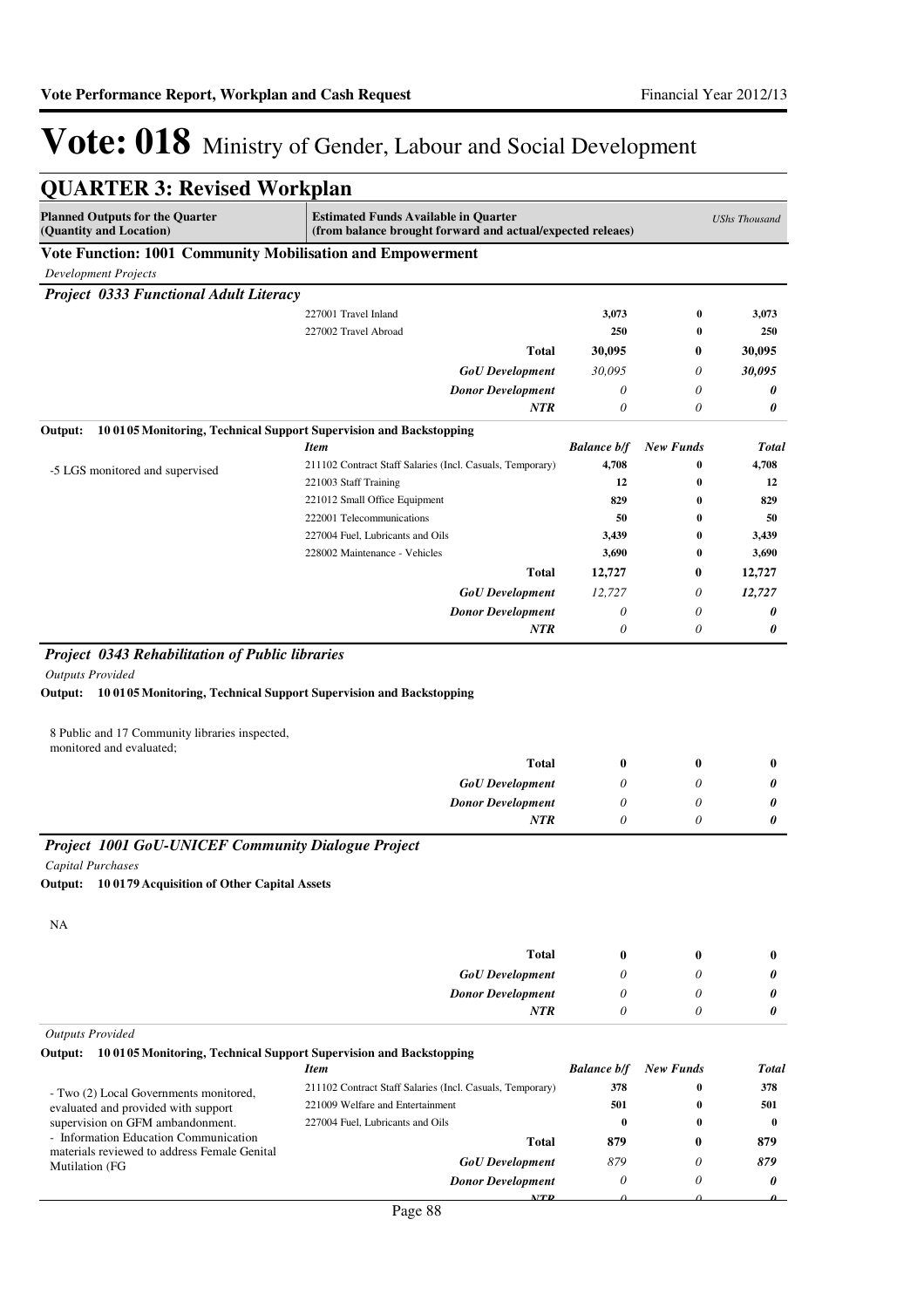# Vote: 018 Ministry of Gender, Labour and Social Development

## QUARTER 3: Revised Workplan

| Planned Outputs for the Quarter (Quantity and Location) | Estimated Funds Available in Quarter (from balance brought forward and actual/expected releaes) | | | *UShs Thousand* |
|---|---|---|---|---|

**Vote Function: 1001 Community Mobilisation and Empowerment**

*Development Projects*

***Project 0333 Functional Adult Literacy***

| | | | | |
|---|---|---|---|---|
| | 227001 Travel Inland | **3,073** | **0** | **3,073** |
| | 227002 Travel Abroad | **250** | **0** | **250** |
| | **Total** | **30,095** | **0** | **30,095** |
| | ***GoU Development*** | *30,095* | *0* | ***30,095*** |
| | ***Donor Development*** | *0* | *0* | ***0*** |
| | ***NTR*** | *0* | *0* | ***0*** |

**Output: 10 01 05 Monitoring, Technical Support Supervision and Backstopping**

| | *Item* | *Balance b/f* | *New Funds* | *Total* |
|---|---|---|---|---|
| -5 LGS monitored and supervised | 211102 Contract Staff Salaries (Incl. Casuals, Temporary) | **4,708** | **0** | **4,708** |
| | 221003 Staff Training | **12** | **0** | **12** |
| | 221012 Small Office Equipment | **829** | **0** | **829** |
| | 222001 Telecommunications | **50** | **0** | **50** |
| | 227004 Fuel, Lubricants and Oils | **3,439** | **0** | **3,439** |
| | 228002 Maintenance - Vehicles | **3,690** | **0** | **3,690** |
| | **Total** | **12,727** | **0** | **12,727** |
| | ***GoU Development*** | *12,727* | *0* | ***12,727*** |
| | ***Donor Development*** | *0* | *0* | ***0*** |
| | ***NTR*** | *0* | *0* | ***0*** |

***Project 0343 Rehabilitation of Public libraries***

*Outputs Provided*

**Output: 10 01 05 Monitoring, Technical Support Supervision and Backstopping**

| | | | | |
|---|---|---|---|---|
| 8 Public and 17 Community libraries inspected, monitored and evaluated; | **Total** | **0** | **0** | **0** |
| | ***GoU Development*** | *0* | *0* | ***0*** |
| | ***Donor Development*** | *0* | *0* | ***0*** |
| | ***NTR*** | *0* | *0* | ***0*** |

***Project 1001 GoU-UNICEF Community Dialogue Project***

*Capital Purchases*

**Output: 10 01 79 Acquisition of Other Capital Assets**

| | | | | |
|---|---|---|---|---|
| NA | **Total** | **0** | **0** | **0** |
| | ***GoU Development*** | *0* | *0* | ***0*** |
| | ***Donor Development*** | *0* | *0* | ***0*** |
| | ***NTR*** | *0* | *0* | ***0*** |

*Outputs Provided*

**Output: 10 01 05 Monitoring, Technical Support Supervision and Backstopping**

| | *Item* | *Balance b/f* | *New Funds* | *Total* |
|---|---|---|---|---|
| - Two (2) Local Governments monitored, evaluated and provided with support supervision on GFM ambandonment.<br>- Information Education Communication materials reviewed to address Female Genital Mutilation (FG | 211102 Contract Staff Salaries (Incl. Casuals, Temporary) | **378** | **0** | **378** |
| | 221009 Welfare and Entertainment | **501** | **0** | **501** |
| | 227004 Fuel, Lubricants and Oils | **0** | **0** | **0** |
| | **Total** | **879** | **0** | **879** |
| | ***GoU Development*** | *879* | *0* | ***879*** |
| | ***Donor Development*** | *0* | *0* | ***0*** |
| | ***NTR*** | *0* | *0* | ***0*** |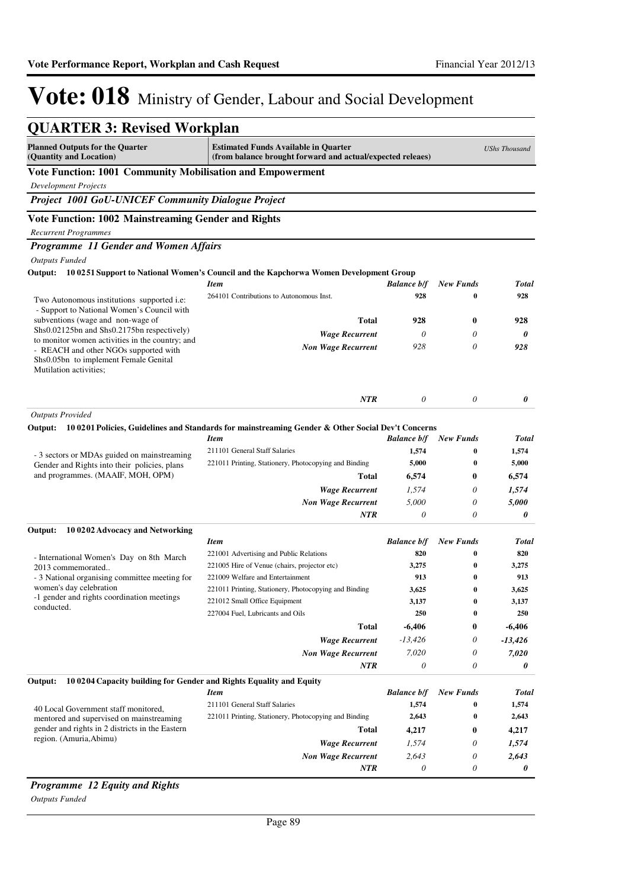# Vote: 018 Ministry of Gender, Labour and Social Development

## QUARTER 3: Revised Workplan

| Planned Outputs for the Quarter (Quantity and Location) | Estimated Funds Available in Quarter (from balance brought forward and actual/expected releaes) | | | UShs Thousand |
|---|---|---|---|---|

### Vote Function: 1001 Community Mobilisation and Empowerment

*Development Projects*

***Project 1001 GoU-UNICEF Community Dialogue Project***

### Vote Function: 1002 Mainstreaming Gender and Rights

*Recurrent Programmes*

***Programme 11 Gender and Women Affairs***

*Outputs Funded*

**Output: 10 0251 Support to National Women's Council and the Kapchorwa Women Development Group**

| Planned Outputs | *Item* | *Balance b/f* | *New Funds* | *Total* |
|---|---|---|---|---|
| Two Autonomous institutions supported i.e: - Support to National Women's Council with subventions (wage and non-wage of Shs0.02125bn and Shs0.2175bn respectively) to monitor women activities in the country; and - REACH and other NGOs supported with Shs0.05bn to implement Female Genital Mutilation activities; | 264101 Contributions to Autonomous Inst. | 928 | 0 | 928 |
| | **Total** | **928** | **0** | **928** |
| | ***Wage Recurrent*** | *0* | *0* | ***0*** |
| | ***Non Wage Recurrent*** | *928* | *0* | ***928*** |
| | ***NTR*** | *0* | *0* | ***0*** |

*Outputs Provided*

**Output: 10 0201 Policies, Guidelines and Standards for mainstreaming Gender & Other Social Dev't Concerns**

| Planned Outputs | *Item* | *Balance b/f* | *New Funds* | *Total* |
|---|---|---|---|---|
| - 3 sectors or MDAs guided on mainstreaming Gender and Rights into their policies, plans and programmes. (MAAIF, MOH, OPM) | 211101 General Staff Salaries | 1,574 | 0 | 1,574 |
| | 221011 Printing, Stationery, Photocopying and Binding | 5,000 | 0 | 5,000 |
| | **Total** | **6,574** | **0** | **6,574** |
| | ***Wage Recurrent*** | *1,574* | *0* | ***1,574*** |
| | ***Non Wage Recurrent*** | *5,000* | *0* | ***5,000*** |
| | ***NTR*** | *0* | *0* | ***0*** |

**Output: 10 0202 Advocacy and Networking**

| Planned Outputs | *Item* | *Balance b/f* | *New Funds* | *Total* |
|---|---|---|---|---|
| - International Women's Day on 8th March 2013 commemorated.. - 3 National organising committee meeting for women's day celebration -1 gender and rights coordination meetings conducted. | 221001 Advertising and Public Relations | 820 | 0 | 820 |
| | 221005 Hire of Venue (chairs, projector etc) | 3,275 | 0 | 3,275 |
| | 221009 Welfare and Entertainment | 913 | 0 | 913 |
| | 221011 Printing, Stationery, Photocopying and Binding | 3,625 | 0 | 3,625 |
| | 221012 Small Office Equipment | 3,137 | 0 | 3,137 |
| | 227004 Fuel, Lubricants and Oils | 250 | 0 | 250 |
| | **Total** | **-6,406** | **0** | **-6,406** |
| | ***Wage Recurrent*** | *-13,426* | *0* | ***-13,426*** |
| | ***Non Wage Recurrent*** | *7,020* | *0* | ***7,020*** |
| | ***NTR*** | *0* | *0* | ***0*** |

**Output: 10 0204 Capacity building for Gender and Rights Equality and Equity**

| Planned Outputs | *Item* | *Balance b/f* | *New Funds* | *Total* |
|---|---|---|---|---|
| 40 Local Government staff monitored, mentored and supervised on mainstreaming gender and rights in 2 districts in the Eastern region. (Amuria,Abimu) | 211101 General Staff Salaries | 1,574 | 0 | 1,574 |
| | 221011 Printing, Stationery, Photocopying and Binding | 2,643 | 0 | 2,643 |
| | **Total** | **4,217** | **0** | **4,217** |
| | ***Wage Recurrent*** | *1,574* | *0* | ***1,574*** |
| | ***Non Wage Recurrent*** | *2,643* | *0* | ***2,643*** |
| | ***NTR*** | *0* | *0* | ***0*** |

***Programme 12 Equity and Rights***

*Outputs Funded*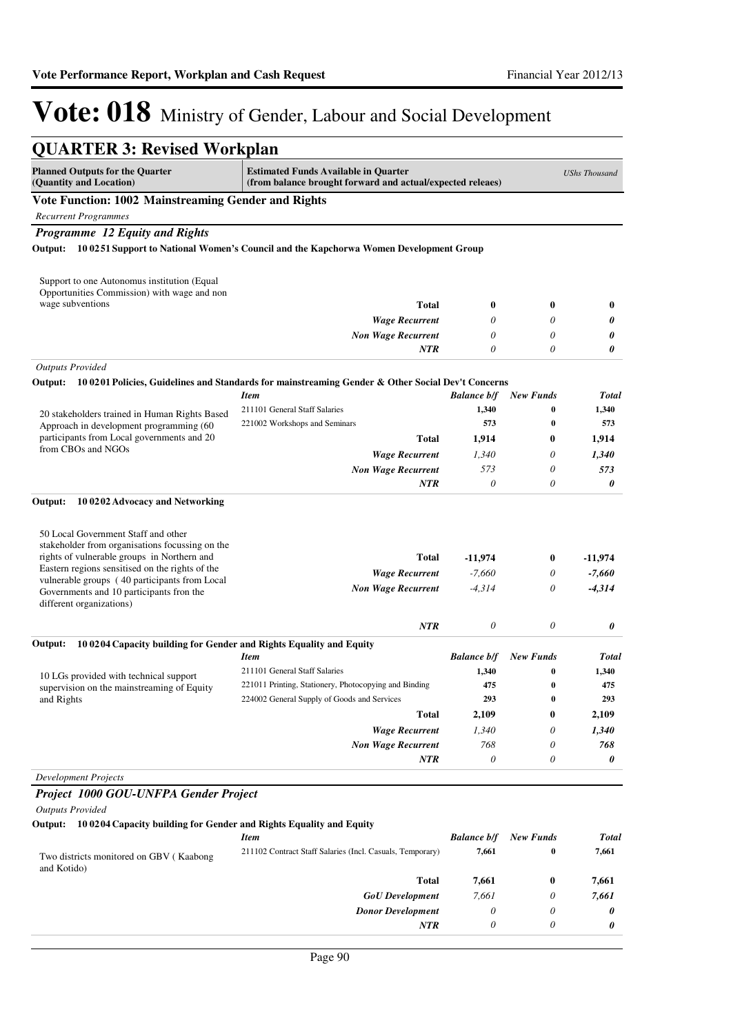# Vote: 018 Ministry of Gender, Labour and Social Development

## QUARTER 3: Revised Workplan

| Planned Outputs for the Quarter (Quantity and Location) | Estimated Funds Available in Quarter (from balance brought forward and actual/expected releaes) | | | *UShs Thousand* |
|---|---|---|---|---|

### Vote Function: 1002 Mainstreaming Gender and Rights

*Recurrent Programmes*

#### *Programme 12 Equity and Rights*

**Output: 10 0251 Support to National Women's Council and the Kapchorwa Women Development Group**

| Planned Outputs | Item | Balance b/f | New Funds | Total |
|---|---|---|---|---|
| Support to one Autonomus institution (Equal Opportunities Commission) with wage and non wage subventions | **Total** | **0** | **0** | **0** |
| | ***Wage Recurrent*** | *0* | *0* | ***0*** |
| | ***Non Wage Recurrent*** | *0* | *0* | ***0*** |
| | ***NTR*** | *0* | *0* | ***0*** |

*Outputs Provided*

**Output: 10 0201 Policies, Guidelines and Standards for mainstreaming Gender & Other Social Dev't Concerns**

| Planned Outputs | *Item* | *Balance b/f* | *New Funds* | *Total* |
|---|---|---|---|---|
| 20 stakeholders trained in Human Rights Based Approach in development programming (60 participants from Local governments and 20 from CBOs and NGOs | 211101 General Staff Salaries | **1,340** | **0** | **1,340** |
| | 221002 Workshops and Seminars | **573** | **0** | **573** |
| | **Total** | **1,914** | **0** | **1,914** |
| | ***Wage Recurrent*** | *1,340* | *0* | ***1,340*** |
| | ***Non Wage Recurrent*** | *573* | *0* | ***573*** |
| | ***NTR*** | *0* | *0* | ***0*** |

**Output: 10 0202 Advocacy and Networking**

| Planned Outputs | Item | Balance b/f | New Funds | Total |
|---|---|---|---|---|
| 50 Local Government Staff and other stakeholder from organisations focussing on the rights of vulnerable groups in Northern and Eastern regions sensitised on the rights of the vulnerable groups ( 40 participants from Local Governments and 10 participants fron the different organizations) | **Total** | **-11,974** | **0** | **-11,974** |
| | ***Wage Recurrent*** | *-7,660* | *0* | ***-7,660*** |
| | ***Non Wage Recurrent*** | *-4,314* | *0* | ***-4,314*** |
| | ***NTR*** | *0* | *0* | ***0*** |

**Output: 10 0204 Capacity building for Gender and Rights Equality and Equity**

| Planned Outputs | *Item* | *Balance b/f* | *New Funds* | *Total* |
|---|---|---|---|---|
| 10 LGs provided with technical support supervision on the mainstreaming of Equity and Rights | 211101 General Staff Salaries | **1,340** | **0** | **1,340** |
| | 221011 Printing, Stationery, Photocopying and Binding | **475** | **0** | **475** |
| | 224002 General Supply of Goods and Services | **293** | **0** | **293** |
| | **Total** | **2,109** | **0** | **2,109** |
| | ***Wage Recurrent*** | *1,340* | *0* | ***1,340*** |
| | ***Non Wage Recurrent*** | *768* | *0* | ***768*** |
| | ***NTR*** | *0* | *0* | ***0*** |

*Development Projects*

#### *Project 1000 GOU-UNFPA Gender Project*

*Outputs Provided*

**Output: 10 0204 Capacity building for Gender and Rights Equality and Equity**

| Planned Outputs | *Item* | *Balance b/f* | *New Funds* | *Total* |
|---|---|---|---|---|
| Two districts monitored on GBV ( Kaabong and Kotido) | 211102 Contract Staff Salaries (Incl. Casuals, Temporary) | **7,661** | **0** | **7,661** |
| | **Total** | **7,661** | **0** | **7,661** |
| | ***GoU Development*** | *7,661* | *0* | ***7,661*** |
| | ***Donor Development*** | *0* | *0* | ***0*** |
| | ***NTR*** | *0* | *0* | ***0*** |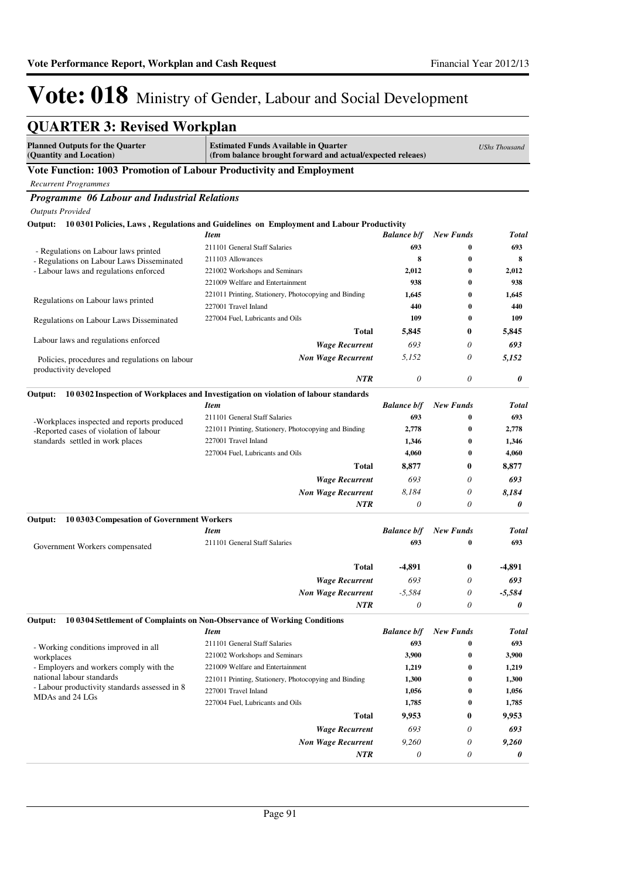# Vote: 018 Ministry of Gender, Labour and Social Development

## QUARTER 3: Revised Workplan

| Planned Outputs for the Quarter (Quantity and Location) | Estimated Funds Available in Quarter (from balance brought forward and actual/expected releas) | | | UShs Thousand |
|---|---|---|---|---|

### Vote Function: 1003 Promotion of Labour Productivity and Employment

*Recurrent Programmes*

#### *Programme 06 Labour and Industrial Relations*

*Outputs Provided*

**Output: 10 0301 Policies, Laws , Regulations and Guidelines on Employment and Labour Productivity**

| | *Item* | *Balance b/f* | *New Funds* | *Total* |
|---|---|---|---|---|
| - Regulations on Labour laws printed<br>- Regulations on Labour Laws Disseminated<br>- Labour laws and regulations enforced<br><br>Regulations on Labour laws printed<br><br>Regulations on Labour Laws Disseminated<br><br>Labour laws and regulations enforced<br><br>Policies, procedures and regulations on labour productivity developed | 211101 General Staff Salaries | 693 | 0 | 693 |
| | 211103 Allowances | 8 | 0 | 8 |
| | 221002 Workshops and Seminars | 2,012 | 0 | 2,012 |
| | 221009 Welfare and Entertainment | 938 | 0 | 938 |
| | 221011 Printing, Stationery, Photocopying and Binding | 1,645 | 0 | 1,645 |
| | 227001 Travel Inland | 440 | 0 | 440 |
| | 227004 Fuel, Lubricants and Oils | 109 | 0 | 109 |
| | **Total** | **5,845** | **0** | **5,845** |
| | *Wage Recurrent* | *693* | *0* | *693* |
| | *Non Wage Recurrent* | *5,152* | *0* | *5,152* |
| | *NTR* | *0* | *0* | *0* |

**Output: 10 0302 Inspection of Workplaces and Investigation on violation of labour standards**

| | *Item* | *Balance b/f* | *New Funds* | *Total* |
|---|---|---|---|---|
| -Workplaces inspected and reports produced<br>-Reported cases of violation of labour standards settled in work places | 211101 General Staff Salaries | 693 | 0 | 693 |
| | 221011 Printing, Stationery, Photocopying and Binding | 2,778 | 0 | 2,778 |
| | 227001 Travel Inland | 1,346 | 0 | 1,346 |
| | 227004 Fuel, Lubricants and Oils | 4,060 | 0 | 4,060 |
| | **Total** | **8,877** | **0** | **8,877** |
| | *Wage Recurrent* | *693* | *0* | *693* |
| | *Non Wage Recurrent* | *8,184* | *0* | *8,184* |
| | *NTR* | *0* | *0* | *0* |

**Output: 10 0303 Compesation of Government Workers**

| | *Item* | *Balance b/f* | *New Funds* | *Total* |
|---|---|---|---|---|
| Government Workers compensated | 211101 General Staff Salaries | 693 | 0 | 693 |
| | **Total** | **-4,891** | **0** | **-4,891** |
| | *Wage Recurrent* | *693* | *0* | *693* |
| | *Non Wage Recurrent* | *-5,584* | *0* | *-5,584* |
| | *NTR* | *0* | *0* | *0* |

**Output: 10 0304 Settlement of Complaints on Non-Observance of Working Conditions**

| | *Item* | *Balance b/f* | *New Funds* | *Total* |
|---|---|---|---|---|
| - Working conditions improved in all workplaces<br>- Employers and workers comply with the national labour standards<br>- Labour productivity standards assessed in 8 MDAs and 24 LGs | 211101 General Staff Salaries | 693 | 0 | 693 |
| | 221002 Workshops and Seminars | 3,900 | 0 | 3,900 |
| | 221009 Welfare and Entertainment | 1,219 | 0 | 1,219 |
| | 221011 Printing, Stationery, Photocopying and Binding | 1,300 | 0 | 1,300 |
| | 227001 Travel Inland | 1,056 | 0 | 1,056 |
| | 227004 Fuel, Lubricants and Oils | 1,785 | 0 | 1,785 |
| | **Total** | **9,953** | **0** | **9,953** |
| | *Wage Recurrent* | *693* | *0* | *693* |
| | *Non Wage Recurrent* | *9,260* | *0* | *9,260* |
| | *NTR* | *0* | *0* | *0* |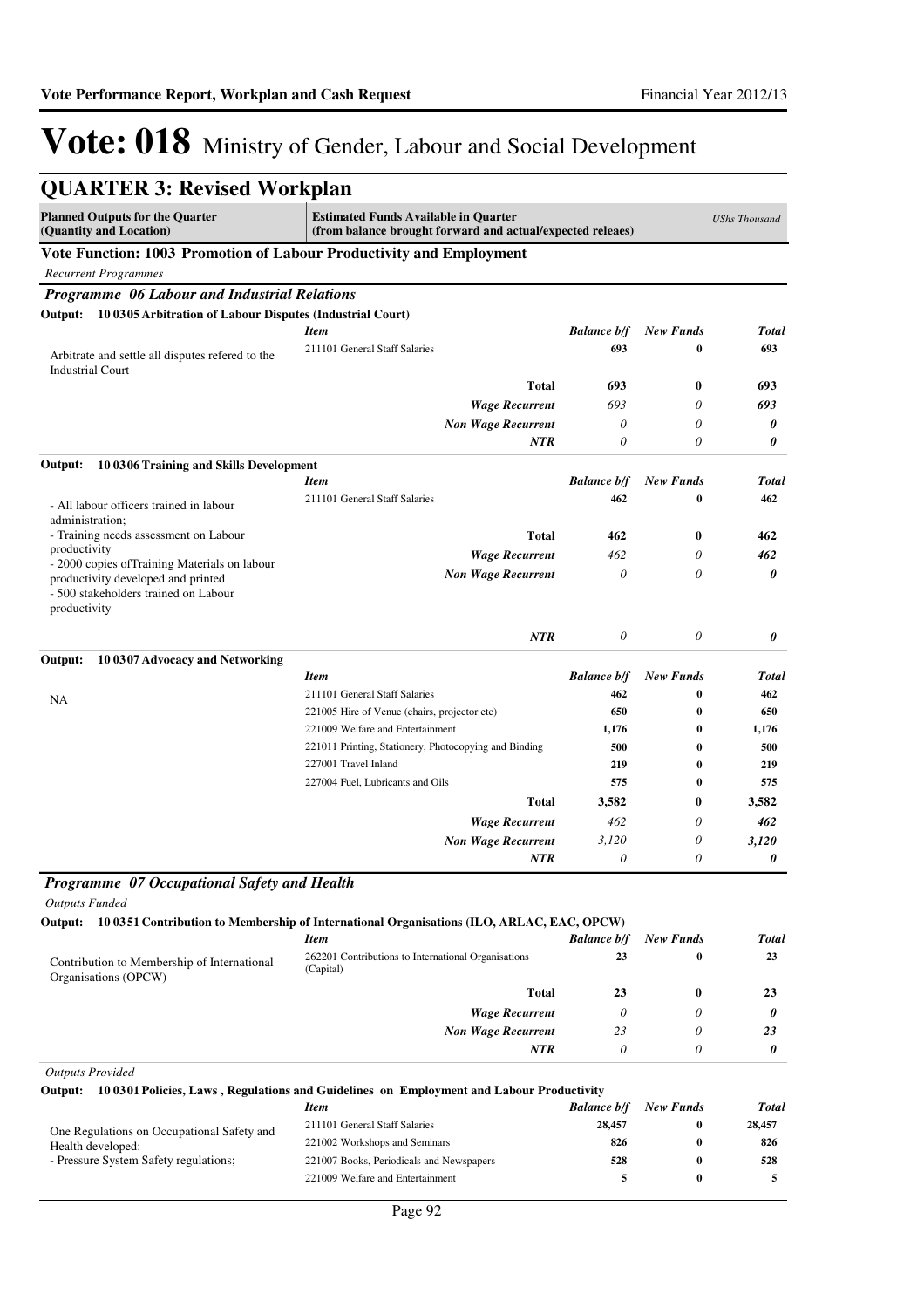# Vote: 018 Ministry of Gender, Labour and Social Development

## QUARTER 3: Revised Workplan

| Planned Outputs for the Quarter (Quantity and Location) | Estimated Funds Available in Quarter (from balance brought forward and actual/expected releaes) | | | UShs Thousand |
|---|---|---|---|---|

### Vote Function: 1003 Promotion of Labour Productivity and Employment

*Recurrent Programmes*

#### *Programme 06 Labour and Industrial Relations*

**Output: 10 0305 Arbitration of Labour Disputes (Industrial Court)**

| | *Item* | *Balance b/f* | *New Funds* | *Total* |
|---|---|---|---|---|
| Arbitrate and settle all disputes refered to the Industrial Court | 211101 General Staff Salaries | 693 | 0 | 693 |
| | **Total** | **693** | **0** | **693** |
| | ***Wage Recurrent*** | *693* | *0* | ***693*** |
| | ***Non Wage Recurrent*** | *0* | *0* | ***0*** |
| | ***NTR*** | *0* | *0* | ***0*** |

**Output: 10 0306 Training and Skills Development**

| | *Item* | *Balance b/f* | *New Funds* | *Total* |
|---|---|---|---|---|
| - All labour officers trained in labour administration;<br>- Training needs assessment on Labour productivity<br>- 2000 copies ofTraining Materials on labour productivity developed and printed<br>- 500 stakeholders trained on Labour productivity | 211101 General Staff Salaries | 462 | 0 | 462 |
| | **Total** | **462** | **0** | **462** |
| | ***Wage Recurrent*** | *462* | *0* | ***462*** |
| | ***Non Wage Recurrent*** | *0* | *0* | ***0*** |
| | ***NTR*** | *0* | *0* | ***0*** |

**Output: 10 0307 Advocacy and Networking**

| | *Item* | *Balance b/f* | *New Funds* | *Total* |
|---|---|---|---|---|
| NA | 211101 General Staff Salaries | 462 | 0 | 462 |
| | 221005 Hire of Venue (chairs, projector etc) | 650 | 0 | 650 |
| | 221009 Welfare and Entertainment | 1,176 | 0 | 1,176 |
| | 221011 Printing, Stationery, Photocopying and Binding | 500 | 0 | 500 |
| | 227001 Travel Inland | 219 | 0 | 219 |
| | 227004 Fuel, Lubricants and Oils | 575 | 0 | 575 |
| | **Total** | **3,582** | **0** | **3,582** |
| | ***Wage Recurrent*** | *462* | *0* | ***462*** |
| | ***Non Wage Recurrent*** | *3,120* | *0* | ***3,120*** |
| | ***NTR*** | *0* | *0* | ***0*** |

#### *Programme 07 Occupational Safety and Health*

*Outputs Funded*

**Output: 10 0351 Contribution to Membership of International Organisations (ILO, ARLAC, EAC, OPCW)**

| | *Item* | *Balance b/f* | *New Funds* | *Total* |
|---|---|---|---|---|
| Contribution to Membership of International Organisations (OPCW) | 262201 Contributions to International Organisations (Capital) | 23 | 0 | 23 |
| | **Total** | **23** | **0** | **23** |
| | ***Wage Recurrent*** | *0* | *0* | ***0*** |
| | ***Non Wage Recurrent*** | *23* | *0* | ***23*** |
| | ***NTR*** | *0* | *0* | ***0*** |

*Outputs Provided*

**Output: 10 0301 Policies, Laws , Regulations and Guidelines on Employment and Labour Productivity**

| | *Item* | *Balance b/f* | *New Funds* | *Total* |
|---|---|---|---|---|
| One Regulations on Occupational Safety and Health developed:<br>- Pressure System Safety regulations; | 211101 General Staff Salaries | 28,457 | 0 | 28,457 |
| | 221002 Workshops and Seminars | 826 | 0 | 826 |
| | 221007 Books, Periodicals and Newspapers | 528 | 0 | 528 |
| | 221009 Welfare and Entertainment | 5 | 0 | 5 |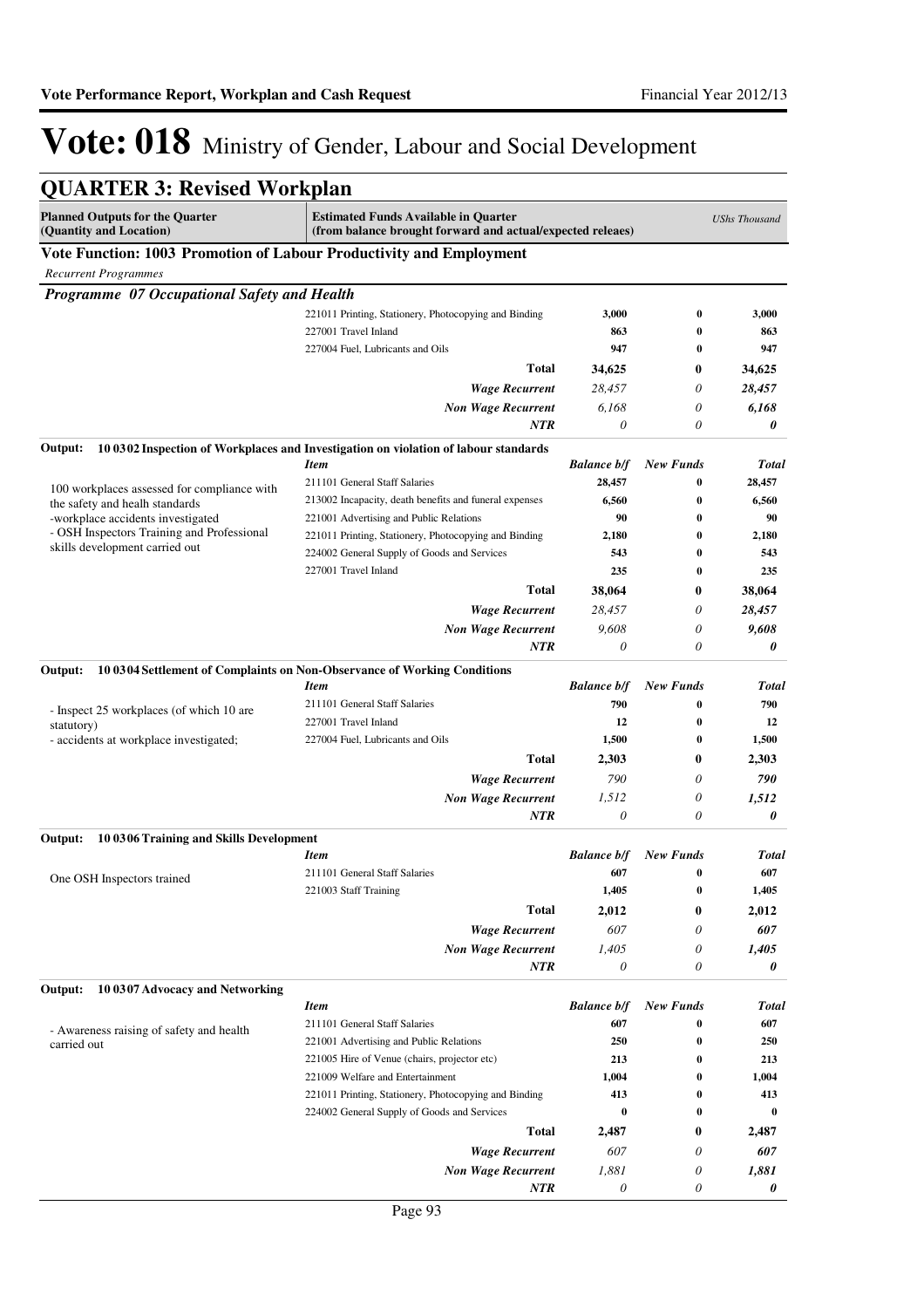# Vote: 018 Ministry of Gender, Labour and Social Development

## QUARTER 3: Revised Workplan

| Planned Outputs for the Quarter (Quantity and Location) | Estimated Funds Available in Quarter (from balance brought forward and actual/expected releaes) | | | *UShs Thousand* |
|---|---|---|---|---|

### Vote Function: 1003 Promotion of Labour Productivity and Employment

*Recurrent Programmes*

#### *Programme 07 Occupational Safety and Health*

| | | | | |
|---|---|---|---|---|
| | 221011 Printing, Stationery, Photocopying and Binding | **3,000** | **0** | **3,000** |
| | 227001 Travel Inland | **863** | **0** | **863** |
| | 227004 Fuel, Lubricants and Oils | **947** | **0** | **947** |
| | **Total** | **34,625** | **0** | **34,625** |
| | ***Wage Recurrent*** | *28,457* | *0* | ***28,457*** |
| | ***Non Wage Recurrent*** | *6,168* | *0* | ***6,168*** |
| | ***NTR*** | *0* | *0* | ***0*** |

**Output: 10 0302 Inspection of Workplaces and Investigation on violation of labour standards**

| | *Item* | *Balance b/f* | *New Funds* | *Total* |
|---|---|---|---|---|
| 100 workplaces assessed for compliance with the safety and healh standards<br>-workplace accidents investigated<br>- OSH Inspectors Training and Professional skills development carried out | 211101 General Staff Salaries | **28,457** | **0** | **28,457** |
| | 213002 Incapacity, death benefits and funeral expenses | **6,560** | **0** | **6,560** |
| | 221001 Advertising and Public Relations | **90** | **0** | **90** |
| | 221011 Printing, Stationery, Photocopying and Binding | **2,180** | **0** | **2,180** |
| | 224002 General Supply of Goods and Services | **543** | **0** | **543** |
| | 227001 Travel Inland | **235** | **0** | **235** |
| | **Total** | **38,064** | **0** | **38,064** |
| | ***Wage Recurrent*** | *28,457* | *0* | ***28,457*** |
| | ***Non Wage Recurrent*** | *9,608* | *0* | ***9,608*** |
| | ***NTR*** | *0* | *0* | ***0*** |

**Output: 10 0304 Settlement of Complaints on Non-Observance of Working Conditions**

| | *Item* | *Balance b/f* | *New Funds* | *Total* |
|---|---|---|---|---|
| - Inspect 25 workplaces (of which 10 are statutory)<br>- accidents at workplace investigated; | 211101 General Staff Salaries | **790** | **0** | **790** |
| | 227001 Travel Inland | **12** | **0** | **12** |
| | 227004 Fuel, Lubricants and Oils | **1,500** | **0** | **1,500** |
| | **Total** | **2,303** | **0** | **2,303** |
| | ***Wage Recurrent*** | *790* | *0* | ***790*** |
| | ***Non Wage Recurrent*** | *1,512* | *0* | ***1,512*** |
| | ***NTR*** | *0* | *0* | ***0*** |

**Output: 10 0306 Training and Skills Development**

| | *Item* | *Balance b/f* | *New Funds* | *Total* |
|---|---|---|---|---|
| One OSH Inspectors trained | 211101 General Staff Salaries | **607** | **0** | **607** |
| | 221003 Staff Training | **1,405** | **0** | **1,405** |
| | **Total** | **2,012** | **0** | **2,012** |
| | ***Wage Recurrent*** | *607* | *0* | ***607*** |
| | ***Non Wage Recurrent*** | *1,405* | *0* | ***1,405*** |
| | ***NTR*** | *0* | *0* | ***0*** |

**Output: 10 0307 Advocacy and Networking**

| | *Item* | *Balance b/f* | *New Funds* | *Total* |
|---|---|---|---|---|
| - Awareness raising of safety and health carried out | 211101 General Staff Salaries | **607** | **0** | **607** |
| | 221001 Advertising and Public Relations | **250** | **0** | **250** |
| | 221005 Hire of Venue (chairs, projector etc) | **213** | **0** | **213** |
| | 221009 Welfare and Entertainment | **1,004** | **0** | **1,004** |
| | 221011 Printing, Stationery, Photocopying and Binding | **413** | **0** | **413** |
| | 224002 General Supply of Goods and Services | **0** | **0** | **0** |
| | **Total** | **2,487** | **0** | **2,487** |
| | ***Wage Recurrent*** | *607* | *0* | ***607*** |
| | ***Non Wage Recurrent*** | *1,881* | *0* | ***1,881*** |
| | ***NTR*** | *0* | *0* | ***0*** |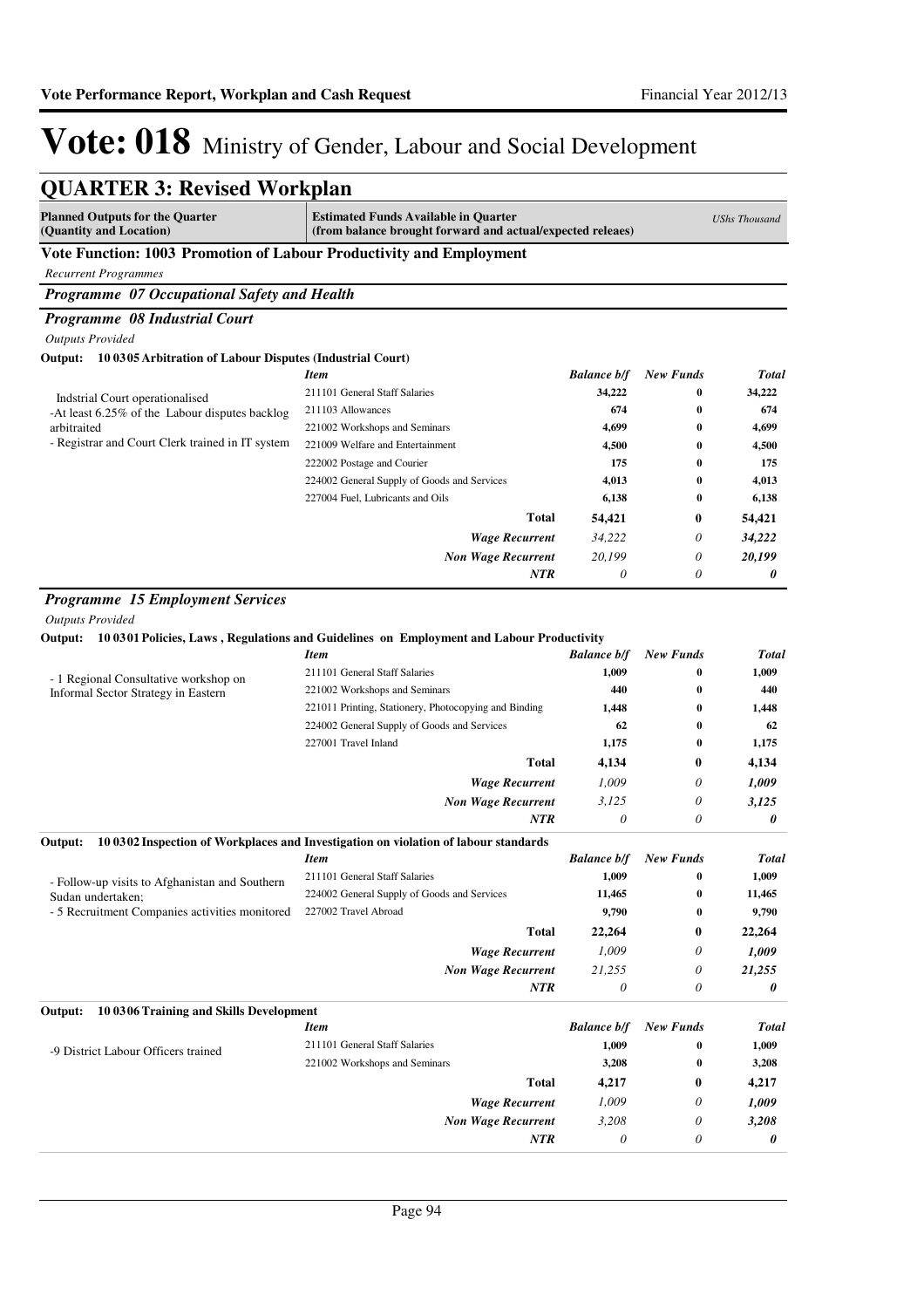# Vote: 018 Ministry of Gender, Labour and Social Development

## QUARTER 3: Revised Workplan

| Planned Outputs for the Quarter (Quantity and Location) | Estimated Funds Available in Quarter (from balance brought forward and actual/expected releaes) | | | UShs Thousand |
|---|---|---|---|---|

### Vote Function: 1003 Promotion of Labour Productivity and Employment

*Recurrent Programmes*

#### *Programme 07 Occupational Safety and Health*

#### *Programme 08 Industrial Court*

*Outputs Provided*

**Output: 10 0305 Arbitration of Labour Disputes (Industrial Court)**

| | *Item* | *Balance b/f* | *New Funds* | *Total* |
|---|---|---|---|---|
| Indstrial Court operationalised<br>-At least 6.25% of the Labour disputes backlog arbitraited<br>- Registrar and Court Clerk trained in IT system | 211101 General Staff Salaries | 34,222 | 0 | 34,222 |
| | 211103 Allowances | 674 | 0 | 674 |
| | 221002 Workshops and Seminars | 4,699 | 0 | 4,699 |
| | 221009 Welfare and Entertainment | 4,500 | 0 | 4,500 |
| | 222002 Postage and Courier | 175 | 0 | 175 |
| | 224002 General Supply of Goods and Services | 4,013 | 0 | 4,013 |
| | 227004 Fuel, Lubricants and Oils | 6,138 | 0 | 6,138 |
| | **Total** | **54,421** | **0** | **54,421** |
| | ***Wage Recurrent*** | *34,222* | *0* | ***34,222*** |
| | ***Non Wage Recurrent*** | *20,199* | *0* | ***20,199*** |
| | ***NTR*** | *0* | *0* | ***0*** |

#### *Programme 15 Employment Services*

*Outputs Provided*

**Output: 10 0301 Policies, Laws , Regulations and Guidelines on Employment and Labour Productivity**

| | *Item* | *Balance b/f* | *New Funds* | *Total* |
|---|---|---|---|---|
| - 1 Regional Consultative workshop on Informal Sector Strategy in Eastern | 211101 General Staff Salaries | 1,009 | 0 | 1,009 |
| | 221002 Workshops and Seminars | 440 | 0 | 440 |
| | 221011 Printing, Stationery, Photocopying and Binding | 1,448 | 0 | 1,448 |
| | 224002 General Supply of Goods and Services | 62 | 0 | 62 |
| | 227001 Travel Inland | 1,175 | 0 | 1,175 |
| | **Total** | **4,134** | **0** | **4,134** |
| | ***Wage Recurrent*** | *1,009* | *0* | ***1,009*** |
| | ***Non Wage Recurrent*** | *3,125* | *0* | ***3,125*** |
| | ***NTR*** | *0* | *0* | ***0*** |

**Output: 10 0302 Inspection of Workplaces and Investigation on violation of labour standards**

| | *Item* | *Balance b/f* | *New Funds* | *Total* |
|---|---|---|---|---|
| - Follow-up visits to Afghanistan and Southern Sudan undertaken;<br>- 5 Recruitment Companies activities monitored | 211101 General Staff Salaries | 1,009 | 0 | 1,009 |
| | 224002 General Supply of Goods and Services | 11,465 | 0 | 11,465 |
| | 227002 Travel Abroad | 9,790 | 0 | 9,790 |
| | **Total** | **22,264** | **0** | **22,264** |
| | ***Wage Recurrent*** | *1,009* | *0* | ***1,009*** |
| | ***Non Wage Recurrent*** | *21,255* | *0* | ***21,255*** |
| | ***NTR*** | *0* | *0* | ***0*** |

**Output: 10 0306 Training and Skills Development**

| | *Item* | *Balance b/f* | *New Funds* | *Total* |
|---|---|---|---|---|
| -9 District Labour Officers trained | 211101 General Staff Salaries | 1,009 | 0 | 1,009 |
| | 221002 Workshops and Seminars | 3,208 | 0 | 3,208 |
| | **Total** | **4,217** | **0** | **4,217** |
| | ***Wage Recurrent*** | *1,009* | *0* | ***1,009*** |
| | ***Non Wage Recurrent*** | *3,208* | *0* | ***3,208*** |
| | ***NTR*** | *0* | *0* | ***0*** |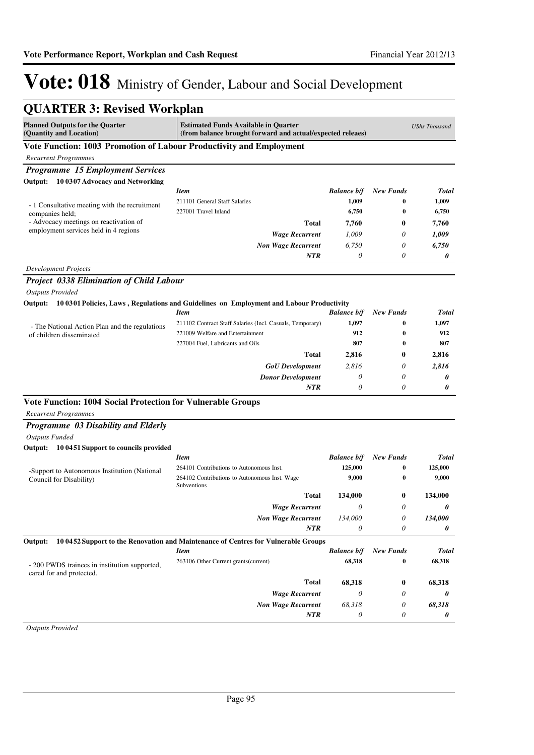# Vote: 018 Ministry of Gender, Labour and Social Development

## QUARTER 3: Revised Workplan

| Planned Outputs for the Quarter (Quantity and Location) | Estimated Funds Available in Quarter (from balance brought forward and actual/expected releaes) | | | UShs Thousand |
|---|---|---|---|---|

### Vote Function: 1003 Promotion of Labour Productivity and Employment

*Recurrent Programmes*

#### *Programme 15 Employment Services*

**Output: 10 0307 Advocacy and Networking**

| | *Item* | *Balance b/f* | *New Funds* | *Total* |
|---|---|---|---|---|
| - 1 Consultative meeting with the recruitment companies held; - Advocacy meetings on reactivation of employment services held in 4 regions | 211101 General Staff Salaries | 1,009 | 0 | 1,009 |
| | 227001 Travel Inland | 6,750 | 0 | 6,750 |
| | **Total** | **7,760** | **0** | **7,760** |
| | ***Wage Recurrent*** | *1,009* | *0* | ***1,009*** |
| | ***Non Wage Recurrent*** | *6,750* | *0* | ***6,750*** |
| | ***NTR*** | *0* | *0* | ***0*** |

*Development Projects*

#### *Project 0338 Elimination of Child Labour*

*Outputs Provided*

**Output: 10 0301 Policies, Laws , Regulations and Guidelines on Employment and Labour Productivity**

| | *Item* | *Balance b/f* | *New Funds* | *Total* |
|---|---|---|---|---|
| - The National Action Plan and the regulations of children disseminated | 211102 Contract Staff Salaries (Incl. Casuals, Temporary) | 1,097 | 0 | 1,097 |
| | 221009 Welfare and Entertainment | 912 | 0 | 912 |
| | 227004 Fuel, Lubricants and Oils | 807 | 0 | 807 |
| | **Total** | **2,816** | **0** | **2,816** |
| | ***GoU Development*** | *2,816* | *0* | ***2,816*** |
| | ***Donor Development*** | *0* | *0* | ***0*** |
| | ***NTR*** | *0* | *0* | ***0*** |

### Vote Function: 1004 Social Protection for Vulnerable Groups

*Recurrent Programmes*

#### *Programme 03 Disability and Elderly*

*Outputs Funded*

**Output: 10 0451 Support to councils provided**

| | *Item* | *Balance b/f* | *New Funds* | *Total* |
|---|---|---|---|---|
| -Support to Autonomous Institution (National Council for Disability) | 264101 Contributions to Autonomous Inst. | 125,000 | 0 | 125,000 |
| | 264102 Contributions to Autonomous Inst. Wage Subventions | 9,000 | 0 | 9,000 |
| | **Total** | **134,000** | **0** | **134,000** |
| | ***Wage Recurrent*** | *0* | *0* | ***0*** |
| | ***Non Wage Recurrent*** | *134,000* | *0* | ***134,000*** |
| | ***NTR*** | *0* | *0* | ***0*** |

**Output: 10 0452 Support to the Renovation and Maintenance of Centres for Vulnerable Groups**

| | *Item* | *Balance b/f* | *New Funds* | *Total* |
|---|---|---|---|---|
| - 200 PWDS trainees in institution supported, cared for and protected. | 263106 Other Current grants(current) | 68,318 | 0 | 68,318 |
| | **Total** | **68,318** | **0** | **68,318** |
| | ***Wage Recurrent*** | *0* | *0* | ***0*** |
| | ***Non Wage Recurrent*** | *68,318* | *0* | ***68,318*** |
| | ***NTR*** | *0* | *0* | ***0*** |

*Outputs Provided*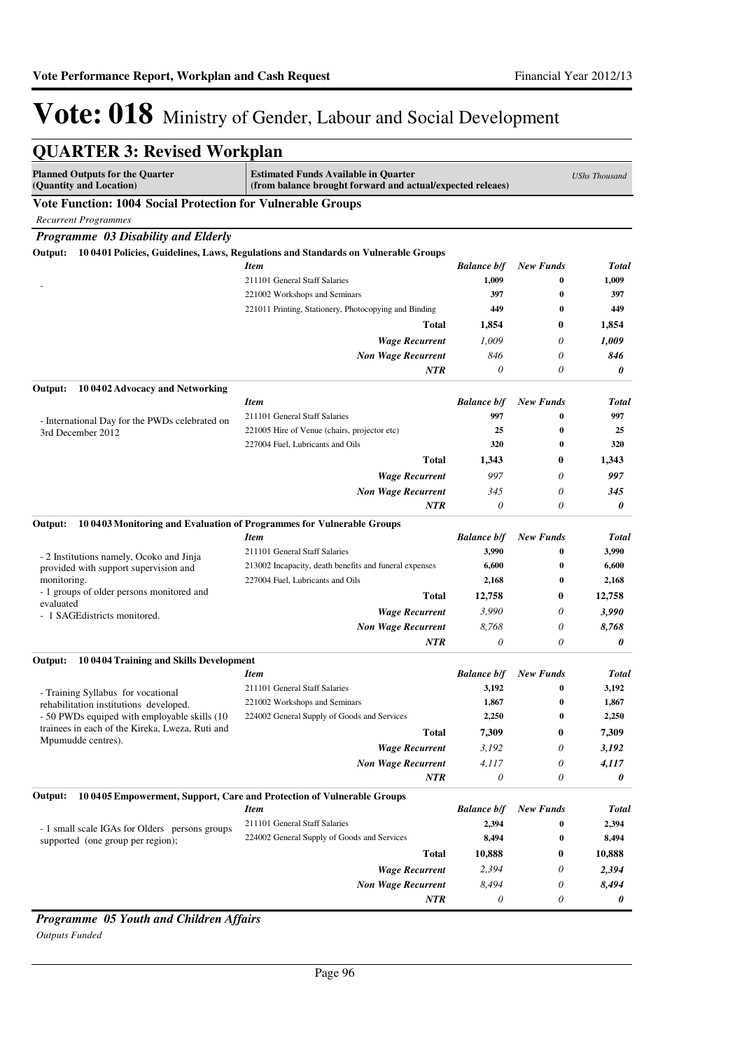# Vote: 018 Ministry of Gender, Labour and Social Development

## QUARTER 3: Revised Workplan

| Planned Outputs for the Quarter (Quantity and Location) | Estimated Funds Available in Quarter (from balance brought forward and actual/expected releaes) | | | UShs Thousand |
|---|---|---|---|---|

**Vote Function: 1004 Social Protection for Vulnerable Groups**

*Recurrent Programmes*

### *Programme 03 Disability and Elderly*

**Output: 10 0401 Policies, Guidelines, Laws, Regulations and Standards on Vulnerable Groups**

| | *Item* | *Balance b/f* | *New Funds* | *Total* |
|---|---|---|---|---|
| - | 211101 General Staff Salaries | 1,009 | 0 | 1,009 |
| | 221002 Workshops and Seminars | 397 | 0 | 397 |
| | 221011 Printing, Stationery, Photocopying and Binding | 449 | 0 | 449 |
| | **Total** | **1,854** | **0** | **1,854** |
| | ***Wage Recurrent*** | *1,009* | *0* | ***1,009*** |
| | ***Non Wage Recurrent*** | *846* | *0* | ***846*** |
| | ***NTR*** | *0* | *0* | ***0*** |

**Output: 10 0402 Advocacy and Networking**

| | *Item* | *Balance b/f* | *New Funds* | *Total* |
|---|---|---|---|---|
| - International Day for the PWDs celebrated on 3rd December 2012 | 211101 General Staff Salaries | 997 | 0 | 997 |
| | 221005 Hire of Venue (chairs, projector etc) | 25 | 0 | 25 |
| | 227004 Fuel, Lubricants and Oils | 320 | 0 | 320 |
| | **Total** | **1,343** | **0** | **1,343** |
| | ***Wage Recurrent*** | *997* | *0* | ***997*** |
| | ***Non Wage Recurrent*** | *345* | *0* | ***345*** |
| | ***NTR*** | *0* | *0* | ***0*** |

**Output: 10 0403 Monitoring and Evaluation of Programmes for Vulnerable Groups**

| | *Item* | *Balance b/f* | *New Funds* | *Total* |
|---|---|---|---|---|
| - 2 Institutions namely, Ocoko and Jinja provided with support supervision and monitoring.<br>- 1 groups of older persons monitored and evaluated<br>- 1 SAGEdistricts monitored. | 211101 General Staff Salaries | 3,990 | 0 | 3,990 |
| | 213002 Incapacity, death benefits and funeral expenses | 6,600 | 0 | 6,600 |
| | 227004 Fuel, Lubricants and Oils | 2,168 | 0 | 2,168 |
| | **Total** | **12,758** | **0** | **12,758** |
| | ***Wage Recurrent*** | *3,990* | *0* | ***3,990*** |
| | ***Non Wage Recurrent*** | *8,768* | *0* | ***8,768*** |
| | ***NTR*** | *0* | *0* | ***0*** |

**Output: 10 0404 Training and Skills Development**

| | *Item* | *Balance b/f* | *New Funds* | *Total* |
|---|---|---|---|---|
| - Training Syllabus for vocational rehabilitation institutions developed.<br>- 50 PWDs equiped with employable skills (10 trainees in each of the Kireka, Lweza, Ruti and Mpumudde centres). | 211101 General Staff Salaries | 3,192 | 0 | 3,192 |
| | 221002 Workshops and Seminars | 1,867 | 0 | 1,867 |
| | 224002 General Supply of Goods and Services | 2,250 | 0 | 2,250 |
| | **Total** | **7,309** | **0** | **7,309** |
| | ***Wage Recurrent*** | *3,192* | *0* | ***3,192*** |
| | ***Non Wage Recurrent*** | *4,117* | *0* | ***4,117*** |
| | ***NTR*** | *0* | *0* | ***0*** |

**Output: 10 0405 Empowerment, Support, Care and Protection of Vulnerable Groups**

| | *Item* | *Balance b/f* | *New Funds* | *Total* |
|---|---|---|---|---|
| - 1 small scale IGAs for Olders persons groups supported (one group per region); | 211101 General Staff Salaries | 2,394 | 0 | 2,394 |
| | 224002 General Supply of Goods and Services | 8,494 | 0 | 8,494 |
| | **Total** | **10,888** | **0** | **10,888** |
| | ***Wage Recurrent*** | *2,394* | *0* | ***2,394*** |
| | ***Non Wage Recurrent*** | *8,494* | *0* | ***8,494*** |
| | ***NTR*** | *0* | *0* | ***0*** |

### *Programme 05 Youth and Children Affairs*

*Outputs Funded*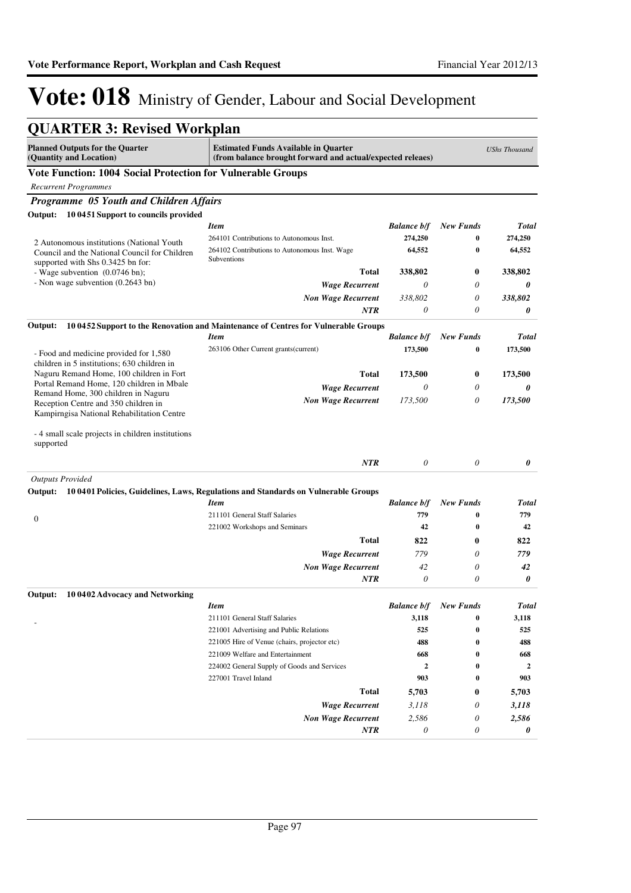# Vote: 018 Ministry of Gender, Labour and Social Development

## QUARTER 3: Revised Workplan

| Planned Outputs for the Quarter (Quantity and Location) | Estimated Funds Available in Quarter (from balance brought forward and actual/expected releaes) | | | UShs Thousand |
|---|---|---|---|---|

**Vote Function: 1004 Social Protection for Vulnerable Groups**

*Recurrent Programmes*

### *Programme 05 Youth and Children Affairs*

**Output: 10 0451 Support to councils provided**

| Planned Outputs | *Item* | *Balance b/f* | *New Funds* | *Total* |
|---|---|---|---|---|
| 2 Autonomous institutions (National Youth Council and the National Council for Children supported with Shs 0.3425 bn for:<br>- Wage subvention (0.0746 bn);<br>- Non wage subvention (0.2643 bn) | 264101 Contributions to Autonomous Inst. | 274,250 | 0 | 274,250 |
| | 264102 Contributions to Autonomous Inst. Wage Subventions | 64,552 | 0 | 64,552 |
| | **Total** | **338,802** | **0** | **338,802** |
| | ***Wage Recurrent*** | *0* | *0* | ***0*** |
| | ***Non Wage Recurrent*** | *338,802* | *0* | ***338,802*** |
| | ***NTR*** | *0* | *0* | ***0*** |

**Output: 10 0452 Support to the Renovation and Maintenance of Centres for Vulnerable Groups**

| Planned Outputs | *Item* | *Balance b/f* | *New Funds* | *Total* |
|---|---|---|---|---|
| - Food and medicine provided for 1,580 children in 5 institutions; 630 children in Naguru Remand Home, 100 children in Fort Portal Remand Home, 120 children in Mbale Remand Home, 300 children in Naguru Reception Centre and 350 children in Kampirngisa National Rehabilitation Centre<br><br>- 4 small scale projects in children institutions supported | 263106 Other Current grants(current) | 173,500 | 0 | 173,500 |
| | **Total** | **173,500** | **0** | **173,500** |
| | ***Wage Recurrent*** | *0* | *0* | ***0*** |
| | ***Non Wage Recurrent*** | *173,500* | *0* | ***173,500*** |
| | ***NTR*** | *0* | *0* | ***0*** |

*Outputs Provided*

**Output: 10 0401 Policies, Guidelines, Laws, Regulations and Standards on Vulnerable Groups**

| Planned Outputs | *Item* | *Balance b/f* | *New Funds* | *Total* |
|---|---|---|---|---|
| 0 | 211101 General Staff Salaries | 779 | 0 | 779 |
| | 221002 Workshops and Seminars | 42 | 0 | 42 |
| | **Total** | **822** | **0** | **822** |
| | ***Wage Recurrent*** | *779* | *0* | ***779*** |
| | ***Non Wage Recurrent*** | *42* | *0* | ***42*** |
| | ***NTR*** | *0* | *0* | ***0*** |

**Output: 10 0402 Advocacy and Networking**

| Planned Outputs | *Item* | *Balance b/f* | *New Funds* | *Total* |
|---|---|---|---|---|
| - | 211101 General Staff Salaries | 3,118 | 0 | 3,118 |
| | 221001 Advertising and Public Relations | 525 | 0 | 525 |
| | 221005 Hire of Venue (chairs, projector etc) | 488 | 0 | 488 |
| | 221009 Welfare and Entertainment | 668 | 0 | 668 |
| | 224002 General Supply of Goods and Services | 2 | 0 | 2 |
| | 227001 Travel Inland | 903 | 0 | 903 |
| | **Total** | **5,703** | **0** | **5,703** |
| | ***Wage Recurrent*** | *3,118* | *0* | ***3,118*** |
| | ***Non Wage Recurrent*** | *2,586* | *0* | ***2,586*** |
| | ***NTR*** | *0* | *0* | ***0*** |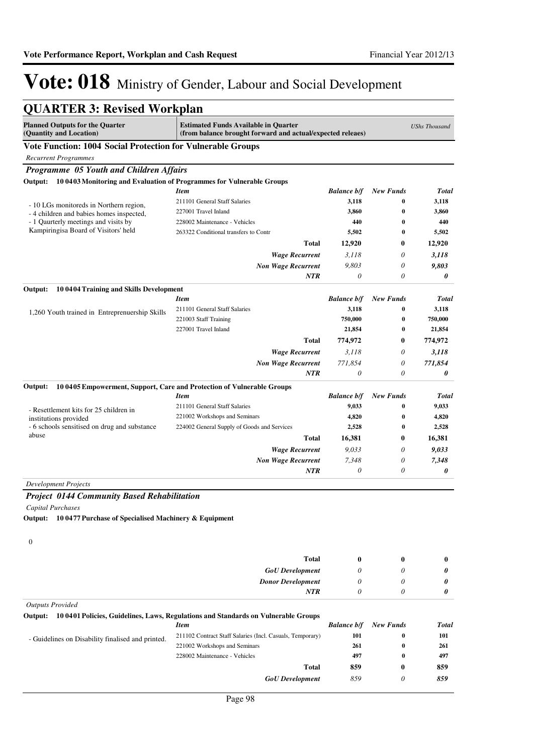# Vote: 018 Ministry of Gender, Labour and Social Development

## QUARTER 3: Revised Workplan

**Planned Outputs for the Quarter (Quantity and Location)** | **Estimated Funds Available in Quarter (from balance brought forward and actual/expected releaes)** | *UShs Thousand*

### Vote Function: 1004 Social Protection for Vulnerable Groups

*Recurrent Programmes*

#### *Programme 05 Youth and Children Affairs*

**Output: 10 0403 Monitoring and Evaluation of Programmes for Vulnerable Groups**

| Planned Outputs | *Item* | *Balance b/f* | *New Funds* | *Total* |
|---|---|---|---|---|
| - 10 LGs monitoreds in Northern region,<br>- 4 children and babies homes inspected,<br>- 1 Qaurterly meetings and visits by Kampiringisa Board of Visitors' held | 211101 General Staff Salaries | 3,118 | 0 | 3,118 |
| | 227001 Travel Inland | 3,860 | 0 | 3,860 |
| | 228002 Maintenance - Vehicles | 440 | 0 | 440 |
| | 263322 Conditional transfers to Contr | 5,502 | 0 | 5,502 |
| | **Total** | **12,920** | **0** | **12,920** |
| | ***Wage Recurrent*** | *3,118* | *0* | ***3,118*** |
| | ***Non Wage Recurrent*** | *9,803* | *0* | ***9,803*** |
| | ***NTR*** | *0* | *0* | ***0*** |

**Output: 10 0404 Training and Skills Development**

| Planned Outputs | *Item* | *Balance b/f* | *New Funds* | *Total* |
|---|---|---|---|---|
| 1,260 Youth trained in Entreprenuership Skills | 211101 General Staff Salaries | 3,118 | 0 | 3,118 |
| | 221003 Staff Training | 750,000 | 0 | 750,000 |
| | 227001 Travel Inland | 21,854 | 0 | 21,854 |
| | **Total** | **774,972** | **0** | **774,972** |
| | ***Wage Recurrent*** | *3,118* | *0* | ***3,118*** |
| | ***Non Wage Recurrent*** | *771,854* | *0* | ***771,854*** |
| | ***NTR*** | *0* | *0* | ***0*** |

**Output: 10 0405 Empowerment, Support, Care and Protection of Vulnerable Groups**

| Planned Outputs | *Item* | *Balance b/f* | *New Funds* | *Total* |
|---|---|---|---|---|
| - Resettlement kits for 25 children in institutions provided<br>- 6 schools sensitised on drug and substance abuse | 211101 General Staff Salaries | 9,033 | 0 | 9,033 |
| | 221002 Workshops and Seminars | 4,820 | 0 | 4,820 |
| | 224002 General Supply of Goods and Services | 2,528 | 0 | 2,528 |
| | **Total** | **16,381** | **0** | **16,381** |
| | ***Wage Recurrent*** | *9,033* | *0* | ***9,033*** |
| | ***Non Wage Recurrent*** | *7,348* | *0* | ***7,348*** |
| | ***NTR*** | *0* | *0* | ***0*** |

*Development Projects*

#### *Project 0144 Community Based Rehabilitation*

*Capital Purchases*

**Output: 10 0477 Purchase of Specialised Machinery & Equipment**

0

| | | | | |
|---|---|---|---|---|
| | **Total** | **0** | **0** | **0** |
| | ***GoU Development*** | *0* | *0* | ***0*** |
| | ***Donor Development*** | *0* | *0* | ***0*** |
| | ***NTR*** | *0* | *0* | ***0*** |

*Outputs Provided*

**Output: 10 0401 Policies, Guidelines, Laws, Regulations and Standards on Vulnerable Groups**

| Planned Outputs | *Item* | *Balance b/f* | *New Funds* | *Total* |
|---|---|---|---|---|
| - Guidelines on Disability finalised and printed. | 211102 Contract Staff Salaries (Incl. Casuals, Temporary) | 101 | 0 | 101 |
| | 221002 Workshops and Seminars | 261 | 0 | 261 |
| | 228002 Maintenance - Vehicles | 497 | 0 | 497 |
| | **Total** | **859** | **0** | **859** |
| | ***GoU Development*** | *859* | *0* | ***859*** |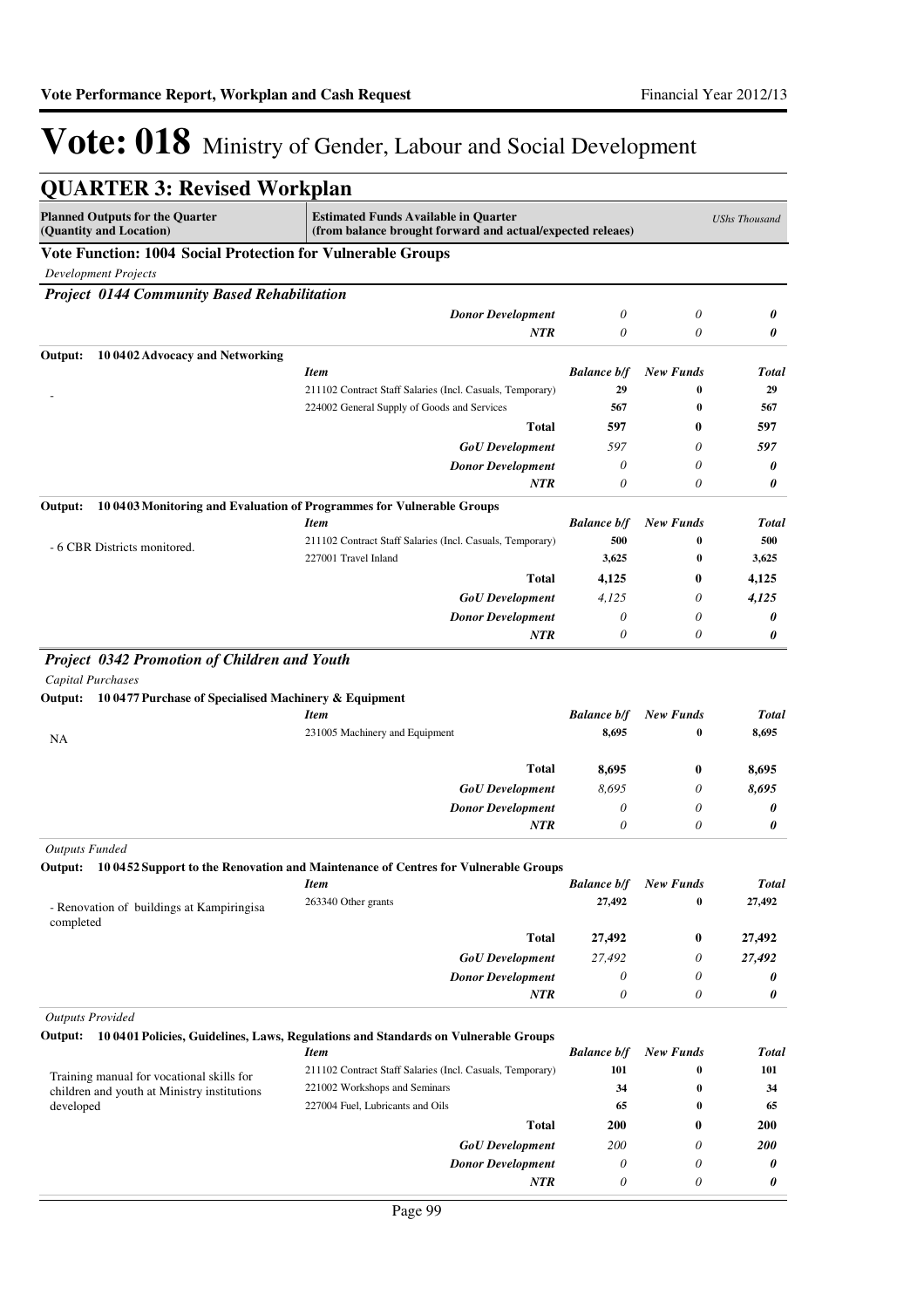# Vote: 018 Ministry of Gender, Labour and Social Development

## QUARTER 3: Revised Workplan

| Planned Outputs for the Quarter (Quantity and Location) | Estimated Funds Available in Quarter (from balance brought forward and actual/expected releaes) | | | USh s Thousand |
|---|---|---|---|---|

**Vote Function: 1004 Social Protection for Vulnerable Groups**

*Development Projects*

***Project 0144 Community Based Rehabilitation***

| | | | | |
|---|---|---|---|---|
| | *Donor Development* | *0* | *0* | *0* |
| | *NTR* | *0* | *0* | *0* |

**Output: 10 0402 Advocacy and Networking**

| | *Item* | *Balance b/f* | *New Funds* | *Total* |
|---|---|---|---|---|
| - | 211102 Contract Staff Salaries (Incl. Casuals, Temporary) | 29 | 0 | 29 |
| | 224002 General Supply of Goods and Services | 567 | 0 | 567 |
| | **Total** | **597** | **0** | **597** |
| | *GoU Development* | *597* | *0* | *597* |
| | *Donor Development* | *0* | *0* | *0* |
| | *NTR* | *0* | *0* | *0* |

**Output: 10 0403 Monitoring and Evaluation of Programmes for Vulnerable Groups**

| | *Item* | *Balance b/f* | *New Funds* | *Total* |
|---|---|---|---|---|
| - 6 CBR Districts monitored. | 211102 Contract Staff Salaries (Incl. Casuals, Temporary) | 500 | 0 | 500 |
| | 227001 Travel Inland | 3,625 | 0 | 3,625 |
| | **Total** | **4,125** | **0** | **4,125** |
| | *GoU Development* | *4,125* | *0* | *4,125* |
| | *Donor Development* | *0* | *0* | *0* |
| | *NTR* | *0* | *0* | *0* |

***Project 0342 Promotion of Children and Youth***

*Capital Purchases*

**Output: 10 0477 Purchase of Specialised Machinery & Equipment**

| | *Item* | *Balance b/f* | *New Funds* | *Total* |
|---|---|---|---|---|
| NA | 231005 Machinery and Equipment | 8,695 | 0 | 8,695 |
| | **Total** | **8,695** | **0** | **8,695** |
| | *GoU Development* | *8,695* | *0* | *8,695* |
| | *Donor Development* | *0* | *0* | *0* |
| | *NTR* | *0* | *0* | *0* |

*Outputs Funded*

**Output: 10 0452 Support to the Renovation and Maintenance of Centres for Vulnerable Groups**

| | *Item* | *Balance b/f* | *New Funds* | *Total* |
|---|---|---|---|---|
| - Renovation of buildings at Kampiringisa completed | 263340 Other grants | 27,492 | 0 | 27,492 |
| | **Total** | **27,492** | **0** | **27,492** |
| | *GoU Development* | *27,492* | *0* | *27,492* |
| | *Donor Development* | *0* | *0* | *0* |
| | *NTR* | *0* | *0* | *0* |

*Outputs Provided*

**Output: 10 0401 Policies, Guidelines, Laws, Regulations and Standards on Vulnerable Groups**

| | *Item* | *Balance b/f* | *New Funds* | *Total* |
|---|---|---|---|---|
| Training manual for vocational skills for children and youth at Ministry institutions developed | 211102 Contract Staff Salaries (Incl. Casuals, Temporary) | 101 | 0 | 101 |
| | 221002 Workshops and Seminars | 34 | 0 | 34 |
| | 227004 Fuel, Lubricants and Oils | 65 | 0 | 65 |
| | **Total** | **200** | **0** | **200** |
| | *GoU Development* | *200* | *0* | *200* |
| | *Donor Development* | *0* | *0* | *0* |
| | *NTR* | *0* | *0* | *0* |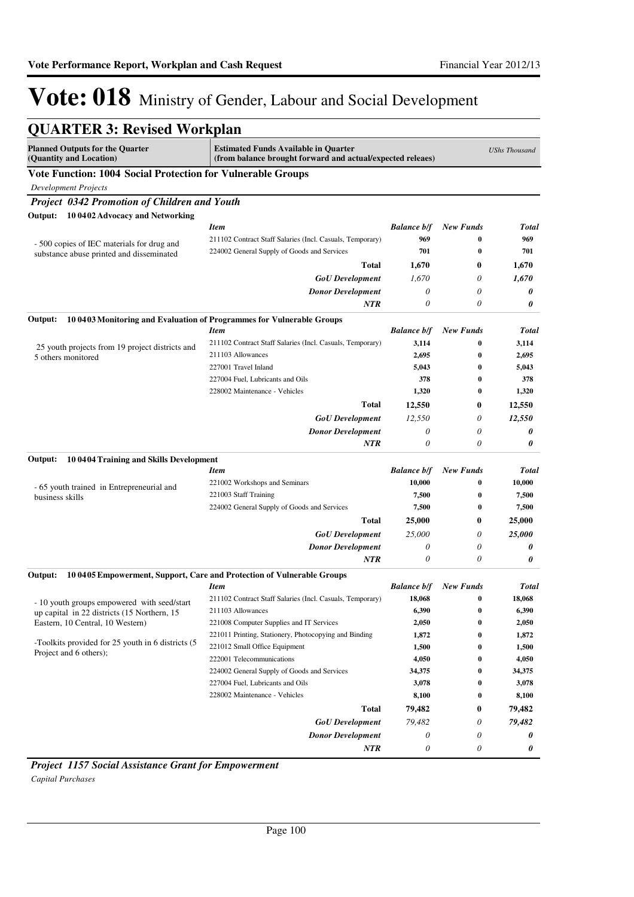# Vote: 018 Ministry of Gender, Labour and Social Development

## QUARTER 3: Revised Workplan

| Planned Outputs for the Quarter (Quantity and Location) | Estimated Funds Available in Quarter (from balance brought forward and actual/expected releaes) | | | UShs Thousand |
|---|---|---|---|---|

**Vote Function: 1004 Social Protection for Vulnerable Groups**

*Development Projects*

***Project 0342 Promotion of Children and Youth***

**Output: 10 0402 Advocacy and Networking**

| Planned Outputs | *Item* | *Balance b/f* | *New Funds* | *Total* |
|---|---|---|---|---|
| - 500 copies of IEC materials for drug and substance abuse printed and disseminated | 211102 Contract Staff Salaries (Incl. Casuals, Temporary) | 969 | 0 | 969 |
| | 224002 General Supply of Goods and Services | 701 | 0 | 701 |
| | **Total** | **1,670** | **0** | **1,670** |
| | ***GoU Development*** | *1,670* | *0* | ***1,670*** |
| | ***Donor Development*** | *0* | *0* | ***0*** |
| | ***NTR*** | *0* | *0* | ***0*** |

**Output: 10 0403 Monitoring and Evaluation of Programmes for Vulnerable Groups**

| Planned Outputs | *Item* | *Balance b/f* | *New Funds* | *Total* |
|---|---|---|---|---|
| 25 youth projects from 19 project districts and 5 others monitored | 211102 Contract Staff Salaries (Incl. Casuals, Temporary) | 3,114 | 0 | 3,114 |
| | 211103 Allowances | 2,695 | 0 | 2,695 |
| | 227001 Travel Inland | 5,043 | 0 | 5,043 |
| | 227004 Fuel, Lubricants and Oils | 378 | 0 | 378 |
| | 228002 Maintenance - Vehicles | 1,320 | 0 | 1,320 |
| | **Total** | **12,550** | **0** | **12,550** |
| | ***GoU Development*** | *12,550* | *0* | ***12,550*** |
| | ***Donor Development*** | *0* | *0* | ***0*** |
| | ***NTR*** | *0* | *0* | ***0*** |

**Output: 10 0404 Training and Skills Development**

| Planned Outputs | *Item* | *Balance b/f* | *New Funds* | *Total* |
|---|---|---|---|---|
| - 65 youth trained in Entrepreneurial and business skills | 221002 Workshops and Seminars | 10,000 | 0 | 10,000 |
| | 221003 Staff Training | 7,500 | 0 | 7,500 |
| | 224002 General Supply of Goods and Services | 7,500 | 0 | 7,500 |
| | **Total** | **25,000** | **0** | **25,000** |
| | ***GoU Development*** | *25,000* | *0* | ***25,000*** |
| | ***Donor Development*** | *0* | *0* | ***0*** |
| | ***NTR*** | *0* | *0* | ***0*** |

**Output: 10 0405 Empowerment, Support, Care and Protection of Vulnerable Groups**

| Planned Outputs | *Item* | *Balance b/f* | *New Funds* | *Total* |
|---|---|---|---|---|
| - 10 youth groups empowered with seed/start up capital in 22 districts (15 Northern, 15 Eastern, 10 Central, 10 Western) | 211102 Contract Staff Salaries (Incl. Casuals, Temporary) | 18,068 | 0 | 18,068 |
| | 211103 Allowances | 6,390 | 0 | 6,390 |
| | 221008 Computer Supplies and IT Services | 2,050 | 0 | 2,050 |
| -Toolkits provided for 25 youth in 6 districts (5 Project and 6 others); | 221011 Printing, Stationery, Photocopying and Binding | 1,872 | 0 | 1,872 |
| | 221012 Small Office Equipment | 1,500 | 0 | 1,500 |
| | 222001 Telecommunications | 4,050 | 0 | 4,050 |
| | 224002 General Supply of Goods and Services | 34,375 | 0 | 34,375 |
| | 227004 Fuel, Lubricants and Oils | 3,078 | 0 | 3,078 |
| | 228002 Maintenance - Vehicles | 8,100 | 0 | 8,100 |
| | **Total** | **79,482** | **0** | **79,482** |
| | ***GoU Development*** | *79,482* | *0* | ***79,482*** |
| | ***Donor Development*** | *0* | *0* | ***0*** |
| | ***NTR*** | *0* | *0* | ***0*** |

***Project 1157 Social Assistance Grant for Empowerment***

*Capital Purchases*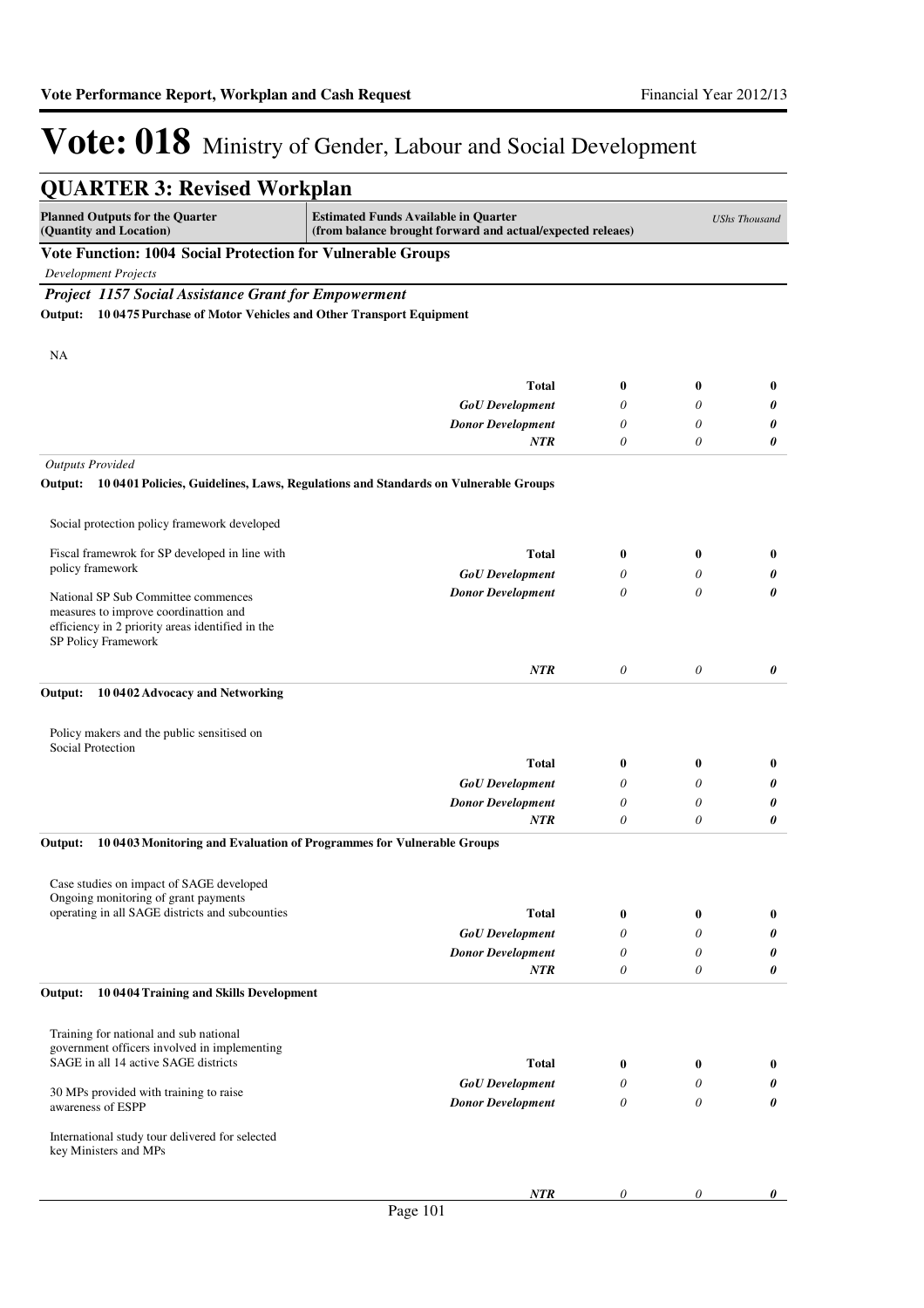# Vote: 018 Ministry of Gender, Labour and Social Development

## QUARTER 3: Revised Workplan

| Planned Outputs for the Quarter (Quantity and Location) | Estimated Funds Available in Quarter (from balance brought forward and actual/expected releaes) | | | *UShs Thousand* |
|---|---|---|---|---|

### Vote Function: 1004 Social Protection for Vulnerable Groups

*Development Projects*

#### *Project 1157 Social Assistance Grant for Empowerment*

**Output: 10 0475 Purchase of Motor Vehicles and Other Transport Equipment**

| Planned Outputs | | | | |
|---|---|---|---|---|
| NA | **Total** | **0** | **0** | **0** |
| | *GoU Development* | *0* | *0* | ***0*** |
| | *Donor Development* | *0* | *0* | ***0*** |
| | *NTR* | *0* | *0* | ***0*** |

*Outputs Provided*

**Output: 10 0401 Policies, Guidelines, Laws, Regulations and Standards on Vulnerable Groups**

| Planned Outputs | | | | |
|---|---|---|---|---|
| Social protection policy framework developed<br><br>Fiscal framewrok for SP developed in line with policy framework<br><br>National SP Sub Committee commences measures to improve coordinattion and efficiency in 2 priority areas identified in the SP Policy Framework | **Total** | **0** | **0** | **0** |
| | *GoU Development* | *0* | *0* | ***0*** |
| | *Donor Development* | *0* | *0* | ***0*** |
| | *NTR* | *0* | *0* | ***0*** |

**Output: 10 0402 Advocacy and Networking**

| Planned Outputs | | | | |
|---|---|---|---|---|
| Policy makers and the public sensitised on Social Protection | **Total** | **0** | **0** | **0** |
| | *GoU Development* | *0* | *0* | ***0*** |
| | *Donor Development* | *0* | *0* | ***0*** |
| | *NTR* | *0* | *0* | ***0*** |

**Output: 10 0403 Monitoring and Evaluation of Programmes for Vulnerable Groups**

| Planned Outputs | | | | |
|---|---|---|---|---|
| Case studies on impact of SAGE developed<br>Ongoing monitoring of grant payments operating in all SAGE districts and subcounties | **Total** | **0** | **0** | **0** |
| | *GoU Development* | *0* | *0* | ***0*** |
| | *Donor Development* | *0* | *0* | ***0*** |
| | *NTR* | *0* | *0* | ***0*** |

**Output: 10 0404 Training and Skills Development**

| Planned Outputs | | | | |
|---|---|---|---|---|
| Training for national and sub national government officers involved in implementing SAGE in all 14 active SAGE districts<br><br>30 MPs provided with training to raise awareness of ESPP<br><br>International study tour delivered for selected key Ministers and MPs | **Total** | **0** | **0** | **0** |
| | *GoU Development* | *0* | *0* | ***0*** |
| | *Donor Development* | *0* | *0* | ***0*** |
| | *NTR* | *0* | *0* | ***0*** |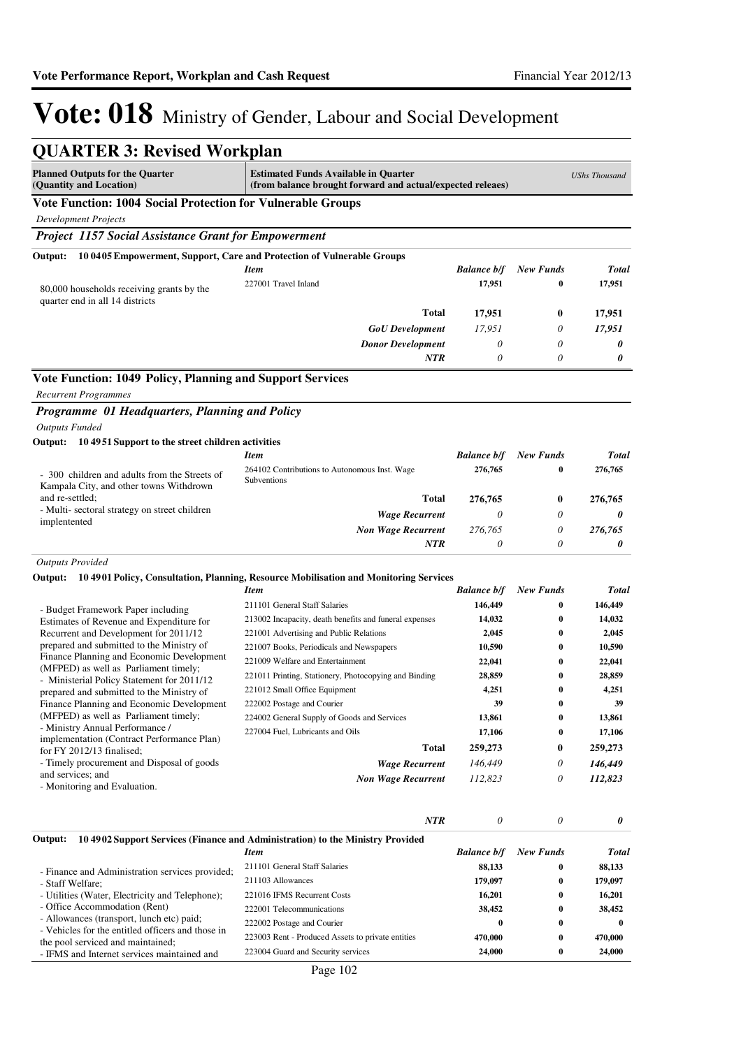# Vote: 018 Ministry of Gender, Labour and Social Development

## QUARTER 3: Revised Workplan

| Planned Outputs for the Quarter (Quantity and Location) | Estimated Funds Available in Quarter (from balance brought forward and actual/expected releaes) | | | UShs Thousand |
|---|---|---|---|---|

### Vote Function: 1004 Social Protection for Vulnerable Groups

*Development Projects*

#### *Project 1157 Social Assistance Grant for Empowerment*

**Output: 10 0405 Empowerment, Support, Care and Protection of Vulnerable Groups**

| | *Item* | *Balance b/f* | *New Funds* | *Total* |
|---|---|---|---|---|
| 80,000 households receiving grants by the quarter end in all 14 districts | 227001 Travel Inland | 17,951 | 0 | 17,951 |
| | **Total** | **17,951** | **0** | **17,951** |
| | ***GoU Development*** | *17,951* | *0* | ***17,951*** |
| | ***Donor Development*** | *0* | *0* | ***0*** |
| | ***NTR*** | *0* | *0* | ***0*** |

### Vote Function: 1049 Policy, Planning and Support Services

*Recurrent Programmes*

#### *Programme 01 Headquarters, Planning and Policy*

*Outputs Funded*

**Output: 10 4951 Support to the street children activities**

| | *Item* | *Balance b/f* | *New Funds* | *Total* |
|---|---|---|---|---|
| - 300 children and adults from the Streets of Kampala City, and other towns Withdrown and re-settled;<br>- Multi- sectoral strategy on street children implentented | 264102 Contributions to Autonomous Inst. Wage Subventions | 276,765 | 0 | 276,765 |
| | **Total** | **276,765** | **0** | **276,765** |
| | ***Wage Recurrent*** | *0* | *0* | ***0*** |
| | ***Non Wage Recurrent*** | *276,765* | *0* | ***276,765*** |
| | ***NTR*** | *0* | *0* | ***0*** |

*Outputs Provided*

**Output: 10 4901 Policy, Consultation, Planning, Resource Mobilisation and Monitoring Services**

| | *Item* | *Balance b/f* | *New Funds* | *Total* |
|---|---|---|---|---|
| - Budget Framework Paper including Estimates of Revenue and Expenditure for Recurrent and Development for 2011/12 prepared and submitted to the Ministry of Finance Planning and Economic Development (MFPED) as well as Parliament timely;<br>- Ministerial Policy Statement for 2011/12 prepared and submitted to the Ministry of Finance Planning and Economic Development (MFPED) as well as Parliament timely;<br>- Ministry Annual Performance / implementation (Contract Performance Plan) for FY 2012/13 finalised;<br>- Timely procurement and Disposal of goods and services; and<br>- Monitoring and Evaluation. | 211101 General Staff Salaries | 146,449 | 0 | 146,449 |
| | 213002 Incapacity, death benefits and funeral expenses | 14,032 | 0 | 14,032 |
| | 221001 Advertising and Public Relations | 2,045 | 0 | 2,045 |
| | 221007 Books, Periodicals and Newspapers | 10,590 | 0 | 10,590 |
| | 221009 Welfare and Entertainment | 22,041 | 0 | 22,041 |
| | 221011 Printing, Stationery, Photocopying and Binding | 28,859 | 0 | 28,859 |
| | 221012 Small Office Equipment | 4,251 | 0 | 4,251 |
| | 222002 Postage and Courier | 39 | 0 | 39 |
| | 224002 General Supply of Goods and Services | 13,861 | 0 | 13,861 |
| | 227004 Fuel, Lubricants and Oils | 17,106 | 0 | 17,106 |
| | **Total** | **259,273** | **0** | **259,273** |
| | ***Wage Recurrent*** | *146,449* | *0* | ***146,449*** |
| | ***Non Wage Recurrent*** | *112,823* | *0* | ***112,823*** |
| | ***NTR*** | *0* | *0* | ***0*** |

**Output: 10 4902 Support Services (Finance and Administration) to the Ministry Provided**

| | *Item* | *Balance b/f* | *New Funds* | *Total* |
|---|---|---|---|---|
| - Finance and Administration services provided;<br>- Staff Welfare;<br>- Utilities (Water, Electricity and Telephone);<br>- Office Accommodation (Rent)<br>- Allowances (transport, lunch etc) paid;<br>- Vehicles for the entitled officers and those in the pool serviced and maintained;<br>- IFMS and Internet services maintained and | 211101 General Staff Salaries | 88,133 | 0 | 88,133 |
| | 211103 Allowances | 179,097 | 0 | 179,097 |
| | 221016 IFMS Recurrent Costs | 16,201 | 0 | 16,201 |
| | 222001 Telecommunications | 38,452 | 0 | 38,452 |
| | 222002 Postage and Courier | 0 | 0 | 0 |
| | 223003 Rent - Produced Assets to private entities | 470,000 | 0 | 470,000 |
| | 223004 Guard and Security services | 24,000 | 0 | 24,000 |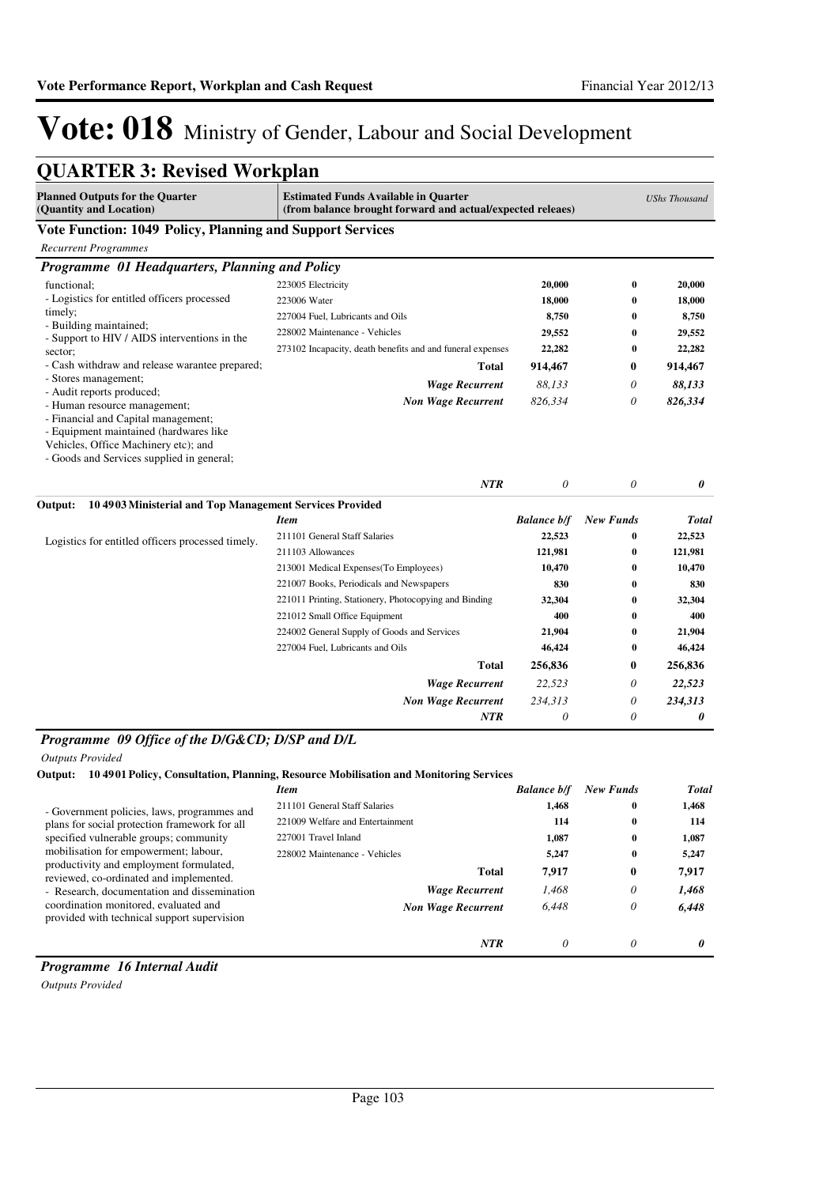# Vote: 018 Ministry of Gender, Labour and Social Development

## QUARTER 3: Revised Workplan

| Planned Outputs for the Quarter (Quantity and Location) | Estimated Funds Available in Quarter (from balance brought forward and actual/expected releaes) | | | UShs Thousand |
|---|---|---|---|---|

### Vote Function: 1049 Policy, Planning and Support Services

*Recurrent Programmes*

#### *Programme 01 Headquarters, Planning and Policy*

| Planned Outputs | Item | Balance b/f | New Funds | Total |
|---|---|---|---|---|
| functional;<br>- Logistics for entitled officers processed timely;<br>- Building maintained;<br>- Support to HIV / AIDS interventions in the sector;<br>- Cash withdraw and release warantee prepared;<br>- Stores management;<br>- Audit reports produced;<br>- Human resource management;<br>- Financial and Capital management;<br>- Equipment maintained (hardwares like Vehicles, Office Machinery etc); and<br>- Goods and Services supplied in general; | 223005 Electricity | 20,000 | 0 | 20,000 |
| | 223006 Water | 18,000 | 0 | 18,000 |
| | 227004 Fuel, Lubricants and Oils | 8,750 | 0 | 8,750 |
| | 228002 Maintenance - Vehicles | 29,552 | 0 | 29,552 |
| | 273102 Incapacity, death benefits and and funeral expenses | 22,282 | 0 | 22,282 |
| | **Total** | **914,467** | **0** | **914,467** |
| | ***Wage Recurrent*** | *88,133* | *0* | ***88,133*** |
| | ***Non Wage Recurrent*** | *826,334* | *0* | ***826,334*** |
| | ***NTR*** | *0* | *0* | ***0*** |

**Output: 10 4903 Ministerial and Top Management Services Provided**

| Planned Outputs | Item | Balance b/f | New Funds | Total |
|---|---|---|---|---|
| Logistics for entitled officers processed timely. | 211101 General Staff Salaries | 22,523 | 0 | 22,523 |
| | 211103 Allowances | 121,981 | 0 | 121,981 |
| | 213001 Medical Expenses(To Employees) | 10,470 | 0 | 10,470 |
| | 221007 Books, Periodicals and Newspapers | 830 | 0 | 830 |
| | 221011 Printing, Stationery, Photocopying and Binding | 32,304 | 0 | 32,304 |
| | 221012 Small Office Equipment | 400 | 0 | 400 |
| | 224002 General Supply of Goods and Services | 21,904 | 0 | 21,904 |
| | 227004 Fuel, Lubricants and Oils | 46,424 | 0 | 46,424 |
| | **Total** | **256,836** | **0** | **256,836** |
| | ***Wage Recurrent*** | *22,523* | *0* | ***22,523*** |
| | ***Non Wage Recurrent*** | *234,313* | *0* | ***234,313*** |
| | ***NTR*** | *0* | *0* | ***0*** |

#### *Programme 09 Office of the D/G&CD; D/SP and D/L*

*Outputs Provided*

**Output: 10 4901 Policy, Consultation, Planning, Resource Mobilisation and Monitoring Services**

| Planned Outputs | Item | Balance b/f | New Funds | Total |
|---|---|---|---|---|
| - Government policies, laws, programmes and plans for social protection framework for all specified vulnerable groups; community mobilisation for empowerment; labour, productivity and employment formulated, reviewed, co-ordinated and implemented.<br>- Research, documentation and dissemination coordination monitored, evaluated and provided with technical support supervision | 211101 General Staff Salaries | 1,468 | 0 | 1,468 |
| | 221009 Welfare and Entertainment | 114 | 0 | 114 |
| | 227001 Travel Inland | 1,087 | 0 | 1,087 |
| | 228002 Maintenance - Vehicles | 5,247 | 0 | 5,247 |
| | **Total** | **7,917** | **0** | **7,917** |
| | ***Wage Recurrent*** | *1,468* | *0* | ***1,468*** |
| | ***Non Wage Recurrent*** | *6,448* | *0* | ***6,448*** |
| | ***NTR*** | *0* | *0* | ***0*** |

#### *Programme 16 Internal Audit*

*Outputs Provided*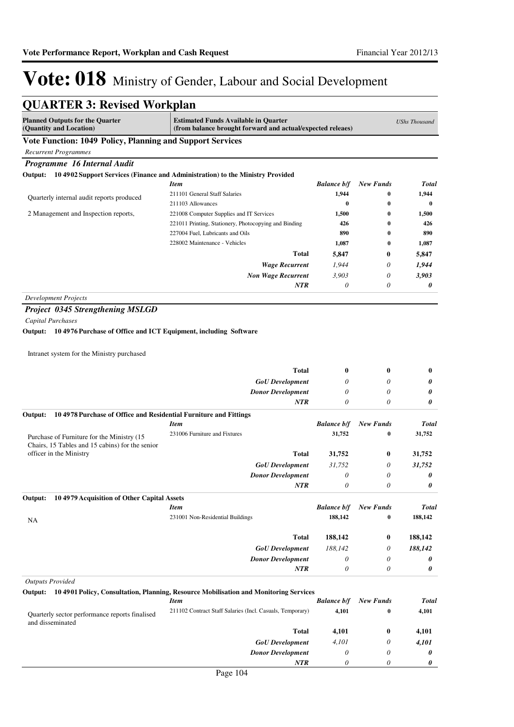# Vote: 018 Ministry of Gender, Labour and Social Development

## QUARTER 3: Revised Workplan

| Planned Outputs for the Quarter (Quantity and Location) | Estimated Funds Available in Quarter (from balance brought forward and actual/expected releaes) | | | UShs Thousand |
|---|---|---|---|---|

### Vote Function: 1049 Policy, Planning and Support Services

*Recurrent Programmes*

#### *Programme 16 Internal Audit*

**Output: 10 4902 Support Services (Finance and Administration) to the Ministry Provided**

| | *Item* | *Balance b/f* | *New Funds* | *Total* |
|---|---|---|---|---|
| Quarterly internal audit reports produced | 211101 General Staff Salaries | 1,944 | 0 | 1,944 |
| | 211103 Allowances | 0 | 0 | 0 |
| 2 Management and Inspection reports, | 221008 Computer Supplies and IT Services | 1,500 | 0 | 1,500 |
| | 221011 Printing, Stationery, Photocopying and Binding | 426 | 0 | 426 |
| | 227004 Fuel, Lubricants and Oils | 890 | 0 | 890 |
| | 228002 Maintenance - Vehicles | 1,087 | 0 | 1,087 |
| | **Total** | **5,847** | **0** | **5,847** |
| | ***Wage Recurrent*** | *1,944* | *0* | ***1,944*** |
| | ***Non Wage Recurrent*** | *3,903* | *0* | ***3,903*** |
| | ***NTR*** | *0* | *0* | ***0*** |

*Development Projects*

#### *Project 0345 Strengthening MSLGD*

*Capital Purchases*

**Output: 10 4976 Purchase of Office and ICT Equipment, including Software**

Intranet system for the Ministry purchased

| | | | | |
|---|---|---|---|---|
| | **Total** | **0** | **0** | **0** |
| | ***GoU Development*** | *0* | *0* | ***0*** |
| | ***Donor Development*** | *0* | *0* | ***0*** |
| | ***NTR*** | *0* | *0* | ***0*** |

**Output: 10 4978 Purchase of Office and Residential Furniture and Fittings**

| | *Item* | *Balance b/f* | *New Funds* | *Total* |
|---|---|---|---|---|
| Purchase of Furniture for the Ministry (15 Chairs, 15 Tables and 15 cabins) for the senior officer in the Ministry | 231006 Furniture and Fixtures | 31,752 | 0 | 31,752 |
| | **Total** | **31,752** | **0** | **31,752** |
| | ***GoU Development*** | *31,752* | *0* | ***31,752*** |
| | ***Donor Development*** | *0* | *0* | ***0*** |
| | ***NTR*** | *0* | *0* | ***0*** |

**Output: 10 4979 Acquisition of Other Capital Assets**

| | *Item* | *Balance b/f* | *New Funds* | *Total* |
|---|---|---|---|---|
| NA | 231001 Non-Residential Buildings | 188,142 | 0 | 188,142 |
| | **Total** | **188,142** | **0** | **188,142** |
| | ***GoU Development*** | *188,142* | *0* | ***188,142*** |
| | ***Donor Development*** | *0* | *0* | ***0*** |
| | ***NTR*** | *0* | *0* | ***0*** |

*Outputs Provided*

**Output: 10 4901 Policy, Consultation, Planning, Resource Mobilisation and Monitoring Services**

| | *Item* | *Balance b/f* | *New Funds* | *Total* |
|---|---|---|---|---|
| Quarterly sector performance reports finalised and disseminated | 211102 Contract Staff Salaries (Incl. Casuals, Temporary) | 4,101 | 0 | 4,101 |
| | **Total** | **4,101** | **0** | **4,101** |
| | ***GoU Development*** | *4,101* | *0* | ***4,101*** |
| | ***Donor Development*** | *0* | *0* | ***0*** |
| | ***NTR*** | *0* | *0* | ***0*** |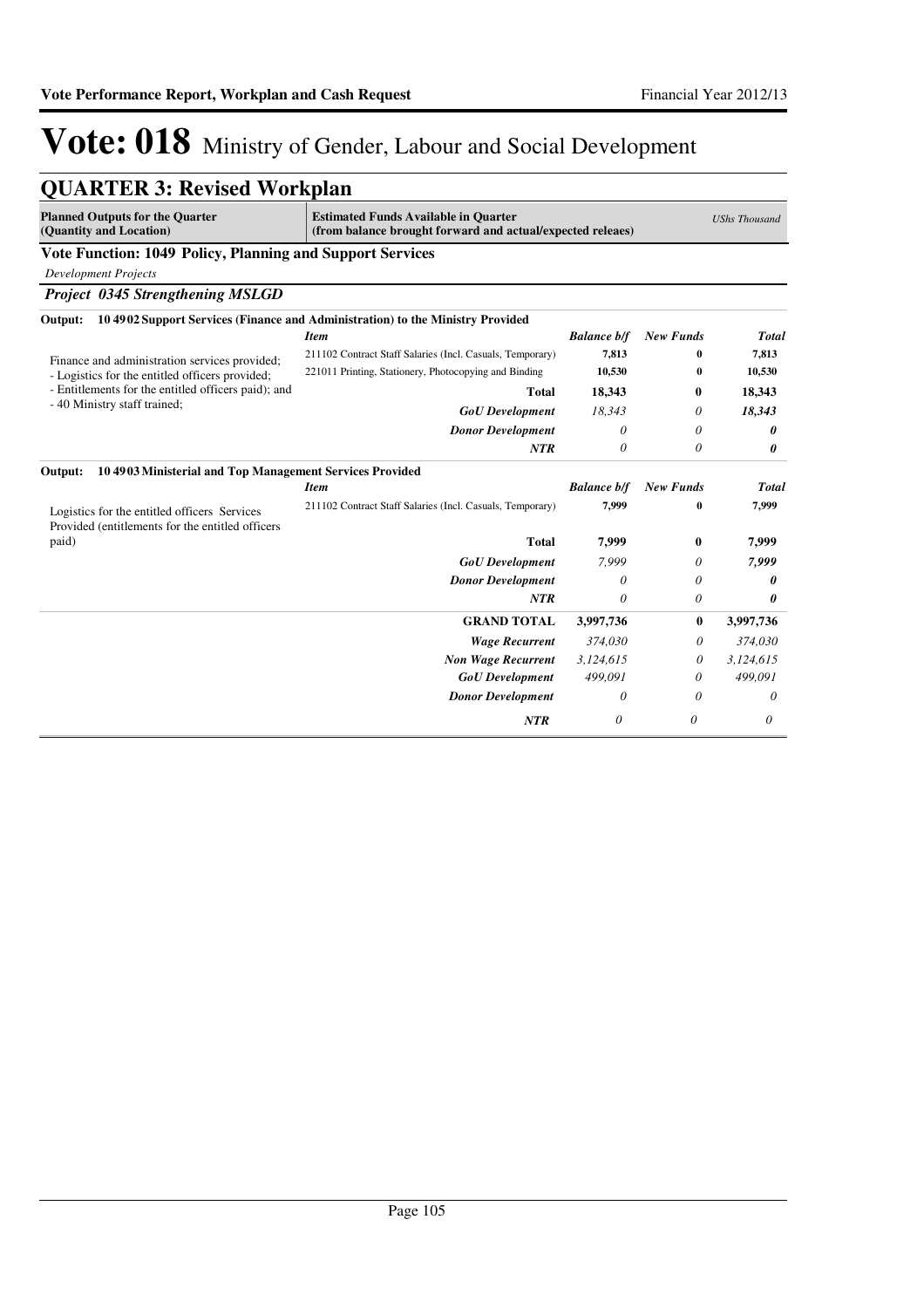# Vote: 018 Ministry of Gender, Labour and Social Development

## QUARTER 3: Revised Workplan

| Planned Outputs for the Quarter (Quantity and Location) | Estimated Funds Available in Quarter (from balance brought forward and actual/expected releaes) | | | UShs Thousand |
|---|---|---|---|---|

**Vote Function: 1049 Policy, Planning and Support Services**

*Development Projects*

***Project 0345 Strengthening MSLGD***

**Output: 10 4902 Support Services (Finance and Administration) to the Ministry Provided**

| | *Item* | *Balance b/f* | *New Funds* | *Total* |
|---|---|---|---|---|
| Finance and administration services provided; - Logistics for the entitled officers provided; - Entitlements for the entitled officers paid); and - 40 Ministry staff trained; | 211102 Contract Staff Salaries (Incl. Casuals, Temporary) | 7,813 | 0 | 7,813 |
| | 221011 Printing, Stationery, Photocopying and Binding | 10,530 | 0 | 10,530 |
| | **Total** | **18,343** | **0** | **18,343** |
| | ***GoU Development*** | *18,343* | *0* | ***18,343*** |
| | ***Donor Development*** | *0* | *0* | ***0*** |
| | ***NTR*** | *0* | *0* | ***0*** |

**Output: 10 4903 Ministerial and Top Management Services Provided**

| | *Item* | *Balance b/f* | *New Funds* | *Total* |
|---|---|---|---|---|
| Logistics for the entitled officers Services Provided (entitlements for the entitled officers paid) | 211102 Contract Staff Salaries (Incl. Casuals, Temporary) | 7,999 | 0 | 7,999 |
| | **Total** | **7,999** | **0** | **7,999** |
| | ***GoU Development*** | *7,999* | *0* | ***7,999*** |
| | ***Donor Development*** | *0* | *0* | ***0*** |
| | ***NTR*** | *0* | *0* | ***0*** |
| | **GRAND TOTAL** | **3,997,736** | **0** | **3,997,736** |
| | ***Wage Recurrent*** | *374,030* | *0* | *374,030* |
| | ***Non Wage Recurrent*** | *3,124,615* | *0* | *3,124,615* |
| | ***GoU Development*** | *499,091* | *0* | *499,091* |
| | ***Donor Development*** | *0* | *0* | *0* |
| | ***NTR*** | *0* | *0* | *0* |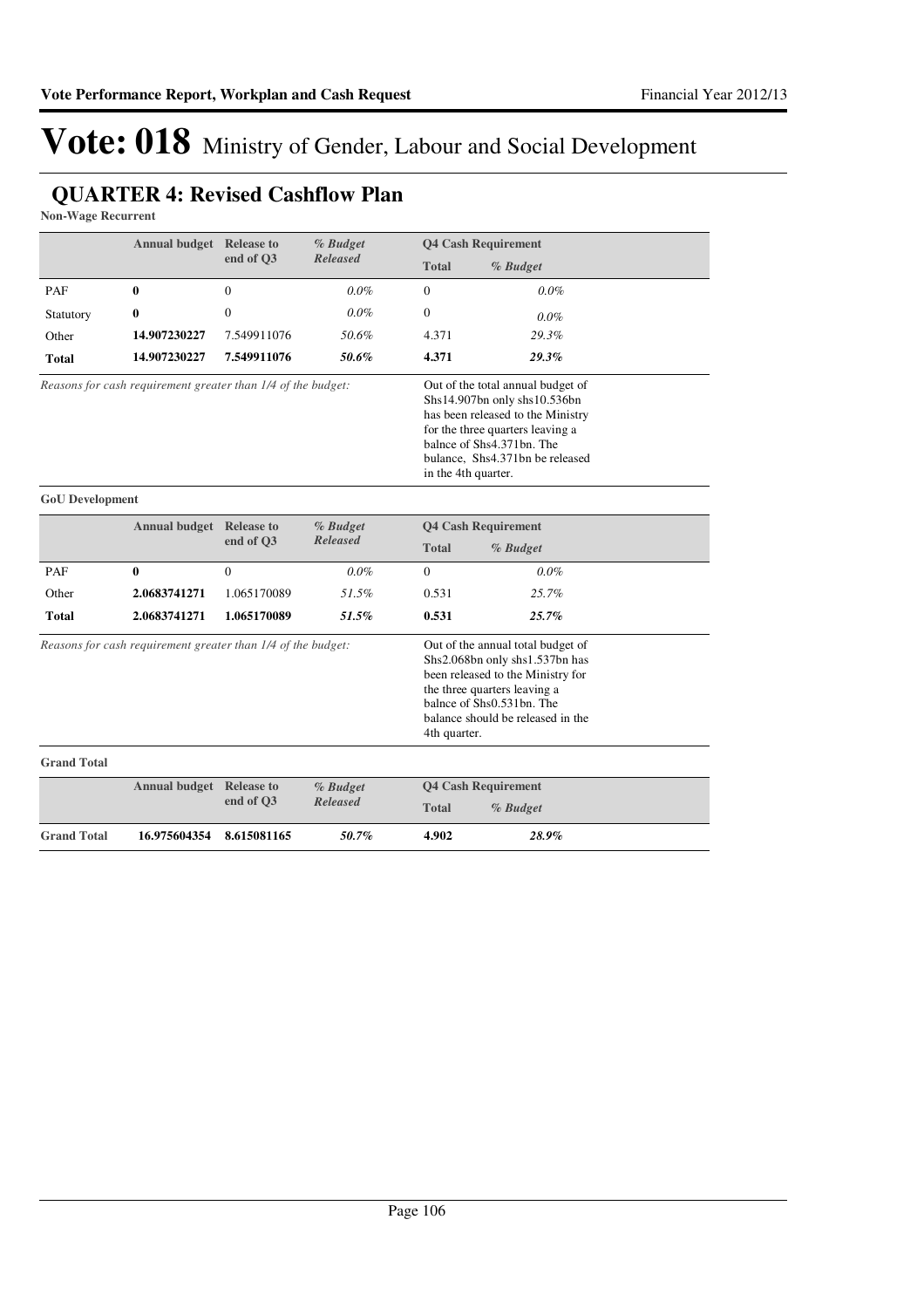# Vote: 018 Ministry of Gender, Labour and Social Development

## QUARTER 4: Revised Cashflow Plan

**Non-Wage Recurrent**

| | Annual budget | Release to end of Q3 | *% Budget Released* | Q4 Cash Requirement Total | *% Budget* |
|---|---|---|---|---|---|
| PAF | **0** | 0 | *0.0%* | 0 | *0.0%* |
| Statutory | **0** | 0 | *0.0%* | 0 | *0.0%* |
| Other | **14.907230227** | 7.549911076 | *50.6%* | 4.371 | *29.3%* |
| **Total** | **14.907230227** | **7.549911076** | ***50.6%*** | **4.371** | ***29.3%*** |

*Reasons for cash requirement greater than 1/4 of the budget:*

Out of the total annual budget of Shs14.907bn only shs10.536bn has been released to the Ministry for the three quarters leaving a balnce of Shs4.371bn. The bulance, Shs4.371bn be released in the 4th quarter.

**GoU Development**

| | Annual budget | Release to end of Q3 | *% Budget Released* | Q4 Cash Requirement Total | *% Budget* |
|---|---|---|---|---|---|
| PAF | **0** | 0 | *0.0%* | 0 | *0.0%* |
| Other | **2.0683741271** | 1.065170089 | *51.5%* | 0.531 | *25.7%* |
| **Total** | **2.0683741271** | **1.065170089** | ***51.5%*** | **0.531** | ***25.7%*** |

*Reasons for cash requirement greater than 1/4 of the budget:*

Out of the annual total budget of Shs2.068bn only shs1.537bn has been released to the Ministry for the three quarters leaving a balnce of Shs0.531bn. The balance should be released in the 4th quarter.

**Grand Total**

| | Annual budget | Release to end of Q3 | *% Budget Released* | Q4 Cash Requirement Total | *% Budget* |
|---|---|---|---|---|---|
| **Grand Total** | **16.975604354** | **8.615081165** | ***50.7%*** | **4.902** | ***28.9%*** |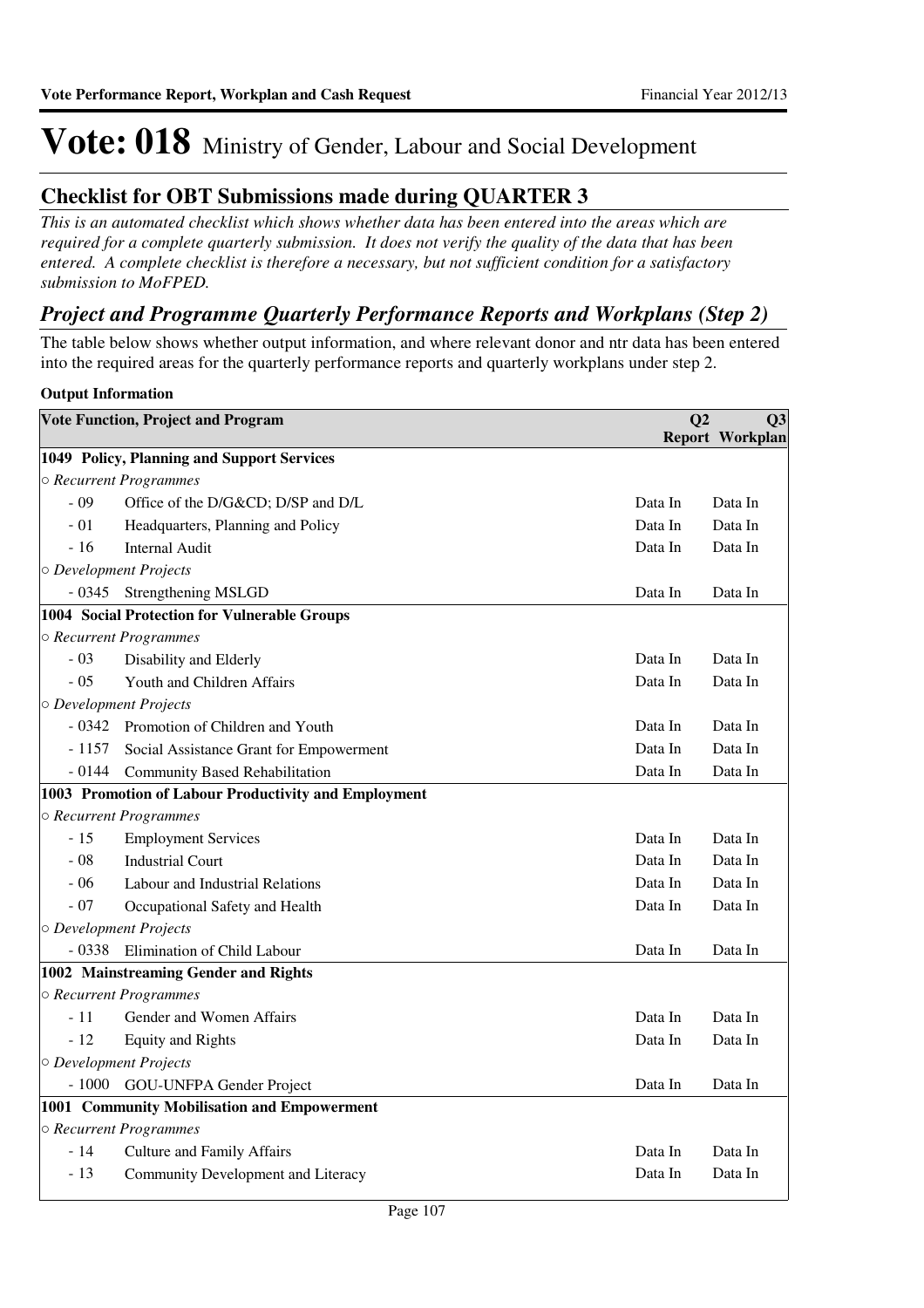# Vote: 018 Ministry of Gender, Labour and Social Development

## Checklist for OBT Submissions made during QUARTER 3

*This is an automated checklist which shows whether data has been entered into the areas which are required for a complete quarterly submission. It does not verify the quality of the data that has been entered. A complete checklist is therefore a necessary, but not sufficient condition for a satisfactory submission to MoFPED.*

### *Project and Programme Quarterly Performance Reports and Workplans (Step 2)*

The table below shows whether output information, and where relevant donor and ntr data has been entered into the required areas for the quarterly performance reports and quarterly workplans under step 2.

**Output Information**

| Vote Function, Project and Program | | Q2 Report | Q3 Workplan |
|---|---|---|---|
| **1049 Policy, Planning and Support Services** | | | |
| *○ Recurrent Programmes* | | | |
| - 09 | Office of the D/G&CD; D/SP and D/L | Data In | Data In |
| - 01 | Headquarters, Planning and Policy | Data In | Data In |
| - 16 | Internal Audit | Data In | Data In |
| *○ Development Projects* | | | |
| - 0345 | Strengthening MSLGD | Data In | Data In |
| **1004 Social Protection for Vulnerable Groups** | | | |
| *○ Recurrent Programmes* | | | |
| - 03 | Disability and Elderly | Data In | Data In |
| - 05 | Youth and Children Affairs | Data In | Data In |
| *○ Development Projects* | | | |
| - 0342 | Promotion of Children and Youth | Data In | Data In |
| - 1157 | Social Assistance Grant for Empowerment | Data In | Data In |
| - 0144 | Community Based Rehabilitation | Data In | Data In |
| **1003 Promotion of Labour Productivity and Employment** | | | |
| *○ Recurrent Programmes* | | | |
| - 15 | Employment Services | Data In | Data In |
| - 08 | Industrial Court | Data In | Data In |
| - 06 | Labour and Industrial Relations | Data In | Data In |
| - 07 | Occupational Safety and Health | Data In | Data In |
| *○ Development Projects* | | | |
| - 0338 | Elimination of Child Labour | Data In | Data In |
| **1002 Mainstreaming Gender and Rights** | | | |
| *○ Recurrent Programmes* | | | |
| - 11 | Gender and Women Affairs | Data In | Data In |
| - 12 | Equity and Rights | Data In | Data In |
| *○ Development Projects* | | | |
| - 1000 | GOU-UNFPA Gender Project | Data In | Data In |
| **1001 Community Mobilisation and Empowerment** | | | |
| *○ Recurrent Programmes* | | | |
| - 14 | Culture and Family Affairs | Data In | Data In |
| - 13 | Community Development and Literacy | Data In | Data In |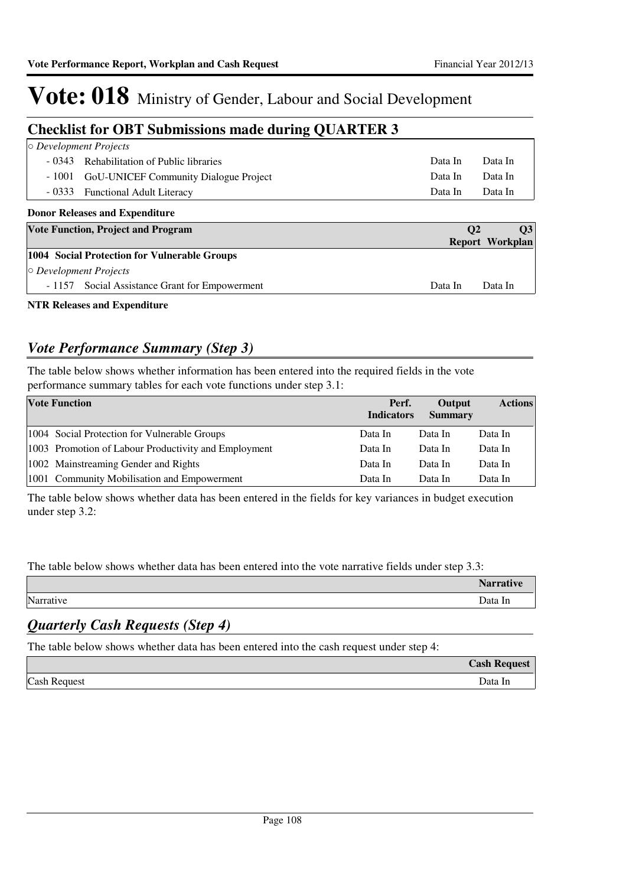# Vote: 018 Ministry of Gender, Labour and Social Development

## Checklist for OBT Submissions made during QUARTER 3

| | | |
|---|---|---|
| *○ Development Projects* | | |
| - 0343 Rehabilitation of Public libraries | Data In | Data In |
| - 1001 GoU-UNICEF Community Dialogue Project | Data In | Data In |
| - 0333 Functional Adult Literacy | Data In | Data In |

**Donor Releases and Expenditure**

| Vote Function, Project and Program | Q2 Report | Q3 Workplan |
|---|---|---|
| **1004 Social Protection for Vulnerable Groups** | | |
| *○ Development Projects* | | |
| - 1157 Social Assistance Grant for Empowerment | Data In | Data In |

**NTR Releases and Expenditure**

## *Vote Performance Summary (Step 3)*

The table below shows whether information has been entered into the required fields in the vote performance summary tables for each vote functions under step 3.1:

| Vote Function | Perf. Indicators | Output Summary | Actions |
|---|---|---|---|
| 1004 Social Protection for Vulnerable Groups | Data In | Data In | Data In |
| 1003 Promotion of Labour Productivity and Employment | Data In | Data In | Data In |
| 1002 Mainstreaming Gender and Rights | Data In | Data In | Data In |
| 1001 Community Mobilisation and Empowerment | Data In | Data In | Data In |

The table below shows whether data has been entered in the fields for key variances in budget execution under step 3.2:

The table below shows whether data has been entered into the vote narrative fields under step 3.3:

| | Narrative |
|---|---|
| Narrative | Data In |

## *Quarterly Cash Requests (Step 4)*

The table below shows whether data has been entered into the cash request under step 4:

| | Cash Request |
|---|---|
| Cash Request | Data In |